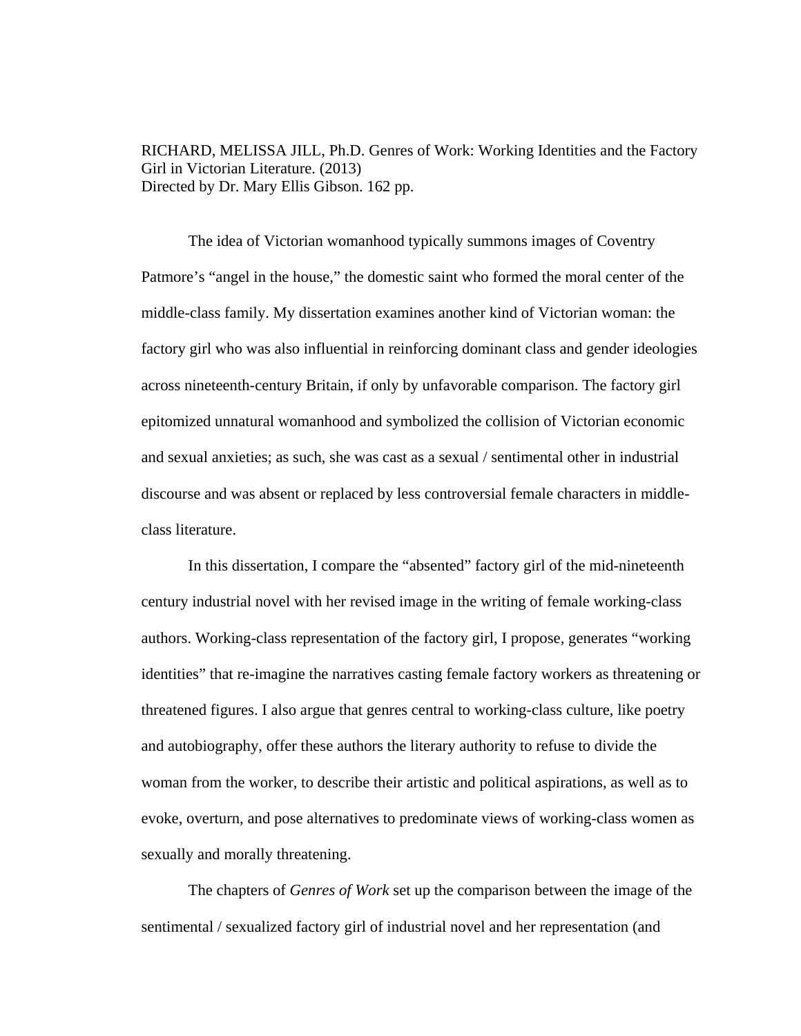RICHARD, MELISSA JILL, Ph.D. Genres of Work: Working Identities and the Factory Girl in Victorian Literature. (2013)
Directed by Dr. Mary Ellis Gibson. 162 pp.

The idea of Victorian womanhood typically summons images of Coventry Patmore's "angel in the house," the domestic saint who formed the moral center of the middle-class family. My dissertation examines another kind of Victorian woman: the factory girl who was also influential in reinforcing dominant class and gender ideologies across nineteenth-century Britain, if only by unfavorable comparison. The factory girl epitomized unnatural womanhood and symbolized the collision of Victorian economic and sexual anxieties; as such, she was cast as a sexual / sentimental other in industrial discourse and was absent or replaced by less controversial female characters in middle-class literature.

In this dissertation, I compare the "absented" factory girl of the mid-nineteenth century industrial novel with her revised image in the writing of female working-class authors. Working-class representation of the factory girl, I propose, generates "working identities" that re-imagine the narratives casting female factory workers as threatening or threatened figures. I also argue that genres central to working-class culture, like poetry and autobiography, offer these authors the literary authority to refuse to divide the woman from the worker, to describe their artistic and political aspirations, as well as to evoke, overturn, and pose alternatives to predominate views of working-class women as sexually and morally threatening.

The chapters of *Genres of Work* set up the comparison between the image of the sentimental / sexualized factory girl of industrial novel and her representation (and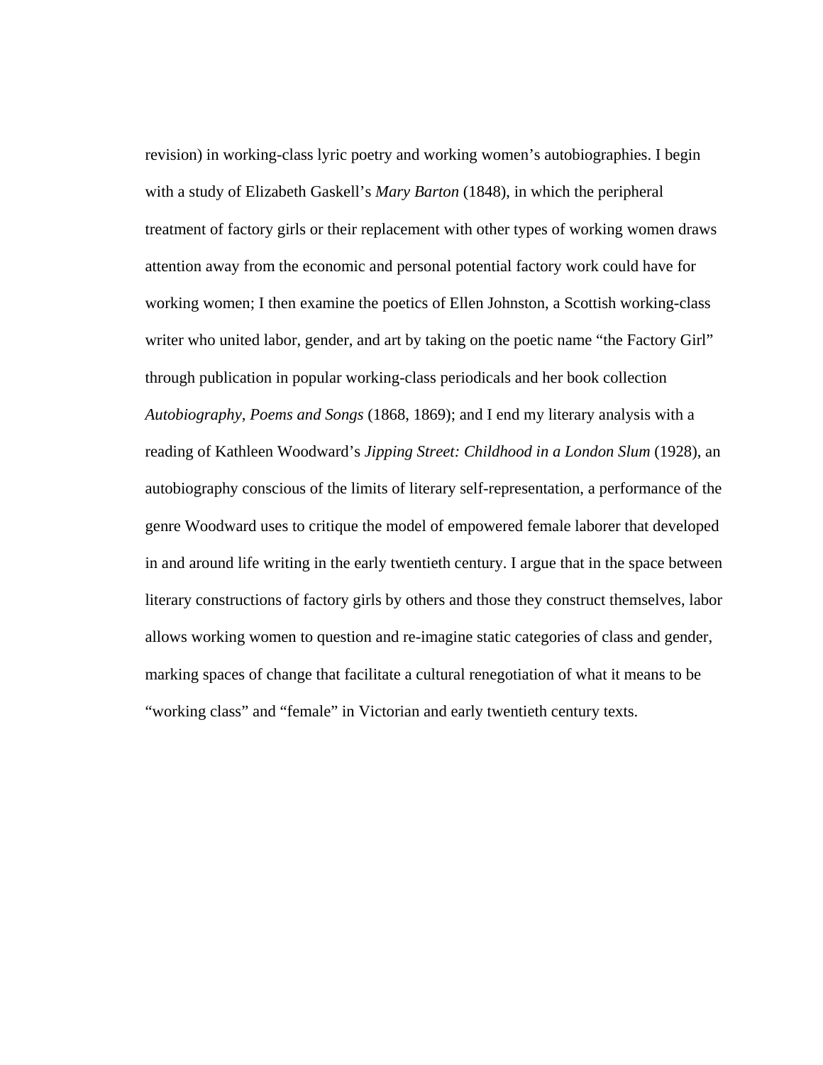revision) in working-class lyric poetry and working women's autobiographies. I begin with a study of Elizabeth Gaskell's *Mary Barton* (1848), in which the peripheral treatment of factory girls or their replacement with other types of working women draws attention away from the economic and personal potential factory work could have for working women; I then examine the poetics of Ellen Johnston, a Scottish working-class writer who united labor, gender, and art by taking on the poetic name "the Factory Girl" through publication in popular working-class periodicals and her book collection *Autobiography, Poems and Songs* (1868, 1869); and I end my literary analysis with a reading of Kathleen Woodward's *Jipping Street: Childhood in a London Slum* (1928), an autobiography conscious of the limits of literary self-representation, a performance of the genre Woodward uses to critique the model of empowered female laborer that developed in and around life writing in the early twentieth century. I argue that in the space between literary constructions of factory girls by others and those they construct themselves, labor allows working women to question and re-imagine static categories of class and gender, marking spaces of change that facilitate a cultural renegotiation of what it means to be "working class" and "female" in Victorian and early twentieth century texts.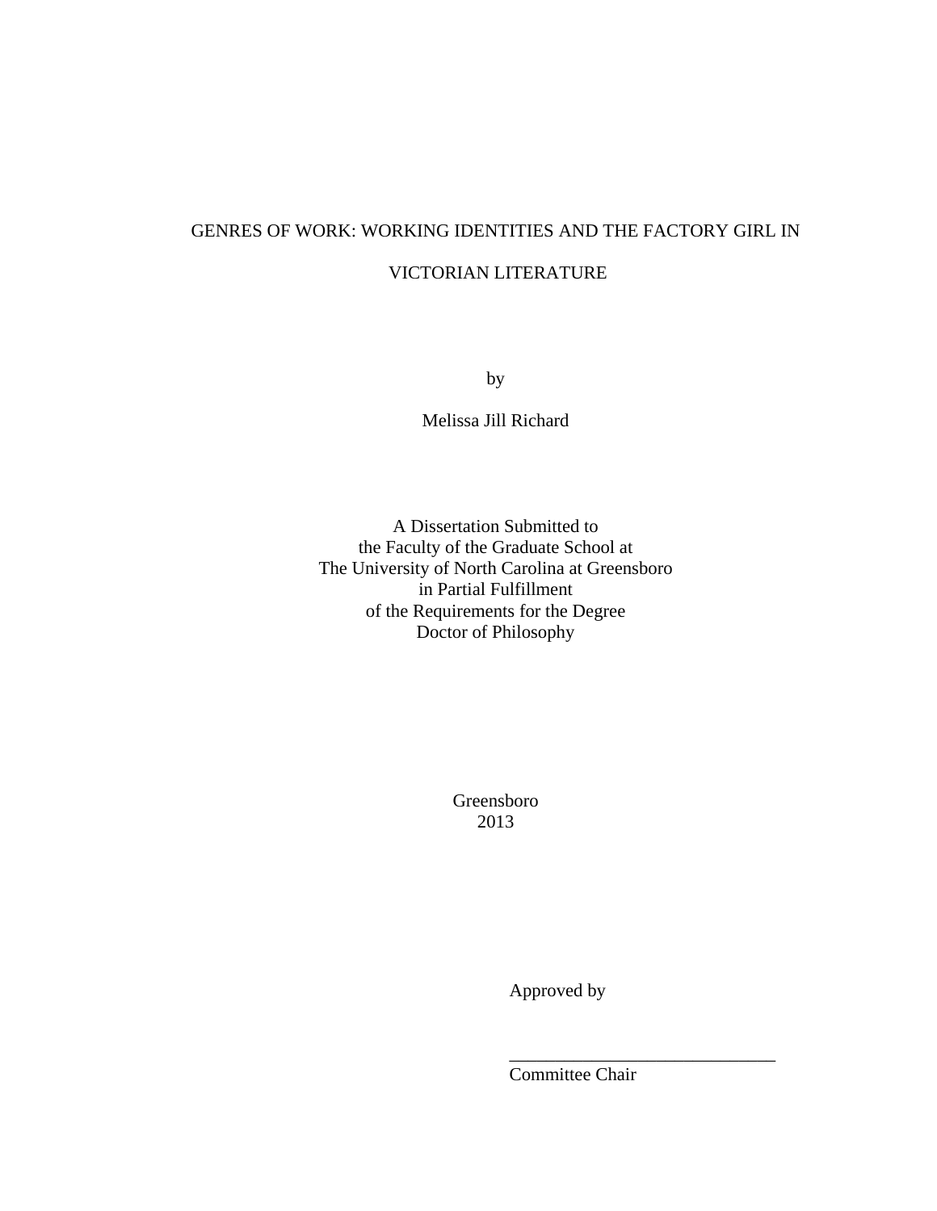GENRES OF WORK: WORKING IDENTITIES AND THE FACTORY GIRL IN

VICTORIAN LITERATURE

by

Melissa Jill Richard

A Dissertation Submitted to
the Faculty of the Graduate School at
The University of North Carolina at Greensboro
in Partial Fulfillment
of the Requirements for the Degree
Doctor of Philosophy

Greensboro
2013

Approved by

______________________________
Committee Chair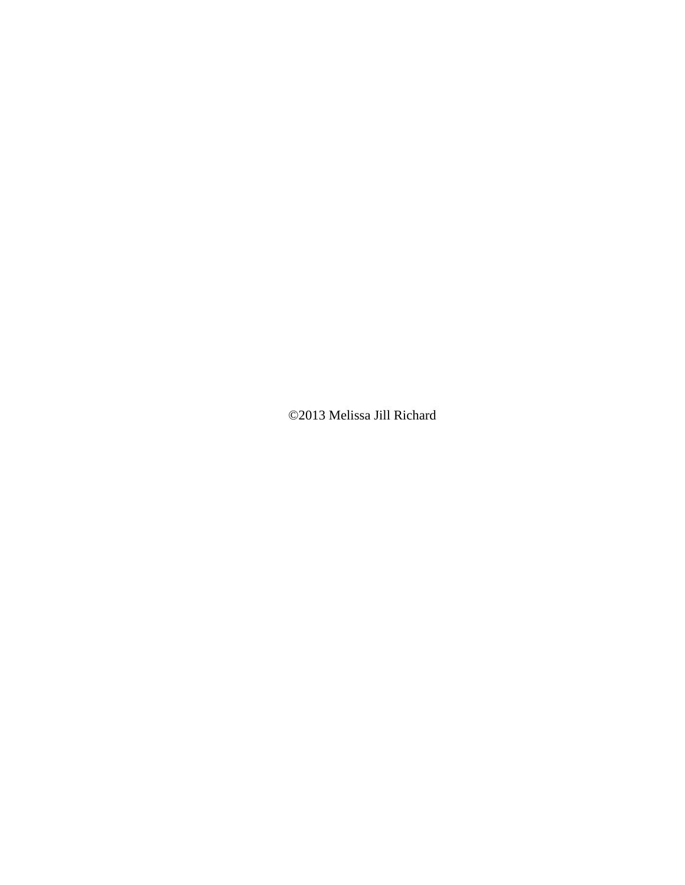©2013 Melissa Jill Richard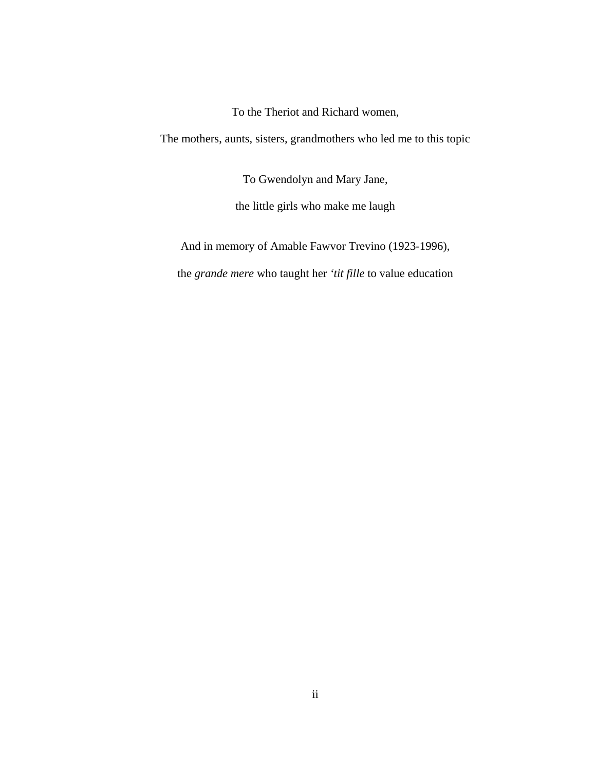To the Theriot and Richard women,

The mothers, aunts, sisters, grandmothers who led me to this topic

To Gwendolyn and Mary Jane,

the little girls who make me laugh

And in memory of Amable Fawvor Trevino (1923-1996),

the *grande mere* who taught her *'tit fille* to value education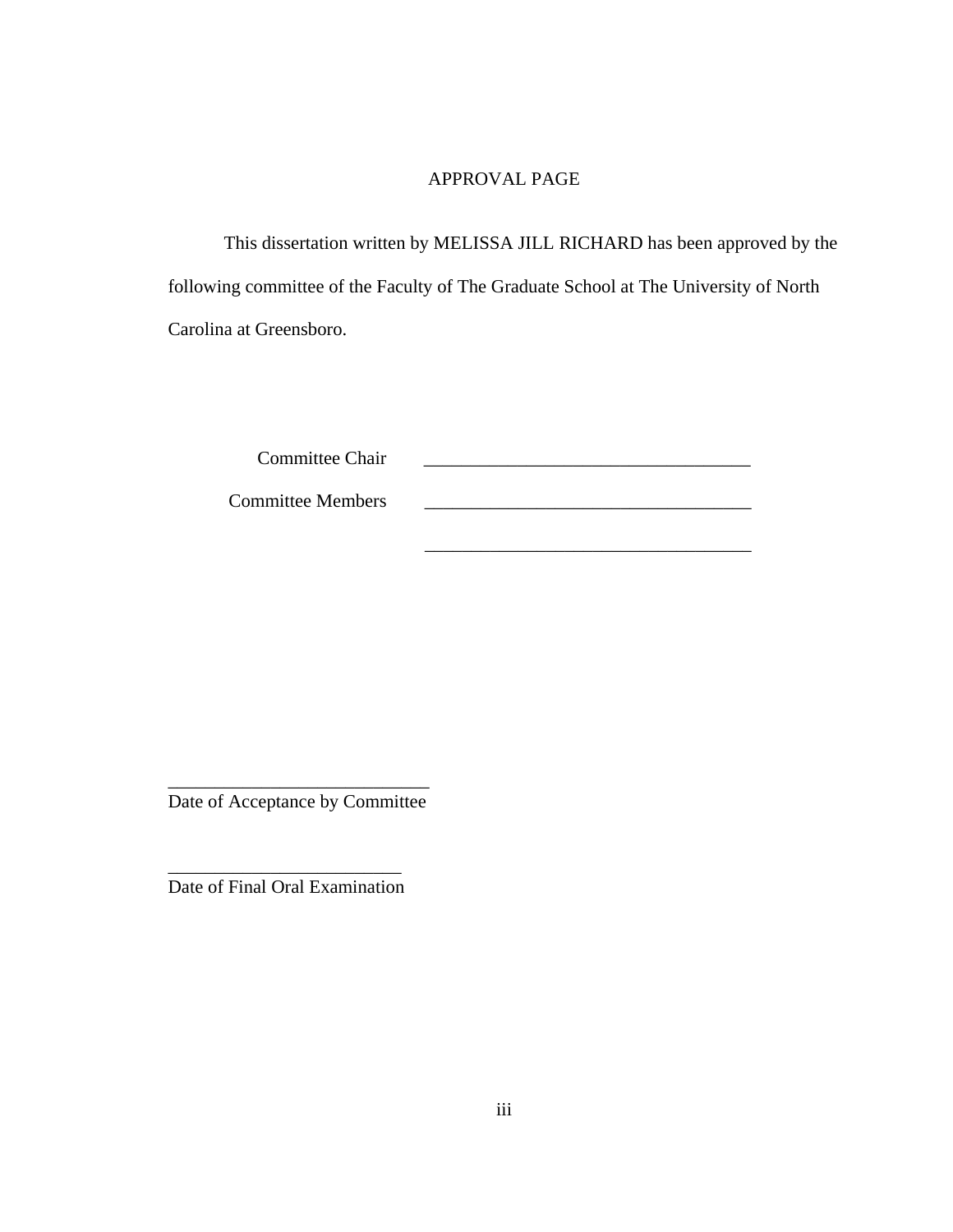# APPROVAL PAGE

This dissertation written by MELISSA JILL RICHARD has been approved by the following committee of the Faculty of The Graduate School at The University of North Carolina at Greensboro.

Committee Chair ___________________________________

Committee Members ___________________________________

___________________________________

___________________________

Date of Acceptance by Committee

_________________________

Date of Final Oral Examination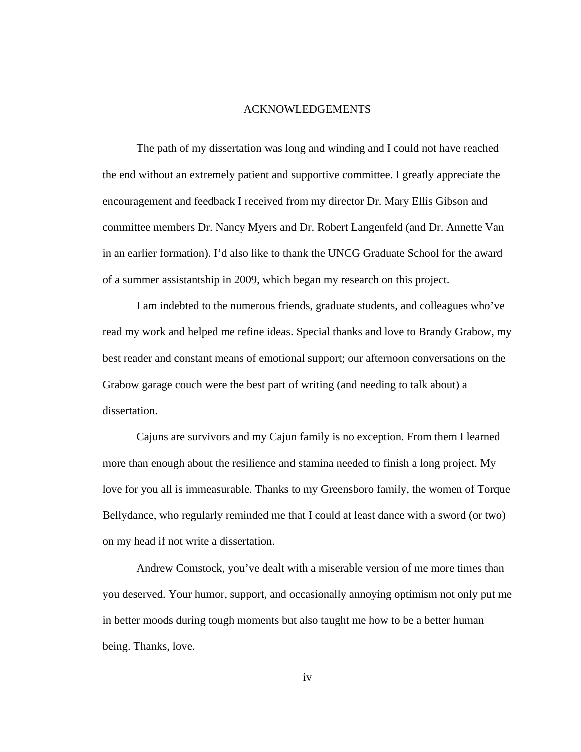# ACKNOWLEDGEMENTS

The path of my dissertation was long and winding and I could not have reached the end without an extremely patient and supportive committee. I greatly appreciate the encouragement and feedback I received from my director Dr. Mary Ellis Gibson and committee members Dr. Nancy Myers and Dr. Robert Langenfeld (and Dr. Annette Van in an earlier formation). I'd also like to thank the UNCG Graduate School for the award of a summer assistantship in 2009, which began my research on this project.

I am indebted to the numerous friends, graduate students, and colleagues who've read my work and helped me refine ideas. Special thanks and love to Brandy Grabow, my best reader and constant means of emotional support; our afternoon conversations on the Grabow garage couch were the best part of writing (and needing to talk about) a dissertation.

Cajuns are survivors and my Cajun family is no exception. From them I learned more than enough about the resilience and stamina needed to finish a long project. My love for you all is immeasurable. Thanks to my Greensboro family, the women of Torque Bellydance, who regularly reminded me that I could at least dance with a sword (or two) on my head if not write a dissertation.

Andrew Comstock, you've dealt with a miserable version of me more times than you deserved. Your humor, support, and occasionally annoying optimism not only put me in better moods during tough moments but also taught me how to be a better human being. Thanks, love.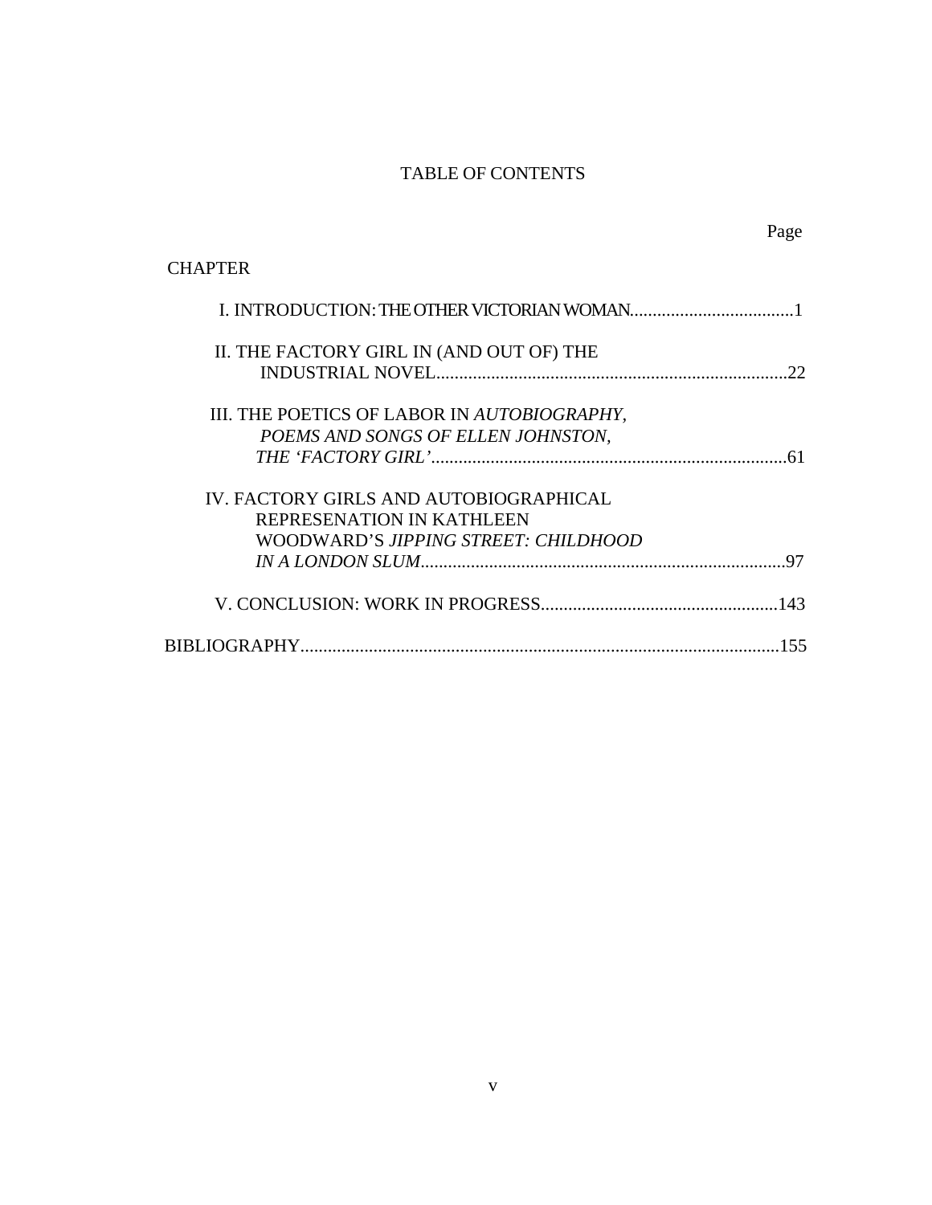# TABLE OF CONTENTS

Page

CHAPTER

I. INTRODUCTION: THE OTHER VICTORIAN WOMAN....................................1

II. THE FACTORY GIRL IN (AND OUT OF) THE INDUSTRIAL NOVEL.............................................................................22

III. THE POETICS OF LABOR IN *AUTOBIOGRAPHY, POEMS AND SONGS OF ELLEN JOHNSTON, THE 'FACTORY GIRL'*..............................................................................61

IV. FACTORY GIRLS AND AUTOBIOGRAPHICAL REPRESENATION IN KATHLEEN WOODWARD'S *JIPPING STREET: CHILDHOOD IN A LONDON SLUM*................................................................................97

V. CONCLUSION: WORK IN PROGRESS....................................................143

BIBLIOGRAPHY.........................................................................................................155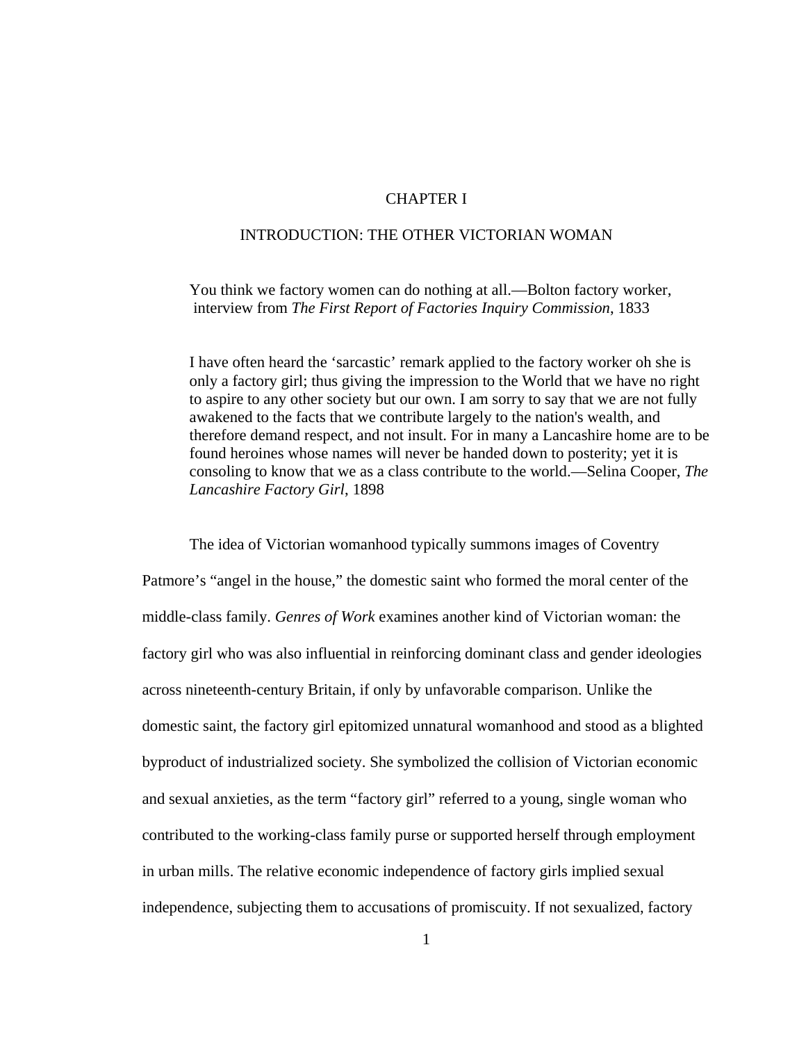# CHAPTER I

## INTRODUCTION: THE OTHER VICTORIAN WOMAN

> You think we factory women can do nothing at all.—Bolton factory worker, interview from *The First Report of Factories Inquiry Commission*, 1833

> I have often heard the 'sarcastic' remark applied to the factory worker oh she is only a factory girl; thus giving the impression to the World that we have no right to aspire to any other society but our own. I am sorry to say that we are not fully awakened to the facts that we contribute largely to the nation's wealth, and therefore demand respect, and not insult. For in many a Lancashire home are to be found heroines whose names will never be handed down to posterity; yet it is consoling to know that we as a class contribute to the world.—Selina Cooper, *The Lancashire Factory Girl*, 1898

The idea of Victorian womanhood typically summons images of Coventry Patmore's "angel in the house," the domestic saint who formed the moral center of the middle-class family. *Genres of Work* examines another kind of Victorian woman: the factory girl who was also influential in reinforcing dominant class and gender ideologies across nineteenth-century Britain, if only by unfavorable comparison. Unlike the domestic saint, the factory girl epitomized unnatural womanhood and stood as a blighted byproduct of industrialized society. She symbolized the collision of Victorian economic and sexual anxieties, as the term "factory girl" referred to a young, single woman who contributed to the working-class family purse or supported herself through employment in urban mills. The relative economic independence of factory girls implied sexual independence, subjecting them to accusations of promiscuity. If not sexualized, factory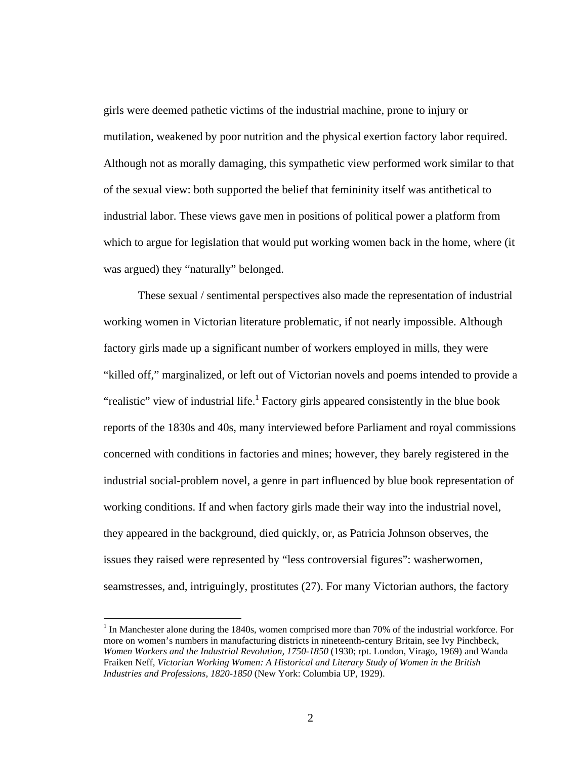girls were deemed pathetic victims of the industrial machine, prone to injury or mutilation, weakened by poor nutrition and the physical exertion factory labor required. Although not as morally damaging, this sympathetic view performed work similar to that of the sexual view: both supported the belief that femininity itself was antithetical to industrial labor. These views gave men in positions of political power a platform from which to argue for legislation that would put working women back in the home, where (it was argued) they "naturally" belonged.

These sexual / sentimental perspectives also made the representation of industrial working women in Victorian literature problematic, if not nearly impossible. Although factory girls made up a significant number of workers employed in mills, they were "killed off," marginalized, or left out of Victorian novels and poems intended to provide a "realistic" view of industrial life.[1] Factory girls appeared consistently in the blue book reports of the 1830s and 40s, many interviewed before Parliament and royal commissions concerned with conditions in factories and mines; however, they barely registered in the industrial social-problem novel, a genre in part influenced by blue book representation of working conditions. If and when factory girls made their way into the industrial novel, they appeared in the background, died quickly, or, as Patricia Johnson observes, the issues they raised were represented by "less controversial figures": washerwomen, seamstresses, and, intriguingly, prostitutes (27). For many Victorian authors, the factory

[1] In Manchester alone during the 1840s, women comprised more than 70% of the industrial workforce. For more on women's numbers in manufacturing districts in nineteenth-century Britain, see Ivy Pinchbeck, *Women Workers and the Industrial Revolution, 1750-1850* (1930; rpt. London, Virago, 1969) and Wanda Fraiken Neff, *Victorian Working Women: A Historical and Literary Study of Women in the British Industries and Professions, 1820-1850* (New York: Columbia UP, 1929).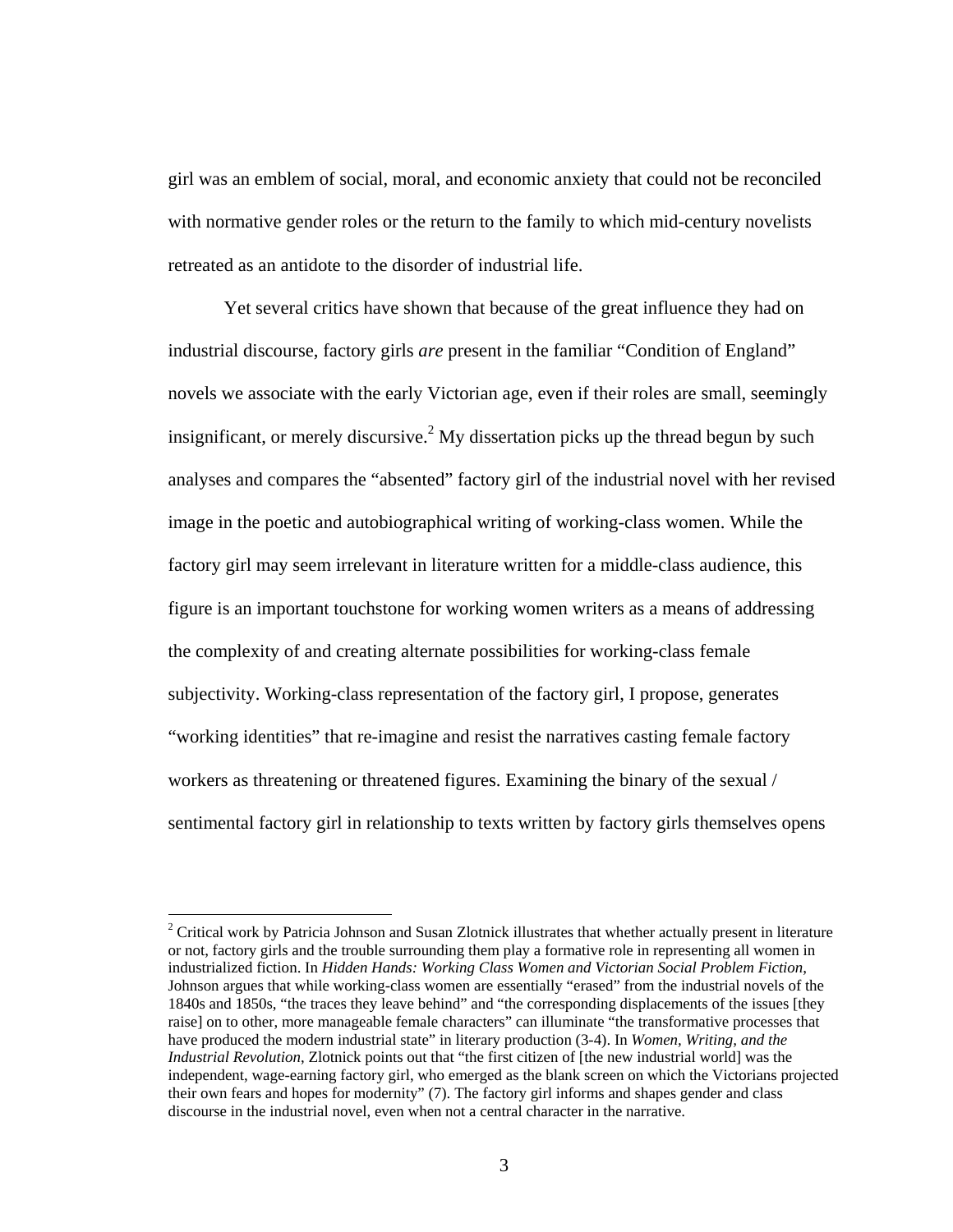girl was an emblem of social, moral, and economic anxiety that could not be reconciled with normative gender roles or the return to the family to which mid-century novelists retreated as an antidote to the disorder of industrial life.

Yet several critics have shown that because of the great influence they had on industrial discourse, factory girls *are* present in the familiar "Condition of England" novels we associate with the early Victorian age, even if their roles are small, seemingly insignificant, or merely discursive.[2] My dissertation picks up the thread begun by such analyses and compares the "absented" factory girl of the industrial novel with her revised image in the poetic and autobiographical writing of working-class women. While the factory girl may seem irrelevant in literature written for a middle-class audience, this figure is an important touchstone for working women writers as a means of addressing the complexity of and creating alternate possibilities for working-class female subjectivity. Working-class representation of the factory girl, I propose, generates "working identities" that re-imagine and resist the narratives casting female factory workers as threatening or threatened figures. Examining the binary of the sexual / sentimental factory girl in relationship to texts written by factory girls themselves opens

---

[2] Critical work by Patricia Johnson and Susan Zlotnick illustrates that whether actually present in literature or not, factory girls and the trouble surrounding them play a formative role in representing all women in industrialized fiction. In *Hidden Hands: Working Class Women and Victorian Social Problem Fiction*, Johnson argues that while working-class women are essentially "erased" from the industrial novels of the 1840s and 1850s, "the traces they leave behind" and "the corresponding displacements of the issues [they raise] on to other, more manageable female characters" can illuminate "the transformative processes that have produced the modern industrial state" in literary production (3-4). In *Women, Writing, and the Industrial Revolution*, Zlotnick points out that "the first citizen of [the new industrial world] was the independent, wage-earning factory girl, who emerged as the blank screen on which the Victorians projected their own fears and hopes for modernity" (7). The factory girl informs and shapes gender and class discourse in the industrial novel, even when not a central character in the narrative.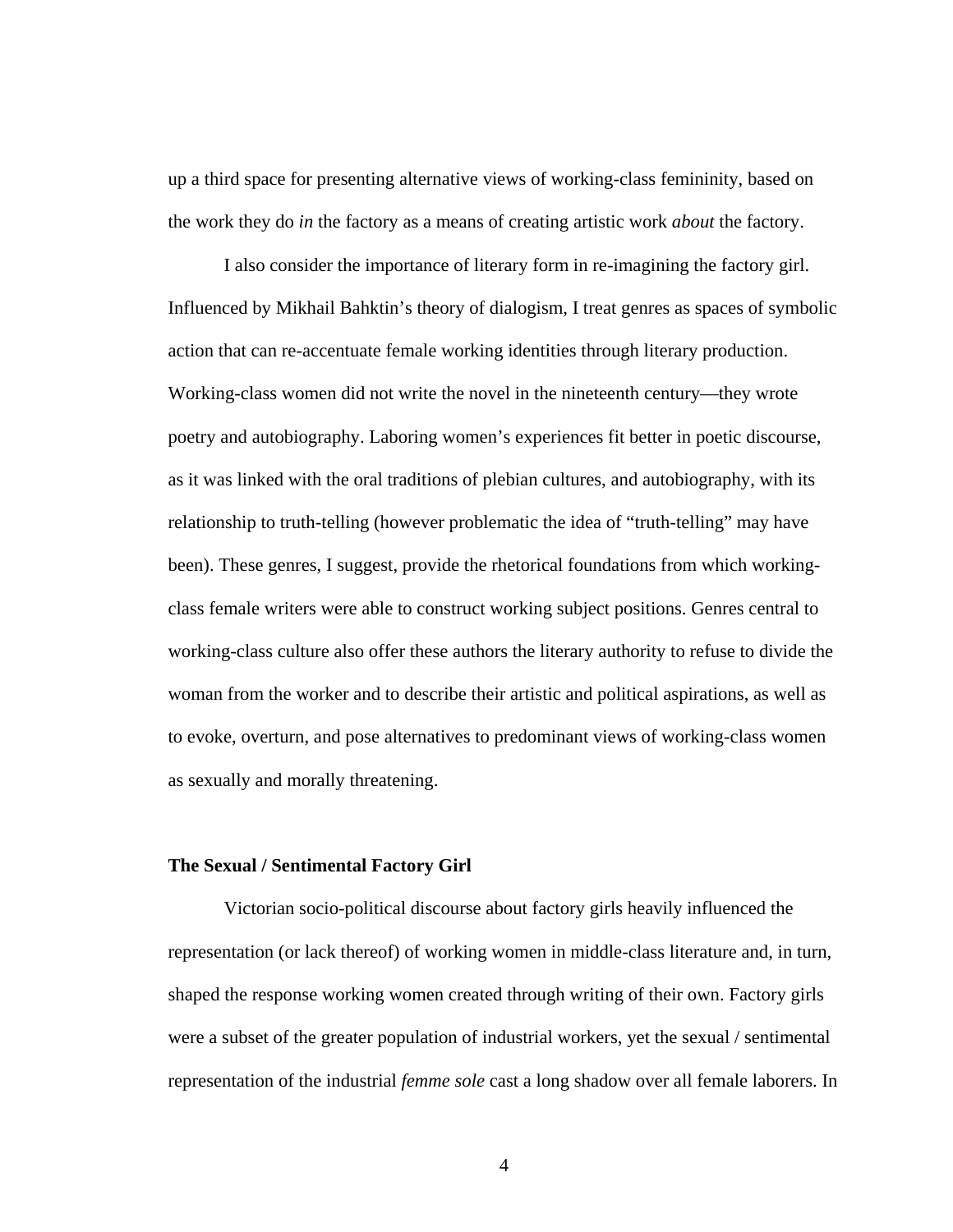up a third space for presenting alternative views of working-class femininity, based on the work they do *in* the factory as a means of creating artistic work *about* the factory.

I also consider the importance of literary form in re-imagining the factory girl. Influenced by Mikhail Bahktin's theory of dialogism, I treat genres as spaces of symbolic action that can re-accentuate female working identities through literary production. Working-class women did not write the novel in the nineteenth century—they wrote poetry and autobiography. Laboring women's experiences fit better in poetic discourse, as it was linked with the oral traditions of plebian cultures, and autobiography, with its relationship to truth-telling (however problematic the idea of "truth-telling" may have been). These genres, I suggest, provide the rhetorical foundations from which working-class female writers were able to construct working subject positions. Genres central to working-class culture also offer these authors the literary authority to refuse to divide the woman from the worker and to describe their artistic and political aspirations, as well as to evoke, overturn, and pose alternatives to predominant views of working-class women as sexually and morally threatening.

**The Sexual / Sentimental Factory Girl**

Victorian socio-political discourse about factory girls heavily influenced the representation (or lack thereof) of working women in middle-class literature and, in turn, shaped the response working women created through writing of their own. Factory girls were a subset of the greater population of industrial workers, yet the sexual / sentimental representation of the industrial *femme sole* cast a long shadow over all female laborers. In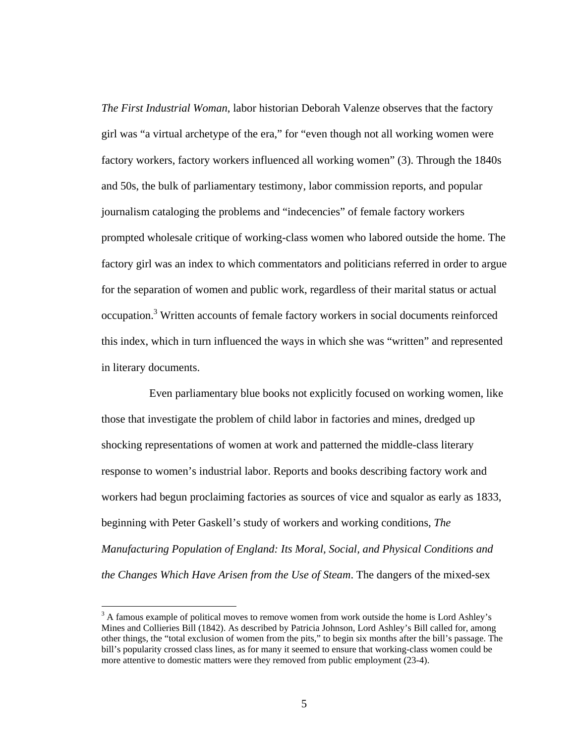*The First Industrial Woman*, labor historian Deborah Valenze observes that the factory girl was "a virtual archetype of the era," for "even though not all working women were factory workers, factory workers influenced all working women" (3). Through the 1840s and 50s, the bulk of parliamentary testimony, labor commission reports, and popular journalism cataloging the problems and "indecencies" of female factory workers prompted wholesale critique of working-class women who labored outside the home. The factory girl was an index to which commentators and politicians referred in order to argue for the separation of women and public work, regardless of their marital status or actual occupation.[3] Written accounts of female factory workers in social documents reinforced this index, which in turn influenced the ways in which she was "written" and represented in literary documents.

Even parliamentary blue books not explicitly focused on working women, like those that investigate the problem of child labor in factories and mines, dredged up shocking representations of women at work and patterned the middle-class literary response to women's industrial labor. Reports and books describing factory work and workers had begun proclaiming factories as sources of vice and squalor as early as 1833, beginning with Peter Gaskell's study of workers and working conditions, *The Manufacturing Population of England: Its Moral, Social, and Physical Conditions and the Changes Which Have Arisen from the Use of Steam*. The dangers of the mixed-sex

[3] A famous example of political moves to remove women from work outside the home is Lord Ashley's Mines and Collieries Bill (1842). As described by Patricia Johnson, Lord Ashley's Bill called for, among other things, the "total exclusion of women from the pits," to begin six months after the bill's passage. The bill's popularity crossed class lines, as for many it seemed to ensure that working-class women could be more attentive to domestic matters were they removed from public employment (23-4).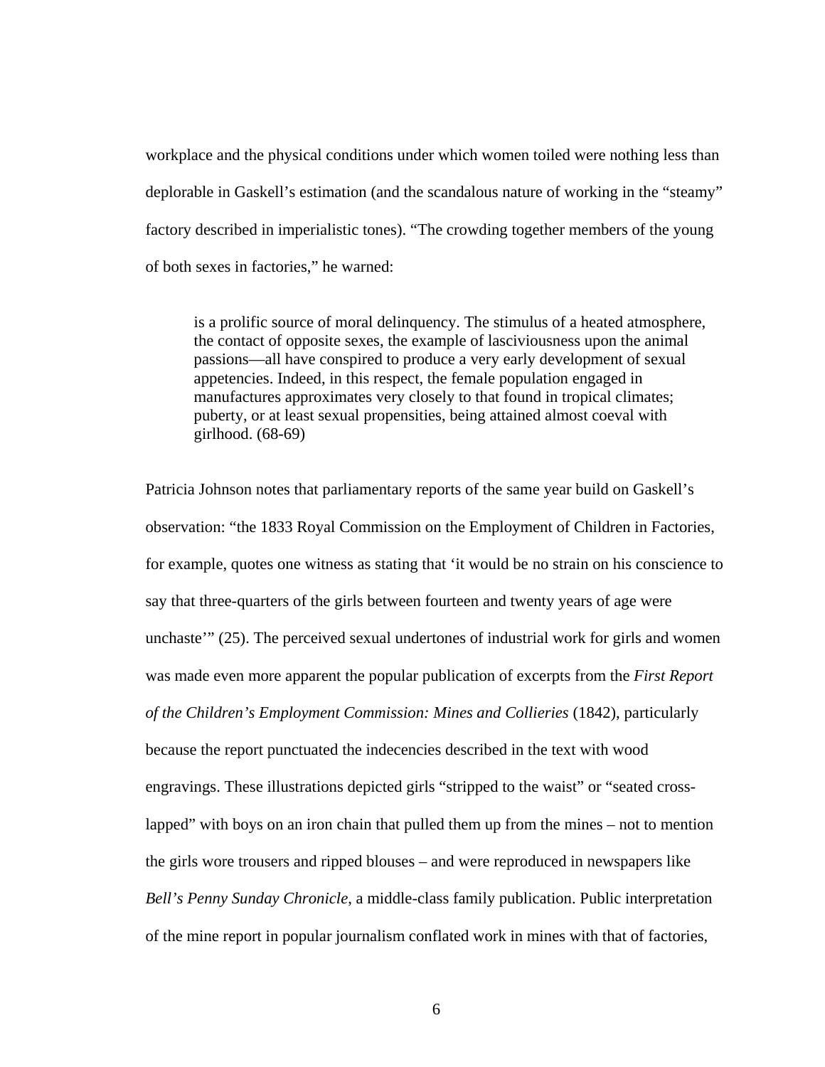workplace and the physical conditions under which women toiled were nothing less than deplorable in Gaskell's estimation (and the scandalous nature of working in the "steamy" factory described in imperialistic tones). "The crowding together members of the young of both sexes in factories," he warned:

> is a prolific source of moral delinquency. The stimulus of a heated atmosphere, the contact of opposite sexes, the example of lasciviousness upon the animal passions—all have conspired to produce a very early development of sexual appetencies. Indeed, in this respect, the female population engaged in manufactures approximates very closely to that found in tropical climates; puberty, or at least sexual propensities, being attained almost coeval with girlhood. (68-69)

Patricia Johnson notes that parliamentary reports of the same year build on Gaskell's observation: "the 1833 Royal Commission on the Employment of Children in Factories, for example, quotes one witness as stating that 'it would be no strain on his conscience to say that three-quarters of the girls between fourteen and twenty years of age were unchaste'" (25). The perceived sexual undertones of industrial work for girls and women was made even more apparent the popular publication of excerpts from the *First Report of the Children's Employment Commission: Mines and Collieries* (1842), particularly because the report punctuated the indecencies described in the text with wood engravings. These illustrations depicted girls "stripped to the waist" or "seated cross-lapped" with boys on an iron chain that pulled them up from the mines – not to mention the girls wore trousers and ripped blouses – and were reproduced in newspapers like *Bell's Penny Sunday Chronicle*, a middle-class family publication. Public interpretation of the mine report in popular journalism conflated work in mines with that of factories,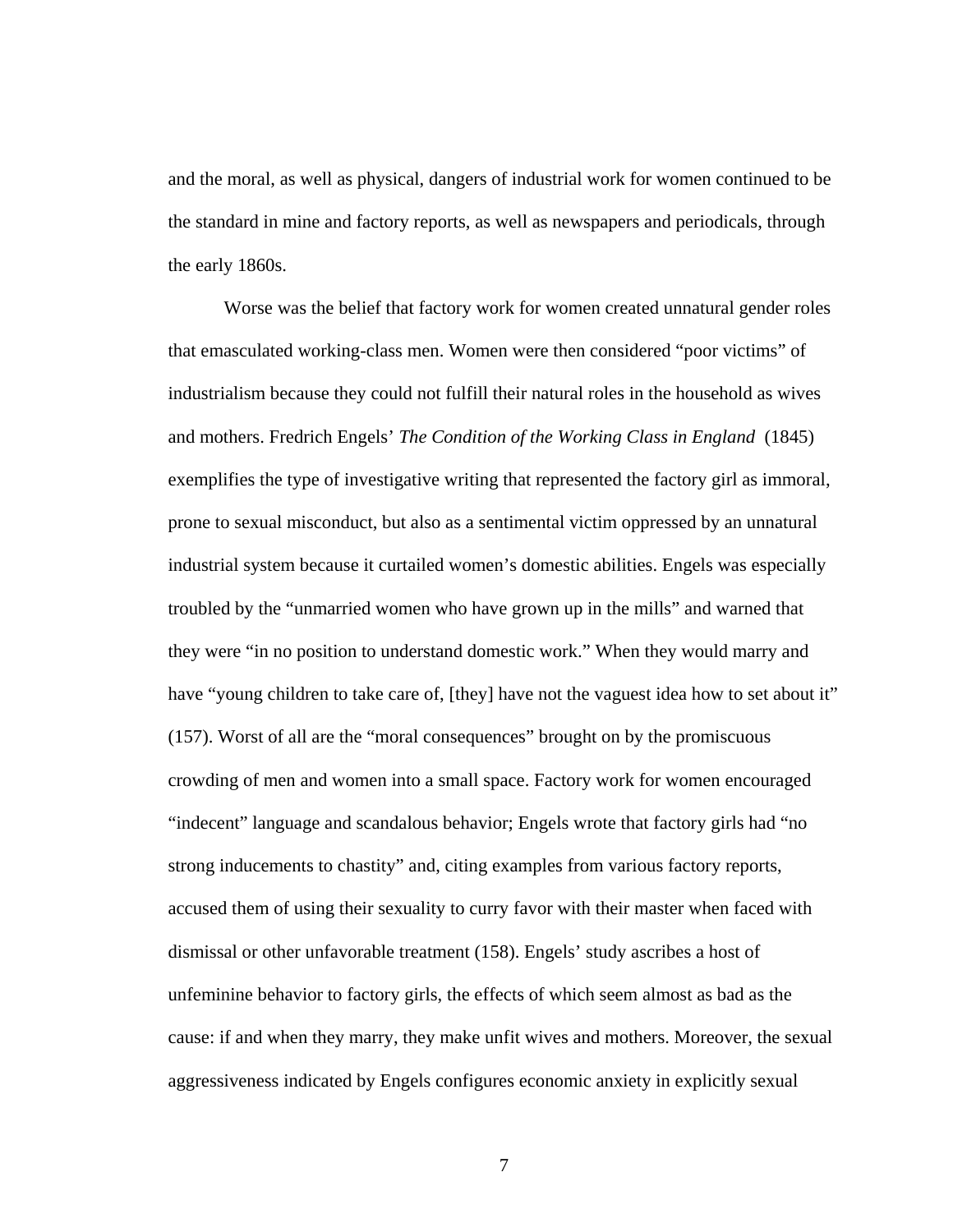and the moral, as well as physical, dangers of industrial work for women continued to be the standard in mine and factory reports, as well as newspapers and periodicals, through the early 1860s.

Worse was the belief that factory work for women created unnatural gender roles that emasculated working-class men. Women were then considered "poor victims" of industrialism because they could not fulfill their natural roles in the household as wives and mothers. Fredrich Engels' *The Condition of the Working Class in England* (1845) exemplifies the type of investigative writing that represented the factory girl as immoral, prone to sexual misconduct, but also as a sentimental victim oppressed by an unnatural industrial system because it curtailed women's domestic abilities. Engels was especially troubled by the "unmarried women who have grown up in the mills" and warned that they were "in no position to understand domestic work." When they would marry and have "young children to take care of, [they] have not the vaguest idea how to set about it" (157). Worst of all are the "moral consequences" brought on by the promiscuous crowding of men and women into a small space. Factory work for women encouraged "indecent" language and scandalous behavior; Engels wrote that factory girls had "no strong inducements to chastity" and, citing examples from various factory reports, accused them of using their sexuality to curry favor with their master when faced with dismissal or other unfavorable treatment (158). Engels' study ascribes a host of unfeminine behavior to factory girls, the effects of which seem almost as bad as the cause: if and when they marry, they make unfit wives and mothers. Moreover, the sexual aggressiveness indicated by Engels configures economic anxiety in explicitly sexual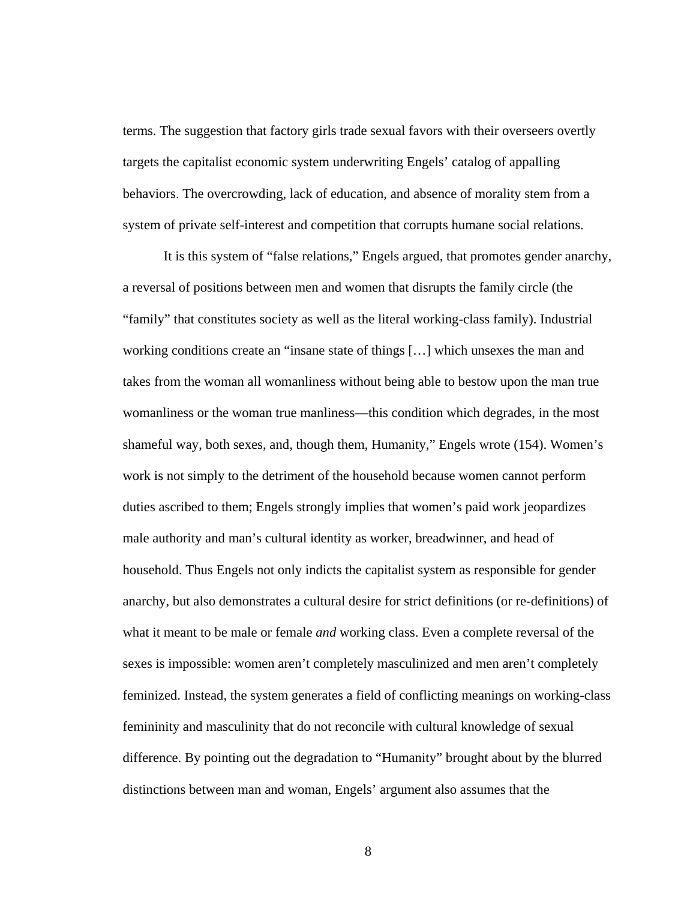terms. The suggestion that factory girls trade sexual favors with their overseers overtly targets the capitalist economic system underwriting Engels' catalog of appalling behaviors. The overcrowding, lack of education, and absence of morality stem from a system of private self-interest and competition that corrupts humane social relations.

It is this system of "false relations," Engels argued, that promotes gender anarchy, a reversal of positions between men and women that disrupts the family circle (the "family" that constitutes society as well as the literal working-class family). Industrial working conditions create an "insane state of things […] which unsexes the man and takes from the woman all womanliness without being able to bestow upon the man true womanliness or the woman true manliness—this condition which degrades, in the most shameful way, both sexes, and, though them, Humanity," Engels wrote (154). Women's work is not simply to the detriment of the household because women cannot perform duties ascribed to them; Engels strongly implies that women's paid work jeopardizes male authority and man's cultural identity as worker, breadwinner, and head of household. Thus Engels not only indicts the capitalist system as responsible for gender anarchy, but also demonstrates a cultural desire for strict definitions (or re-definitions) of what it meant to be male or female *and* working class. Even a complete reversal of the sexes is impossible: women aren't completely masculinized and men aren't completely feminized. Instead, the system generates a field of conflicting meanings on working-class femininity and masculinity that do not reconcile with cultural knowledge of sexual difference. By pointing out the degradation to "Humanity" brought about by the blurred distinctions between man and woman, Engels' argument also assumes that the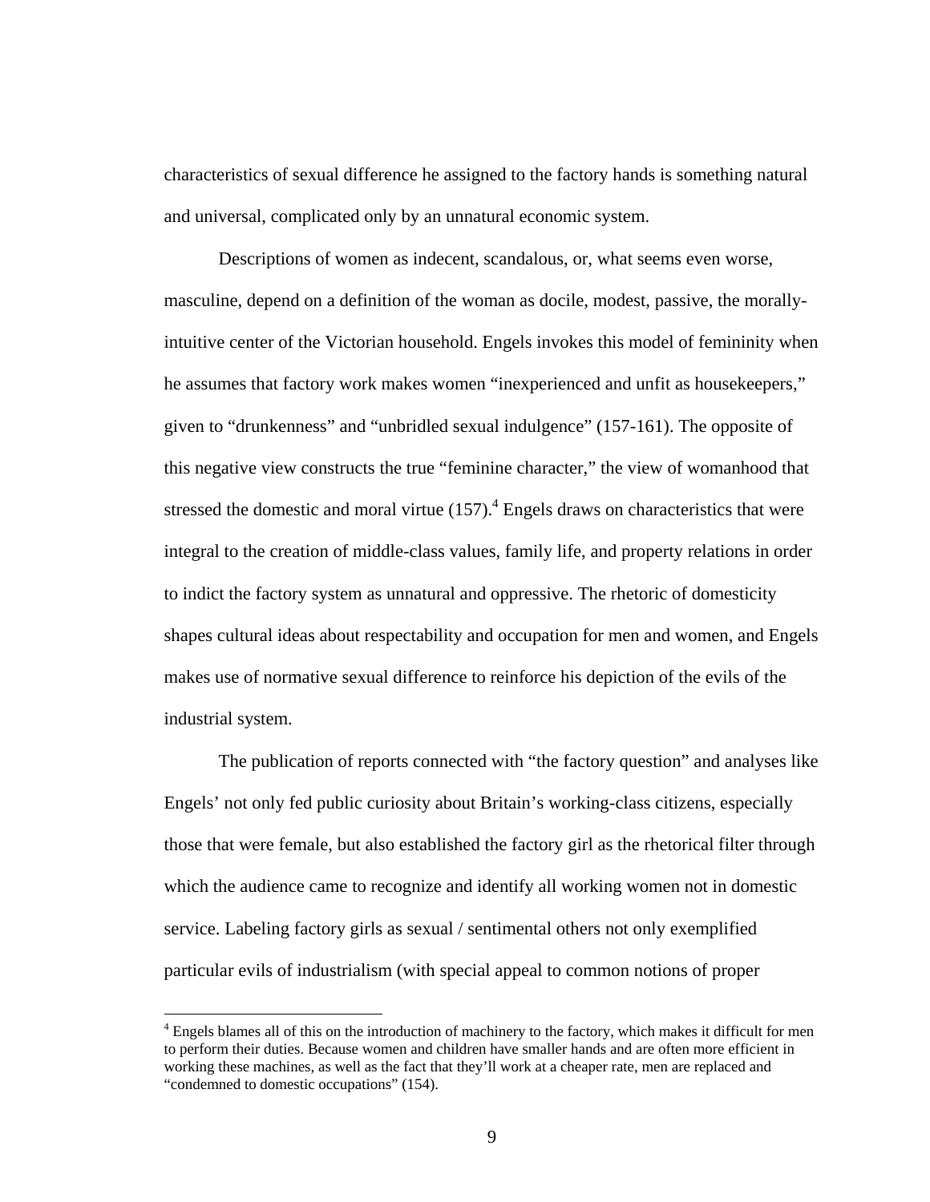characteristics of sexual difference he assigned to the factory hands is something natural and universal, complicated only by an unnatural economic system.

Descriptions of women as indecent, scandalous, or, what seems even worse, masculine, depend on a definition of the woman as docile, modest, passive, the morally-intuitive center of the Victorian household. Engels invokes this model of femininity when he assumes that factory work makes women "inexperienced and unfit as housekeepers," given to "drunkenness" and "unbridled sexual indulgence" (157-161). The opposite of this negative view constructs the true "feminine character," the view of womanhood that stressed the domestic and moral virtue (157).[4] Engels draws on characteristics that were integral to the creation of middle-class values, family life, and property relations in order to indict the factory system as unnatural and oppressive. The rhetoric of domesticity shapes cultural ideas about respectability and occupation for men and women, and Engels makes use of normative sexual difference to reinforce his depiction of the evils of the industrial system.

The publication of reports connected with "the factory question" and analyses like Engels' not only fed public curiosity about Britain's working-class citizens, especially those that were female, but also established the factory girl as the rhetorical filter through which the audience came to recognize and identify all working women not in domestic service. Labeling factory girls as sexual / sentimental others not only exemplified particular evils of industrialism (with special appeal to common notions of proper

[4] Engels blames all of this on the introduction of machinery to the factory, which makes it difficult for men to perform their duties. Because women and children have smaller hands and are often more efficient in working these machines, as well as the fact that they'll work at a cheaper rate, men are replaced and "condemned to domestic occupations" (154).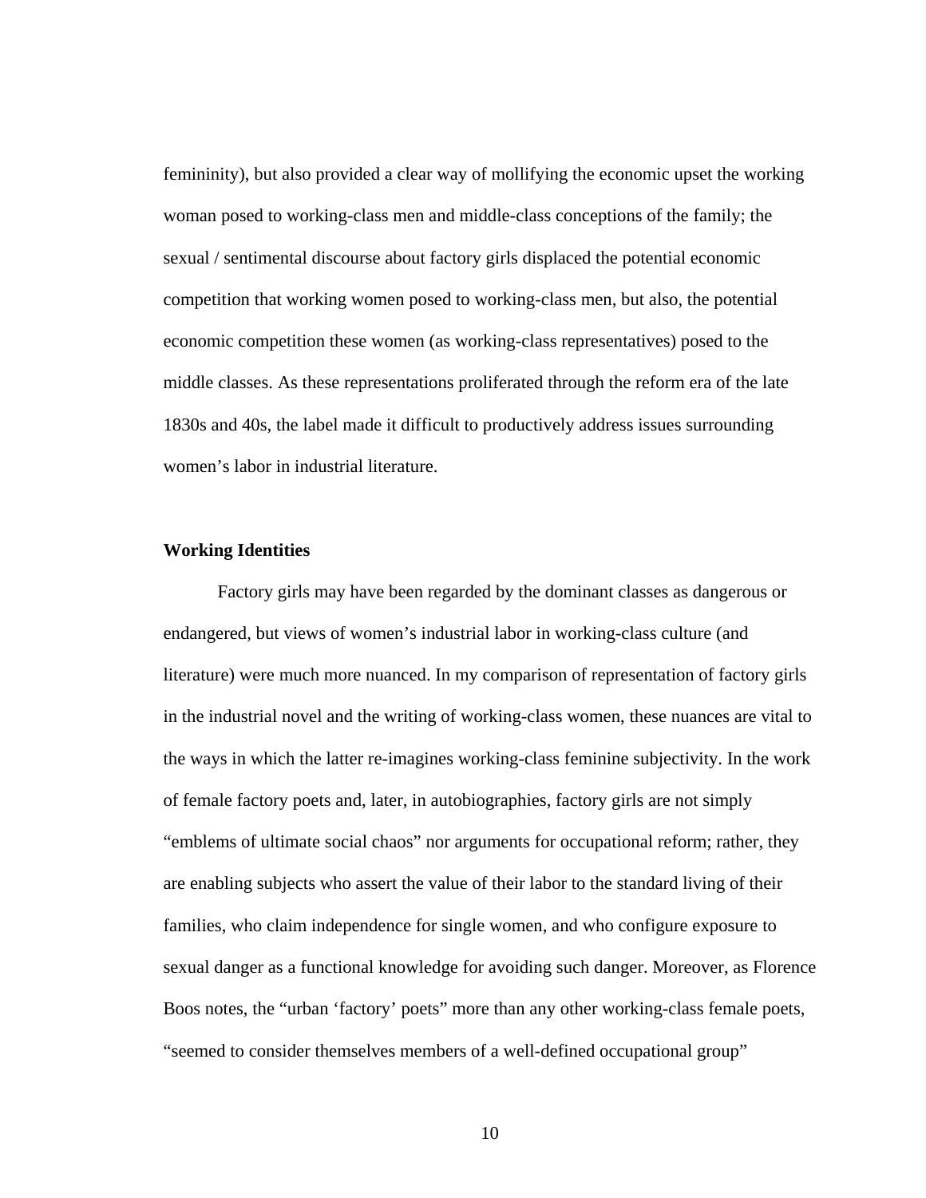femininity), but also provided a clear way of mollifying the economic upset the working woman posed to working-class men and middle-class conceptions of the family; the sexual / sentimental discourse about factory girls displaced the potential economic competition that working women posed to working-class men, but also, the potential economic competition these women (as working-class representatives) posed to the middle classes. As these representations proliferated through the reform era of the late 1830s and 40s, the label made it difficult to productively address issues surrounding women's labor in industrial literature.

**Working Identities**

Factory girls may have been regarded by the dominant classes as dangerous or endangered, but views of women's industrial labor in working-class culture (and literature) were much more nuanced. In my comparison of representation of factory girls in the industrial novel and the writing of working-class women, these nuances are vital to the ways in which the latter re-imagines working-class feminine subjectivity. In the work of female factory poets and, later, in autobiographies, factory girls are not simply "emblems of ultimate social chaos" nor arguments for occupational reform; rather, they are enabling subjects who assert the value of their labor to the standard living of their families, who claim independence for single women, and who configure exposure to sexual danger as a functional knowledge for avoiding such danger. Moreover, as Florence Boos notes, the "urban 'factory' poets" more than any other working-class female poets, "seemed to consider themselves members of a well-defined occupational group"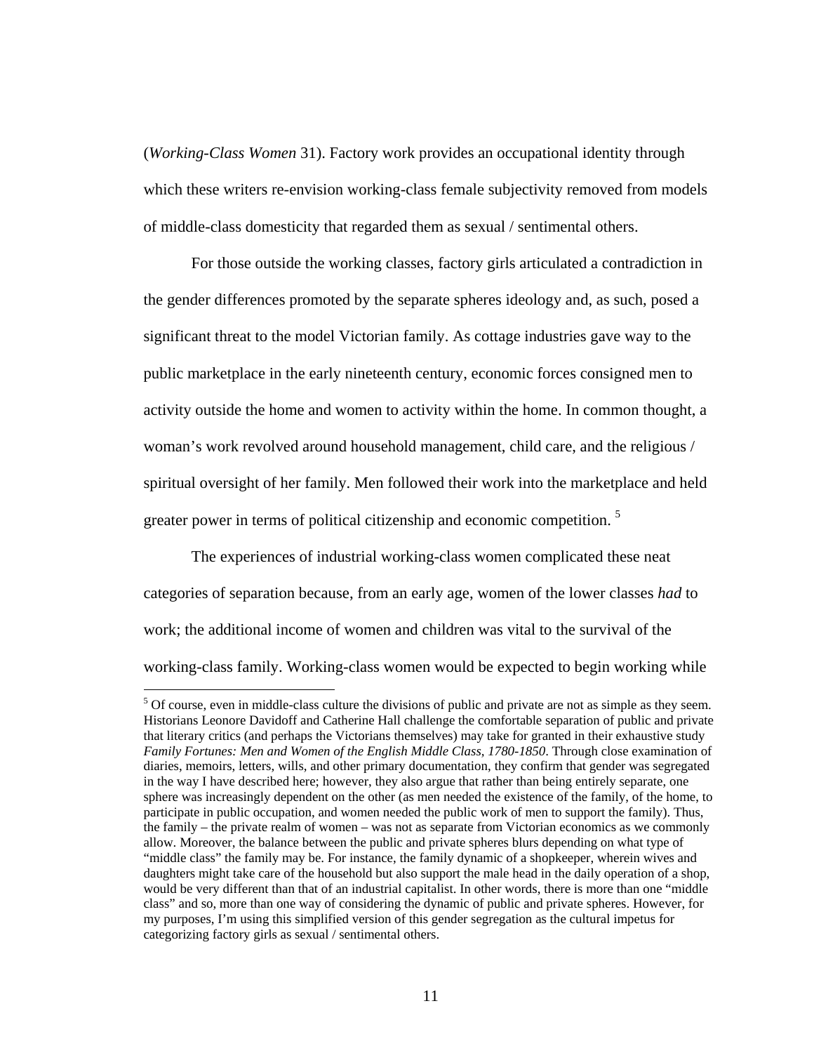(*Working-Class Women* 31). Factory work provides an occupational identity through which these writers re-envision working-class female subjectivity removed from models of middle-class domesticity that regarded them as sexual / sentimental others.

For those outside the working classes, factory girls articulated a contradiction in the gender differences promoted by the separate spheres ideology and, as such, posed a significant threat to the model Victorian family. As cottage industries gave way to the public marketplace in the early nineteenth century, economic forces consigned men to activity outside the home and women to activity within the home. In common thought, a woman's work revolved around household management, child care, and the religious / spiritual oversight of her family. Men followed their work into the marketplace and held greater power in terms of political citizenship and economic competition. [5]

The experiences of industrial working-class women complicated these neat categories of separation because, from an early age, women of the lower classes *had* to work; the additional income of women and children was vital to the survival of the working-class family. Working-class women would be expected to begin working while

---

[5] Of course, even in middle-class culture the divisions of public and private are not as simple as they seem. Historians Leonore Davidoff and Catherine Hall challenge the comfortable separation of public and private that literary critics (and perhaps the Victorians themselves) may take for granted in their exhaustive study *Family Fortunes: Men and Women of the English Middle Class, 1780-1850*. Through close examination of diaries, memoirs, letters, wills, and other primary documentation, they confirm that gender was segregated in the way I have described here; however, they also argue that rather than being entirely separate, one sphere was increasingly dependent on the other (as men needed the existence of the family, of the home, to participate in public occupation, and women needed the public work of men to support the family). Thus, the family – the private realm of women – was not as separate from Victorian economics as we commonly allow. Moreover, the balance between the public and private spheres blurs depending on what type of "middle class" the family may be. For instance, the family dynamic of a shopkeeper, wherein wives and daughters might take care of the household but also support the male head in the daily operation of a shop, would be very different than that of an industrial capitalist. In other words, there is more than one "middle class" and so, more than one way of considering the dynamic of public and private spheres. However, for my purposes, I'm using this simplified version of this gender segregation as the cultural impetus for categorizing factory girls as sexual / sentimental others.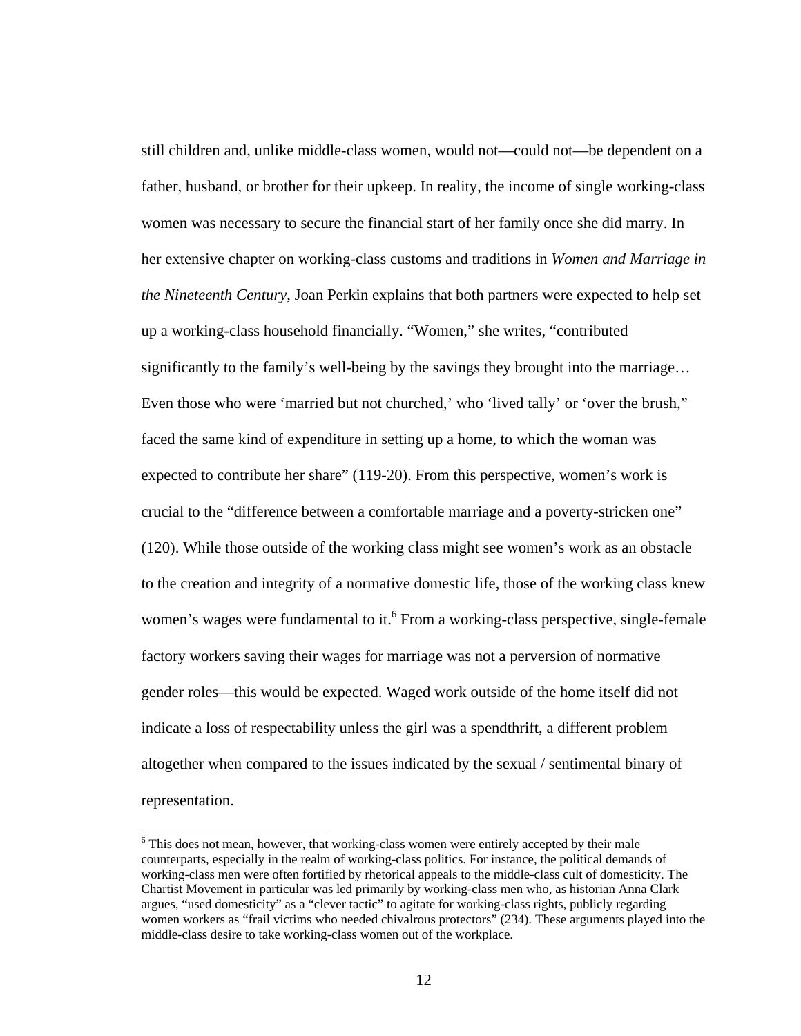still children and, unlike middle-class women, would not—could not—be dependent on a father, husband, or brother for their upkeep. In reality, the income of single working-class women was necessary to secure the financial start of her family once she did marry. In her extensive chapter on working-class customs and traditions in *Women and Marriage in the Nineteenth Century*, Joan Perkin explains that both partners were expected to help set up a working-class household financially. "Women," she writes, "contributed significantly to the family's well-being by the savings they brought into the marriage… Even those who were 'married but not churched,' who 'lived tally' or 'over the brush," faced the same kind of expenditure in setting up a home, to which the woman was expected to contribute her share" (119-20). From this perspective, women's work is crucial to the "difference between a comfortable marriage and a poverty-stricken one" (120). While those outside of the working class might see women's work as an obstacle to the creation and integrity of a normative domestic life, those of the working class knew women's wages were fundamental to it.[6] From a working-class perspective, single-female factory workers saving their wages for marriage was not a perversion of normative gender roles—this would be expected. Waged work outside of the home itself did not indicate a loss of respectability unless the girl was a spendthrift, a different problem altogether when compared to the issues indicated by the sexual / sentimental binary of representation.

---

[6] This does not mean, however, that working-class women were entirely accepted by their male counterparts, especially in the realm of working-class politics. For instance, the political demands of working-class men were often fortified by rhetorical appeals to the middle-class cult of domesticity. The Chartist Movement in particular was led primarily by working-class men who, as historian Anna Clark argues, "used domesticity" as a "clever tactic" to agitate for working-class rights, publicly regarding women workers as "frail victims who needed chivalrous protectors" (234). These arguments played into the middle-class desire to take working-class women out of the workplace.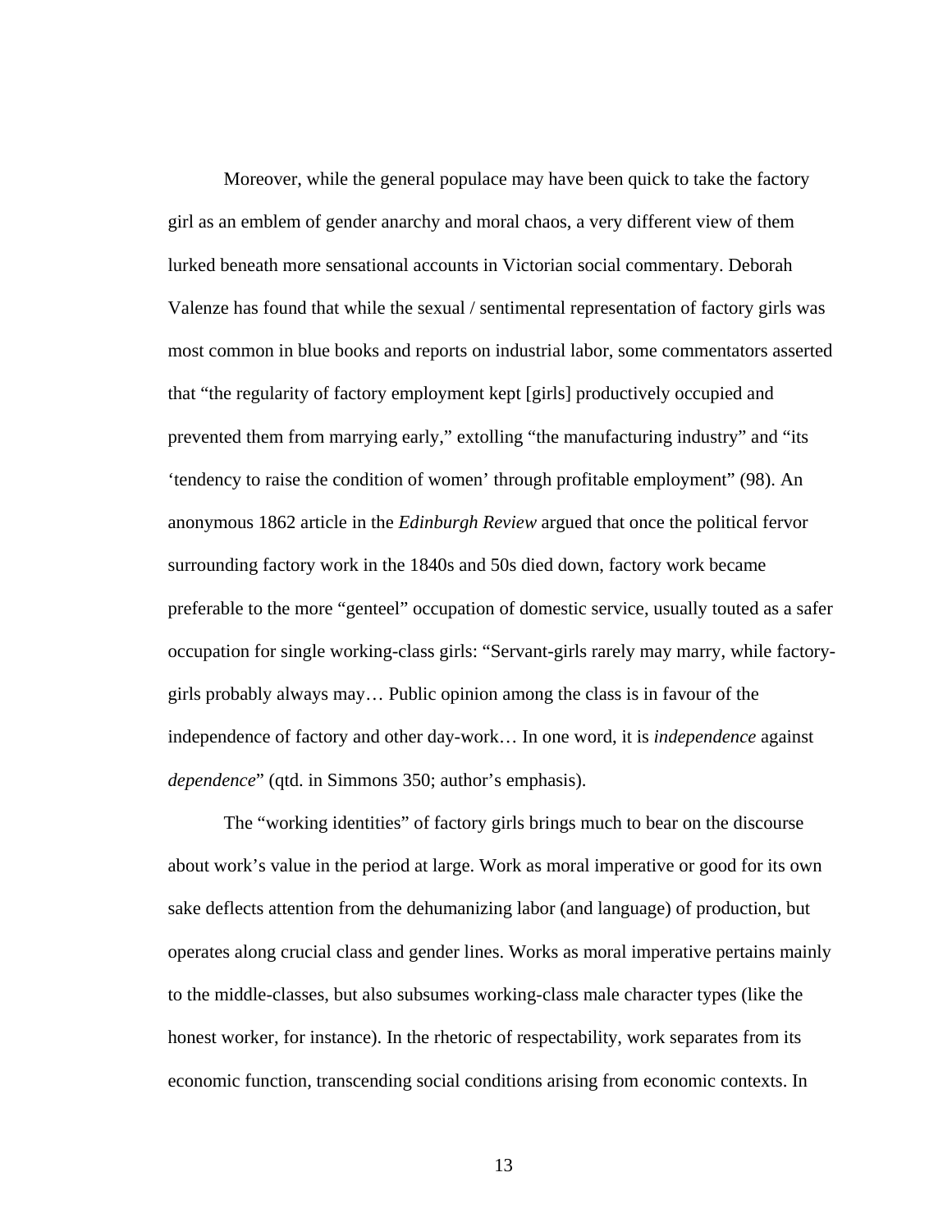Moreover, while the general populace may have been quick to take the factory girl as an emblem of gender anarchy and moral chaos, a very different view of them lurked beneath more sensational accounts in Victorian social commentary. Deborah Valenze has found that while the sexual / sentimental representation of factory girls was most common in blue books and reports on industrial labor, some commentators asserted that "the regularity of factory employment kept [girls] productively occupied and prevented them from marrying early," extolling "the manufacturing industry" and "its 'tendency to raise the condition of women' through profitable employment" (98). An anonymous 1862 article in the *Edinburgh Review* argued that once the political fervor surrounding factory work in the 1840s and 50s died down, factory work became preferable to the more "genteel" occupation of domestic service, usually touted as a safer occupation for single working-class girls: "Servant-girls rarely may marry, while factory-girls probably always may… Public opinion among the class is in favour of the independence of factory and other day-work… In one word, it is *independence* against *dependence*" (qtd. in Simmons 350; author's emphasis).

The "working identities" of factory girls brings much to bear on the discourse about work's value in the period at large. Work as moral imperative or good for its own sake deflects attention from the dehumanizing labor (and language) of production, but operates along crucial class and gender lines. Works as moral imperative pertains mainly to the middle-classes, but also subsumes working-class male character types (like the honest worker, for instance). In the rhetoric of respectability, work separates from its economic function, transcending social conditions arising from economic contexts. In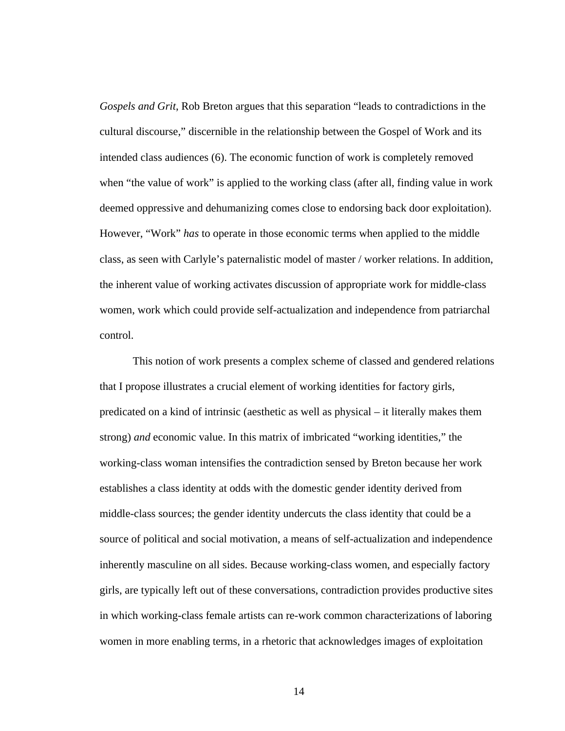*Gospels and Grit*, Rob Breton argues that this separation "leads to contradictions in the cultural discourse," discernible in the relationship between the Gospel of Work and its intended class audiences (6). The economic function of work is completely removed when "the value of work" is applied to the working class (after all, finding value in work deemed oppressive and dehumanizing comes close to endorsing back door exploitation). However, "Work" *has* to operate in those economic terms when applied to the middle class, as seen with Carlyle's paternalistic model of master / worker relations. In addition, the inherent value of working activates discussion of appropriate work for middle-class women, work which could provide self-actualization and independence from patriarchal control.

This notion of work presents a complex scheme of classed and gendered relations that I propose illustrates a crucial element of working identities for factory girls, predicated on a kind of intrinsic (aesthetic as well as physical – it literally makes them strong) *and* economic value. In this matrix of imbricated "working identities," the working-class woman intensifies the contradiction sensed by Breton because her work establishes a class identity at odds with the domestic gender identity derived from middle-class sources; the gender identity undercuts the class identity that could be a source of political and social motivation, a means of self-actualization and independence inherently masculine on all sides. Because working-class women, and especially factory girls, are typically left out of these conversations, contradiction provides productive sites in which working-class female artists can re-work common characterizations of laboring women in more enabling terms, in a rhetoric that acknowledges images of exploitation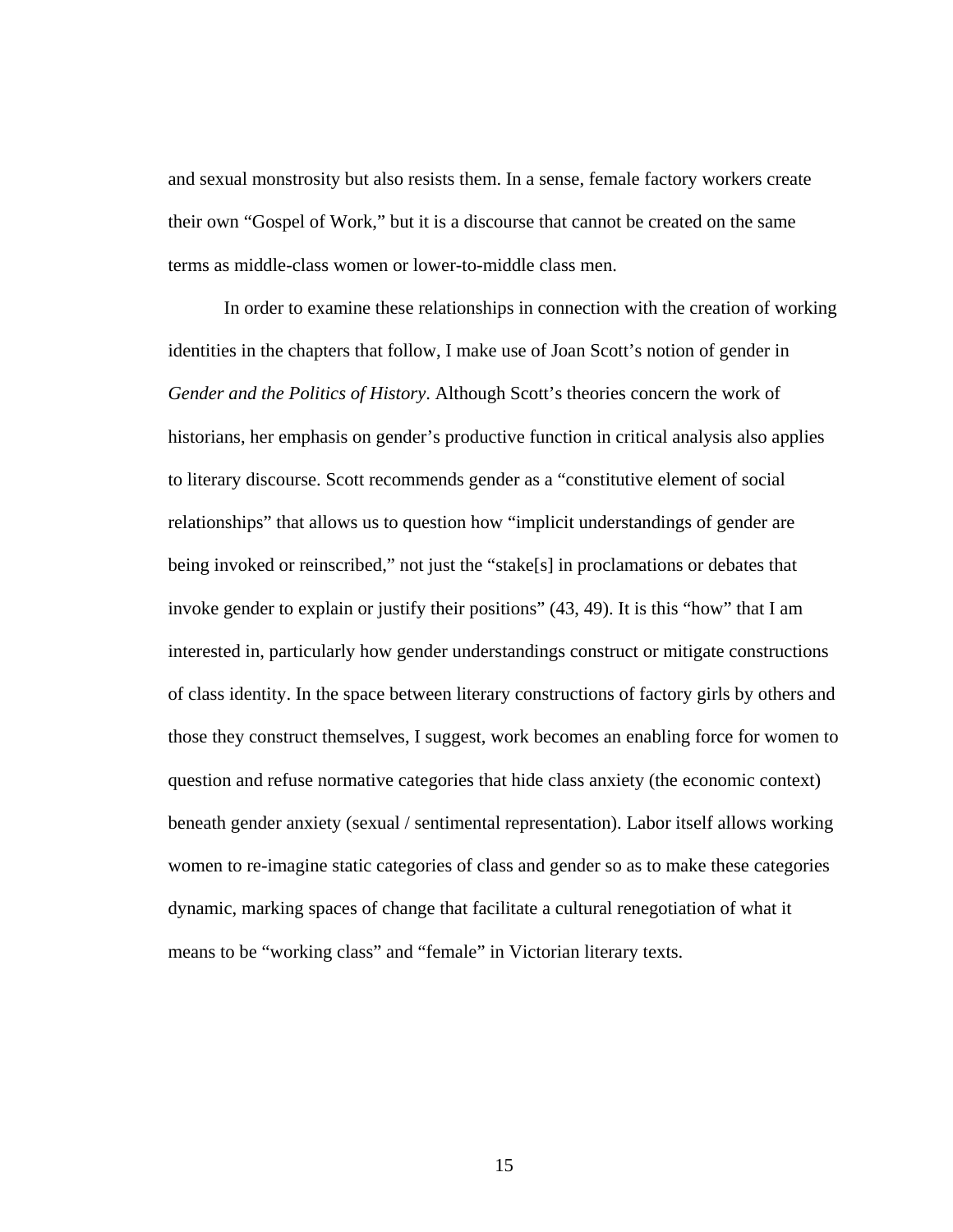and sexual monstrosity but also resists them. In a sense, female factory workers create their own "Gospel of Work," but it is a discourse that cannot be created on the same terms as middle-class women or lower-to-middle class men.

In order to examine these relationships in connection with the creation of working identities in the chapters that follow, I make use of Joan Scott's notion of gender in *Gender and the Politics of History*. Although Scott's theories concern the work of historians, her emphasis on gender's productive function in critical analysis also applies to literary discourse. Scott recommends gender as a "constitutive element of social relationships" that allows us to question how "implicit understandings of gender are being invoked or reinscribed," not just the "stake[s] in proclamations or debates that invoke gender to explain or justify their positions" (43, 49). It is this "how" that I am interested in, particularly how gender understandings construct or mitigate constructions of class identity. In the space between literary constructions of factory girls by others and those they construct themselves, I suggest, work becomes an enabling force for women to question and refuse normative categories that hide class anxiety (the economic context) beneath gender anxiety (sexual / sentimental representation). Labor itself allows working women to re-imagine static categories of class and gender so as to make these categories dynamic, marking spaces of change that facilitate a cultural renegotiation of what it means to be "working class" and "female" in Victorian literary texts.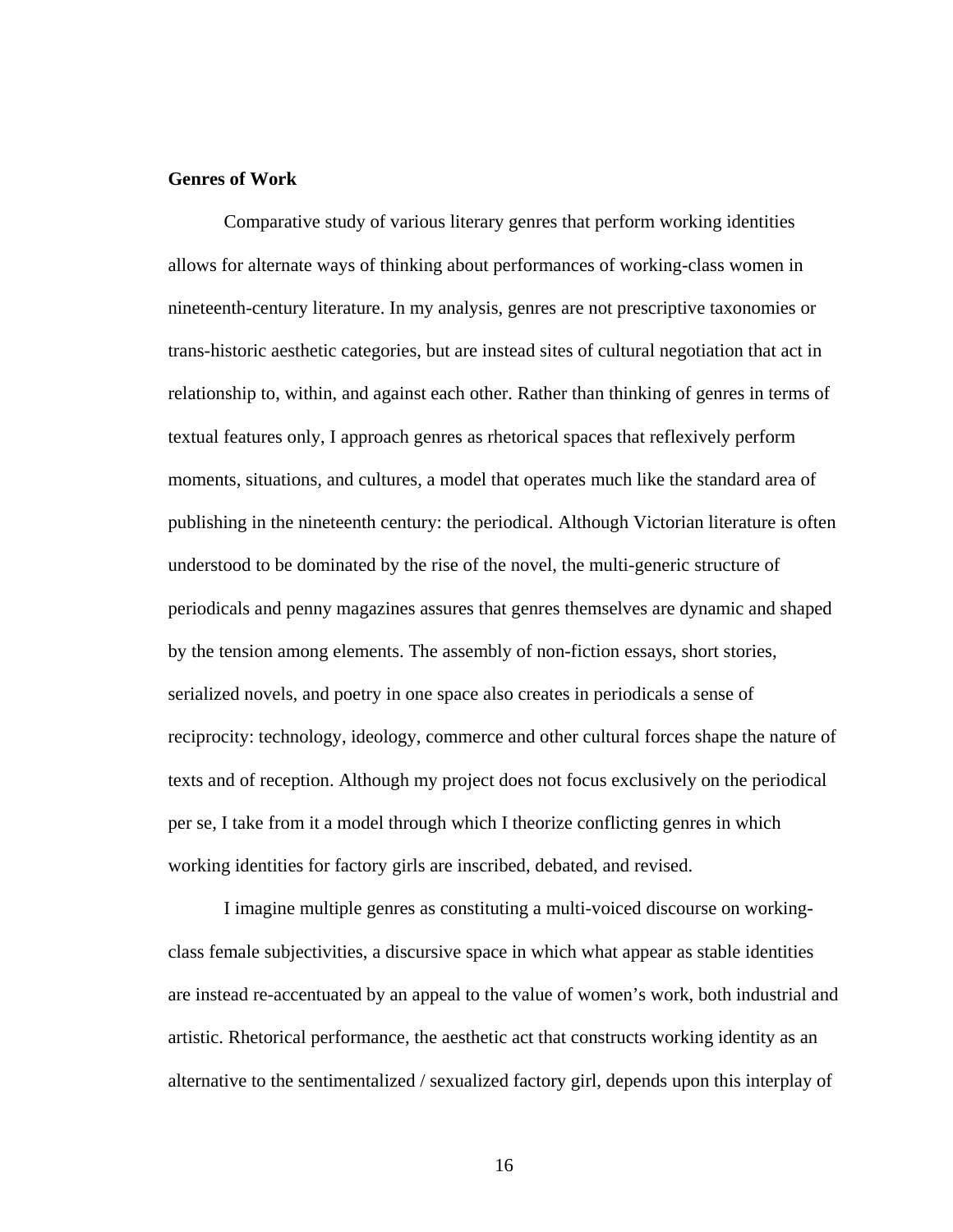**Genres of Work**

Comparative study of various literary genres that perform working identities allows for alternate ways of thinking about performances of working-class women in nineteenth-century literature. In my analysis, genres are not prescriptive taxonomies or trans-historic aesthetic categories, but are instead sites of cultural negotiation that act in relationship to, within, and against each other. Rather than thinking of genres in terms of textual features only, I approach genres as rhetorical spaces that reflexively perform moments, situations, and cultures, a model that operates much like the standard area of publishing in the nineteenth century: the periodical. Although Victorian literature is often understood to be dominated by the rise of the novel, the multi-generic structure of periodicals and penny magazines assures that genres themselves are dynamic and shaped by the tension among elements. The assembly of non-fiction essays, short stories, serialized novels, and poetry in one space also creates in periodicals a sense of reciprocity: technology, ideology, commerce and other cultural forces shape the nature of texts and of reception. Although my project does not focus exclusively on the periodical per se, I take from it a model through which I theorize conflicting genres in which working identities for factory girls are inscribed, debated, and revised.

I imagine multiple genres as constituting a multi-voiced discourse on working-class female subjectivities, a discursive space in which what appear as stable identities are instead re-accentuated by an appeal to the value of women's work, both industrial and artistic. Rhetorical performance, the aesthetic act that constructs working identity as an alternative to the sentimentalized / sexualized factory girl, depends upon this interplay of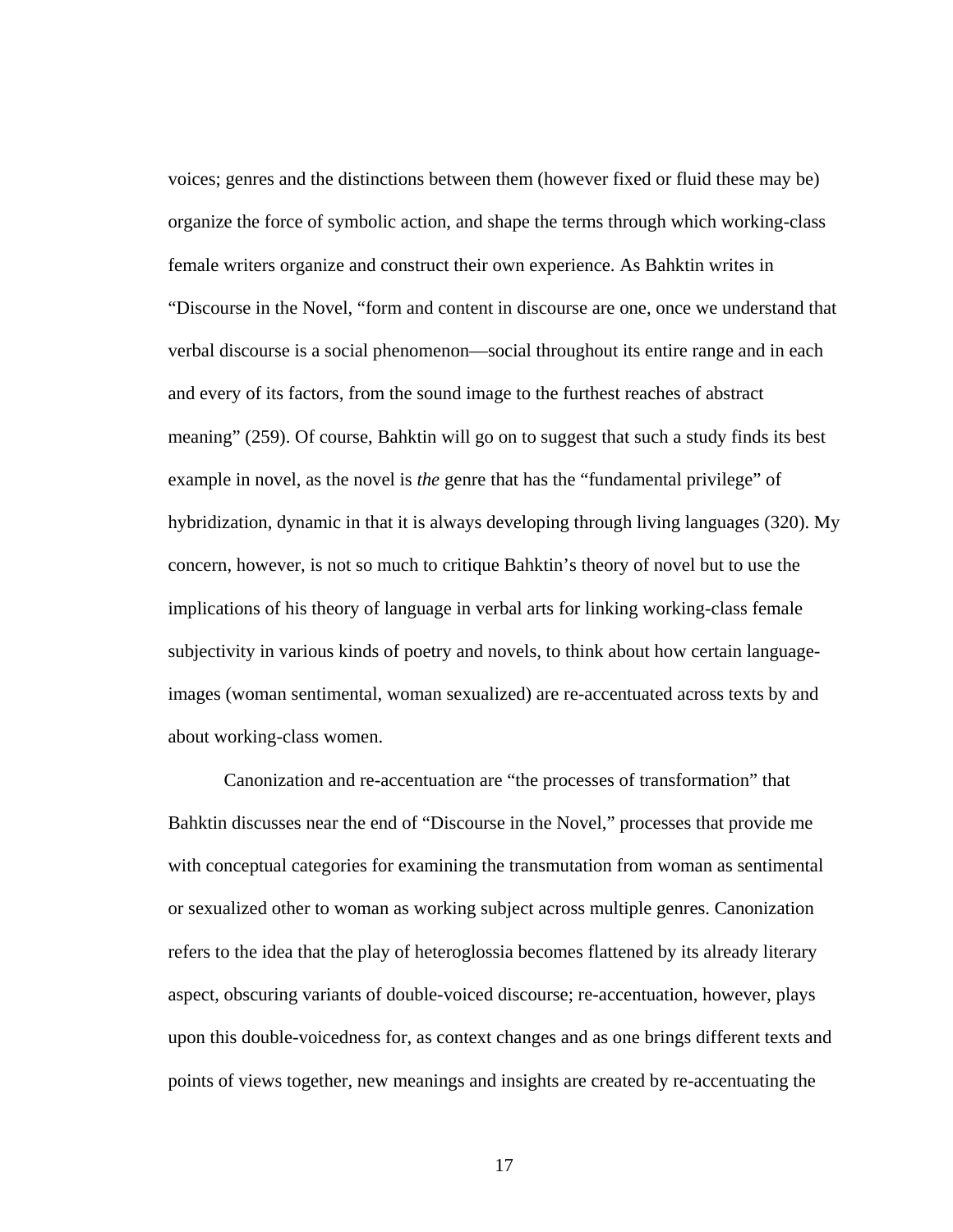voices; genres and the distinctions between them (however fixed or fluid these may be) organize the force of symbolic action, and shape the terms through which working-class female writers organize and construct their own experience. As Bahktin writes in "Discourse in the Novel, "form and content in discourse are one, once we understand that verbal discourse is a social phenomenon—social throughout its entire range and in each and every of its factors, from the sound image to the furthest reaches of abstract meaning" (259). Of course, Bahktin will go on to suggest that such a study finds its best example in novel, as the novel is *the* genre that has the "fundamental privilege" of hybridization, dynamic in that it is always developing through living languages (320). My concern, however, is not so much to critique Bahktin's theory of novel but to use the implications of his theory of language in verbal arts for linking working-class female subjectivity in various kinds of poetry and novels, to think about how certain language-images (woman sentimental, woman sexualized) are re-accentuated across texts by and about working-class women.

Canonization and re-accentuation are "the processes of transformation" that Bahktin discusses near the end of "Discourse in the Novel," processes that provide me with conceptual categories for examining the transmutation from woman as sentimental or sexualized other to woman as working subject across multiple genres. Canonization refers to the idea that the play of heteroglossia becomes flattened by its already literary aspect, obscuring variants of double-voiced discourse; re-accentuation, however, plays upon this double-voicedness for, as context changes and as one brings different texts and points of views together, new meanings and insights are created by re-accentuating the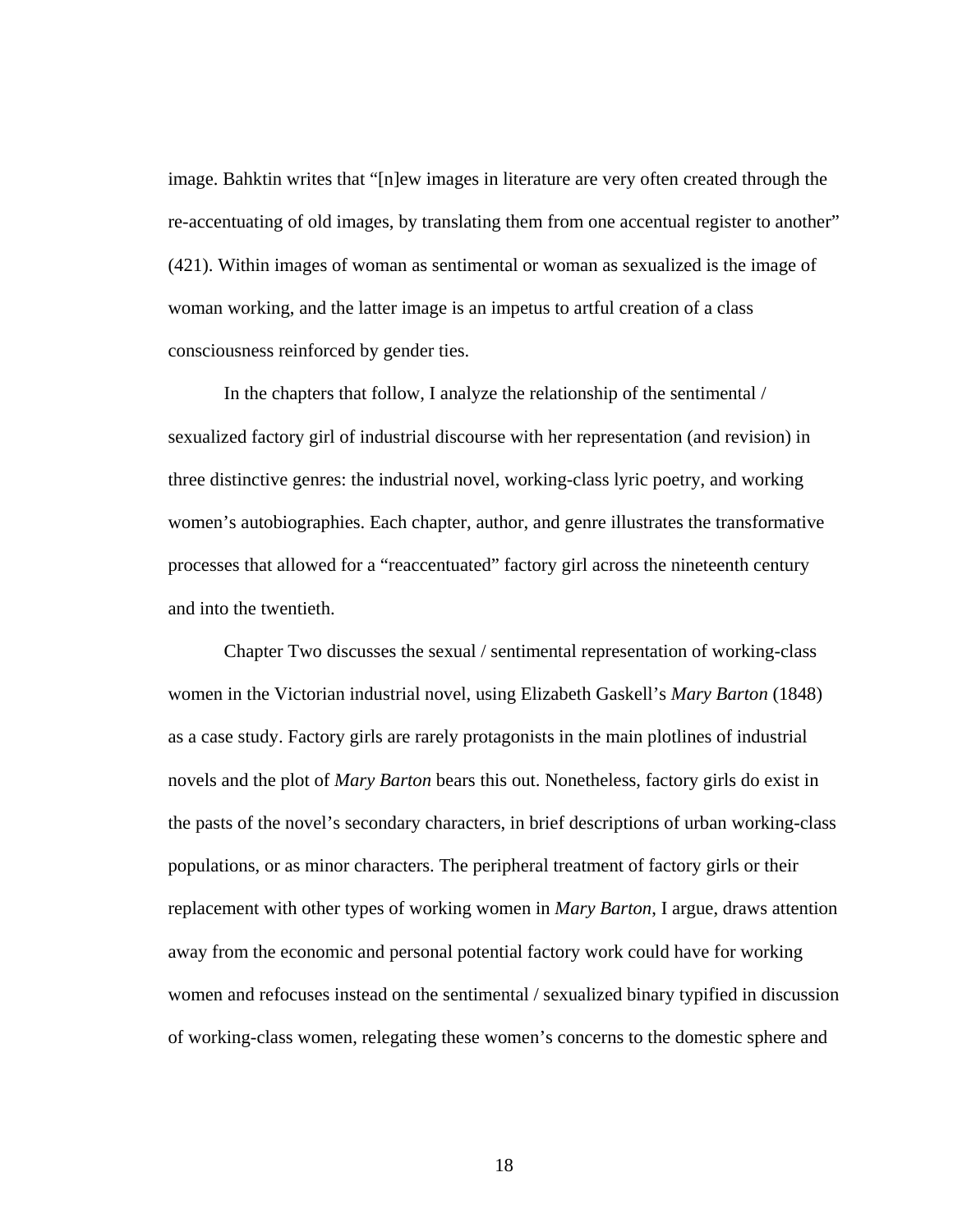image. Bahktin writes that "[n]ew images in literature are very often created through the re-accentuating of old images, by translating them from one accentual register to another" (421). Within images of woman as sentimental or woman as sexualized is the image of woman working, and the latter image is an impetus to artful creation of a class consciousness reinforced by gender ties.

In the chapters that follow, I analyze the relationship of the sentimental / sexualized factory girl of industrial discourse with her representation (and revision) in three distinctive genres: the industrial novel, working-class lyric poetry, and working women's autobiographies. Each chapter, author, and genre illustrates the transformative processes that allowed for a "reaccentuated" factory girl across the nineteenth century and into the twentieth.

Chapter Two discusses the sexual / sentimental representation of working-class women in the Victorian industrial novel, using Elizabeth Gaskell's *Mary Barton* (1848) as a case study. Factory girls are rarely protagonists in the main plotlines of industrial novels and the plot of *Mary Barton* bears this out. Nonetheless, factory girls do exist in the pasts of the novel's secondary characters, in brief descriptions of urban working-class populations, or as minor characters. The peripheral treatment of factory girls or their replacement with other types of working women in *Mary Barton*, I argue, draws attention away from the economic and personal potential factory work could have for working women and refocuses instead on the sentimental / sexualized binary typified in discussion of working-class women, relegating these women's concerns to the domestic sphere and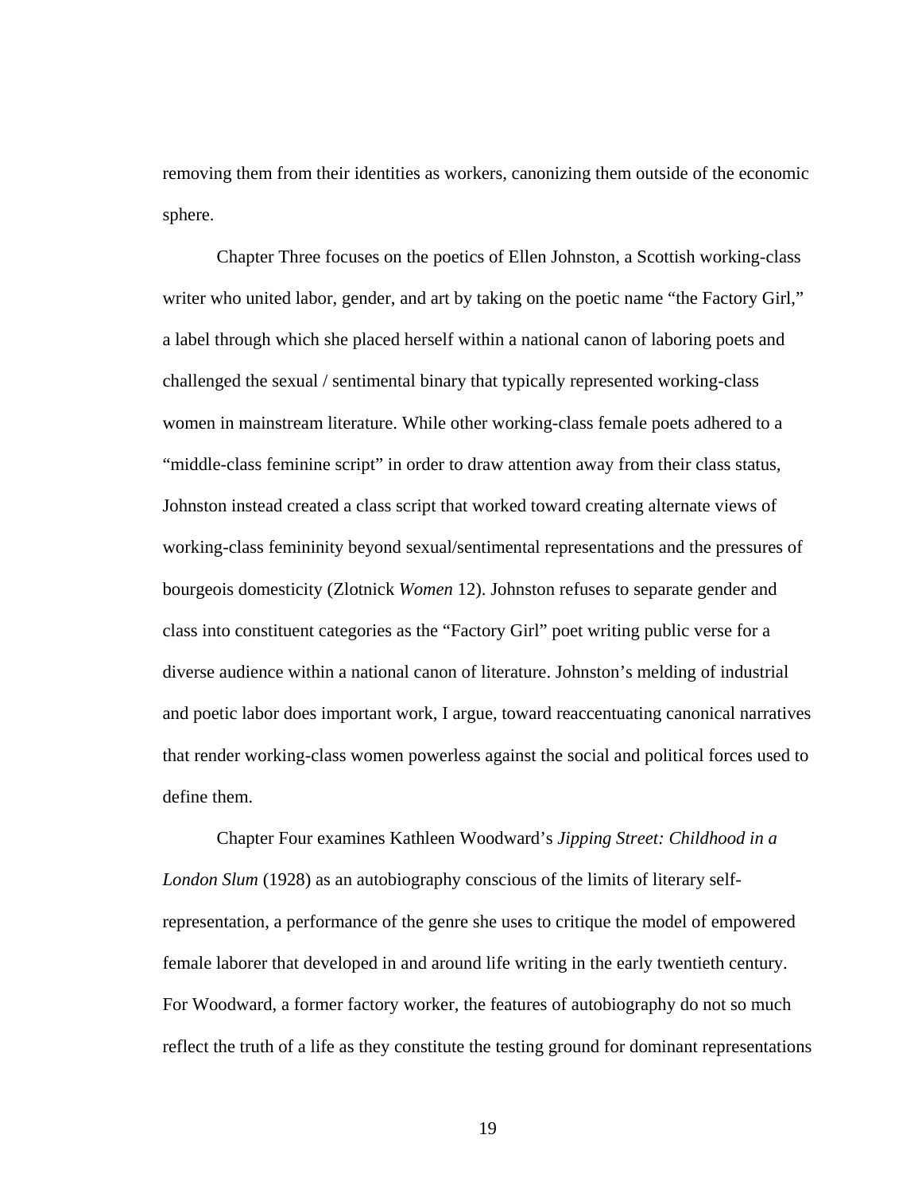removing them from their identities as workers, canonizing them outside of the economic sphere.

Chapter Three focuses on the poetics of Ellen Johnston, a Scottish working-class writer who united labor, gender, and art by taking on the poetic name "the Factory Girl," a label through which she placed herself within a national canon of laboring poets and challenged the sexual / sentimental binary that typically represented working-class women in mainstream literature. While other working-class female poets adhered to a "middle-class feminine script" in order to draw attention away from their class status, Johnston instead created a class script that worked toward creating alternate views of working-class femininity beyond sexual/sentimental representations and the pressures of bourgeois domesticity (Zlotnick *Women* 12). Johnston refuses to separate gender and class into constituent categories as the "Factory Girl" poet writing public verse for a diverse audience within a national canon of literature. Johnston's melding of industrial and poetic labor does important work, I argue, toward reaccentuating canonical narratives that render working-class women powerless against the social and political forces used to define them.

Chapter Four examines Kathleen Woodward's *Jipping Street: Childhood in a London Slum* (1928) as an autobiography conscious of the limits of literary self-representation, a performance of the genre she uses to critique the model of empowered female laborer that developed in and around life writing in the early twentieth century. For Woodward, a former factory worker, the features of autobiography do not so much reflect the truth of a life as they constitute the testing ground for dominant representations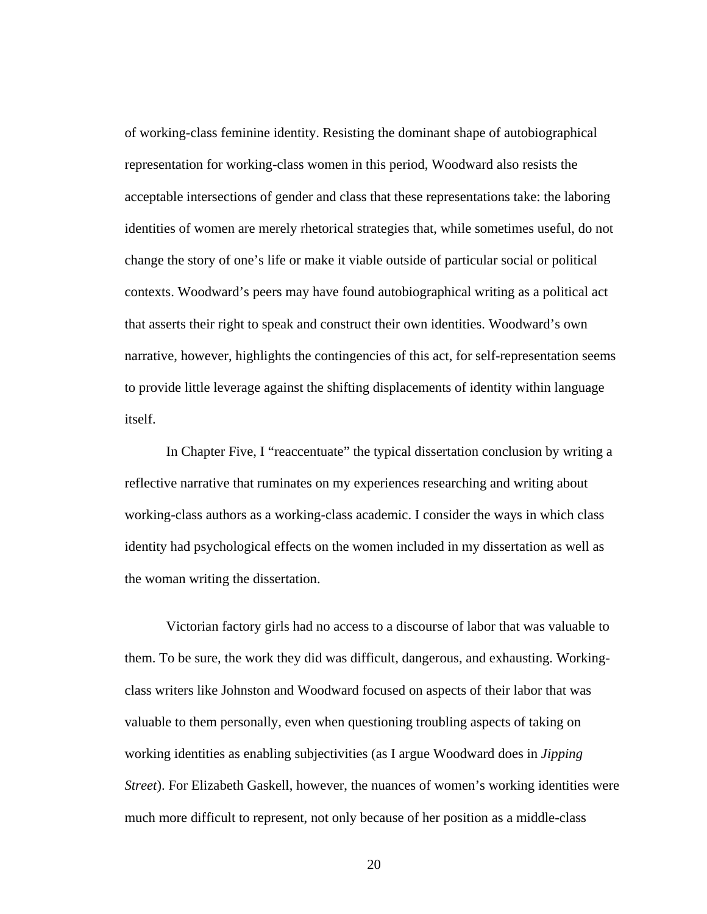of working-class feminine identity. Resisting the dominant shape of autobiographical representation for working-class women in this period, Woodward also resists the acceptable intersections of gender and class that these representations take: the laboring identities of women are merely rhetorical strategies that, while sometimes useful, do not change the story of one's life or make it viable outside of particular social or political contexts. Woodward's peers may have found autobiographical writing as a political act that asserts their right to speak and construct their own identities. Woodward's own narrative, however, highlights the contingencies of this act, for self-representation seems to provide little leverage against the shifting displacements of identity within language itself.

In Chapter Five, I "reaccentuate" the typical dissertation conclusion by writing a reflective narrative that ruminates on my experiences researching and writing about working-class authors as a working-class academic. I consider the ways in which class identity had psychological effects on the women included in my dissertation as well as the woman writing the dissertation.

Victorian factory girls had no access to a discourse of labor that was valuable to them. To be sure, the work they did was difficult, dangerous, and exhausting. Working-class writers like Johnston and Woodward focused on aspects of their labor that was valuable to them personally, even when questioning troubling aspects of taking on working identities as enabling subjectivities (as I argue Woodward does in *Jipping Street*). For Elizabeth Gaskell, however, the nuances of women's working identities were much more difficult to represent, not only because of her position as a middle-class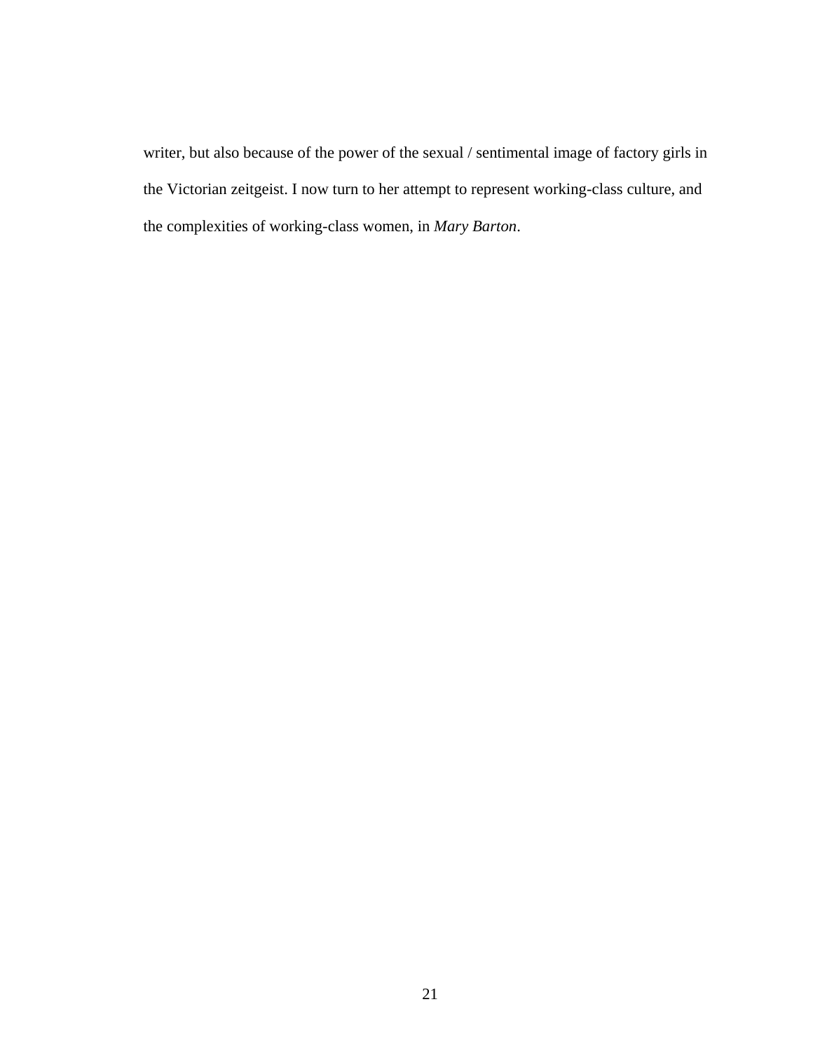writer, but also because of the power of the sexual / sentimental image of factory girls in the Victorian zeitgeist. I now turn to her attempt to represent working-class culture, and the complexities of working-class women, in *Mary Barton*.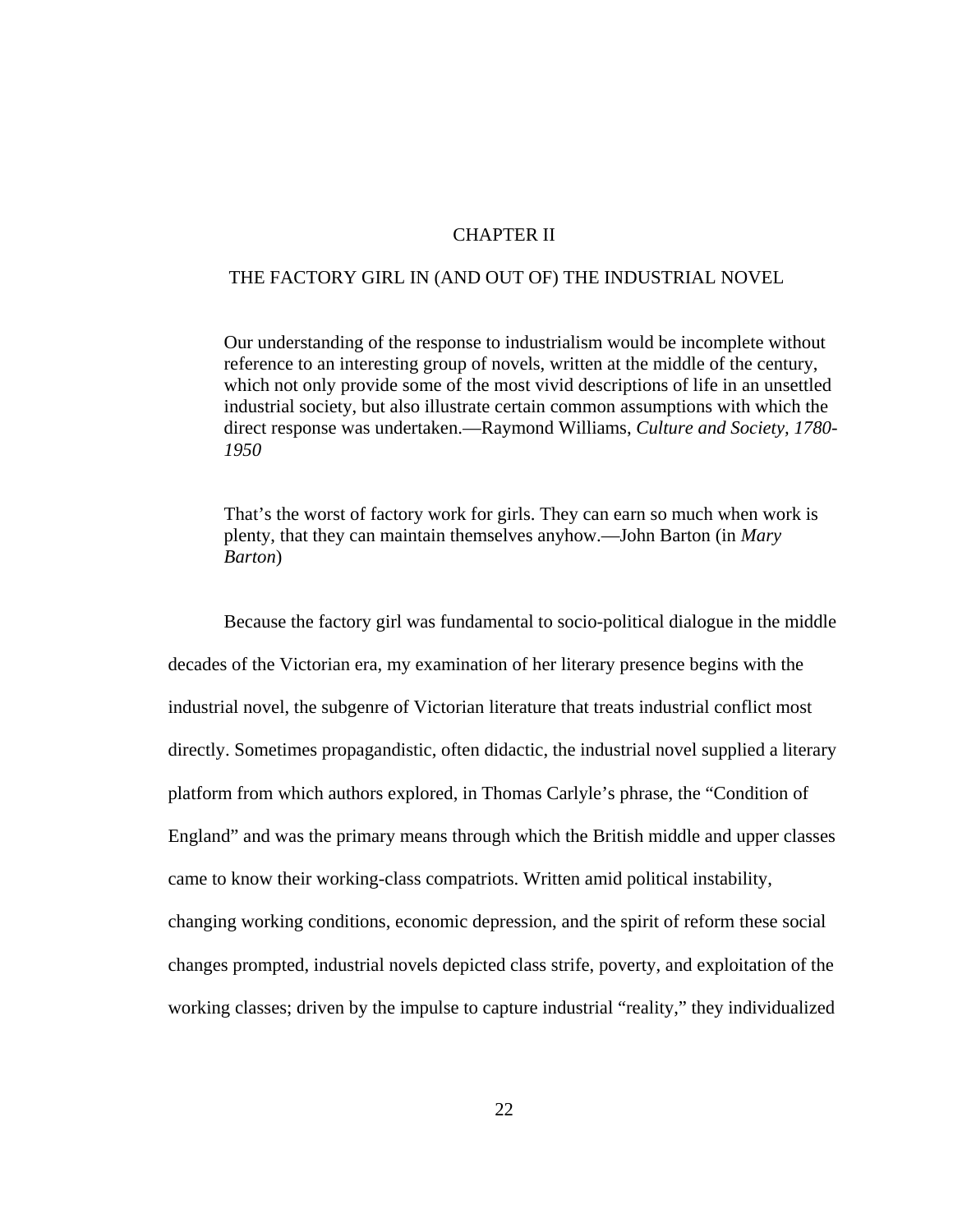# CHAPTER II

## THE FACTORY GIRL IN (AND OUT OF) THE INDUSTRIAL NOVEL

> Our understanding of the response to industrialism would be incomplete without reference to an interesting group of novels, written at the middle of the century, which not only provide some of the most vivid descriptions of life in an unsettled industrial society, but also illustrate certain common assumptions with which the direct response was undertaken.—Raymond Williams, *Culture and Society, 1780-1950*

> That's the worst of factory work for girls. They can earn so much when work is plenty, that they can maintain themselves anyhow.—John Barton (in *Mary Barton*)

Because the factory girl was fundamental to socio-political dialogue in the middle decades of the Victorian era, my examination of her literary presence begins with the industrial novel, the subgenre of Victorian literature that treats industrial conflict most directly. Sometimes propagandistic, often didactic, the industrial novel supplied a literary platform from which authors explored, in Thomas Carlyle's phrase, the "Condition of England" and was the primary means through which the British middle and upper classes came to know their working-class compatriots. Written amid political instability, changing working conditions, economic depression, and the spirit of reform these social changes prompted, industrial novels depicted class strife, poverty, and exploitation of the working classes; driven by the impulse to capture industrial "reality," they individualized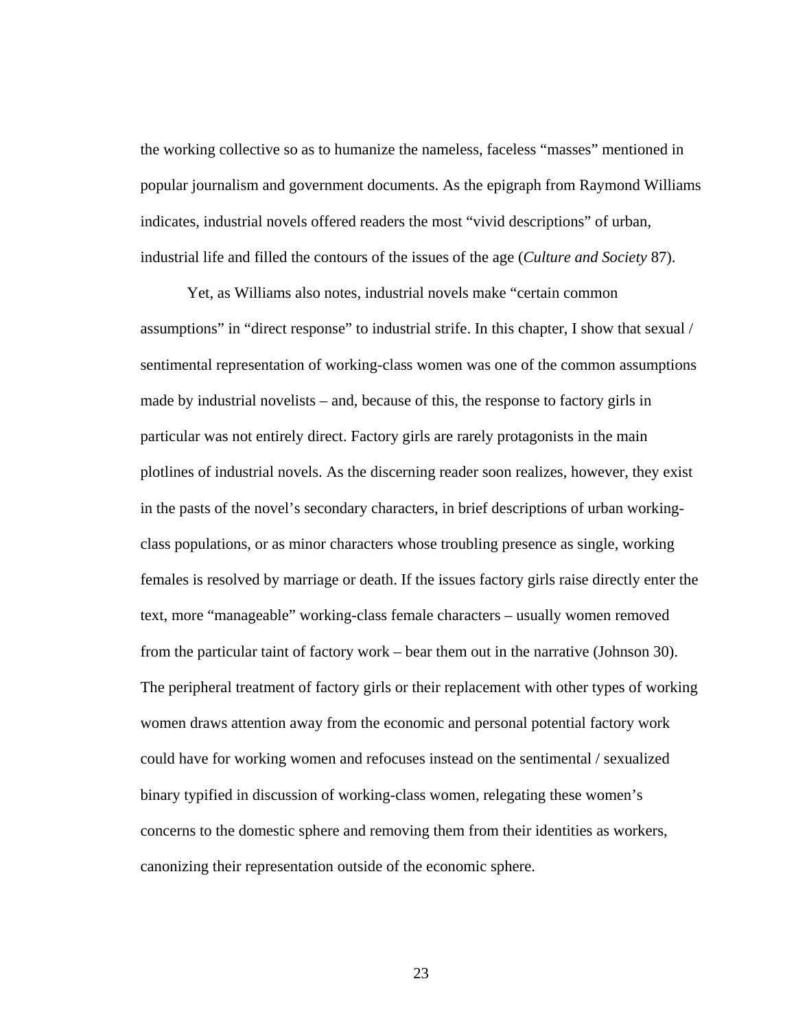the working collective so as to humanize the nameless, faceless "masses" mentioned in popular journalism and government documents. As the epigraph from Raymond Williams indicates, industrial novels offered readers the most "vivid descriptions" of urban, industrial life and filled the contours of the issues of the age (*Culture and Society* 87).

Yet, as Williams also notes, industrial novels make "certain common assumptions" in "direct response" to industrial strife. In this chapter, I show that sexual / sentimental representation of working-class women was one of the common assumptions made by industrial novelists – and, because of this, the response to factory girls in particular was not entirely direct. Factory girls are rarely protagonists in the main plotlines of industrial novels. As the discerning reader soon realizes, however, they exist in the pasts of the novel's secondary characters, in brief descriptions of urban working-class populations, or as minor characters whose troubling presence as single, working females is resolved by marriage or death. If the issues factory girls raise directly enter the text, more "manageable" working-class female characters – usually women removed from the particular taint of factory work – bear them out in the narrative (Johnson 30). The peripheral treatment of factory girls or their replacement with other types of working women draws attention away from the economic and personal potential factory work could have for working women and refocuses instead on the sentimental / sexualized binary typified in discussion of working-class women, relegating these women's concerns to the domestic sphere and removing them from their identities as workers, canonizing their representation outside of the economic sphere.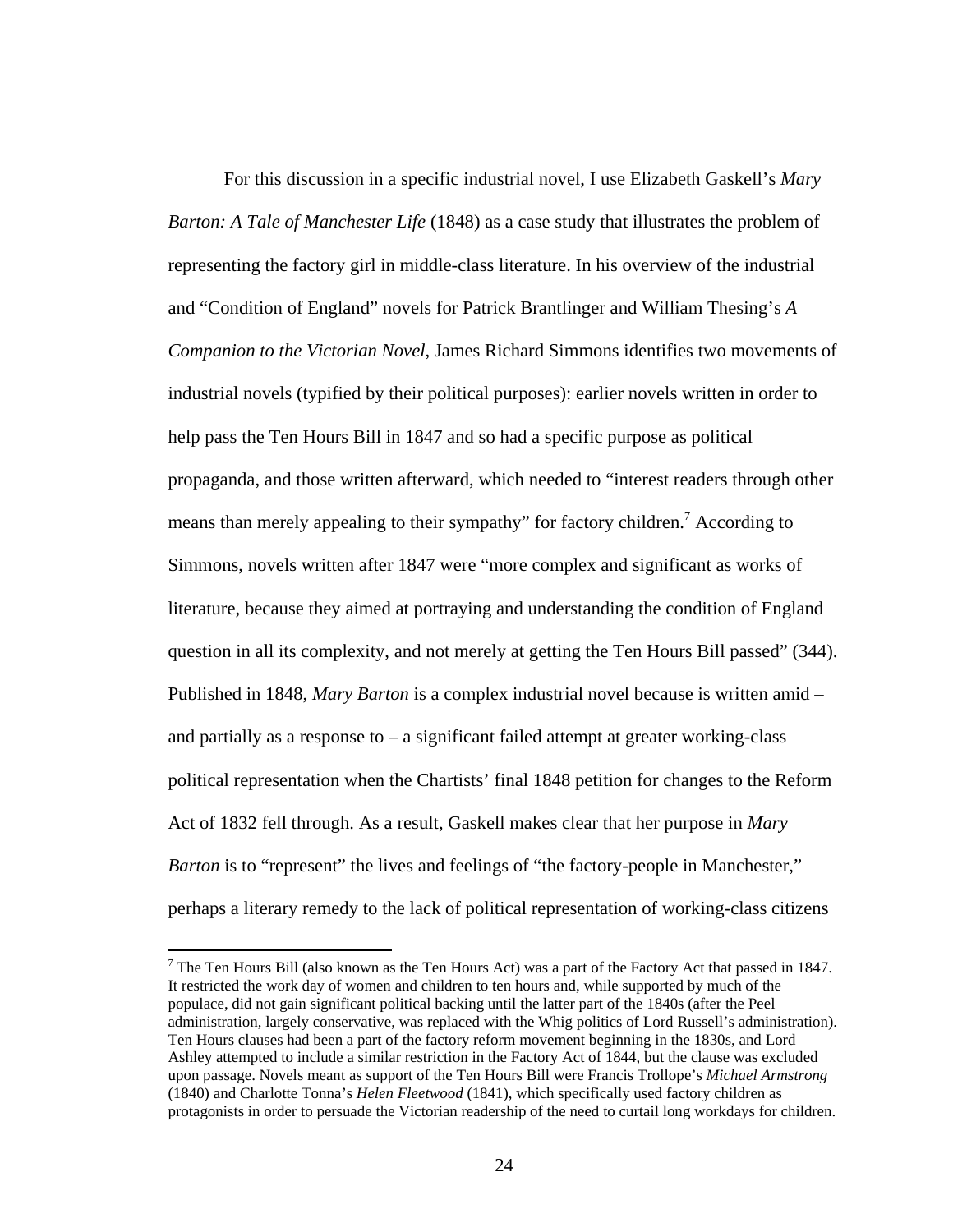For this discussion in a specific industrial novel, I use Elizabeth Gaskell's *Mary Barton: A Tale of Manchester Life* (1848) as a case study that illustrates the problem of representing the factory girl in middle-class literature. In his overview of the industrial and "Condition of England" novels for Patrick Brantlinger and William Thesing's *A Companion to the Victorian Novel*, James Richard Simmons identifies two movements of industrial novels (typified by their political purposes): earlier novels written in order to help pass the Ten Hours Bill in 1847 and so had a specific purpose as political propaganda, and those written afterward, which needed to "interest readers through other means than merely appealing to their sympathy" for factory children.[7] According to Simmons, novels written after 1847 were "more complex and significant as works of literature, because they aimed at portraying and understanding the condition of England question in all its complexity, and not merely at getting the Ten Hours Bill passed" (344). Published in 1848, *Mary Barton* is a complex industrial novel because is written amid – and partially as a response to – a significant failed attempt at greater working-class political representation when the Chartists' final 1848 petition for changes to the Reform Act of 1832 fell through. As a result, Gaskell makes clear that her purpose in *Mary Barton* is to "represent" the lives and feelings of "the factory-people in Manchester," perhaps a literary remedy to the lack of political representation of working-class citizens

---

[7] The Ten Hours Bill (also known as the Ten Hours Act) was a part of the Factory Act that passed in 1847. It restricted the work day of women and children to ten hours and, while supported by much of the populace, did not gain significant political backing until the latter part of the 1840s (after the Peel administration, largely conservative, was replaced with the Whig politics of Lord Russell's administration). Ten Hours clauses had been a part of the factory reform movement beginning in the 1830s, and Lord Ashley attempted to include a similar restriction in the Factory Act of 1844, but the clause was excluded upon passage. Novels meant as support of the Ten Hours Bill were Francis Trollope's *Michael Armstrong* (1840) and Charlotte Tonna's *Helen Fleetwood* (1841), which specifically used factory children as protagonists in order to persuade the Victorian readership of the need to curtail long workdays for children.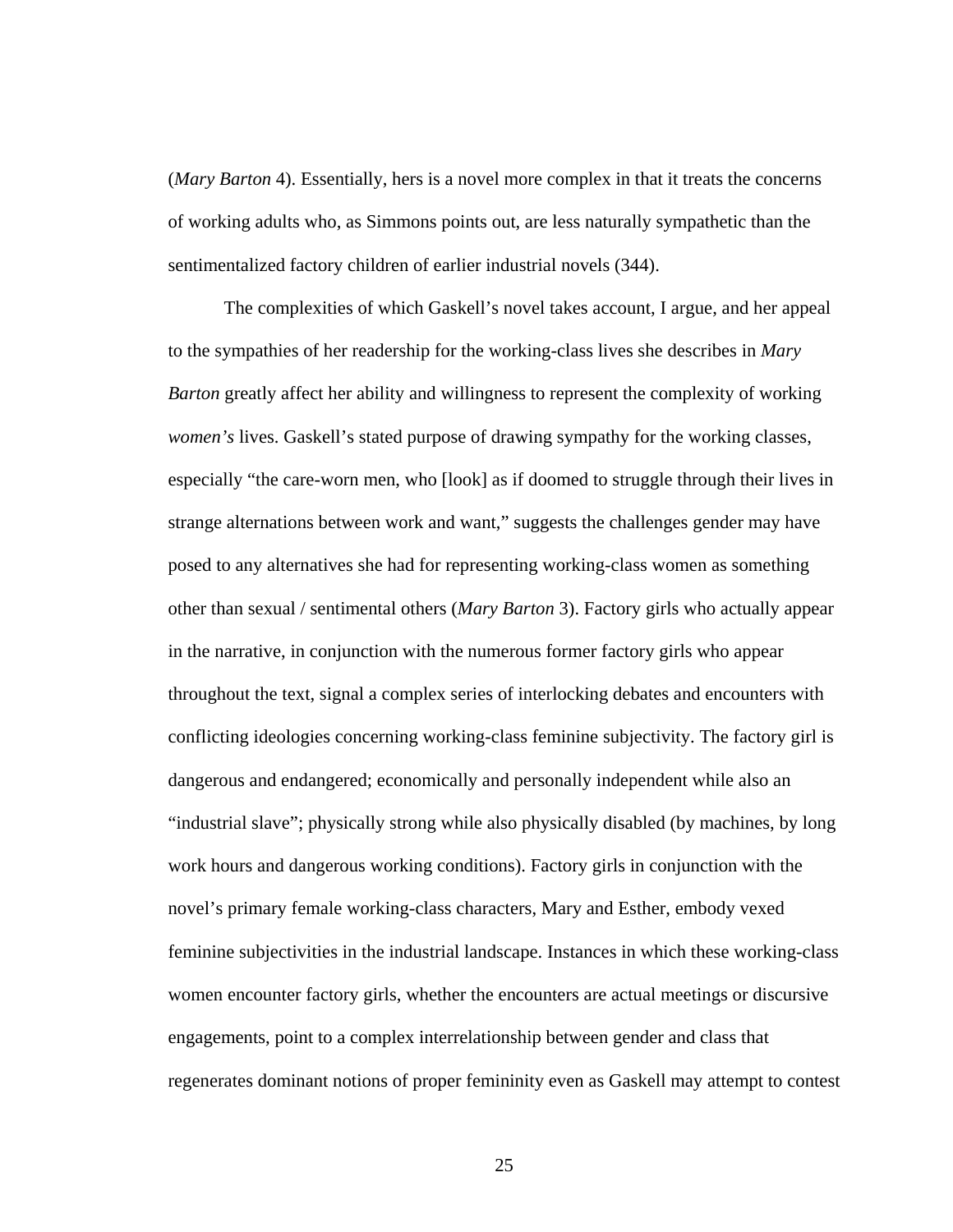(*Mary Barton* 4). Essentially, hers is a novel more complex in that it treats the concerns of working adults who, as Simmons points out, are less naturally sympathetic than the sentimentalized factory children of earlier industrial novels (344).

The complexities of which Gaskell's novel takes account, I argue, and her appeal to the sympathies of her readership for the working-class lives she describes in *Mary Barton* greatly affect her ability and willingness to represent the complexity of working *women's* lives. Gaskell's stated purpose of drawing sympathy for the working classes, especially "the care-worn men, who [look] as if doomed to struggle through their lives in strange alternations between work and want," suggests the challenges gender may have posed to any alternatives she had for representing working-class women as something other than sexual / sentimental others (*Mary Barton* 3). Factory girls who actually appear in the narrative, in conjunction with the numerous former factory girls who appear throughout the text, signal a complex series of interlocking debates and encounters with conflicting ideologies concerning working-class feminine subjectivity. The factory girl is dangerous and endangered; economically and personally independent while also an "industrial slave"; physically strong while also physically disabled (by machines, by long work hours and dangerous working conditions). Factory girls in conjunction with the novel's primary female working-class characters, Mary and Esther, embody vexed feminine subjectivities in the industrial landscape. Instances in which these working-class women encounter factory girls, whether the encounters are actual meetings or discursive engagements, point to a complex interrelationship between gender and class that regenerates dominant notions of proper femininity even as Gaskell may attempt to contest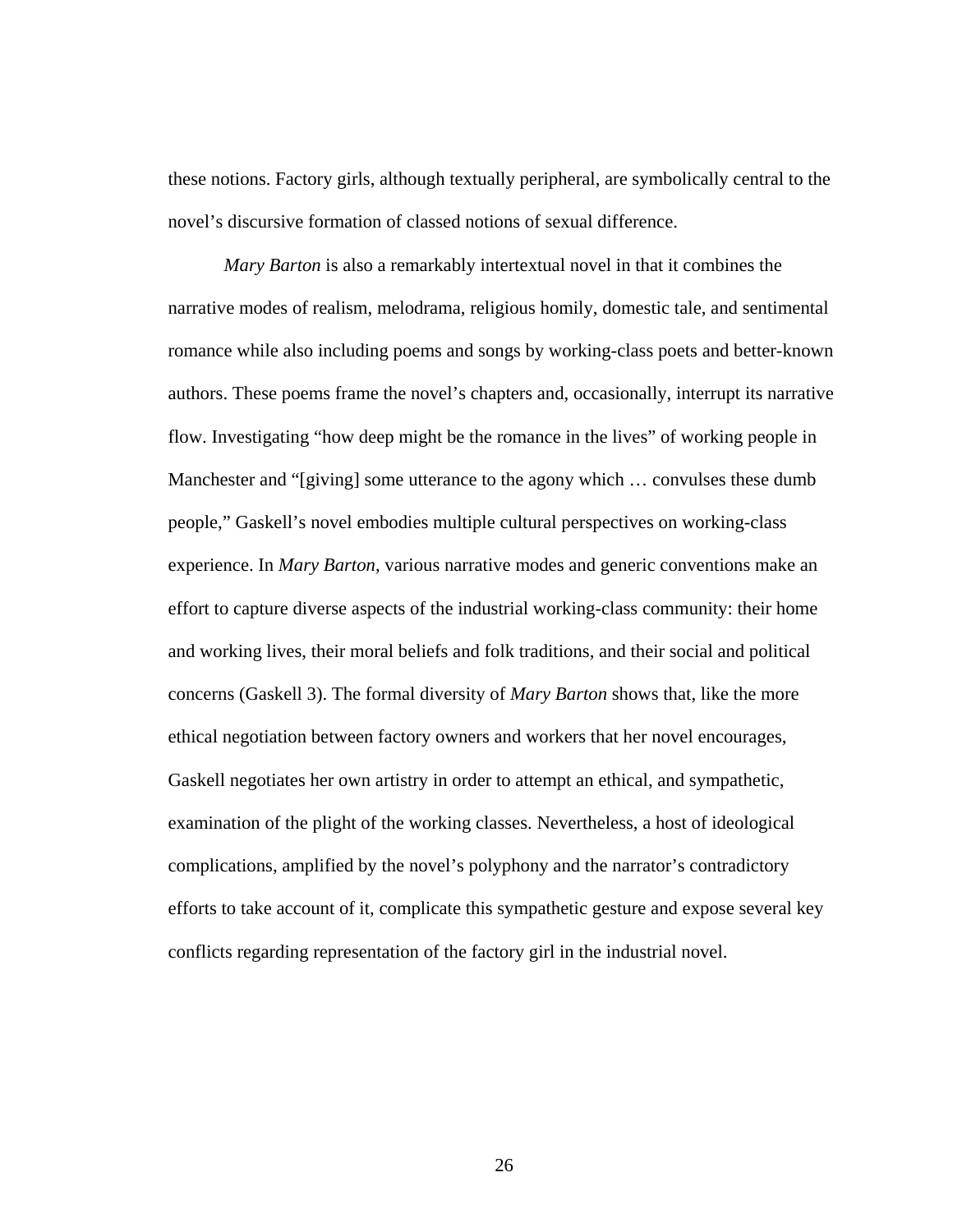these notions. Factory girls, although textually peripheral, are symbolically central to the novel's discursive formation of classed notions of sexual difference.

*Mary Barton* is also a remarkably intertextual novel in that it combines the narrative modes of realism, melodrama, religious homily, domestic tale, and sentimental romance while also including poems and songs by working-class poets and better-known authors. These poems frame the novel's chapters and, occasionally, interrupt its narrative flow. Investigating "how deep might be the romance in the lives" of working people in Manchester and "[giving] some utterance to the agony which … convulses these dumb people," Gaskell's novel embodies multiple cultural perspectives on working-class experience. In *Mary Barton*, various narrative modes and generic conventions make an effort to capture diverse aspects of the industrial working-class community: their home and working lives, their moral beliefs and folk traditions, and their social and political concerns (Gaskell 3). The formal diversity of *Mary Barton* shows that, like the more ethical negotiation between factory owners and workers that her novel encourages, Gaskell negotiates her own artistry in order to attempt an ethical, and sympathetic, examination of the plight of the working classes. Nevertheless, a host of ideological complications, amplified by the novel's polyphony and the narrator's contradictory efforts to take account of it, complicate this sympathetic gesture and expose several key conflicts regarding representation of the factory girl in the industrial novel.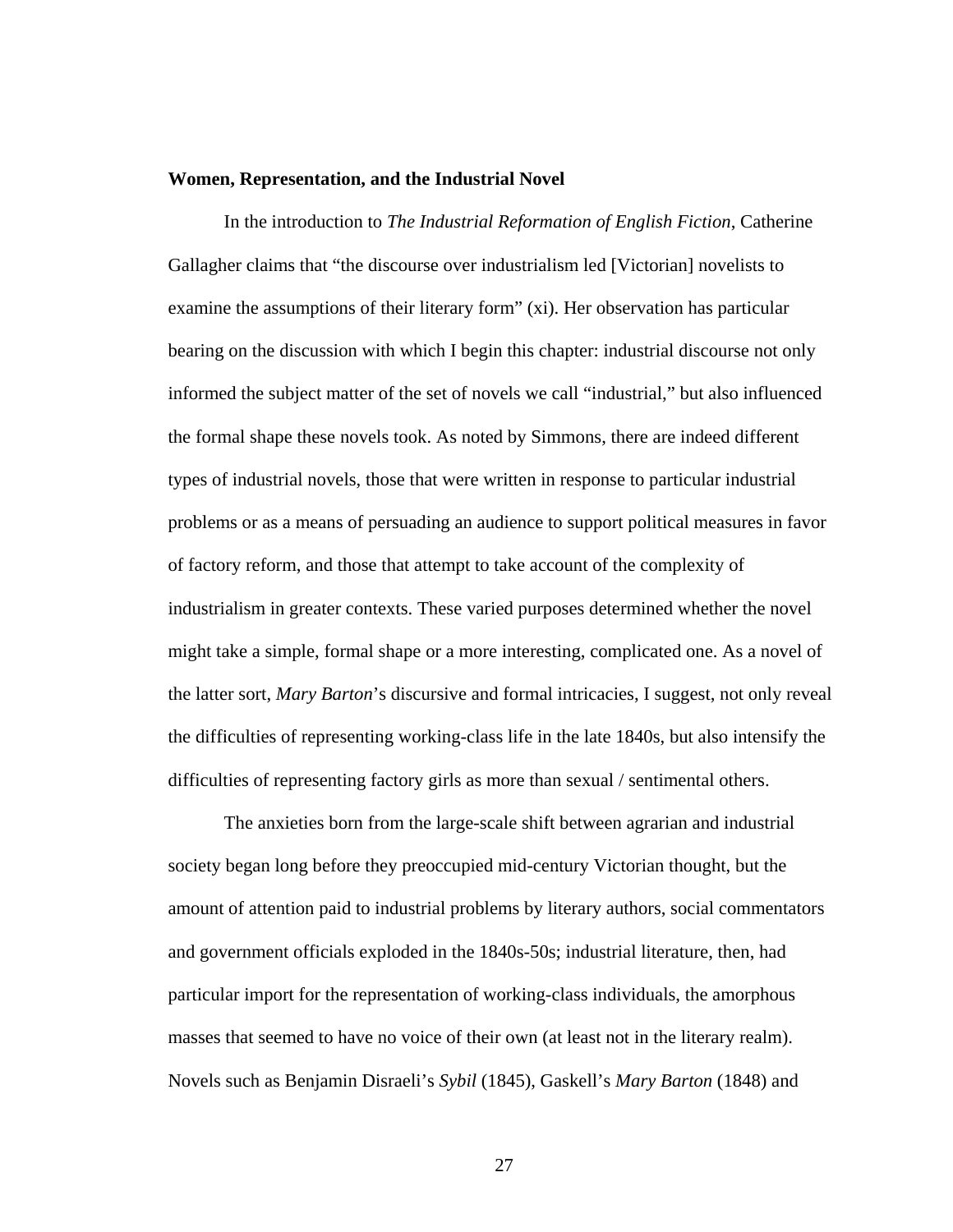**Women, Representation, and the Industrial Novel**

In the introduction to *The Industrial Reformation of English Fiction*, Catherine Gallagher claims that "the discourse over industrialism led [Victorian] novelists to examine the assumptions of their literary form" (xi). Her observation has particular bearing on the discussion with which I begin this chapter: industrial discourse not only informed the subject matter of the set of novels we call "industrial," but also influenced the formal shape these novels took. As noted by Simmons, there are indeed different types of industrial novels, those that were written in response to particular industrial problems or as a means of persuading an audience to support political measures in favor of factory reform, and those that attempt to take account of the complexity of industrialism in greater contexts. These varied purposes determined whether the novel might take a simple, formal shape or a more interesting, complicated one. As a novel of the latter sort, *Mary Barton*'s discursive and formal intricacies, I suggest, not only reveal the difficulties of representing working-class life in the late 1840s, but also intensify the difficulties of representing factory girls as more than sexual / sentimental others.

The anxieties born from the large-scale shift between agrarian and industrial society began long before they preoccupied mid-century Victorian thought, but the amount of attention paid to industrial problems by literary authors, social commentators and government officials exploded in the 1840s-50s; industrial literature, then, had particular import for the representation of working-class individuals, the amorphous masses that seemed to have no voice of their own (at least not in the literary realm). Novels such as Benjamin Disraeli's *Sybil* (1845), Gaskell's *Mary Barton* (1848) and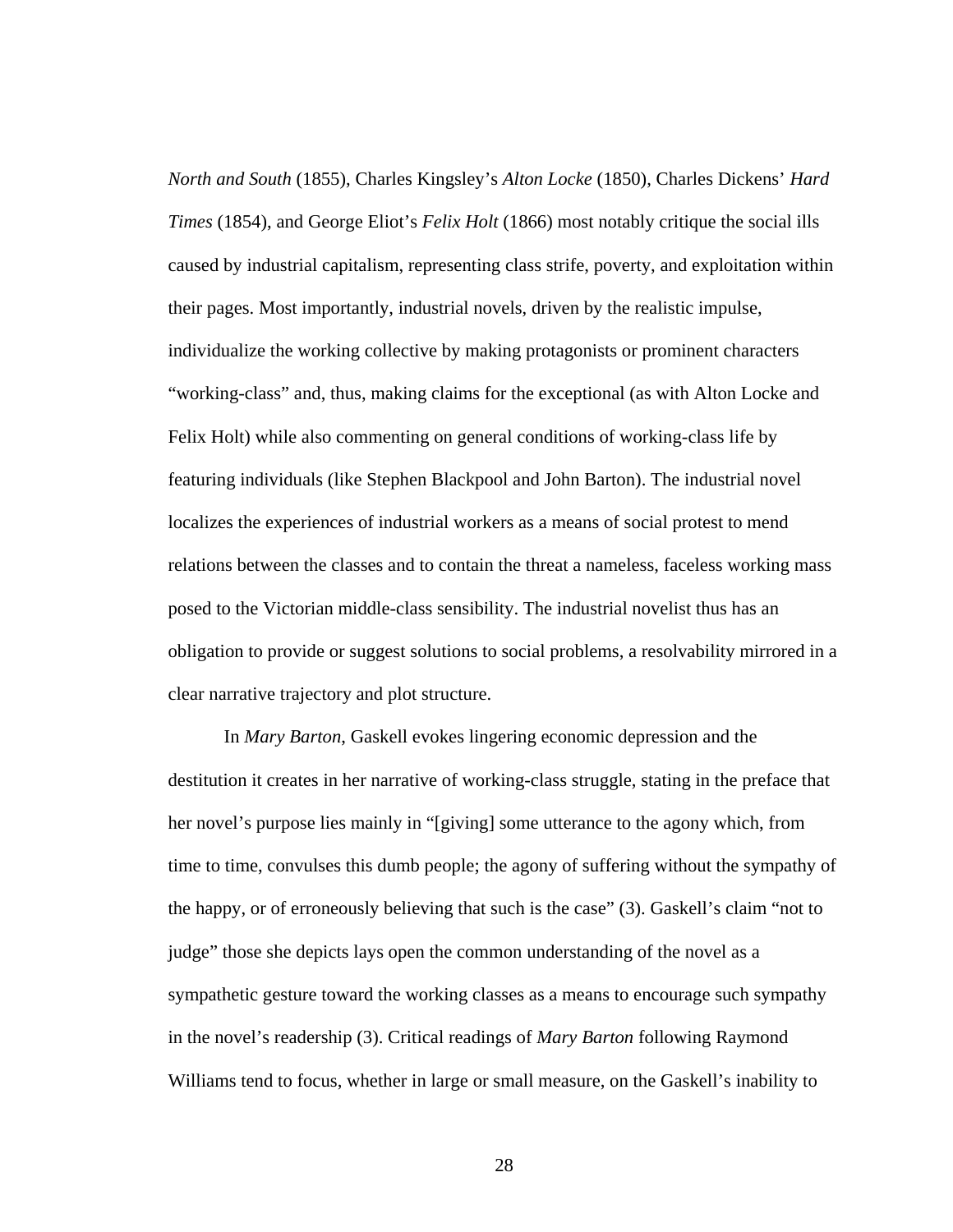*North and South* (1855), Charles Kingsley's *Alton Locke* (1850), Charles Dickens' *Hard Times* (1854), and George Eliot's *Felix Holt* (1866) most notably critique the social ills caused by industrial capitalism, representing class strife, poverty, and exploitation within their pages. Most importantly, industrial novels, driven by the realistic impulse, individualize the working collective by making protagonists or prominent characters "working-class" and, thus, making claims for the exceptional (as with Alton Locke and Felix Holt) while also commenting on general conditions of working-class life by featuring individuals (like Stephen Blackpool and John Barton). The industrial novel localizes the experiences of industrial workers as a means of social protest to mend relations between the classes and to contain the threat a nameless, faceless working mass posed to the Victorian middle-class sensibility. The industrial novelist thus has an obligation to provide or suggest solutions to social problems, a resolvability mirrored in a clear narrative trajectory and plot structure.

In *Mary Barton*, Gaskell evokes lingering economic depression and the destitution it creates in her narrative of working-class struggle, stating in the preface that her novel's purpose lies mainly in "[giving] some utterance to the agony which, from time to time, convulses this dumb people; the agony of suffering without the sympathy of the happy, or of erroneously believing that such is the case" (3). Gaskell's claim "not to judge" those she depicts lays open the common understanding of the novel as a sympathetic gesture toward the working classes as a means to encourage such sympathy in the novel's readership (3). Critical readings of *Mary Barton* following Raymond Williams tend to focus, whether in large or small measure, on the Gaskell's inability to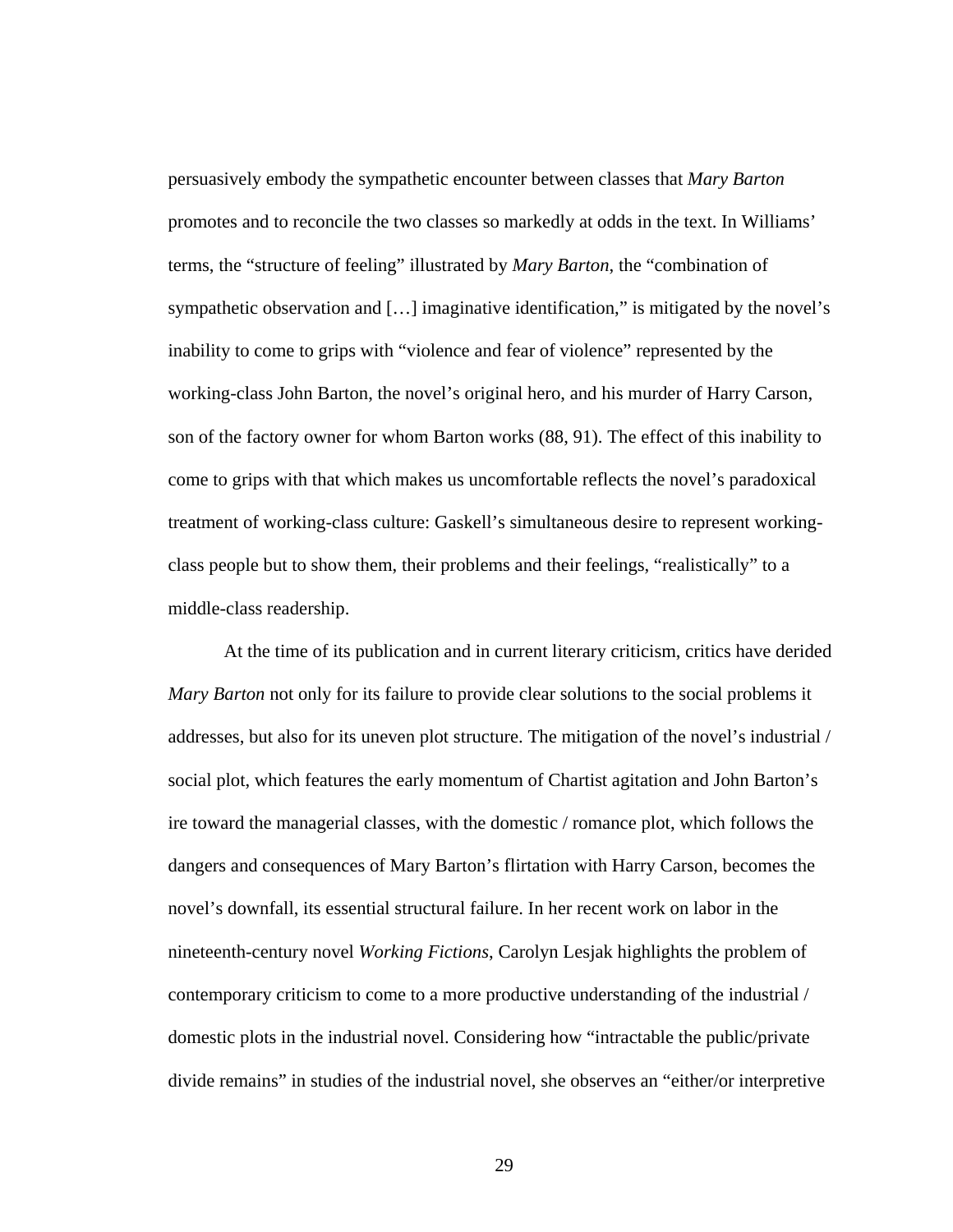persuasively embody the sympathetic encounter between classes that *Mary Barton* promotes and to reconcile the two classes so markedly at odds in the text. In Williams' terms, the "structure of feeling" illustrated by *Mary Barton*, the "combination of sympathetic observation and […] imaginative identification," is mitigated by the novel's inability to come to grips with "violence and fear of violence" represented by the working-class John Barton, the novel's original hero, and his murder of Harry Carson, son of the factory owner for whom Barton works (88, 91). The effect of this inability to come to grips with that which makes us uncomfortable reflects the novel's paradoxical treatment of working-class culture: Gaskell's simultaneous desire to represent working-class people but to show them, their problems and their feelings, "realistically" to a middle-class readership.

At the time of its publication and in current literary criticism, critics have derided *Mary Barton* not only for its failure to provide clear solutions to the social problems it addresses, but also for its uneven plot structure. The mitigation of the novel's industrial / social plot, which features the early momentum of Chartist agitation and John Barton's ire toward the managerial classes, with the domestic / romance plot, which follows the dangers and consequences of Mary Barton's flirtation with Harry Carson, becomes the novel's downfall, its essential structural failure. In her recent work on labor in the nineteenth-century novel *Working Fictions*, Carolyn Lesjak highlights the problem of contemporary criticism to come to a more productive understanding of the industrial / domestic plots in the industrial novel. Considering how "intractable the public/private divide remains" in studies of the industrial novel, she observes an "either/or interpretive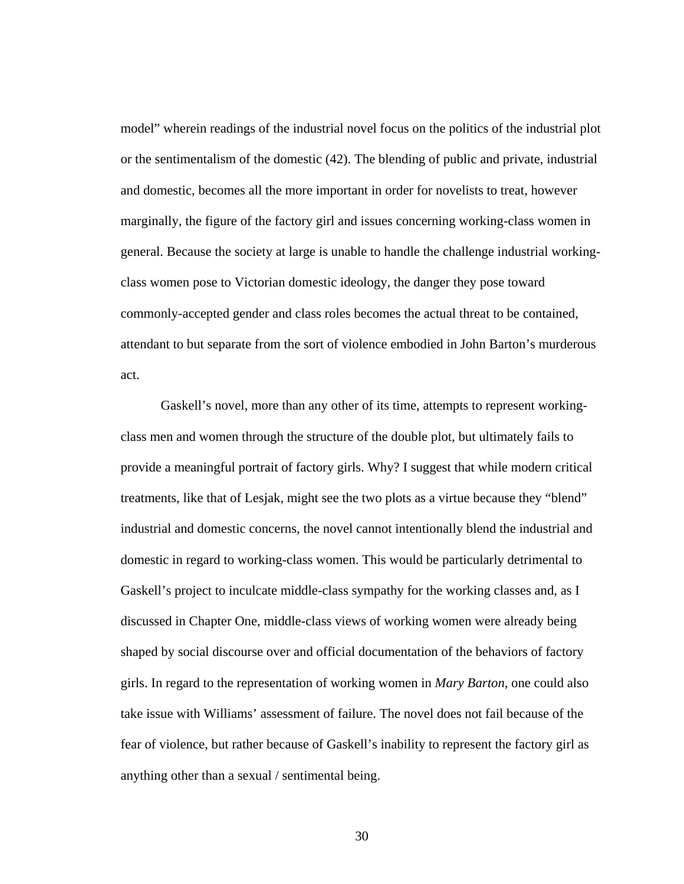model" wherein readings of the industrial novel focus on the politics of the industrial plot or the sentimentalism of the domestic (42). The blending of public and private, industrial and domestic, becomes all the more important in order for novelists to treat, however marginally, the figure of the factory girl and issues concerning working-class women in general. Because the society at large is unable to handle the challenge industrial working-class women pose to Victorian domestic ideology, the danger they pose toward commonly-accepted gender and class roles becomes the actual threat to be contained, attendant to but separate from the sort of violence embodied in John Barton's murderous act.

Gaskell's novel, more than any other of its time, attempts to represent working-class men and women through the structure of the double plot, but ultimately fails to provide a meaningful portrait of factory girls. Why? I suggest that while modern critical treatments, like that of Lesjak, might see the two plots as a virtue because they "blend" industrial and domestic concerns, the novel cannot intentionally blend the industrial and domestic in regard to working-class women. This would be particularly detrimental to Gaskell's project to inculcate middle-class sympathy for the working classes and, as I discussed in Chapter One, middle-class views of working women were already being shaped by social discourse over and official documentation of the behaviors of factory girls. In regard to the representation of working women in *Mary Barton*, one could also take issue with Williams' assessment of failure. The novel does not fail because of the fear of violence, but rather because of Gaskell's inability to represent the factory girl as anything other than a sexual / sentimental being.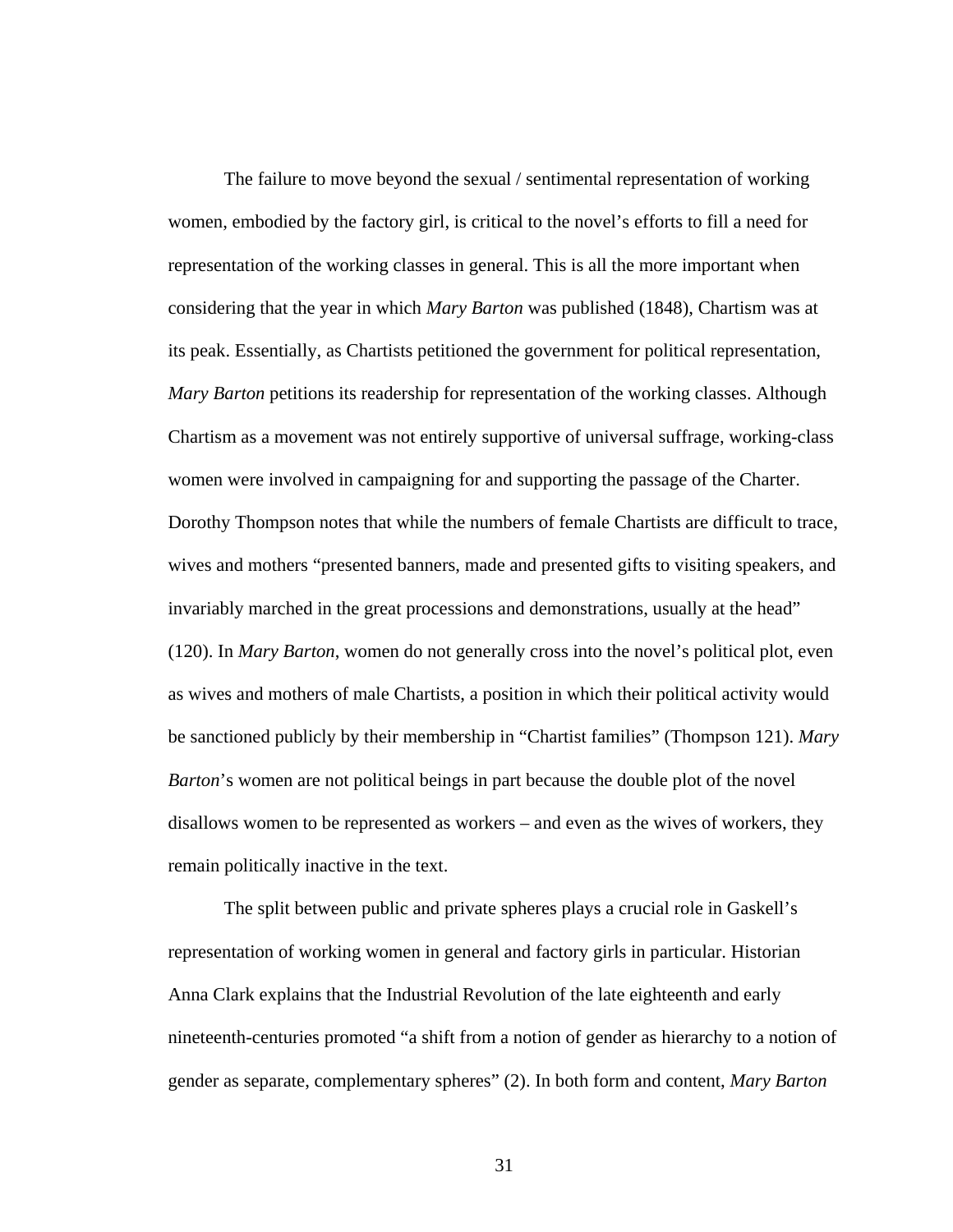The failure to move beyond the sexual / sentimental representation of working women, embodied by the factory girl, is critical to the novel's efforts to fill a need for representation of the working classes in general. This is all the more important when considering that the year in which *Mary Barton* was published (1848), Chartism was at its peak. Essentially, as Chartists petitioned the government for political representation, *Mary Barton* petitions its readership for representation of the working classes. Although Chartism as a movement was not entirely supportive of universal suffrage, working-class women were involved in campaigning for and supporting the passage of the Charter. Dorothy Thompson notes that while the numbers of female Chartists are difficult to trace, wives and mothers "presented banners, made and presented gifts to visiting speakers, and invariably marched in the great processions and demonstrations, usually at the head" (120). In *Mary Barton*, women do not generally cross into the novel's political plot, even as wives and mothers of male Chartists, a position in which their political activity would be sanctioned publicly by their membership in "Chartist families" (Thompson 121). *Mary Barton*'s women are not political beings in part because the double plot of the novel disallows women to be represented as workers – and even as the wives of workers, they remain politically inactive in the text.

The split between public and private spheres plays a crucial role in Gaskell's representation of working women in general and factory girls in particular. Historian Anna Clark explains that the Industrial Revolution of the late eighteenth and early nineteenth-centuries promoted "a shift from a notion of gender as hierarchy to a notion of gender as separate, complementary spheres" (2). In both form and content, *Mary Barton*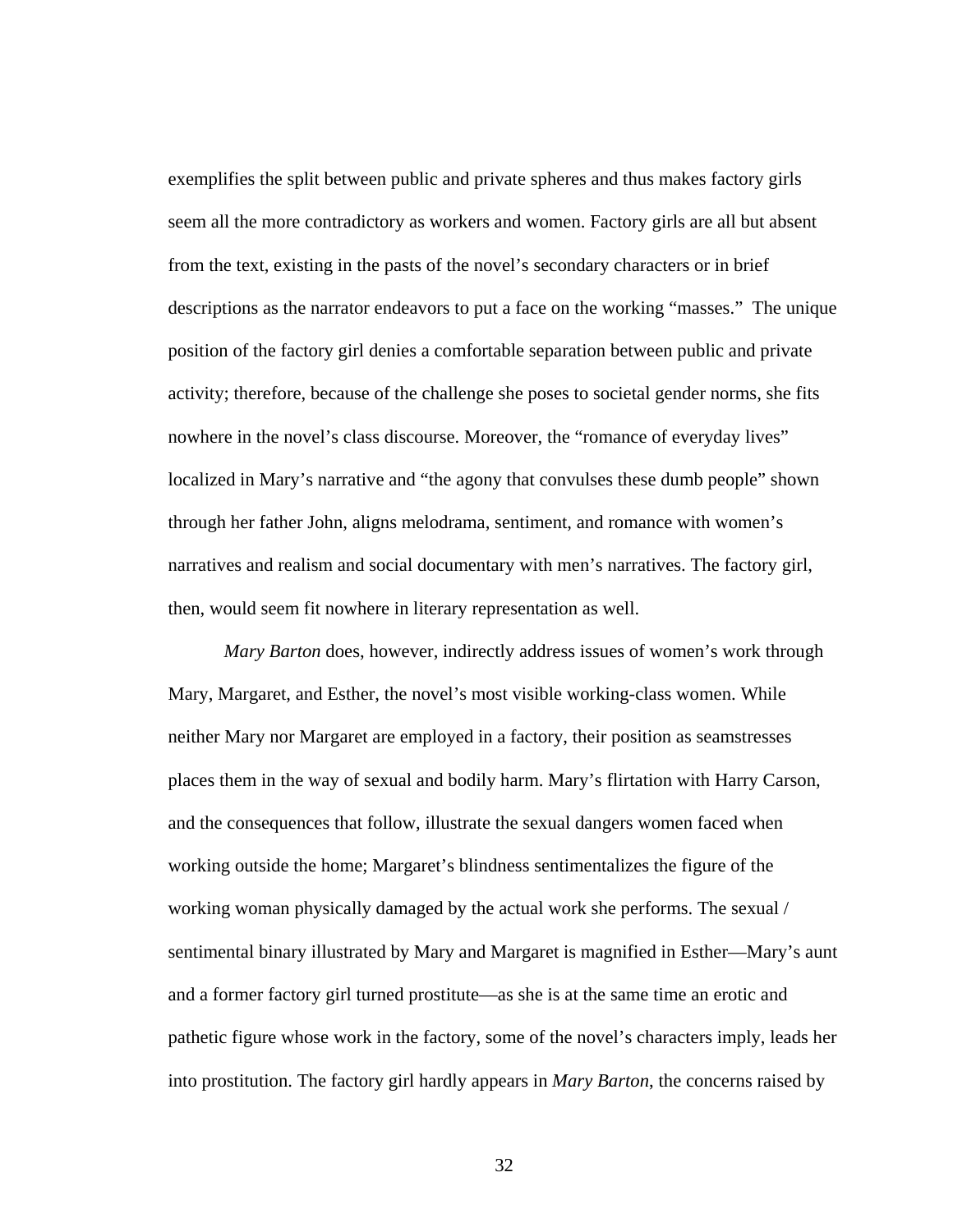exemplifies the split between public and private spheres and thus makes factory girls seem all the more contradictory as workers and women. Factory girls are all but absent from the text, existing in the pasts of the novel's secondary characters or in brief descriptions as the narrator endeavors to put a face on the working "masses." The unique position of the factory girl denies a comfortable separation between public and private activity; therefore, because of the challenge she poses to societal gender norms, she fits nowhere in the novel's class discourse. Moreover, the "romance of everyday lives" localized in Mary's narrative and "the agony that convulses these dumb people" shown through her father John, aligns melodrama, sentiment, and romance with women's narratives and realism and social documentary with men's narratives. The factory girl, then, would seem fit nowhere in literary representation as well.

*Mary Barton* does, however, indirectly address issues of women's work through Mary, Margaret, and Esther, the novel's most visible working-class women. While neither Mary nor Margaret are employed in a factory, their position as seamstresses places them in the way of sexual and bodily harm. Mary's flirtation with Harry Carson, and the consequences that follow, illustrate the sexual dangers women faced when working outside the home; Margaret's blindness sentimentalizes the figure of the working woman physically damaged by the actual work she performs. The sexual / sentimental binary illustrated by Mary and Margaret is magnified in Esther—Mary's aunt and a former factory girl turned prostitute—as she is at the same time an erotic and pathetic figure whose work in the factory, some of the novel's characters imply, leads her into prostitution. The factory girl hardly appears in *Mary Barton*, the concerns raised by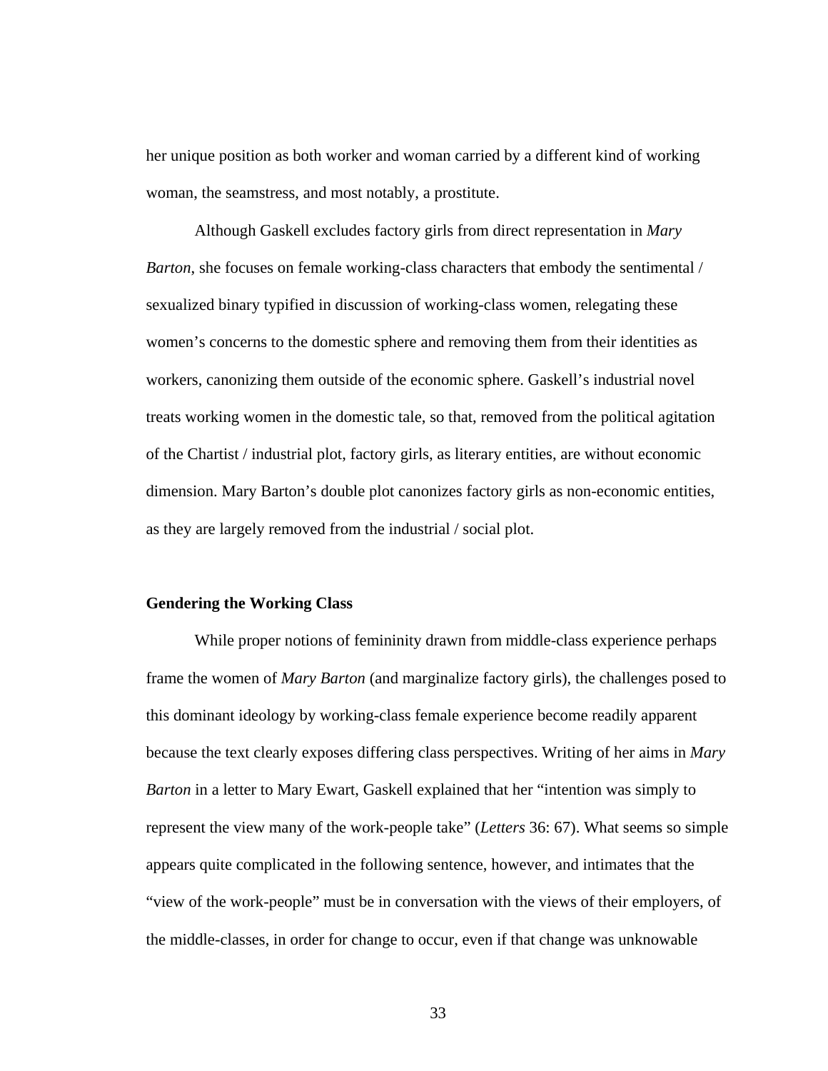her unique position as both worker and woman carried by a different kind of working woman, the seamstress, and most notably, a prostitute.

Although Gaskell excludes factory girls from direct representation in *Mary Barton*, she focuses on female working-class characters that embody the sentimental / sexualized binary typified in discussion of working-class women, relegating these women's concerns to the domestic sphere and removing them from their identities as workers, canonizing them outside of the economic sphere. Gaskell's industrial novel treats working women in the domestic tale, so that, removed from the political agitation of the Chartist / industrial plot, factory girls, as literary entities, are without economic dimension. Mary Barton's double plot canonizes factory girls as non-economic entities, as they are largely removed from the industrial / social plot.

### Gendering the Working Class

While proper notions of femininity drawn from middle-class experience perhaps frame the women of *Mary Barton* (and marginalize factory girls), the challenges posed to this dominant ideology by working-class female experience become readily apparent because the text clearly exposes differing class perspectives. Writing of her aims in *Mary Barton* in a letter to Mary Ewart, Gaskell explained that her "intention was simply to represent the view many of the work-people take" (*Letters* 36: 67). What seems so simple appears quite complicated in the following sentence, however, and intimates that the "view of the work-people" must be in conversation with the views of their employers, of the middle-classes, in order for change to occur, even if that change was unknowable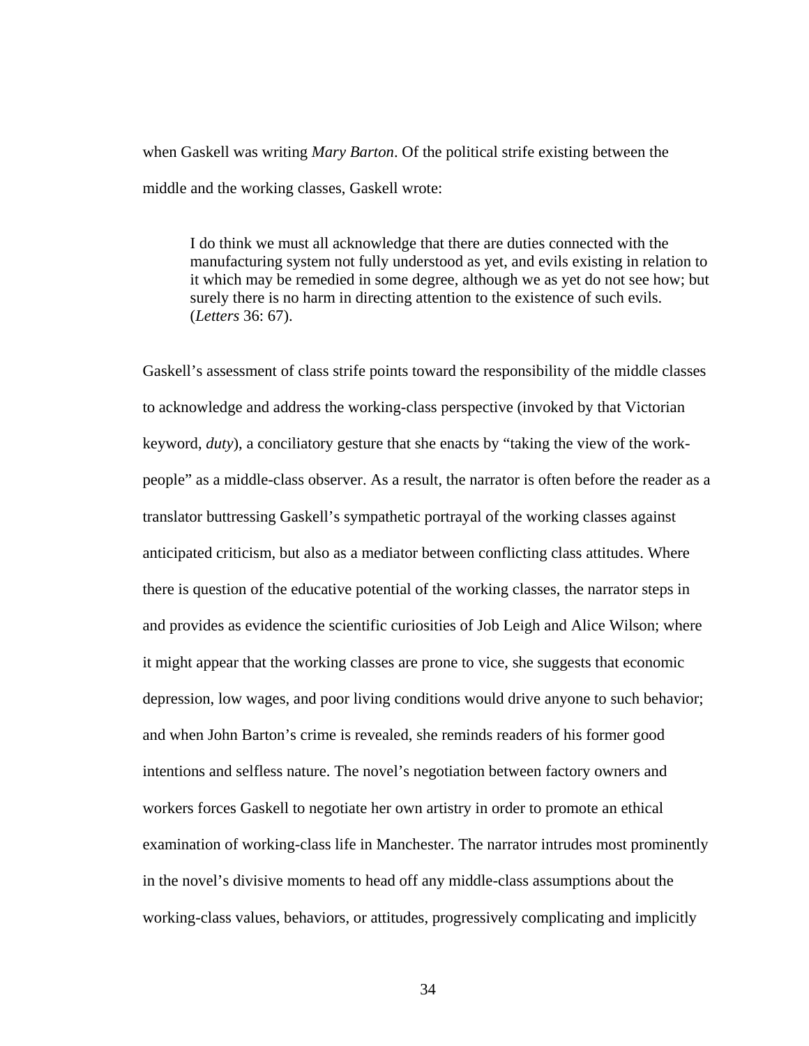when Gaskell was writing *Mary Barton*. Of the political strife existing between the middle and the working classes, Gaskell wrote:

> I do think we must all acknowledge that there are duties connected with the manufacturing system not fully understood as yet, and evils existing in relation to it which may be remedied in some degree, although we as yet do not see how; but surely there is no harm in directing attention to the existence of such evils. (*Letters* 36: 67).

Gaskell's assessment of class strife points toward the responsibility of the middle classes to acknowledge and address the working-class perspective (invoked by that Victorian keyword, *duty*), a conciliatory gesture that she enacts by "taking the view of the work-people" as a middle-class observer. As a result, the narrator is often before the reader as a translator buttressing Gaskell's sympathetic portrayal of the working classes against anticipated criticism, but also as a mediator between conflicting class attitudes. Where there is question of the educative potential of the working classes, the narrator steps in and provides as evidence the scientific curiosities of Job Leigh and Alice Wilson; where it might appear that the working classes are prone to vice, she suggests that economic depression, low wages, and poor living conditions would drive anyone to such behavior; and when John Barton's crime is revealed, she reminds readers of his former good intentions and selfless nature. The novel's negotiation between factory owners and workers forces Gaskell to negotiate her own artistry in order to promote an ethical examination of working-class life in Manchester. The narrator intrudes most prominently in the novel's divisive moments to head off any middle-class assumptions about the working-class values, behaviors, or attitudes, progressively complicating and implicitly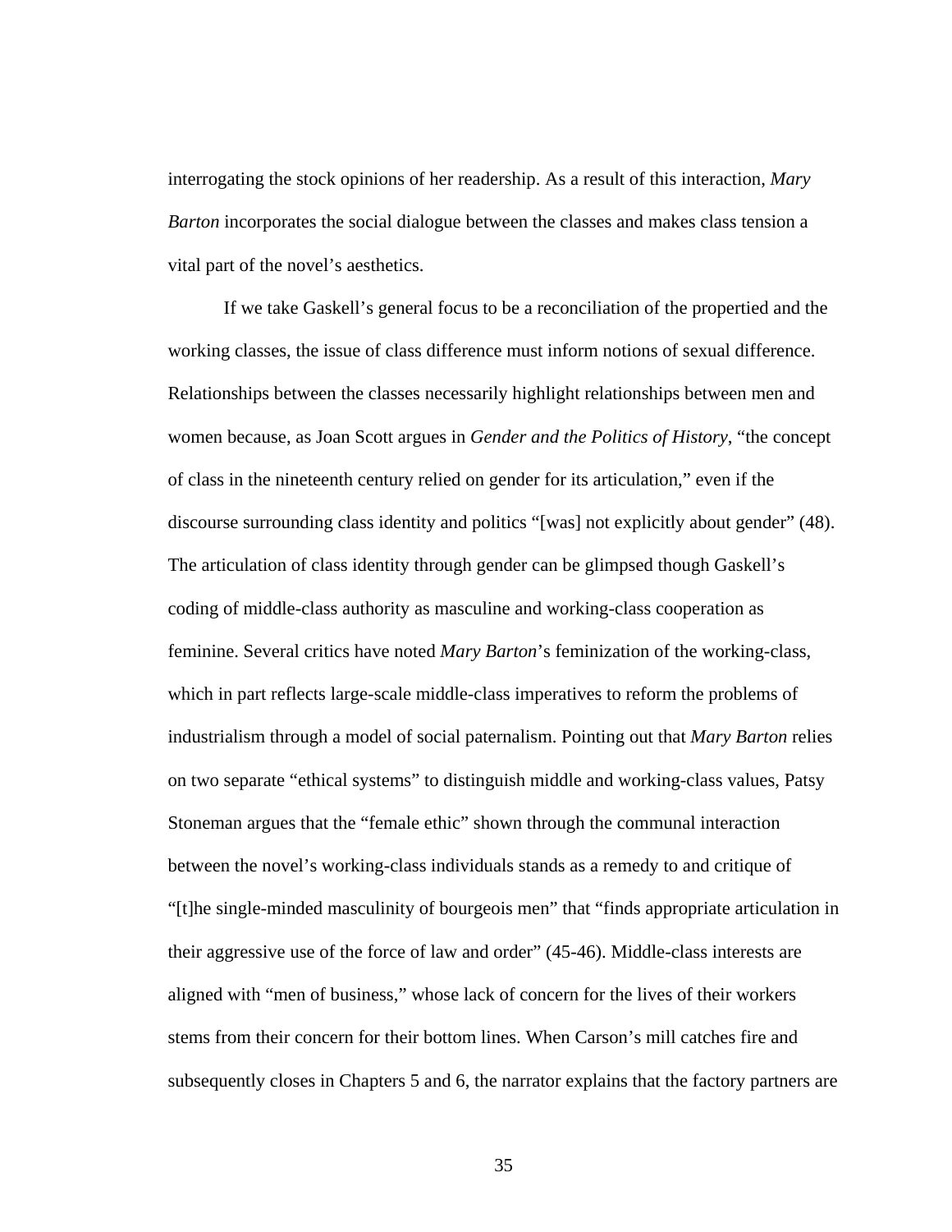interrogating the stock opinions of her readership. As a result of this interaction, *Mary Barton* incorporates the social dialogue between the classes and makes class tension a vital part of the novel's aesthetics.

If we take Gaskell's general focus to be a reconciliation of the propertied and the working classes, the issue of class difference must inform notions of sexual difference. Relationships between the classes necessarily highlight relationships between men and women because, as Joan Scott argues in *Gender and the Politics of History*, "the concept of class in the nineteenth century relied on gender for its articulation," even if the discourse surrounding class identity and politics "[was] not explicitly about gender" (48). The articulation of class identity through gender can be glimpsed though Gaskell's coding of middle-class authority as masculine and working-class cooperation as feminine. Several critics have noted *Mary Barton*'s feminization of the working-class, which in part reflects large-scale middle-class imperatives to reform the problems of industrialism through a model of social paternalism. Pointing out that *Mary Barton* relies on two separate "ethical systems" to distinguish middle and working-class values, Patsy Stoneman argues that the "female ethic" shown through the communal interaction between the novel's working-class individuals stands as a remedy to and critique of "[t]he single-minded masculinity of bourgeois men" that "finds appropriate articulation in their aggressive use of the force of law and order" (45-46). Middle-class interests are aligned with "men of business," whose lack of concern for the lives of their workers stems from their concern for their bottom lines. When Carson's mill catches fire and subsequently closes in Chapters 5 and 6, the narrator explains that the factory partners are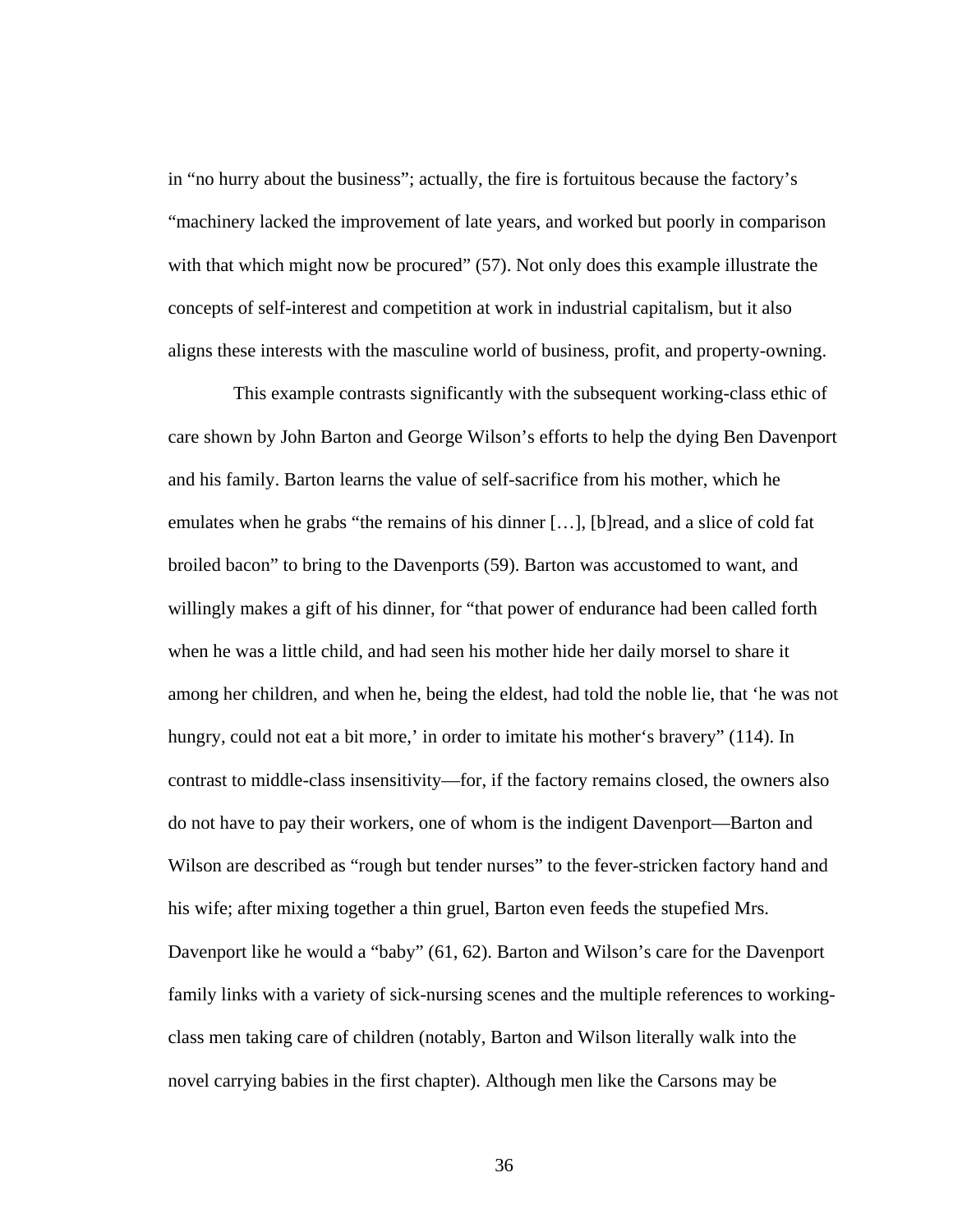in "no hurry about the business"; actually, the fire is fortuitous because the factory's "machinery lacked the improvement of late years, and worked but poorly in comparison with that which might now be procured" (57). Not only does this example illustrate the concepts of self-interest and competition at work in industrial capitalism, but it also aligns these interests with the masculine world of business, profit, and property-owning.

This example contrasts significantly with the subsequent working-class ethic of care shown by John Barton and George Wilson's efforts to help the dying Ben Davenport and his family. Barton learns the value of self-sacrifice from his mother, which he emulates when he grabs "the remains of his dinner […], [b]read, and a slice of cold fat broiled bacon" to bring to the Davenports (59). Barton was accustomed to want, and willingly makes a gift of his dinner, for "that power of endurance had been called forth when he was a little child, and had seen his mother hide her daily morsel to share it among her children, and when he, being the eldest, had told the noble lie, that 'he was not hungry, could not eat a bit more,' in order to imitate his mother's bravery" (114). In contrast to middle-class insensitivity—for, if the factory remains closed, the owners also do not have to pay their workers, one of whom is the indigent Davenport—Barton and Wilson are described as "rough but tender nurses" to the fever-stricken factory hand and his wife; after mixing together a thin gruel, Barton even feeds the stupefied Mrs. Davenport like he would a "baby" (61, 62). Barton and Wilson's care for the Davenport family links with a variety of sick-nursing scenes and the multiple references to working-class men taking care of children (notably, Barton and Wilson literally walk into the novel carrying babies in the first chapter). Although men like the Carsons may be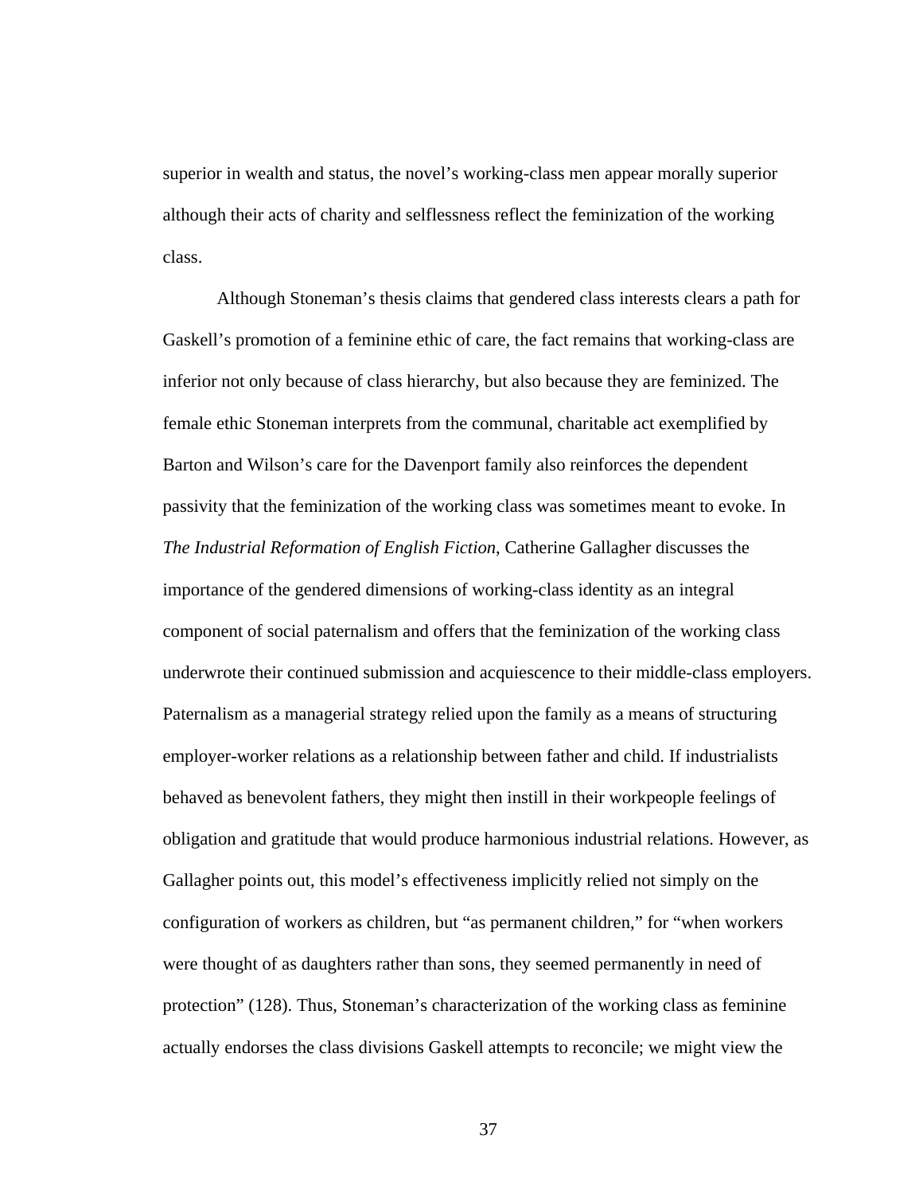superior in wealth and status, the novel's working-class men appear morally superior although their acts of charity and selflessness reflect the feminization of the working class.

Although Stoneman's thesis claims that gendered class interests clears a path for Gaskell's promotion of a feminine ethic of care, the fact remains that working-class are inferior not only because of class hierarchy, but also because they are feminized. The female ethic Stoneman interprets from the communal, charitable act exemplified by Barton and Wilson's care for the Davenport family also reinforces the dependent passivity that the feminization of the working class was sometimes meant to evoke. In *The Industrial Reformation of English Fiction*, Catherine Gallagher discusses the importance of the gendered dimensions of working-class identity as an integral component of social paternalism and offers that the feminization of the working class underwrote their continued submission and acquiescence to their middle-class employers. Paternalism as a managerial strategy relied upon the family as a means of structuring employer-worker relations as a relationship between father and child. If industrialists behaved as benevolent fathers, they might then instill in their workpeople feelings of obligation and gratitude that would produce harmonious industrial relations. However, as Gallagher points out, this model's effectiveness implicitly relied not simply on the configuration of workers as children, but "as permanent children," for "when workers were thought of as daughters rather than sons, they seemed permanently in need of protection" (128). Thus, Stoneman's characterization of the working class as feminine actually endorses the class divisions Gaskell attempts to reconcile; we might view the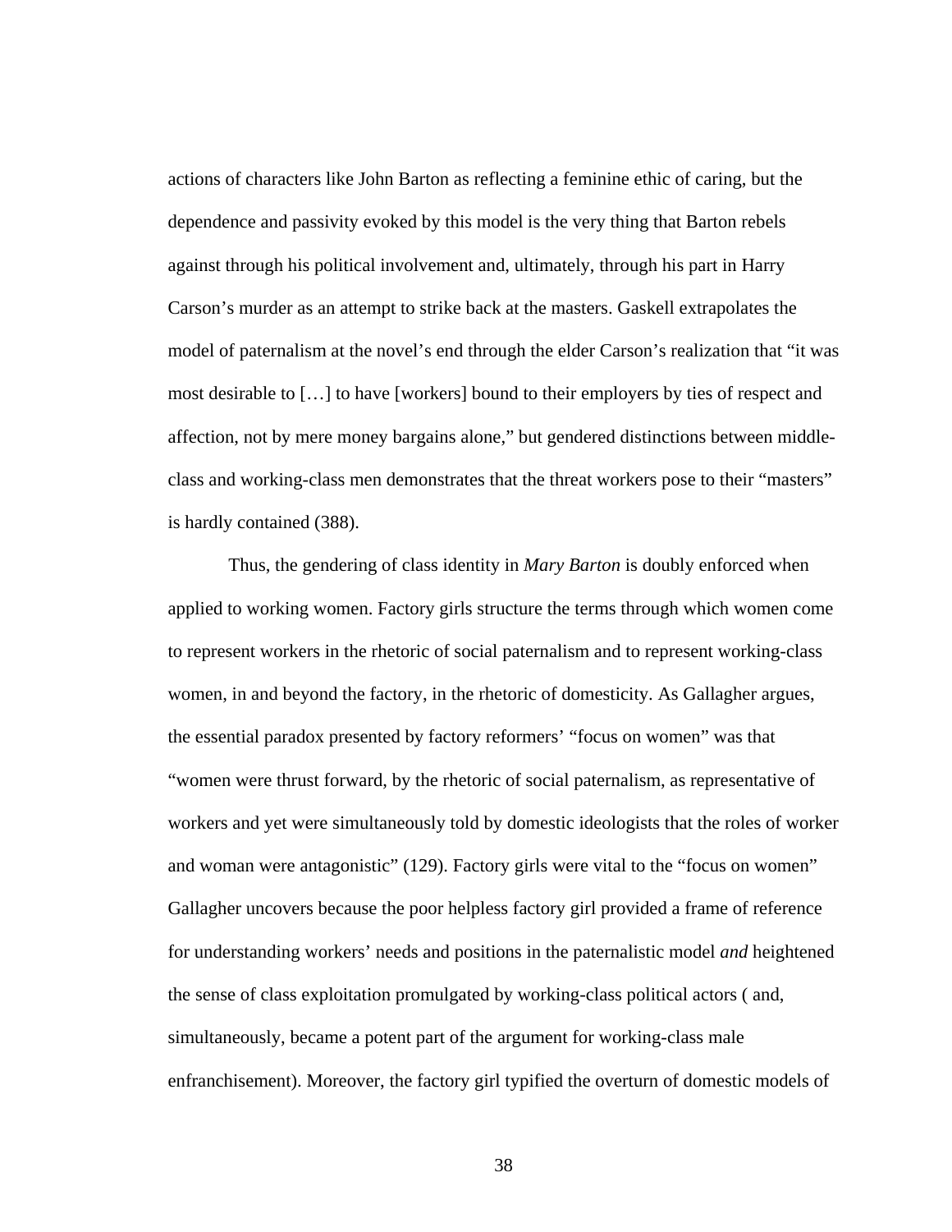actions of characters like John Barton as reflecting a feminine ethic of caring, but the dependence and passivity evoked by this model is the very thing that Barton rebels against through his political involvement and, ultimately, through his part in Harry Carson's murder as an attempt to strike back at the masters. Gaskell extrapolates the model of paternalism at the novel's end through the elder Carson's realization that "it was most desirable to […] to have [workers] bound to their employers by ties of respect and affection, not by mere money bargains alone," but gendered distinctions between middle-class and working-class men demonstrates that the threat workers pose to their "masters" is hardly contained (388).

Thus, the gendering of class identity in *Mary Barton* is doubly enforced when applied to working women. Factory girls structure the terms through which women come to represent workers in the rhetoric of social paternalism and to represent working-class women, in and beyond the factory, in the rhetoric of domesticity. As Gallagher argues, the essential paradox presented by factory reformers' "focus on women" was that "women were thrust forward, by the rhetoric of social paternalism, as representative of workers and yet were simultaneously told by domestic ideologists that the roles of worker and woman were antagonistic" (129). Factory girls were vital to the "focus on women" Gallagher uncovers because the poor helpless factory girl provided a frame of reference for understanding workers' needs and positions in the paternalistic model *and* heightened the sense of class exploitation promulgated by working-class political actors ( and, simultaneously, became a potent part of the argument for working-class male enfranchisement). Moreover, the factory girl typified the overturn of domestic models of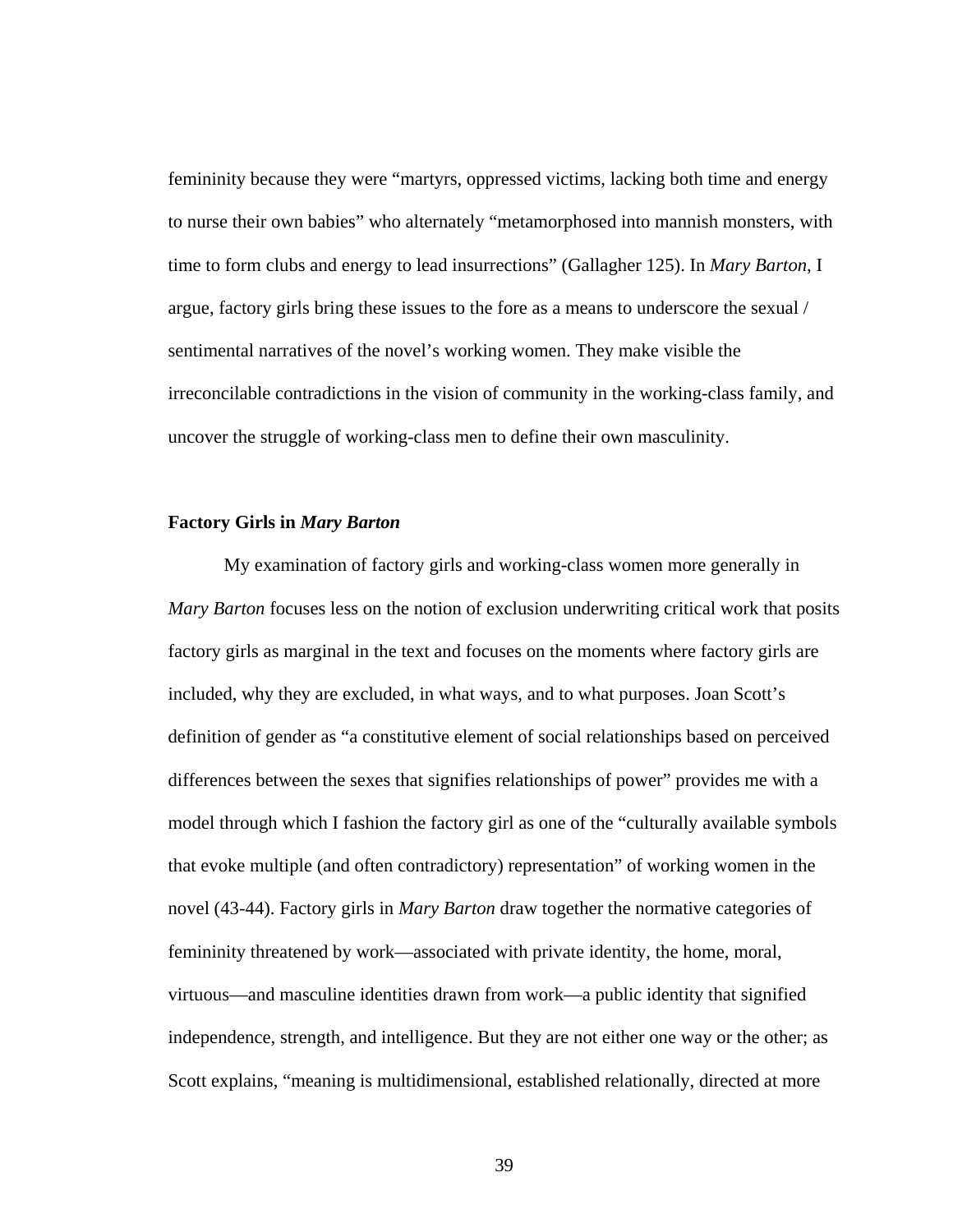femininity because they were "martyrs, oppressed victims, lacking both time and energy to nurse their own babies" who alternately "metamorphosed into mannish monsters, with time to form clubs and energy to lead insurrections" (Gallagher 125). In *Mary Barton*, I argue, factory girls bring these issues to the fore as a means to underscore the sexual / sentimental narratives of the novel's working women. They make visible the irreconcilable contradictions in the vision of community in the working-class family, and uncover the struggle of working-class men to define their own masculinity.

### Factory Girls in *Mary Barton*

My examination of factory girls and working-class women more generally in *Mary Barton* focuses less on the notion of exclusion underwriting critical work that posits factory girls as marginal in the text and focuses on the moments where factory girls are included, why they are excluded, in what ways, and to what purposes. Joan Scott's definition of gender as "a constitutive element of social relationships based on perceived differences between the sexes that signifies relationships of power" provides me with a model through which I fashion the factory girl as one of the "culturally available symbols that evoke multiple (and often contradictory) representation" of working women in the novel (43-44). Factory girls in *Mary Barton* draw together the normative categories of femininity threatened by work—associated with private identity, the home, moral, virtuous—and masculine identities drawn from work—a public identity that signified independence, strength, and intelligence. But they are not either one way or the other; as Scott explains, "meaning is multidimensional, established relationally, directed at more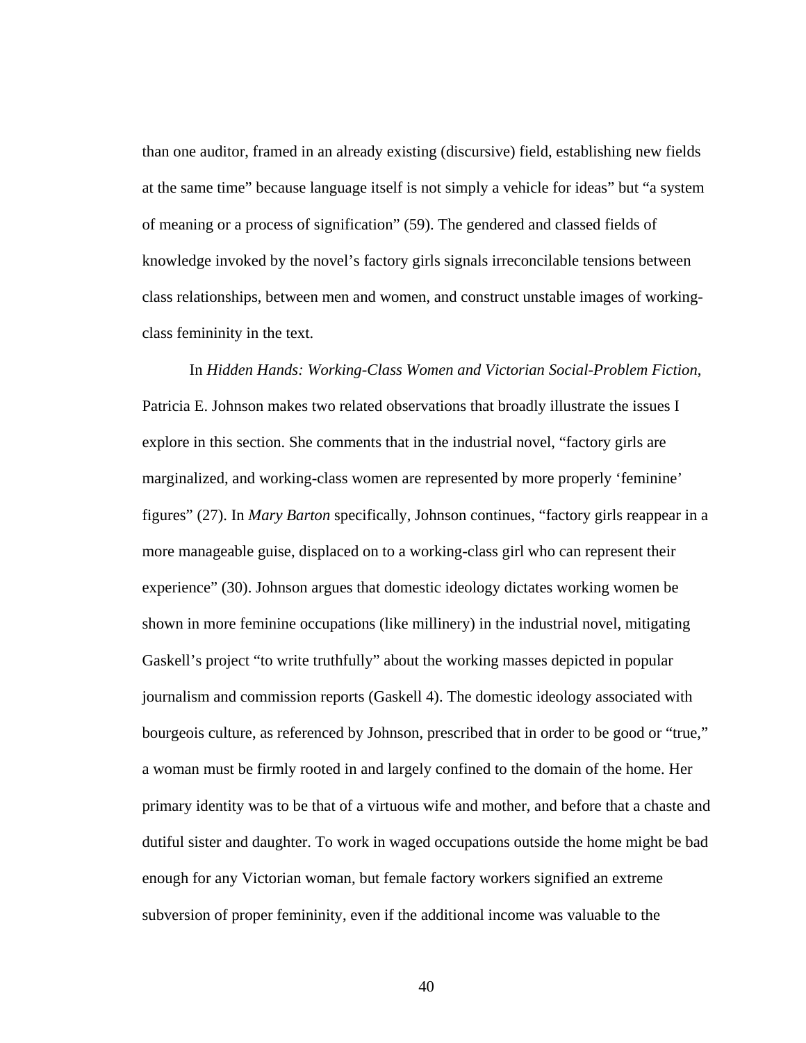than one auditor, framed in an already existing (discursive) field, establishing new fields at the same time" because language itself is not simply a vehicle for ideas" but "a system of meaning or a process of signification" (59). The gendered and classed fields of knowledge invoked by the novel's factory girls signals irreconcilable tensions between class relationships, between men and women, and construct unstable images of working-class femininity in the text.

In *Hidden Hands: Working-Class Women and Victorian Social-Problem Fiction*, Patricia E. Johnson makes two related observations that broadly illustrate the issues I explore in this section. She comments that in the industrial novel, "factory girls are marginalized, and working-class women are represented by more properly 'feminine' figures" (27). In *Mary Barton* specifically, Johnson continues, "factory girls reappear in a more manageable guise, displaced on to a working-class girl who can represent their experience" (30). Johnson argues that domestic ideology dictates working women be shown in more feminine occupations (like millinery) in the industrial novel, mitigating Gaskell's project "to write truthfully" about the working masses depicted in popular journalism and commission reports (Gaskell 4). The domestic ideology associated with bourgeois culture, as referenced by Johnson, prescribed that in order to be good or "true," a woman must be firmly rooted in and largely confined to the domain of the home. Her primary identity was to be that of a virtuous wife and mother, and before that a chaste and dutiful sister and daughter. To work in waged occupations outside the home might be bad enough for any Victorian woman, but female factory workers signified an extreme subversion of proper femininity, even if the additional income was valuable to the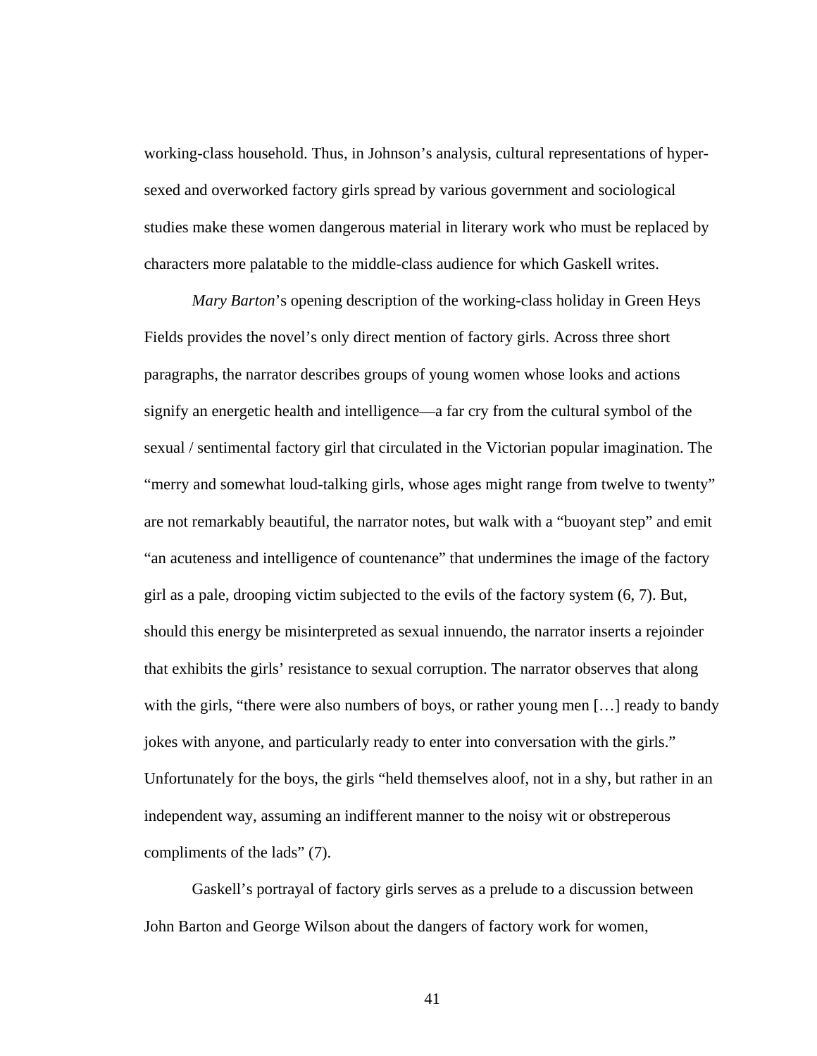working-class household. Thus, in Johnson's analysis, cultural representations of hyper-sexed and overworked factory girls spread by various government and sociological studies make these women dangerous material in literary work who must be replaced by characters more palatable to the middle-class audience for which Gaskell writes.

*Mary Barton*'s opening description of the working-class holiday in Green Heys Fields provides the novel's only direct mention of factory girls. Across three short paragraphs, the narrator describes groups of young women whose looks and actions signify an energetic health and intelligence—a far cry from the cultural symbol of the sexual / sentimental factory girl that circulated in the Victorian popular imagination. The "merry and somewhat loud-talking girls, whose ages might range from twelve to twenty" are not remarkably beautiful, the narrator notes, but walk with a "buoyant step" and emit "an acuteness and intelligence of countenance" that undermines the image of the factory girl as a pale, drooping victim subjected to the evils of the factory system (6, 7). But, should this energy be misinterpreted as sexual innuendo, the narrator inserts a rejoinder that exhibits the girls' resistance to sexual corruption. The narrator observes that along with the girls, "there were also numbers of boys, or rather young men […] ready to bandy jokes with anyone, and particularly ready to enter into conversation with the girls." Unfortunately for the boys, the girls "held themselves aloof, not in a shy, but rather in an independent way, assuming an indifferent manner to the noisy wit or obstreperous compliments of the lads" (7).

Gaskell's portrayal of factory girls serves as a prelude to a discussion between John Barton and George Wilson about the dangers of factory work for women,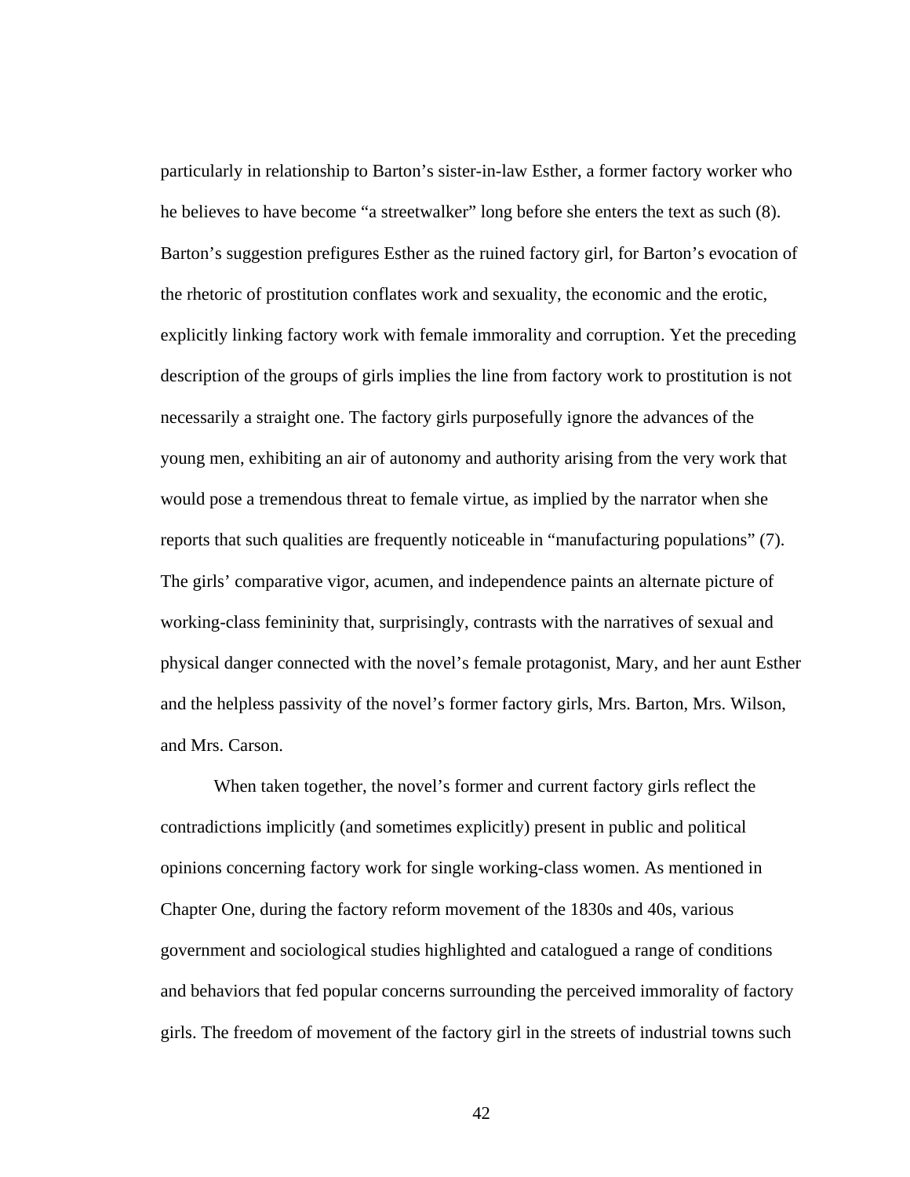particularly in relationship to Barton's sister-in-law Esther, a former factory worker who he believes to have become "a streetwalker" long before she enters the text as such (8). Barton's suggestion prefigures Esther as the ruined factory girl, for Barton's evocation of the rhetoric of prostitution conflates work and sexuality, the economic and the erotic, explicitly linking factory work with female immorality and corruption. Yet the preceding description of the groups of girls implies the line from factory work to prostitution is not necessarily a straight one. The factory girls purposefully ignore the advances of the young men, exhibiting an air of autonomy and authority arising from the very work that would pose a tremendous threat to female virtue, as implied by the narrator when she reports that such qualities are frequently noticeable in "manufacturing populations" (7). The girls' comparative vigor, acumen, and independence paints an alternate picture of working-class femininity that, surprisingly, contrasts with the narratives of sexual and physical danger connected with the novel's female protagonist, Mary, and her aunt Esther and the helpless passivity of the novel's former factory girls, Mrs. Barton, Mrs. Wilson, and Mrs. Carson.

When taken together, the novel's former and current factory girls reflect the contradictions implicitly (and sometimes explicitly) present in public and political opinions concerning factory work for single working-class women. As mentioned in Chapter One, during the factory reform movement of the 1830s and 40s, various government and sociological studies highlighted and catalogued a range of conditions and behaviors that fed popular concerns surrounding the perceived immorality of factory girls. The freedom of movement of the factory girl in the streets of industrial towns such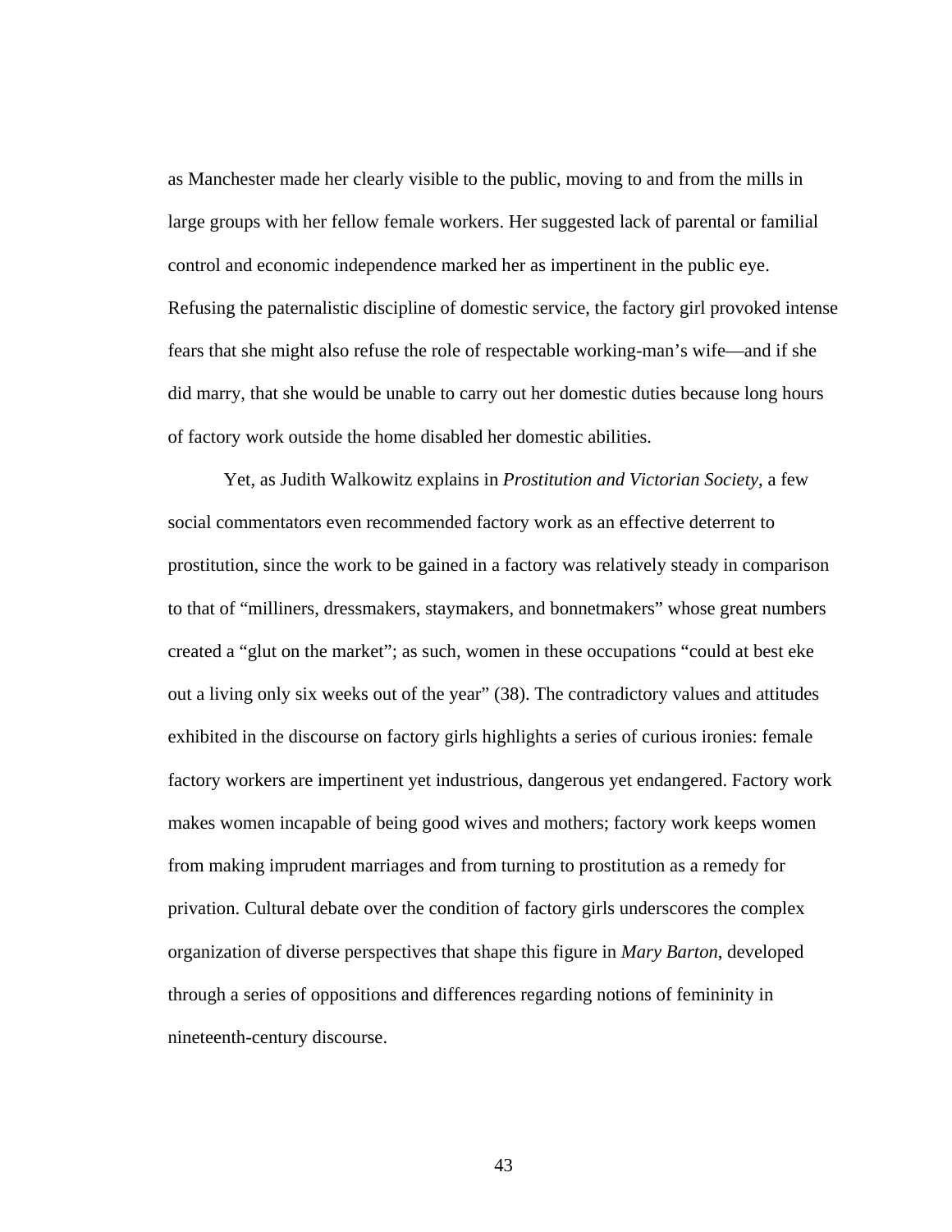as Manchester made her clearly visible to the public, moving to and from the mills in large groups with her fellow female workers. Her suggested lack of parental or familial control and economic independence marked her as impertinent in the public eye. Refusing the paternalistic discipline of domestic service, the factory girl provoked intense fears that she might also refuse the role of respectable working-man's wife—and if she did marry, that she would be unable to carry out her domestic duties because long hours of factory work outside the home disabled her domestic abilities.

Yet, as Judith Walkowitz explains in *Prostitution and Victorian Society*, a few social commentators even recommended factory work as an effective deterrent to prostitution, since the work to be gained in a factory was relatively steady in comparison to that of "milliners, dressmakers, staymakers, and bonnetmakers" whose great numbers created a "glut on the market"; as such, women in these occupations "could at best eke out a living only six weeks out of the year" (38). The contradictory values and attitudes exhibited in the discourse on factory girls highlights a series of curious ironies: female factory workers are impertinent yet industrious, dangerous yet endangered. Factory work makes women incapable of being good wives and mothers; factory work keeps women from making imprudent marriages and from turning to prostitution as a remedy for privation. Cultural debate over the condition of factory girls underscores the complex organization of diverse perspectives that shape this figure in *Mary Barton*, developed through a series of oppositions and differences regarding notions of femininity in nineteenth-century discourse.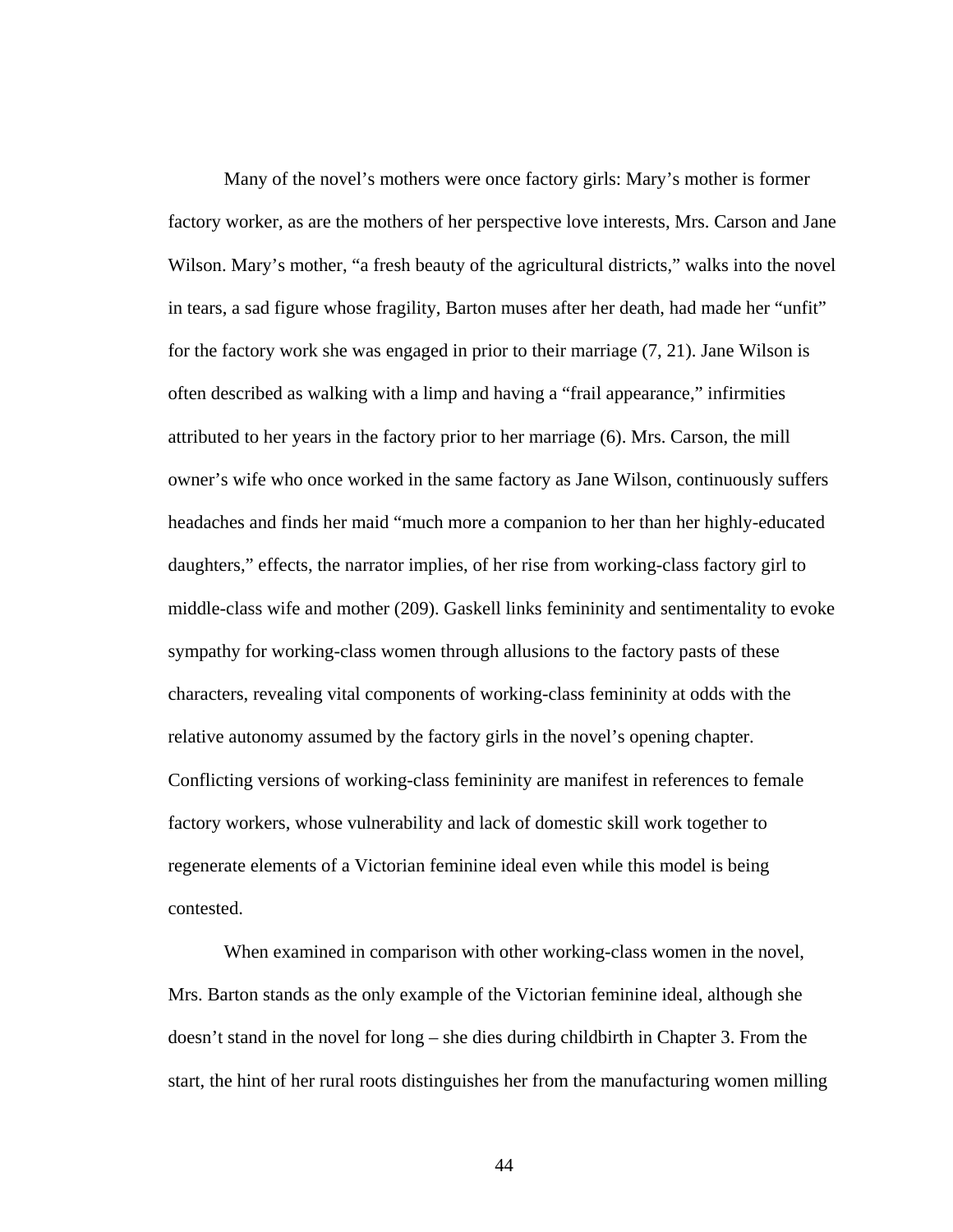Many of the novel's mothers were once factory girls: Mary's mother is former factory worker, as are the mothers of her perspective love interests, Mrs. Carson and Jane Wilson. Mary's mother, "a fresh beauty of the agricultural districts," walks into the novel in tears, a sad figure whose fragility, Barton muses after her death, had made her "unfit" for the factory work she was engaged in prior to their marriage (7, 21). Jane Wilson is often described as walking with a limp and having a "frail appearance," infirmities attributed to her years in the factory prior to her marriage (6). Mrs. Carson, the mill owner's wife who once worked in the same factory as Jane Wilson, continuously suffers headaches and finds her maid "much more a companion to her than her highly-educated daughters," effects, the narrator implies, of her rise from working-class factory girl to middle-class wife and mother (209). Gaskell links femininity and sentimentality to evoke sympathy for working-class women through allusions to the factory pasts of these characters, revealing vital components of working-class femininity at odds with the relative autonomy assumed by the factory girls in the novel's opening chapter. Conflicting versions of working-class femininity are manifest in references to female factory workers, whose vulnerability and lack of domestic skill work together to regenerate elements of a Victorian feminine ideal even while this model is being contested.

When examined in comparison with other working-class women in the novel, Mrs. Barton stands as the only example of the Victorian feminine ideal, although she doesn't stand in the novel for long – she dies during childbirth in Chapter 3. From the start, the hint of her rural roots distinguishes her from the manufacturing women milling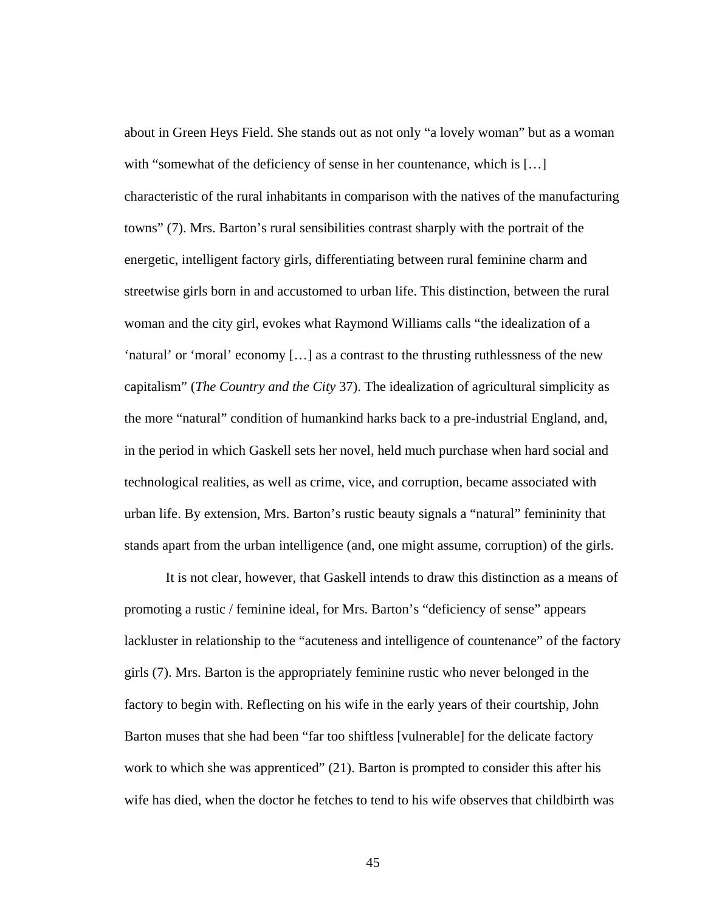about in Green Heys Field. She stands out as not only "a lovely woman" but as a woman with "somewhat of the deficiency of sense in her countenance, which is […] characteristic of the rural inhabitants in comparison with the natives of the manufacturing towns" (7). Mrs. Barton's rural sensibilities contrast sharply with the portrait of the energetic, intelligent factory girls, differentiating between rural feminine charm and streetwise girls born in and accustomed to urban life. This distinction, between the rural woman and the city girl, evokes what Raymond Williams calls "the idealization of a 'natural' or 'moral' economy […] as a contrast to the thrusting ruthlessness of the new capitalism" (*The Country and the City* 37). The idealization of agricultural simplicity as the more "natural" condition of humankind harks back to a pre-industrial England, and, in the period in which Gaskell sets her novel, held much purchase when hard social and technological realities, as well as crime, vice, and corruption, became associated with urban life. By extension, Mrs. Barton's rustic beauty signals a "natural" femininity that stands apart from the urban intelligence (and, one might assume, corruption) of the girls.

It is not clear, however, that Gaskell intends to draw this distinction as a means of promoting a rustic / feminine ideal, for Mrs. Barton's "deficiency of sense" appears lackluster in relationship to the "acuteness and intelligence of countenance" of the factory girls (7). Mrs. Barton is the appropriately feminine rustic who never belonged in the factory to begin with. Reflecting on his wife in the early years of their courtship, John Barton muses that she had been "far too shiftless [vulnerable] for the delicate factory work to which she was apprenticed" (21). Barton is prompted to consider this after his wife has died, when the doctor he fetches to tend to his wife observes that childbirth was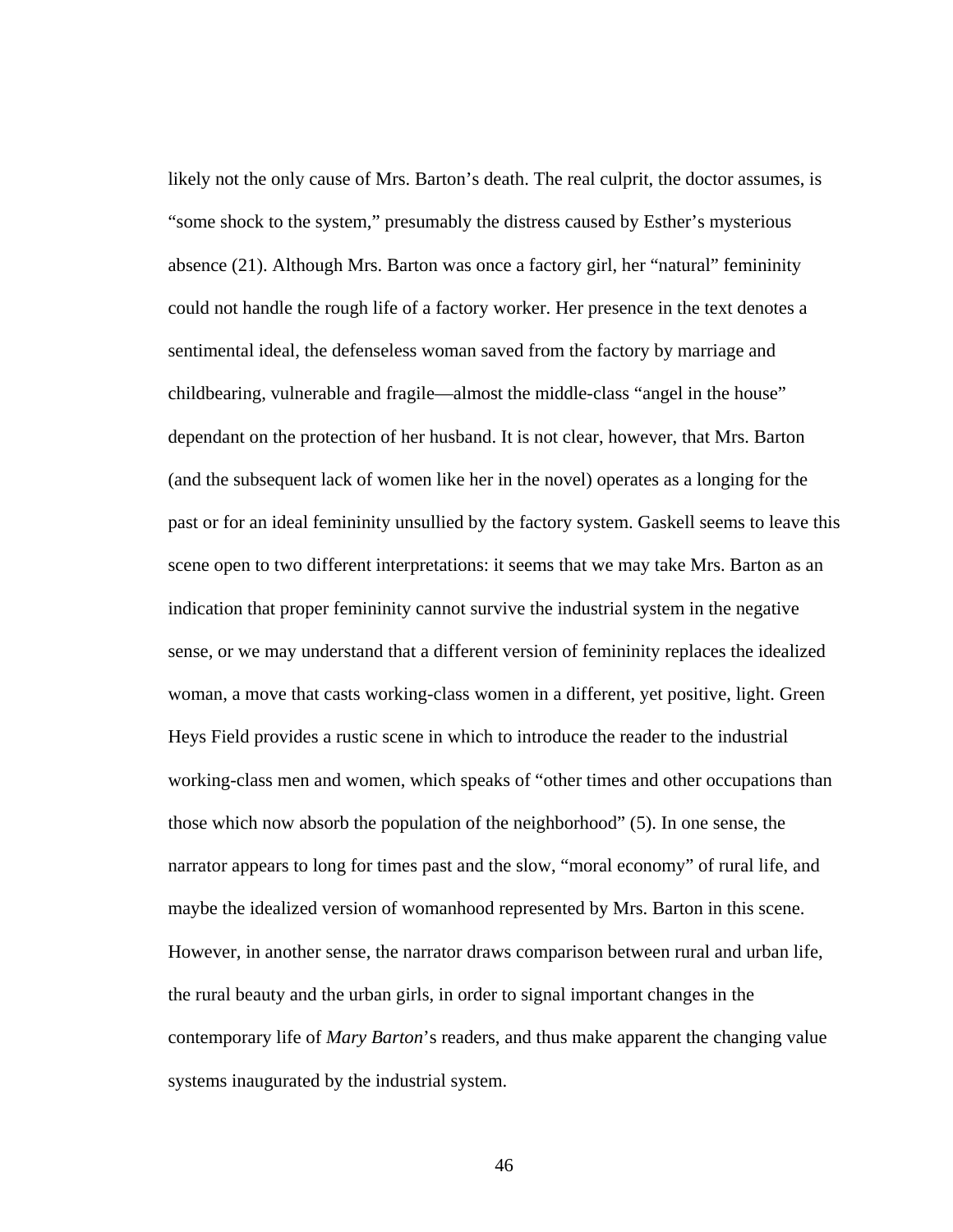likely not the only cause of Mrs. Barton's death. The real culprit, the doctor assumes, is "some shock to the system," presumably the distress caused by Esther's mysterious absence (21). Although Mrs. Barton was once a factory girl, her "natural" femininity could not handle the rough life of a factory worker. Her presence in the text denotes a sentimental ideal, the defenseless woman saved from the factory by marriage and childbearing, vulnerable and fragile—almost the middle-class "angel in the house" dependant on the protection of her husband. It is not clear, however, that Mrs. Barton (and the subsequent lack of women like her in the novel) operates as a longing for the past or for an ideal femininity unsullied by the factory system. Gaskell seems to leave this scene open to two different interpretations: it seems that we may take Mrs. Barton as an indication that proper femininity cannot survive the industrial system in the negative sense, or we may understand that a different version of femininity replaces the idealized woman, a move that casts working-class women in a different, yet positive, light. Green Heys Field provides a rustic scene in which to introduce the reader to the industrial working-class men and women, which speaks of "other times and other occupations than those which now absorb the population of the neighborhood" (5). In one sense, the narrator appears to long for times past and the slow, "moral economy" of rural life, and maybe the idealized version of womanhood represented by Mrs. Barton in this scene. However, in another sense, the narrator draws comparison between rural and urban life, the rural beauty and the urban girls, in order to signal important changes in the contemporary life of *Mary Barton*'s readers, and thus make apparent the changing value systems inaugurated by the industrial system.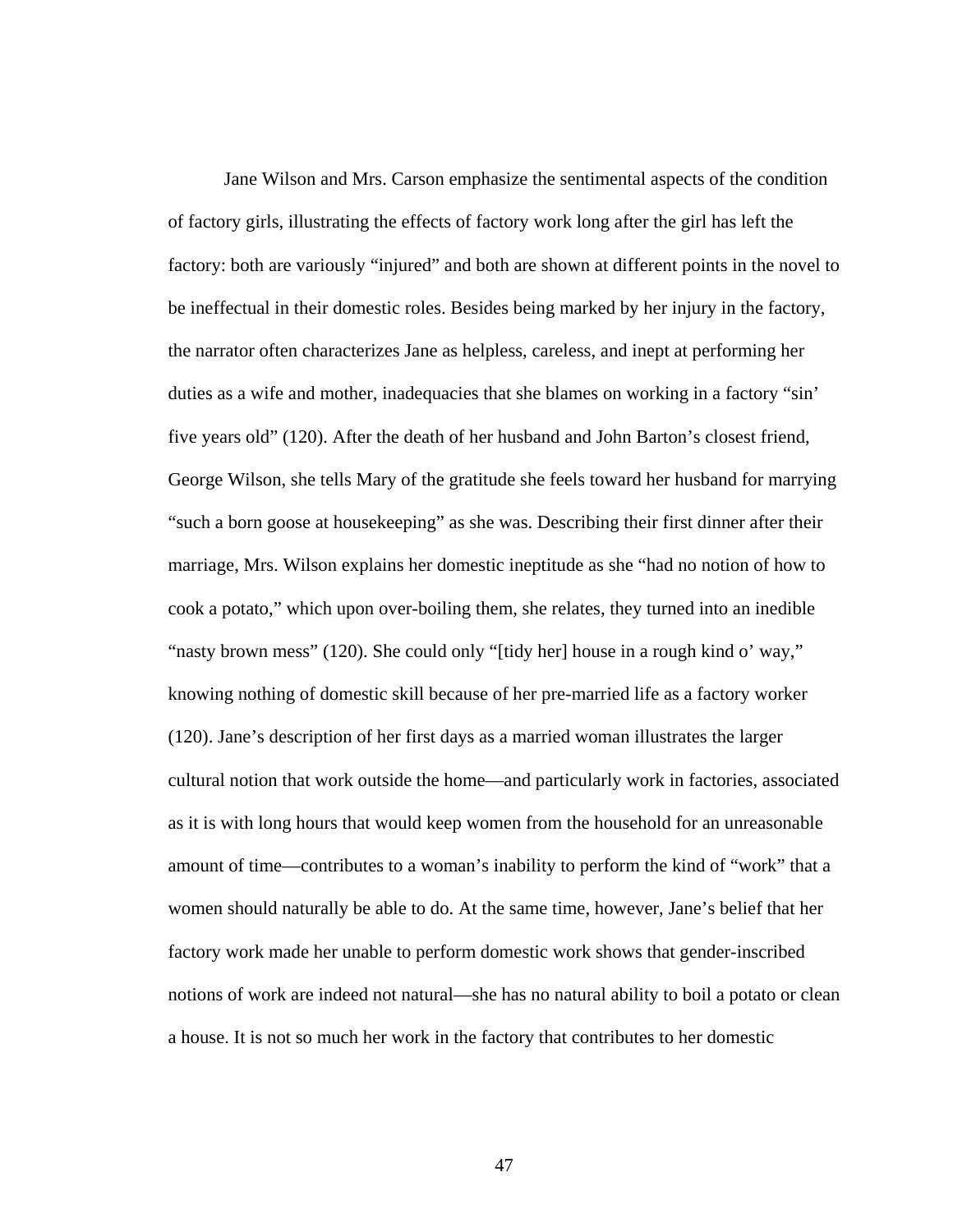Jane Wilson and Mrs. Carson emphasize the sentimental aspects of the condition of factory girls, illustrating the effects of factory work long after the girl has left the factory: both are variously "injured" and both are shown at different points in the novel to be ineffectual in their domestic roles. Besides being marked by her injury in the factory, the narrator often characterizes Jane as helpless, careless, and inept at performing her duties as a wife and mother, inadequacies that she blames on working in a factory "sin' five years old" (120). After the death of her husband and John Barton's closest friend, George Wilson, she tells Mary of the gratitude she feels toward her husband for marrying "such a born goose at housekeeping" as she was. Describing their first dinner after their marriage, Mrs. Wilson explains her domestic ineptitude as she "had no notion of how to cook a potato," which upon over-boiling them, she relates, they turned into an inedible "nasty brown mess" (120). She could only "[tidy her] house in a rough kind o' way," knowing nothing of domestic skill because of her pre-married life as a factory worker (120). Jane's description of her first days as a married woman illustrates the larger cultural notion that work outside the home—and particularly work in factories, associated as it is with long hours that would keep women from the household for an unreasonable amount of time—contributes to a woman's inability to perform the kind of "work" that a women should naturally be able to do. At the same time, however, Jane's belief that her factory work made her unable to perform domestic work shows that gender-inscribed notions of work are indeed not natural—she has no natural ability to boil a potato or clean a house. It is not so much her work in the factory that contributes to her domestic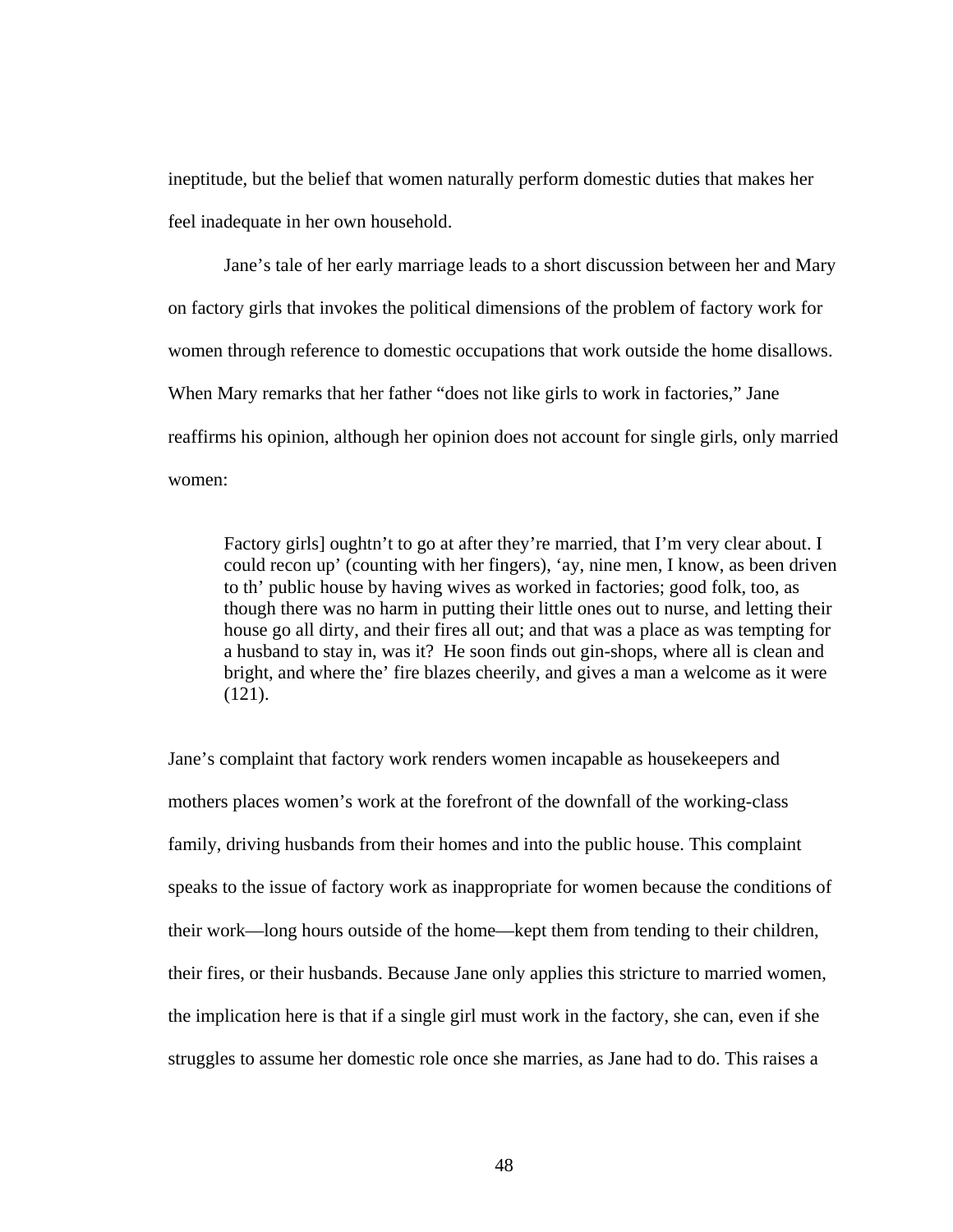ineptitude, but the belief that women naturally perform domestic duties that makes her feel inadequate in her own household.

Jane's tale of her early marriage leads to a short discussion between her and Mary on factory girls that invokes the political dimensions of the problem of factory work for women through reference to domestic occupations that work outside the home disallows. When Mary remarks that her father "does not like girls to work in factories," Jane reaffirms his opinion, although her opinion does not account for single girls, only married women:

> Factory girls] oughtn't to go at after they're married, that I'm very clear about. I could recon up' (counting with her fingers), 'ay, nine men, I know, as been driven to th' public house by having wives as worked in factories; good folk, too, as though there was no harm in putting their little ones out to nurse, and letting their house go all dirty, and their fires all out; and that was a place as was tempting for a husband to stay in, was it? He soon finds out gin-shops, where all is clean and bright, and where the' fire blazes cheerily, and gives a man a welcome as it were (121).

Jane's complaint that factory work renders women incapable as housekeepers and mothers places women's work at the forefront of the downfall of the working-class family, driving husbands from their homes and into the public house. This complaint speaks to the issue of factory work as inappropriate for women because the conditions of their work—long hours outside of the home—kept them from tending to their children, their fires, or their husbands. Because Jane only applies this stricture to married women, the implication here is that if a single girl must work in the factory, she can, even if she struggles to assume her domestic role once she marries, as Jane had to do. This raises a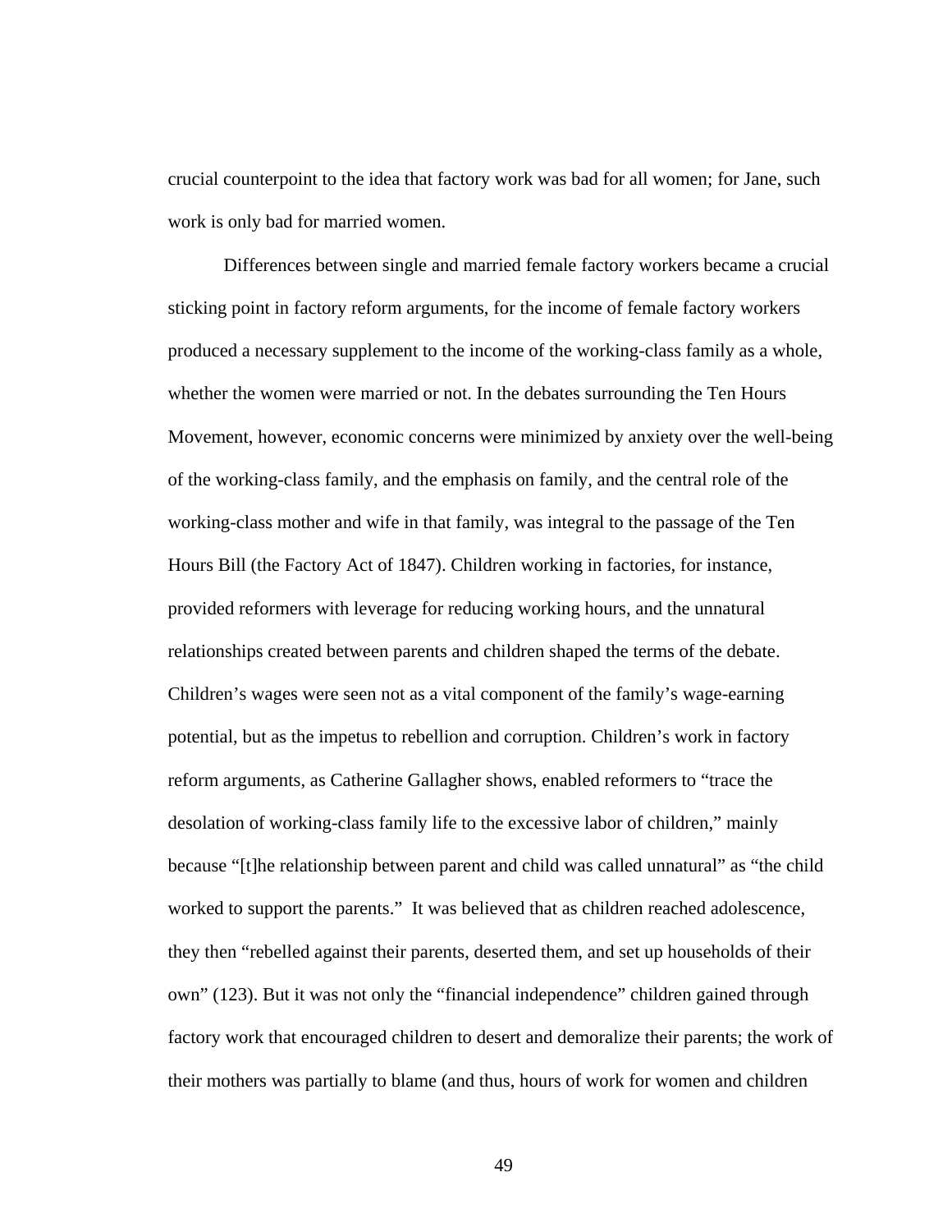crucial counterpoint to the idea that factory work was bad for all women; for Jane, such work is only bad for married women.

Differences between single and married female factory workers became a crucial sticking point in factory reform arguments, for the income of female factory workers produced a necessary supplement to the income of the working-class family as a whole, whether the women were married or not. In the debates surrounding the Ten Hours Movement, however, economic concerns were minimized by anxiety over the well-being of the working-class family, and the emphasis on family, and the central role of the working-class mother and wife in that family, was integral to the passage of the Ten Hours Bill (the Factory Act of 1847). Children working in factories, for instance, provided reformers with leverage for reducing working hours, and the unnatural relationships created between parents and children shaped the terms of the debate. Children's wages were seen not as a vital component of the family's wage-earning potential, but as the impetus to rebellion and corruption. Children's work in factory reform arguments, as Catherine Gallagher shows, enabled reformers to "trace the desolation of working-class family life to the excessive labor of children," mainly because "[t]he relationship between parent and child was called unnatural" as "the child worked to support the parents." It was believed that as children reached adolescence, they then "rebelled against their parents, deserted them, and set up households of their own" (123). But it was not only the "financial independence" children gained through factory work that encouraged children to desert and demoralize their parents; the work of their mothers was partially to blame (and thus, hours of work for women and children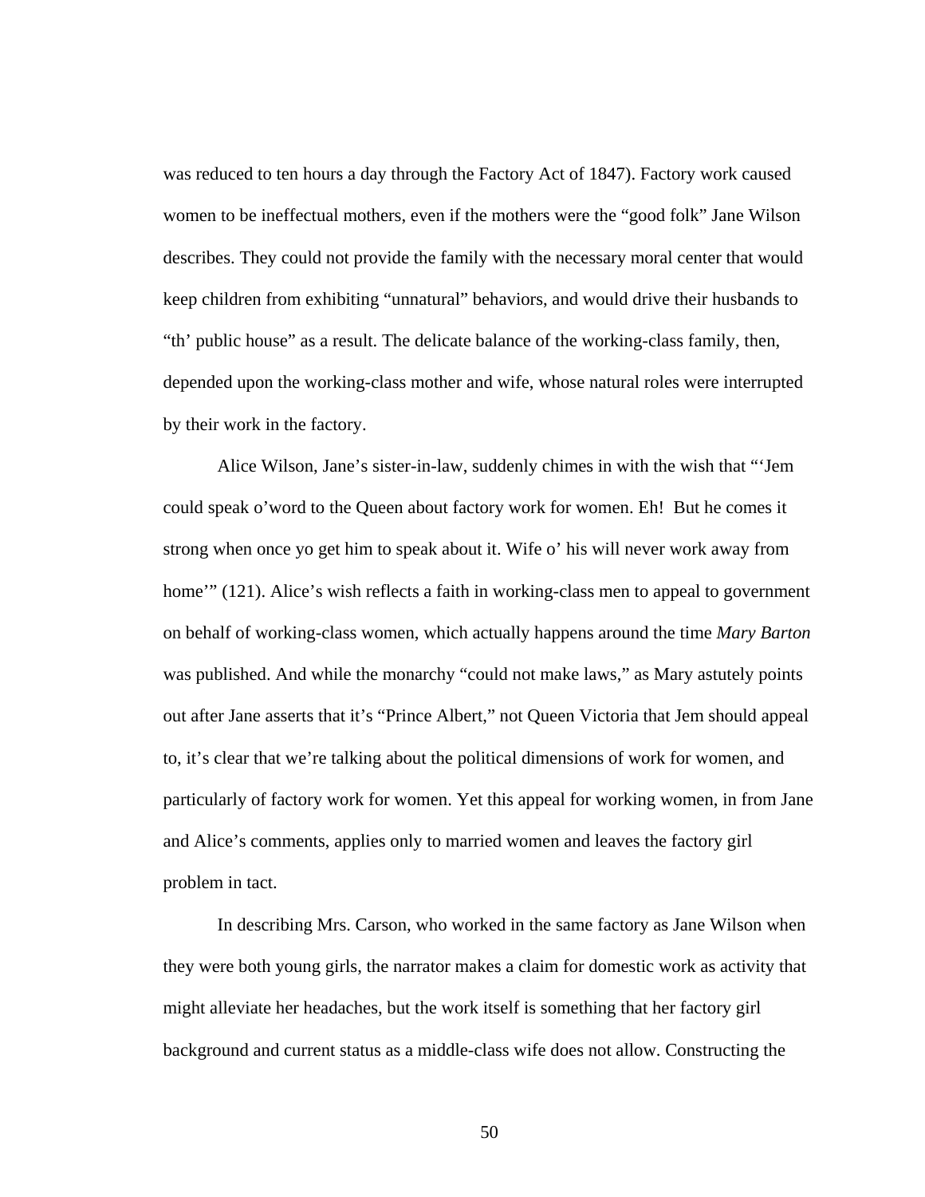was reduced to ten hours a day through the Factory Act of 1847). Factory work caused women to be ineffectual mothers, even if the mothers were the "good folk" Jane Wilson describes. They could not provide the family with the necessary moral center that would keep children from exhibiting "unnatural" behaviors, and would drive their husbands to "th' public house" as a result. The delicate balance of the working-class family, then, depended upon the working-class mother and wife, whose natural roles were interrupted by their work in the factory.

Alice Wilson, Jane's sister-in-law, suddenly chimes in with the wish that "'Jem could speak o'word to the Queen about factory work for women. Eh! But he comes it strong when once yo get him to speak about it. Wife o' his will never work away from home'" (121). Alice's wish reflects a faith in working-class men to appeal to government on behalf of working-class women, which actually happens around the time *Mary Barton* was published. And while the monarchy "could not make laws," as Mary astutely points out after Jane asserts that it's "Prince Albert," not Queen Victoria that Jem should appeal to, it's clear that we're talking about the political dimensions of work for women, and particularly of factory work for women. Yet this appeal for working women, in from Jane and Alice's comments, applies only to married women and leaves the factory girl problem in tact.

In describing Mrs. Carson, who worked in the same factory as Jane Wilson when they were both young girls, the narrator makes a claim for domestic work as activity that might alleviate her headaches, but the work itself is something that her factory girl background and current status as a middle-class wife does not allow. Constructing the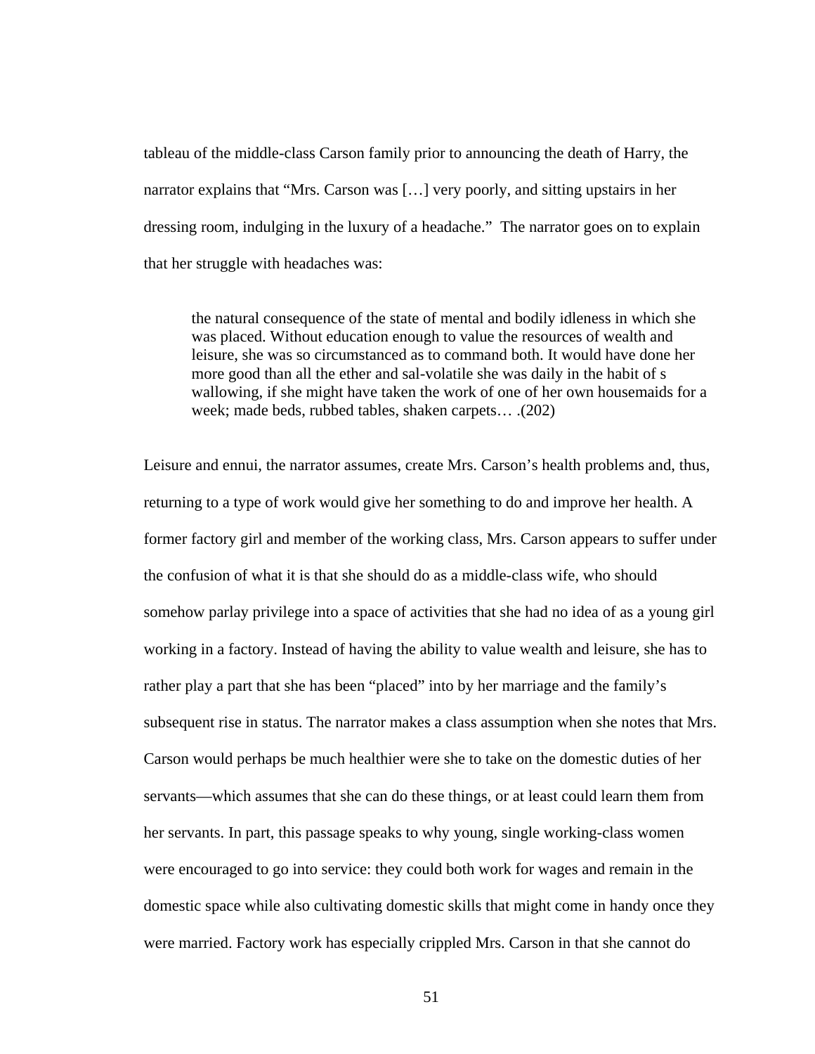tableau of the middle-class Carson family prior to announcing the death of Harry, the narrator explains that "Mrs. Carson was […] very poorly, and sitting upstairs in her dressing room, indulging in the luxury of a headache." The narrator goes on to explain that her struggle with headaches was:

> the natural consequence of the state of mental and bodily idleness in which she was placed. Without education enough to value the resources of wealth and leisure, she was so circumstanced as to command both. It would have done her more good than all the ether and sal-volatile she was daily in the habit of s wallowing, if she might have taken the work of one of her own housemaids for a week; made beds, rubbed tables, shaken carpets… .(202)

Leisure and ennui, the narrator assumes, create Mrs. Carson's health problems and, thus, returning to a type of work would give her something to do and improve her health. A former factory girl and member of the working class, Mrs. Carson appears to suffer under the confusion of what it is that she should do as a middle-class wife, who should somehow parlay privilege into a space of activities that she had no idea of as a young girl working in a factory. Instead of having the ability to value wealth and leisure, she has to rather play a part that she has been "placed" into by her marriage and the family's subsequent rise in status. The narrator makes a class assumption when she notes that Mrs. Carson would perhaps be much healthier were she to take on the domestic duties of her servants—which assumes that she can do these things, or at least could learn them from her servants. In part, this passage speaks to why young, single working-class women were encouraged to go into service: they could both work for wages and remain in the domestic space while also cultivating domestic skills that might come in handy once they were married. Factory work has especially crippled Mrs. Carson in that she cannot do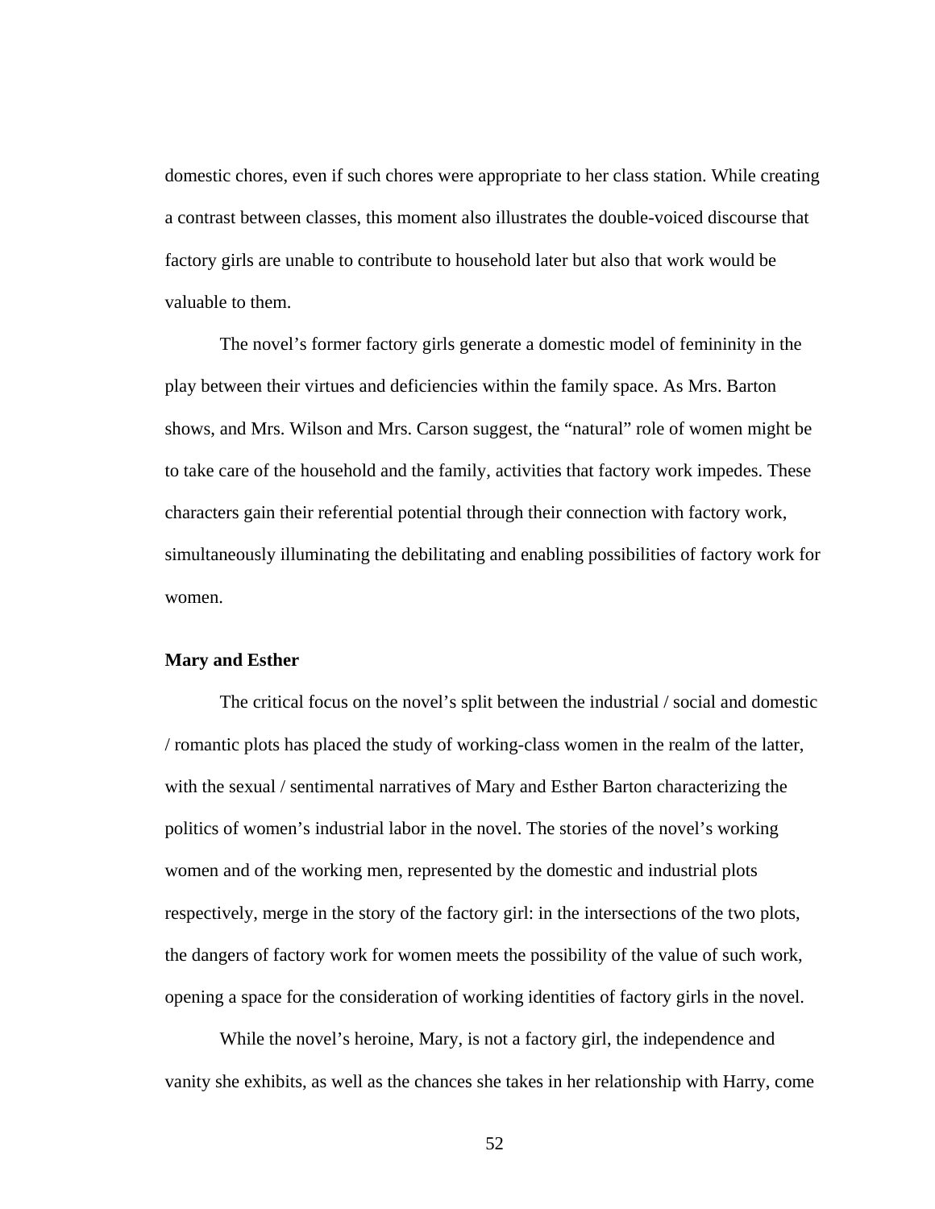domestic chores, even if such chores were appropriate to her class station. While creating a contrast between classes, this moment also illustrates the double-voiced discourse that factory girls are unable to contribute to household later but also that work would be valuable to them.

The novel's former factory girls generate a domestic model of femininity in the play between their virtues and deficiencies within the family space. As Mrs. Barton shows, and Mrs. Wilson and Mrs. Carson suggest, the "natural" role of women might be to take care of the household and the family, activities that factory work impedes. These characters gain their referential potential through their connection with factory work, simultaneously illuminating the debilitating and enabling possibilities of factory work for women.

### Mary and Esther

The critical focus on the novel's split between the industrial / social and domestic / romantic plots has placed the study of working-class women in the realm of the latter, with the sexual / sentimental narratives of Mary and Esther Barton characterizing the politics of women's industrial labor in the novel. The stories of the novel's working women and of the working men, represented by the domestic and industrial plots respectively, merge in the story of the factory girl: in the intersections of the two plots, the dangers of factory work for women meets the possibility of the value of such work, opening a space for the consideration of working identities of factory girls in the novel.

While the novel's heroine, Mary, is not a factory girl, the independence and vanity she exhibits, as well as the chances she takes in her relationship with Harry, come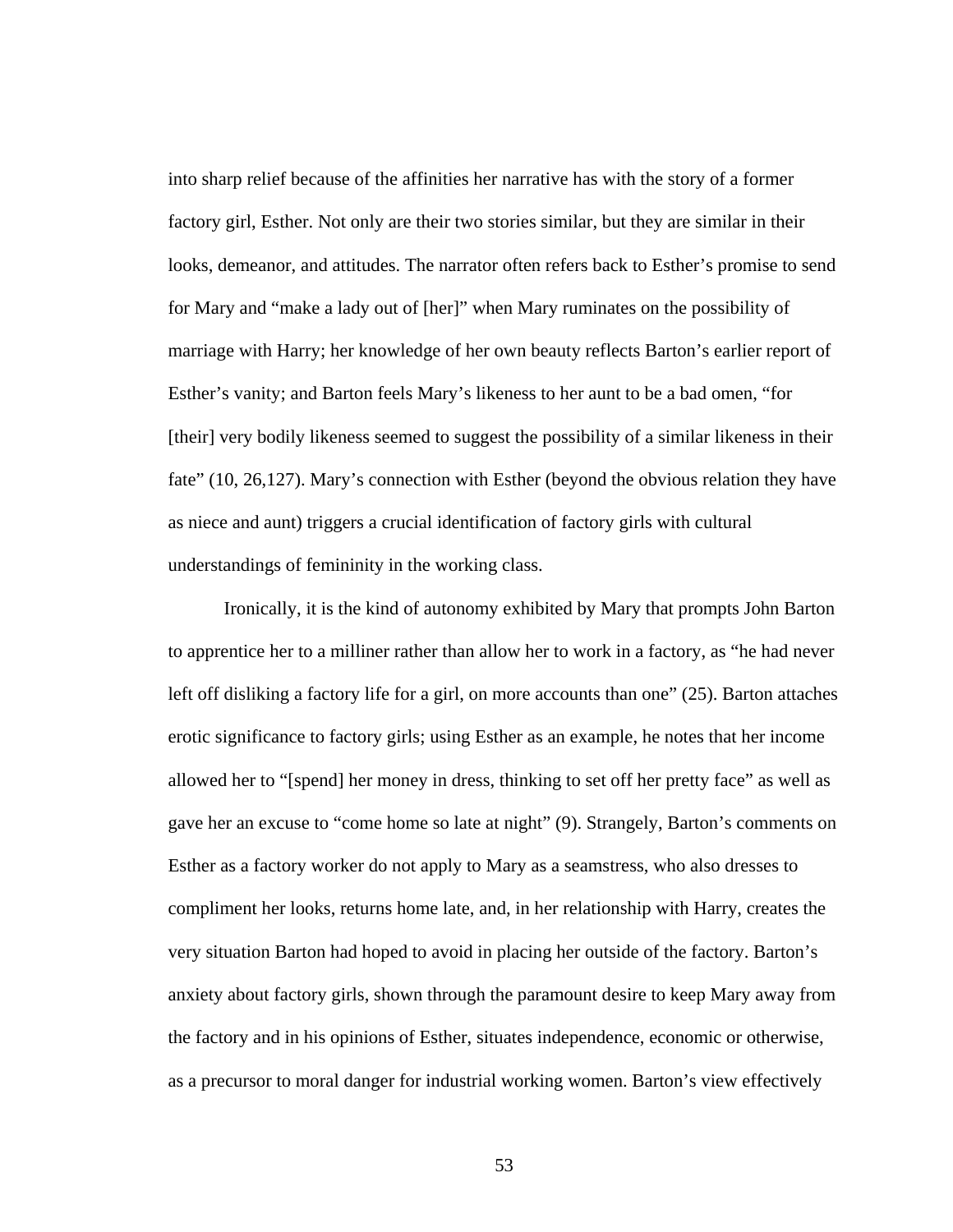into sharp relief because of the affinities her narrative has with the story of a former factory girl, Esther. Not only are their two stories similar, but they are similar in their looks, demeanor, and attitudes. The narrator often refers back to Esther's promise to send for Mary and "make a lady out of [her]" when Mary ruminates on the possibility of marriage with Harry; her knowledge of her own beauty reflects Barton's earlier report of Esther's vanity; and Barton feels Mary's likeness to her aunt to be a bad omen, "for [their] very bodily likeness seemed to suggest the possibility of a similar likeness in their fate" (10, 26,127). Mary's connection with Esther (beyond the obvious relation they have as niece and aunt) triggers a crucial identification of factory girls with cultural understandings of femininity in the working class.

Ironically, it is the kind of autonomy exhibited by Mary that prompts John Barton to apprentice her to a milliner rather than allow her to work in a factory, as "he had never left off disliking a factory life for a girl, on more accounts than one" (25). Barton attaches erotic significance to factory girls; using Esther as an example, he notes that her income allowed her to "[spend] her money in dress, thinking to set off her pretty face" as well as gave her an excuse to "come home so late at night" (9). Strangely, Barton's comments on Esther as a factory worker do not apply to Mary as a seamstress, who also dresses to compliment her looks, returns home late, and, in her relationship with Harry, creates the very situation Barton had hoped to avoid in placing her outside of the factory. Barton's anxiety about factory girls, shown through the paramount desire to keep Mary away from the factory and in his opinions of Esther, situates independence, economic or otherwise, as a precursor to moral danger for industrial working women. Barton's view effectively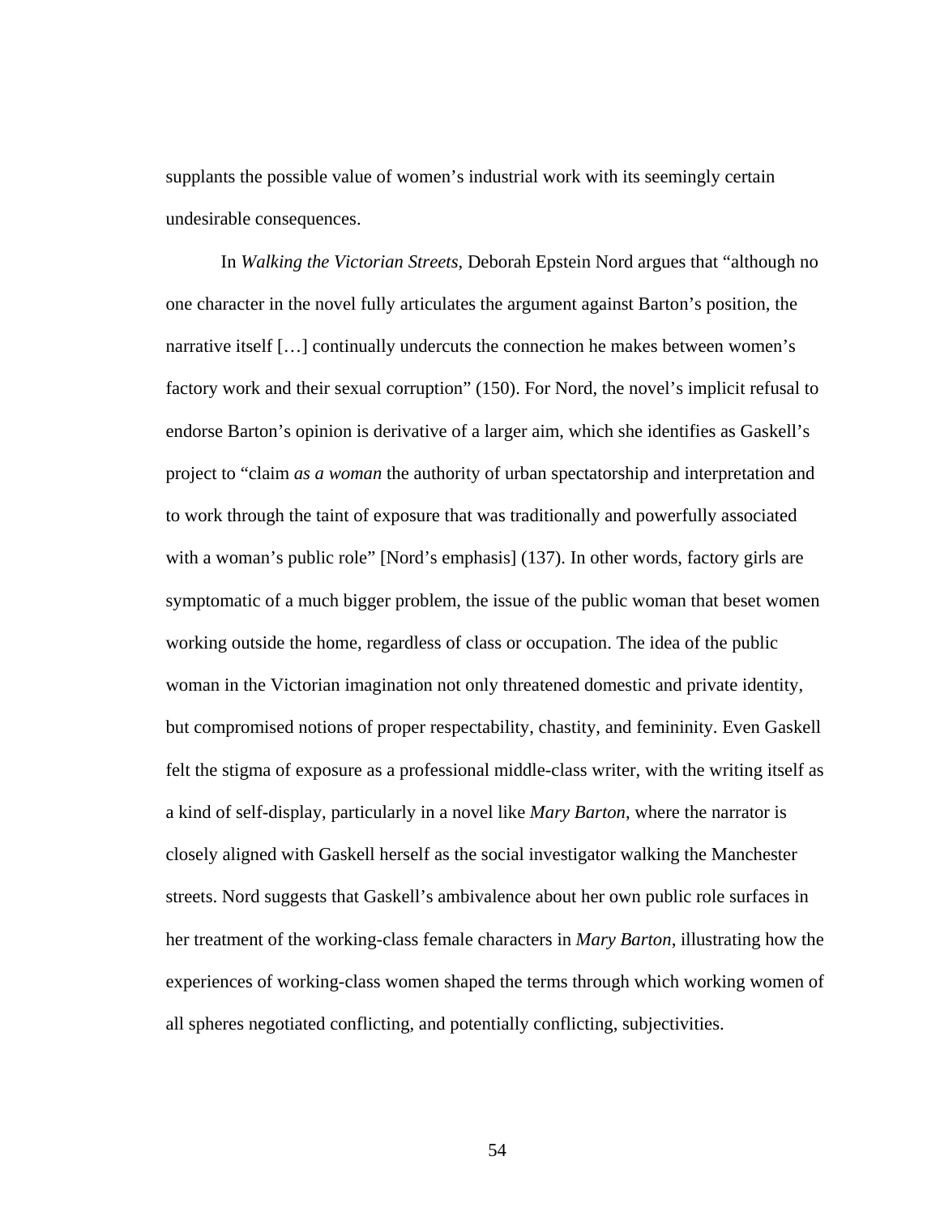supplants the possible value of women's industrial work with its seemingly certain undesirable consequences.

In *Walking the Victorian Streets*, Deborah Epstein Nord argues that "although no one character in the novel fully articulates the argument against Barton's position, the narrative itself […] continually undercuts the connection he makes between women's factory work and their sexual corruption" (150). For Nord, the novel's implicit refusal to endorse Barton's opinion is derivative of a larger aim, which she identifies as Gaskell's project to "claim *as a woman* the authority of urban spectatorship and interpretation and to work through the taint of exposure that was traditionally and powerfully associated with a woman's public role" [Nord's emphasis] (137). In other words, factory girls are symptomatic of a much bigger problem, the issue of the public woman that beset women working outside the home, regardless of class or occupation. The idea of the public woman in the Victorian imagination not only threatened domestic and private identity, but compromised notions of proper respectability, chastity, and femininity. Even Gaskell felt the stigma of exposure as a professional middle-class writer, with the writing itself as a kind of self-display, particularly in a novel like *Mary Barton*, where the narrator is closely aligned with Gaskell herself as the social investigator walking the Manchester streets. Nord suggests that Gaskell's ambivalence about her own public role surfaces in her treatment of the working-class female characters in *Mary Barton*, illustrating how the experiences of working-class women shaped the terms through which working women of all spheres negotiated conflicting, and potentially conflicting, subjectivities.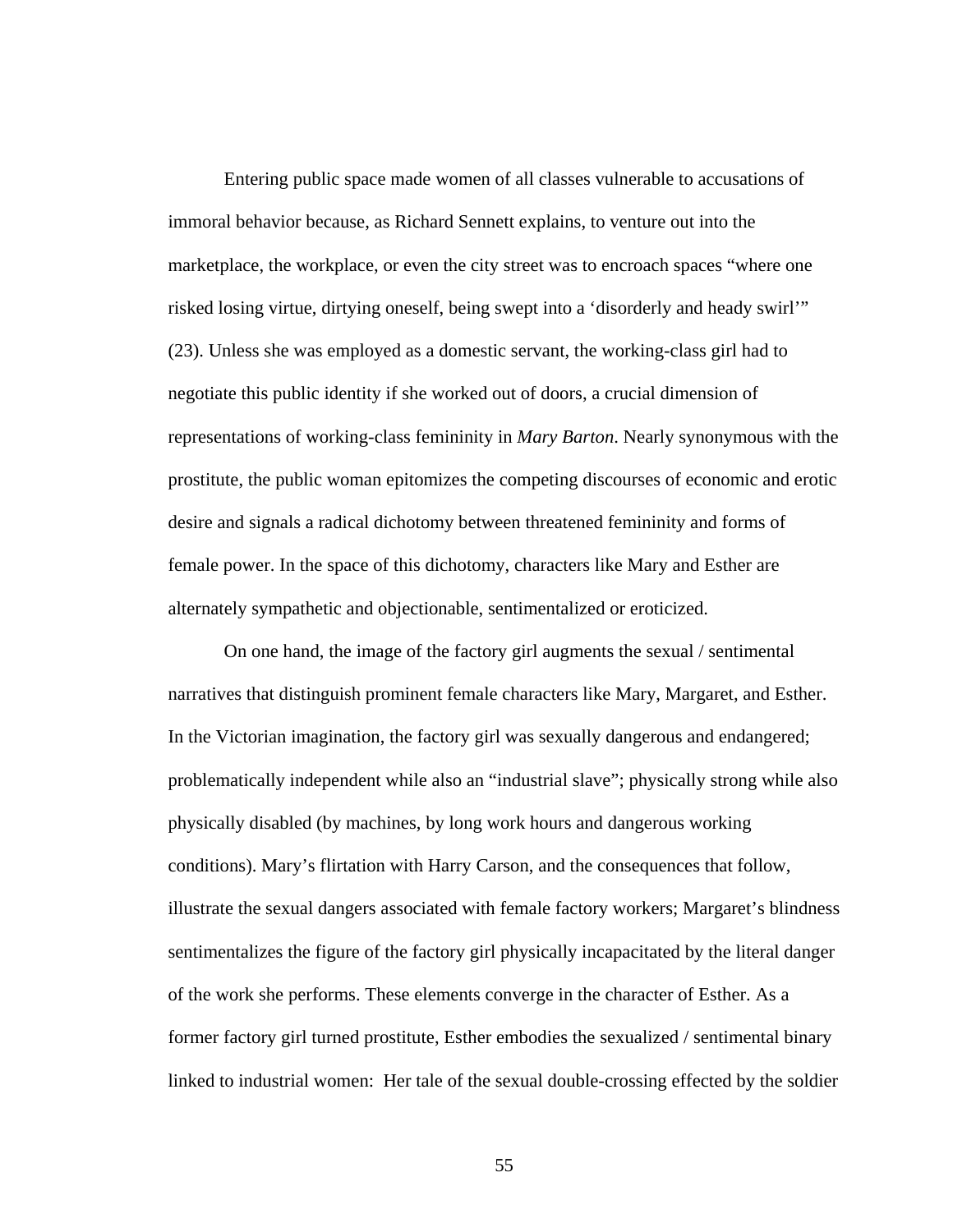Entering public space made women of all classes vulnerable to accusations of immoral behavior because, as Richard Sennett explains, to venture out into the marketplace, the workplace, or even the city street was to encroach spaces "where one risked losing virtue, dirtying oneself, being swept into a 'disorderly and heady swirl'" (23). Unless she was employed as a domestic servant, the working-class girl had to negotiate this public identity if she worked out of doors, a crucial dimension of representations of working-class femininity in *Mary Barton*. Nearly synonymous with the prostitute, the public woman epitomizes the competing discourses of economic and erotic desire and signals a radical dichotomy between threatened femininity and forms of female power. In the space of this dichotomy, characters like Mary and Esther are alternately sympathetic and objectionable, sentimentalized or eroticized.

On one hand, the image of the factory girl augments the sexual / sentimental narratives that distinguish prominent female characters like Mary, Margaret, and Esther. In the Victorian imagination, the factory girl was sexually dangerous and endangered; problematically independent while also an "industrial slave"; physically strong while also physically disabled (by machines, by long work hours and dangerous working conditions). Mary's flirtation with Harry Carson, and the consequences that follow, illustrate the sexual dangers associated with female factory workers; Margaret's blindness sentimentalizes the figure of the factory girl physically incapacitated by the literal danger of the work she performs. These elements converge in the character of Esther. As a former factory girl turned prostitute, Esther embodies the sexualized / sentimental binary linked to industrial women: Her tale of the sexual double-crossing effected by the soldier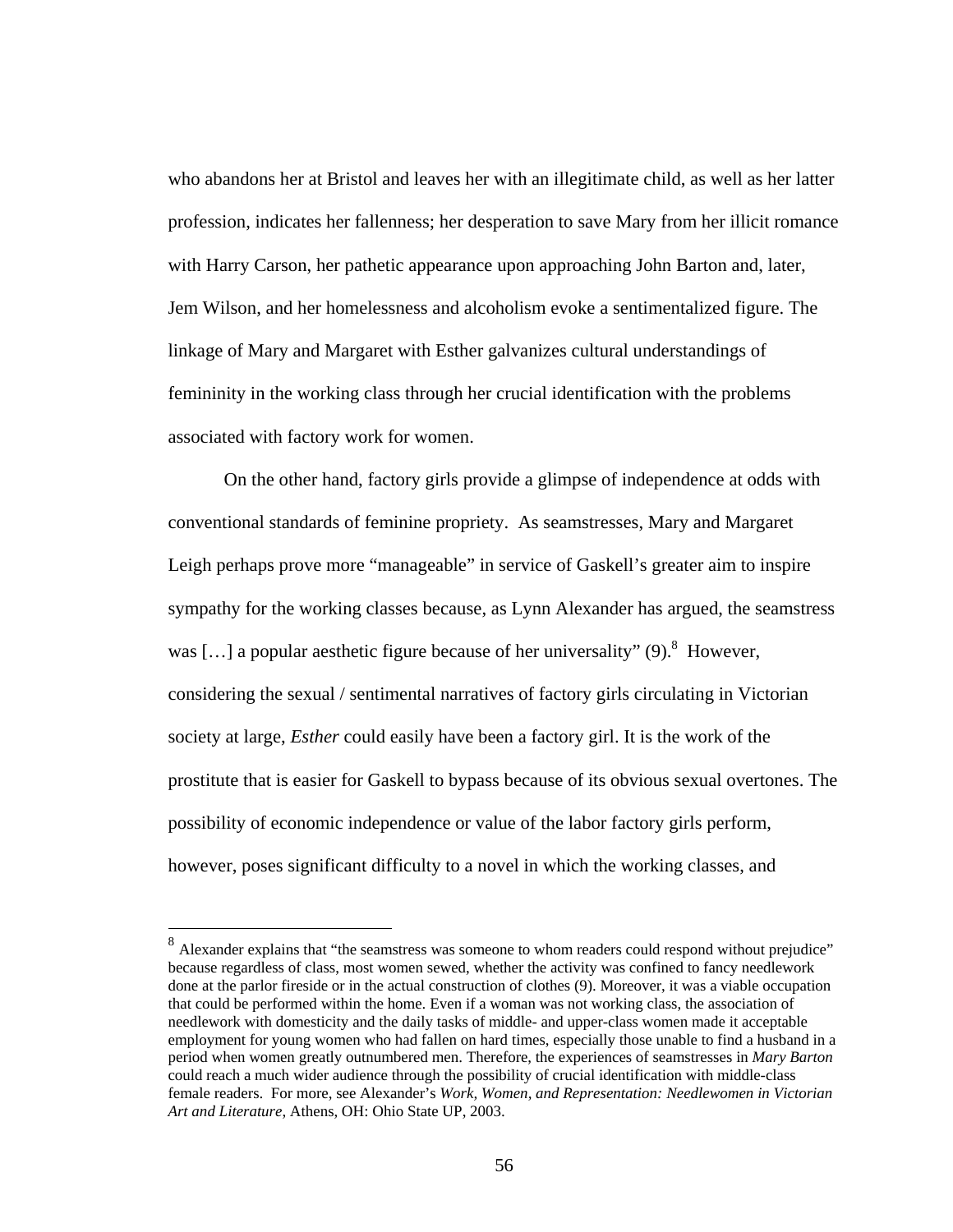who abandons her at Bristol and leaves her with an illegitimate child, as well as her latter profession, indicates her fallenness; her desperation to save Mary from her illicit romance with Harry Carson, her pathetic appearance upon approaching John Barton and, later, Jem Wilson, and her homelessness and alcoholism evoke a sentimentalized figure. The linkage of Mary and Margaret with Esther galvanizes cultural understandings of femininity in the working class through her crucial identification with the problems associated with factory work for women.

On the other hand, factory girls provide a glimpse of independence at odds with conventional standards of feminine propriety. As seamstresses, Mary and Margaret Leigh perhaps prove more "manageable" in service of Gaskell's greater aim to inspire sympathy for the working classes because, as Lynn Alexander has argued, the seamstress was [...] a popular aesthetic figure because of her universality" (9).[8] However, considering the sexual / sentimental narratives of factory girls circulating in Victorian society at large, *Esther* could easily have been a factory girl. It is the work of the prostitute that is easier for Gaskell to bypass because of its obvious sexual overtones. The possibility of economic independence or value of the labor factory girls perform, however, poses significant difficulty to a novel in which the working classes, and

---

[8] Alexander explains that "the seamstress was someone to whom readers could respond without prejudice" because regardless of class, most women sewed, whether the activity was confined to fancy needlework done at the parlor fireside or in the actual construction of clothes (9). Moreover, it was a viable occupation that could be performed within the home. Even if a woman was not working class, the association of needlework with domesticity and the daily tasks of middle- and upper-class women made it acceptable employment for young women who had fallen on hard times, especially those unable to find a husband in a period when women greatly outnumbered men. Therefore, the experiences of seamstresses in *Mary Barton* could reach a much wider audience through the possibility of crucial identification with middle-class female readers. For more, see Alexander's *Work, Women, and Representation: Needlewomen in Victorian Art and Literature*, Athens, OH: Ohio State UP, 2003.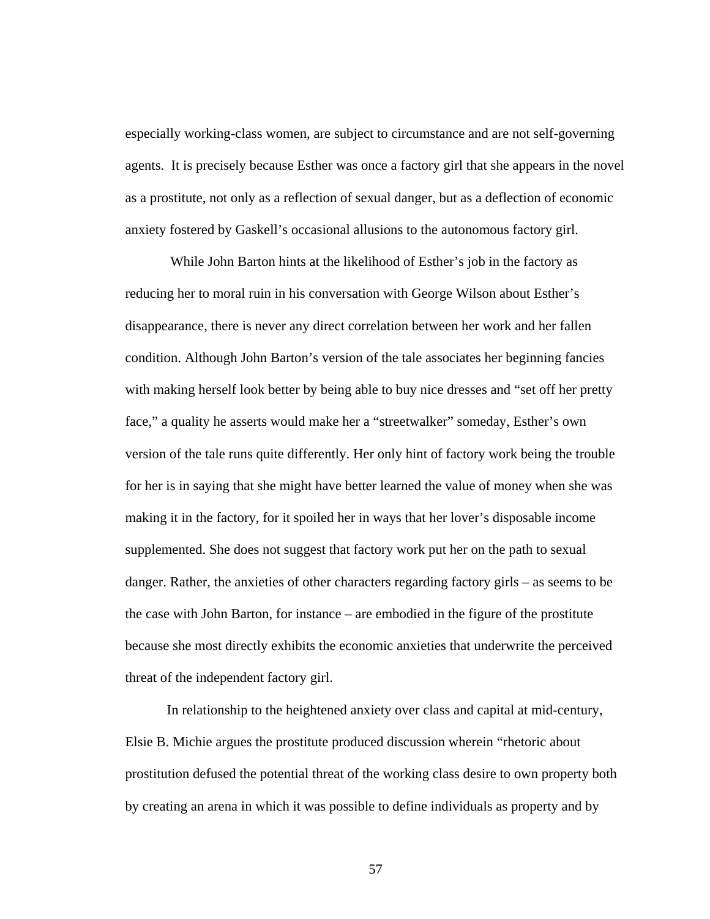especially working-class women, are subject to circumstance and are not self-governing agents. It is precisely because Esther was once a factory girl that she appears in the novel as a prostitute, not only as a reflection of sexual danger, but as a deflection of economic anxiety fostered by Gaskell's occasional allusions to the autonomous factory girl.

While John Barton hints at the likelihood of Esther's job in the factory as reducing her to moral ruin in his conversation with George Wilson about Esther's disappearance, there is never any direct correlation between her work and her fallen condition. Although John Barton's version of the tale associates her beginning fancies with making herself look better by being able to buy nice dresses and "set off her pretty face," a quality he asserts would make her a "streetwalker" someday, Esther's own version of the tale runs quite differently. Her only hint of factory work being the trouble for her is in saying that she might have better learned the value of money when she was making it in the factory, for it spoiled her in ways that her lover's disposable income supplemented. She does not suggest that factory work put her on the path to sexual danger. Rather, the anxieties of other characters regarding factory girls – as seems to be the case with John Barton, for instance – are embodied in the figure of the prostitute because she most directly exhibits the economic anxieties that underwrite the perceived threat of the independent factory girl.

In relationship to the heightened anxiety over class and capital at mid-century, Elsie B. Michie argues the prostitute produced discussion wherein "rhetoric about prostitution defused the potential threat of the working class desire to own property both by creating an arena in which it was possible to define individuals as property and by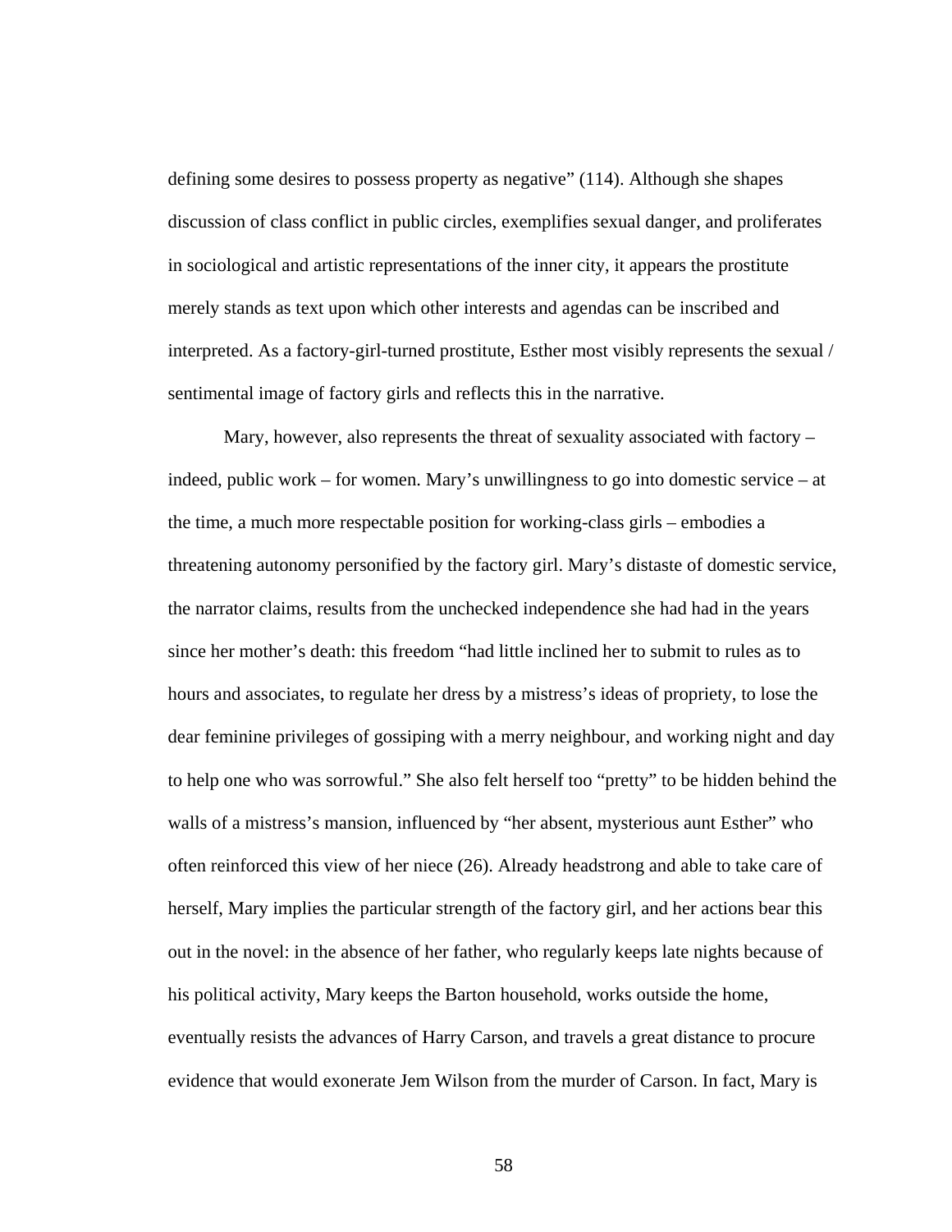defining some desires to possess property as negative" (114). Although she shapes discussion of class conflict in public circles, exemplifies sexual danger, and proliferates in sociological and artistic representations of the inner city, it appears the prostitute merely stands as text upon which other interests and agendas can be inscribed and interpreted. As a factory-girl-turned prostitute, Esther most visibly represents the sexual / sentimental image of factory girls and reflects this in the narrative.

Mary, however, also represents the threat of sexuality associated with factory – indeed, public work – for women. Mary's unwillingness to go into domestic service – at the time, a much more respectable position for working-class girls – embodies a threatening autonomy personified by the factory girl. Mary's distaste of domestic service, the narrator claims, results from the unchecked independence she had had in the years since her mother's death: this freedom "had little inclined her to submit to rules as to hours and associates, to regulate her dress by a mistress's ideas of propriety, to lose the dear feminine privileges of gossiping with a merry neighbour, and working night and day to help one who was sorrowful." She also felt herself too "pretty" to be hidden behind the walls of a mistress's mansion, influenced by "her absent, mysterious aunt Esther" who often reinforced this view of her niece (26). Already headstrong and able to take care of herself, Mary implies the particular strength of the factory girl, and her actions bear this out in the novel: in the absence of her father, who regularly keeps late nights because of his political activity, Mary keeps the Barton household, works outside the home, eventually resists the advances of Harry Carson, and travels a great distance to procure evidence that would exonerate Jem Wilson from the murder of Carson. In fact, Mary is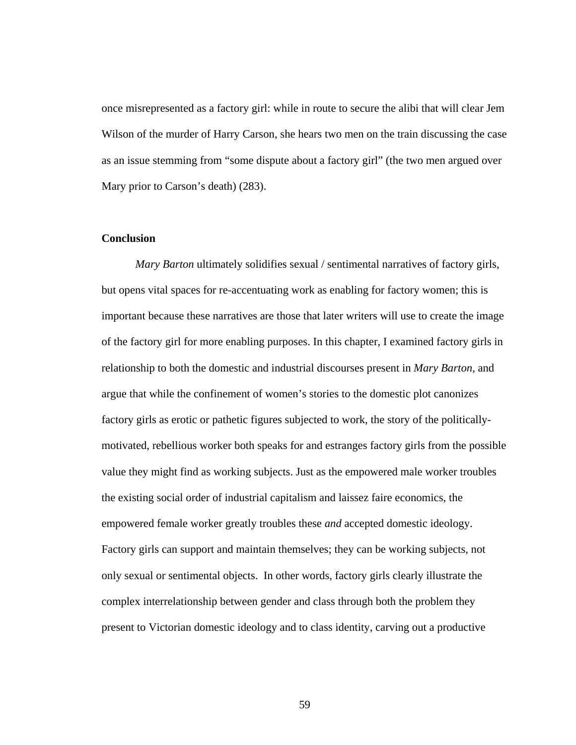once misrepresented as a factory girl: while in route to secure the alibi that will clear Jem Wilson of the murder of Harry Carson, she hears two men on the train discussing the case as an issue stemming from "some dispute about a factory girl" (the two men argued over Mary prior to Carson's death) (283).

**Conclusion**

*Mary Barton* ultimately solidifies sexual / sentimental narratives of factory girls, but opens vital spaces for re-accentuating work as enabling for factory women; this is important because these narratives are those that later writers will use to create the image of the factory girl for more enabling purposes. In this chapter, I examined factory girls in relationship to both the domestic and industrial discourses present in *Mary Barton*, and argue that while the confinement of women's stories to the domestic plot canonizes factory girls as erotic or pathetic figures subjected to work, the story of the politically-motivated, rebellious worker both speaks for and estranges factory girls from the possible value they might find as working subjects. Just as the empowered male worker troubles the existing social order of industrial capitalism and laissez faire economics, the empowered female worker greatly troubles these *and* accepted domestic ideology. Factory girls can support and maintain themselves; they can be working subjects, not only sexual or sentimental objects. In other words, factory girls clearly illustrate the complex interrelationship between gender and class through both the problem they present to Victorian domestic ideology and to class identity, carving out a productive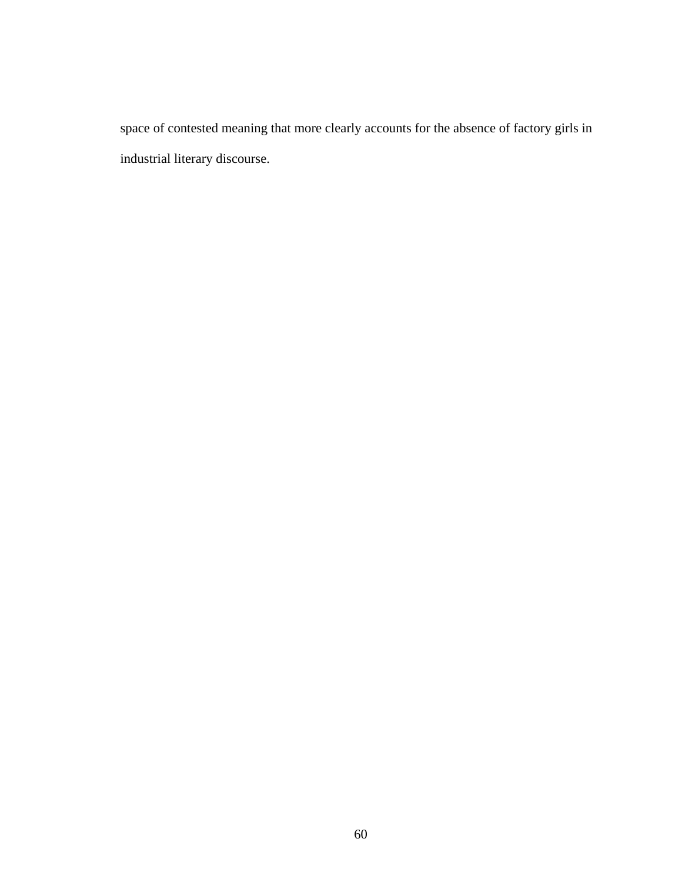space of contested meaning that more clearly accounts for the absence of factory girls in industrial literary discourse.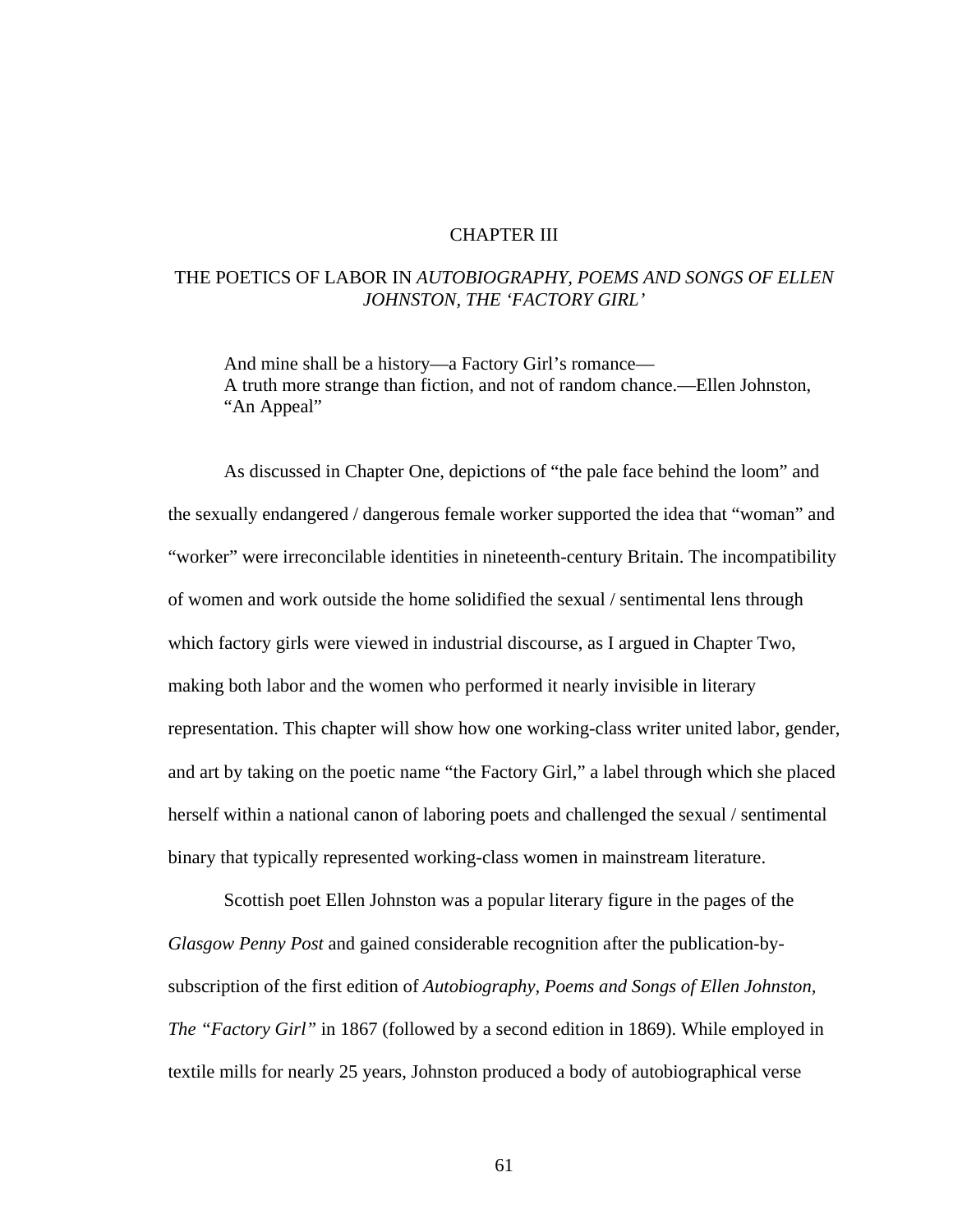# CHAPTER III

## THE POETICS OF LABOR IN *AUTOBIOGRAPHY, POEMS AND SONGS OF ELLEN JOHNSTON, THE 'FACTORY GIRL'*

> And mine shall be a history—a Factory Girl's romance—
> A truth more strange than fiction, and not of random chance.—Ellen Johnston, "An Appeal"

As discussed in Chapter One, depictions of "the pale face behind the loom" and the sexually endangered / dangerous female worker supported the idea that "woman" and "worker" were irreconcilable identities in nineteenth-century Britain. The incompatibility of women and work outside the home solidified the sexual / sentimental lens through which factory girls were viewed in industrial discourse, as I argued in Chapter Two, making both labor and the women who performed it nearly invisible in literary representation. This chapter will show how one working-class writer united labor, gender, and art by taking on the poetic name "the Factory Girl," a label through which she placed herself within a national canon of laboring poets and challenged the sexual / sentimental binary that typically represented working-class women in mainstream literature.

Scottish poet Ellen Johnston was a popular literary figure in the pages of the *Glasgow Penny Post* and gained considerable recognition after the publication-by-subscription of the first edition of *Autobiography, Poems and Songs of Ellen Johnston, The "Factory Girl"* in 1867 (followed by a second edition in 1869). While employed in textile mills for nearly 25 years, Johnston produced a body of autobiographical verse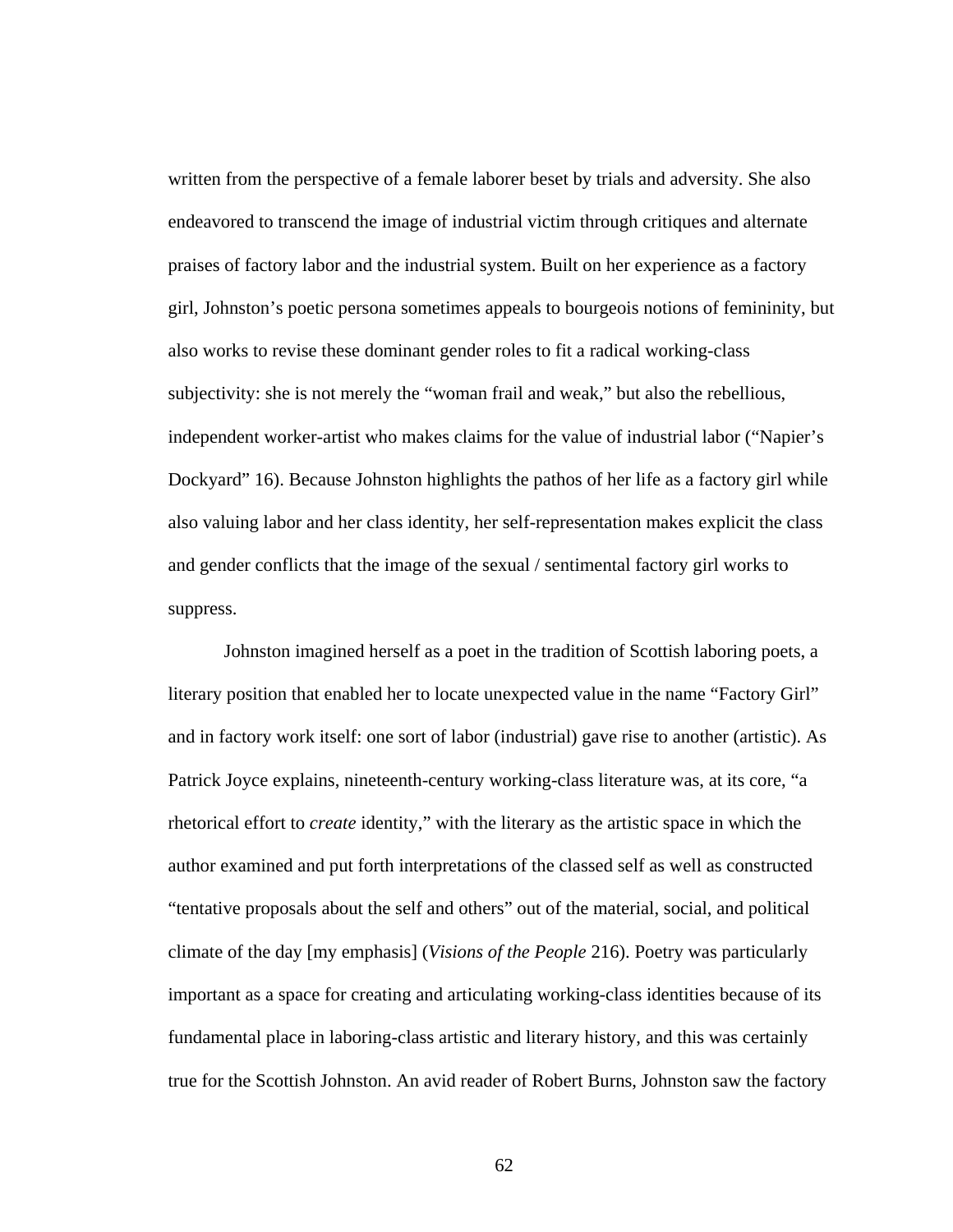written from the perspective of a female laborer beset by trials and adversity. She also endeavored to transcend the image of industrial victim through critiques and alternate praises of factory labor and the industrial system. Built on her experience as a factory girl, Johnston's poetic persona sometimes appeals to bourgeois notions of femininity, but also works to revise these dominant gender roles to fit a radical working-class subjectivity: she is not merely the "woman frail and weak," but also the rebellious, independent worker-artist who makes claims for the value of industrial labor ("Napier's Dockyard" 16). Because Johnston highlights the pathos of her life as a factory girl while also valuing labor and her class identity, her self-representation makes explicit the class and gender conflicts that the image of the sexual / sentimental factory girl works to suppress.

Johnston imagined herself as a poet in the tradition of Scottish laboring poets, a literary position that enabled her to locate unexpected value in the name "Factory Girl" and in factory work itself: one sort of labor (industrial) gave rise to another (artistic). As Patrick Joyce explains, nineteenth-century working-class literature was, at its core, "a rhetorical effort to *create* identity," with the literary as the artistic space in which the author examined and put forth interpretations of the classed self as well as constructed "tentative proposals about the self and others" out of the material, social, and political climate of the day [my emphasis] (*Visions of the People* 216). Poetry was particularly important as a space for creating and articulating working-class identities because of its fundamental place in laboring-class artistic and literary history, and this was certainly true for the Scottish Johnston. An avid reader of Robert Burns, Johnston saw the factory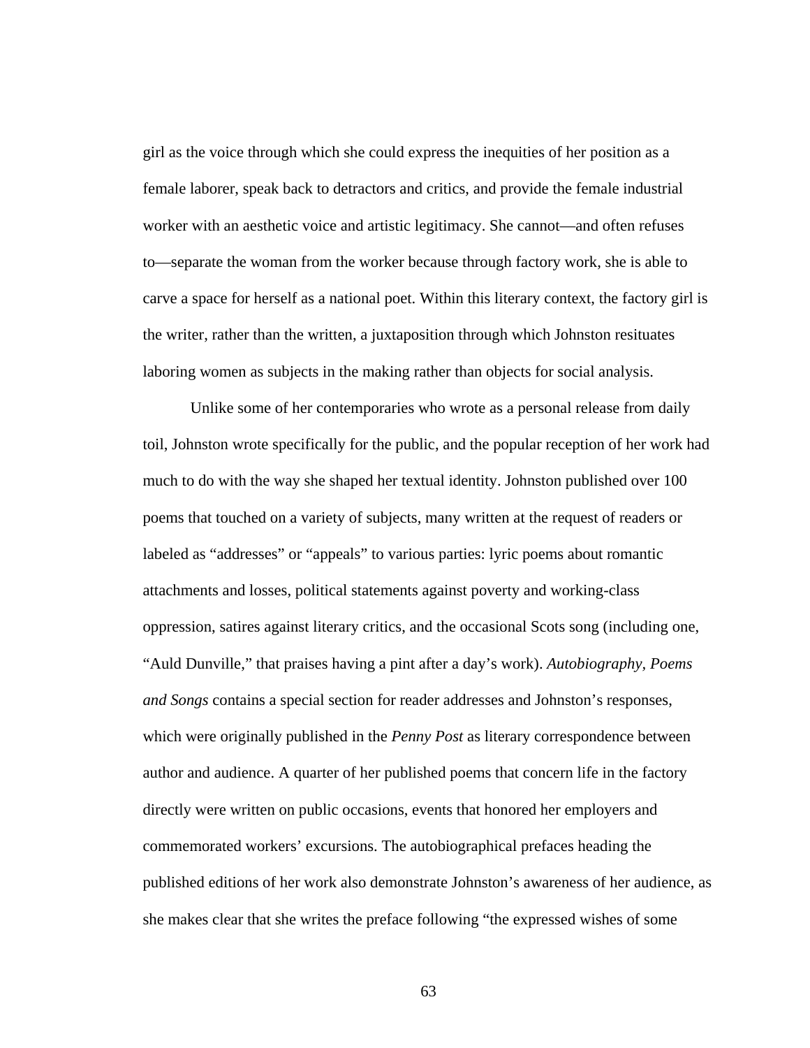girl as the voice through which she could express the inequities of her position as a female laborer, speak back to detractors and critics, and provide the female industrial worker with an aesthetic voice and artistic legitimacy. She cannot—and often refuses to—separate the woman from the worker because through factory work, she is able to carve a space for herself as a national poet. Within this literary context, the factory girl is the writer, rather than the written, a juxtaposition through which Johnston resituates laboring women as subjects in the making rather than objects for social analysis.

Unlike some of her contemporaries who wrote as a personal release from daily toil, Johnston wrote specifically for the public, and the popular reception of her work had much to do with the way she shaped her textual identity. Johnston published over 100 poems that touched on a variety of subjects, many written at the request of readers or labeled as "addresses" or "appeals" to various parties: lyric poems about romantic attachments and losses, political statements against poverty and working-class oppression, satires against literary critics, and the occasional Scots song (including one, "Auld Dunville," that praises having a pint after a day's work). *Autobiography, Poems and Songs* contains a special section for reader addresses and Johnston's responses, which were originally published in the *Penny Post* as literary correspondence between author and audience. A quarter of her published poems that concern life in the factory directly were written on public occasions, events that honored her employers and commemorated workers' excursions. The autobiographical prefaces heading the published editions of her work also demonstrate Johnston's awareness of her audience, as she makes clear that she writes the preface following "the expressed wishes of some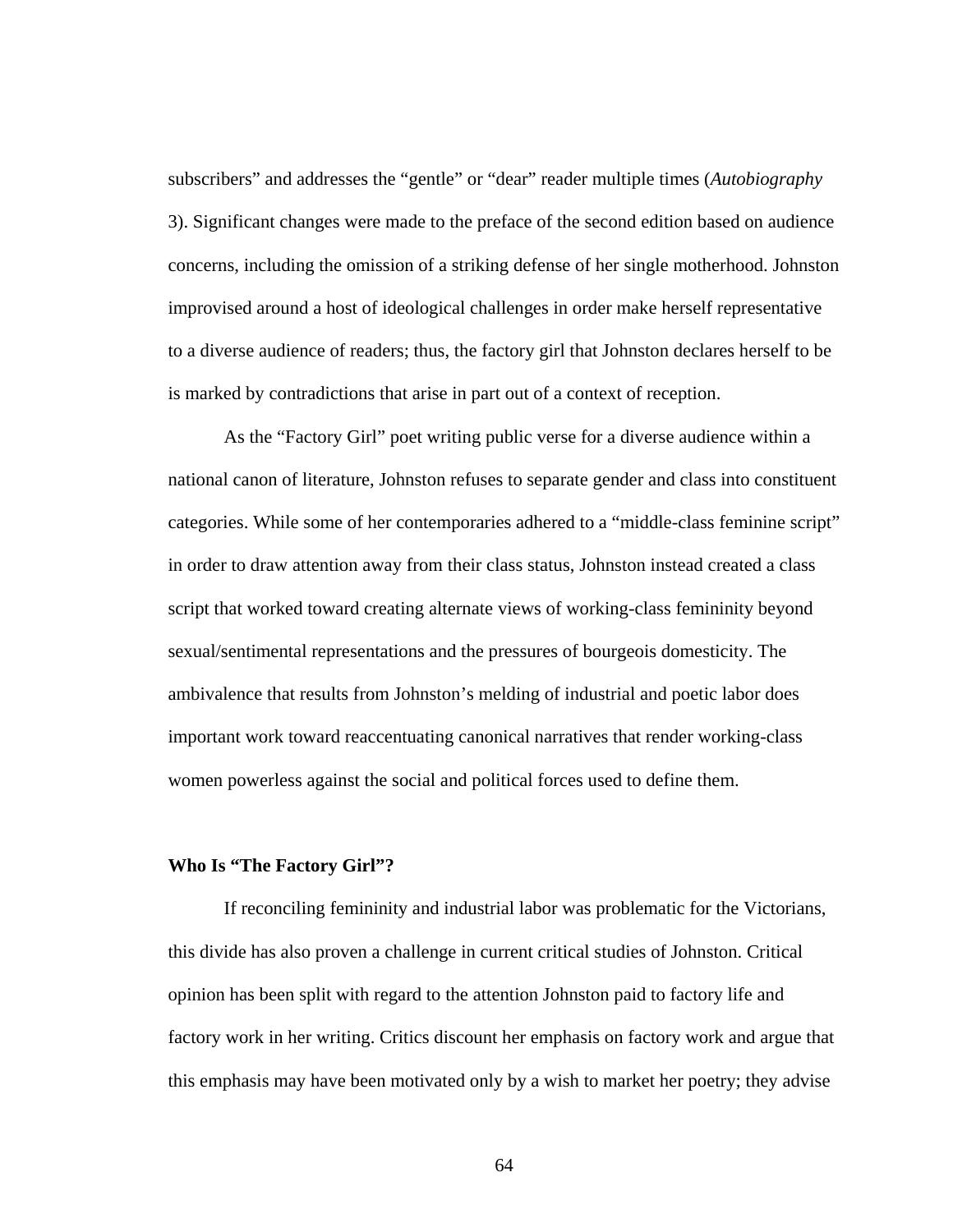subscribers" and addresses the "gentle" or "dear" reader multiple times (*Autobiography* 3). Significant changes were made to the preface of the second edition based on audience concerns, including the omission of a striking defense of her single motherhood. Johnston improvised around a host of ideological challenges in order make herself representative to a diverse audience of readers; thus, the factory girl that Johnston declares herself to be is marked by contradictions that arise in part out of a context of reception.

As the "Factory Girl" poet writing public verse for a diverse audience within a national canon of literature, Johnston refuses to separate gender and class into constituent categories. While some of her contemporaries adhered to a "middle-class feminine script" in order to draw attention away from their class status, Johnston instead created a class script that worked toward creating alternate views of working-class femininity beyond sexual/sentimental representations and the pressures of bourgeois domesticity. The ambivalence that results from Johnston's melding of industrial and poetic labor does important work toward reaccentuating canonical narratives that render working-class women powerless against the social and political forces used to define them.

**Who Is "The Factory Girl"?**

If reconciling femininity and industrial labor was problematic for the Victorians, this divide has also proven a challenge in current critical studies of Johnston. Critical opinion has been split with regard to the attention Johnston paid to factory life and factory work in her writing. Critics discount her emphasis on factory work and argue that this emphasis may have been motivated only by a wish to market her poetry; they advise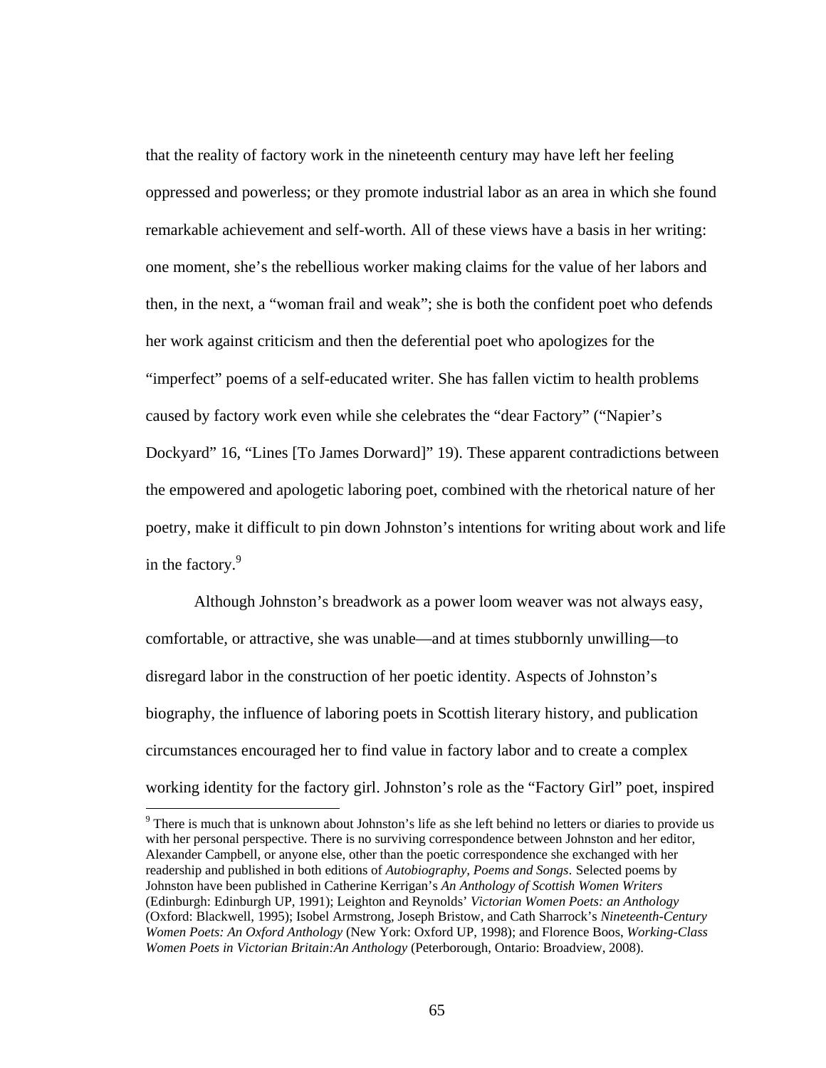that the reality of factory work in the nineteenth century may have left her feeling oppressed and powerless; or they promote industrial labor as an area in which she found remarkable achievement and self-worth. All of these views have a basis in her writing: one moment, she's the rebellious worker making claims for the value of her labors and then, in the next, a "woman frail and weak"; she is both the confident poet who defends her work against criticism and then the deferential poet who apologizes for the "imperfect" poems of a self-educated writer. She has fallen victim to health problems caused by factory work even while she celebrates the "dear Factory" ("Napier's Dockyard" 16, "Lines [To James Dorward]" 19). These apparent contradictions between the empowered and apologetic laboring poet, combined with the rhetorical nature of her poetry, make it difficult to pin down Johnston's intentions for writing about work and life in the factory.[9]

Although Johnston's breadwork as a power loom weaver was not always easy, comfortable, or attractive, she was unable—and at times stubbornly unwilling—to disregard labor in the construction of her poetic identity. Aspects of Johnston's biography, the influence of laboring poets in Scottish literary history, and publication circumstances encouraged her to find value in factory labor and to create a complex working identity for the factory girl. Johnston's role as the "Factory Girl" poet, inspired

[9] There is much that is unknown about Johnston's life as she left behind no letters or diaries to provide us with her personal perspective. There is no surviving correspondence between Johnston and her editor, Alexander Campbell, or anyone else, other than the poetic correspondence she exchanged with her readership and published in both editions of *Autobiography, Poems and Songs*. Selected poems by Johnston have been published in Catherine Kerrigan's *An Anthology of Scottish Women Writers* (Edinburgh: Edinburgh UP, 1991); Leighton and Reynolds' *Victorian Women Poets: an Anthology* (Oxford: Blackwell, 1995); Isobel Armstrong, Joseph Bristow, and Cath Sharrock's *Nineteenth-Century Women Poets: An Oxford Anthology* (New York: Oxford UP, 1998); and Florence Boos, *Working-Class Women Poets in Victorian Britain:An Anthology* (Peterborough, Ontario: Broadview, 2008).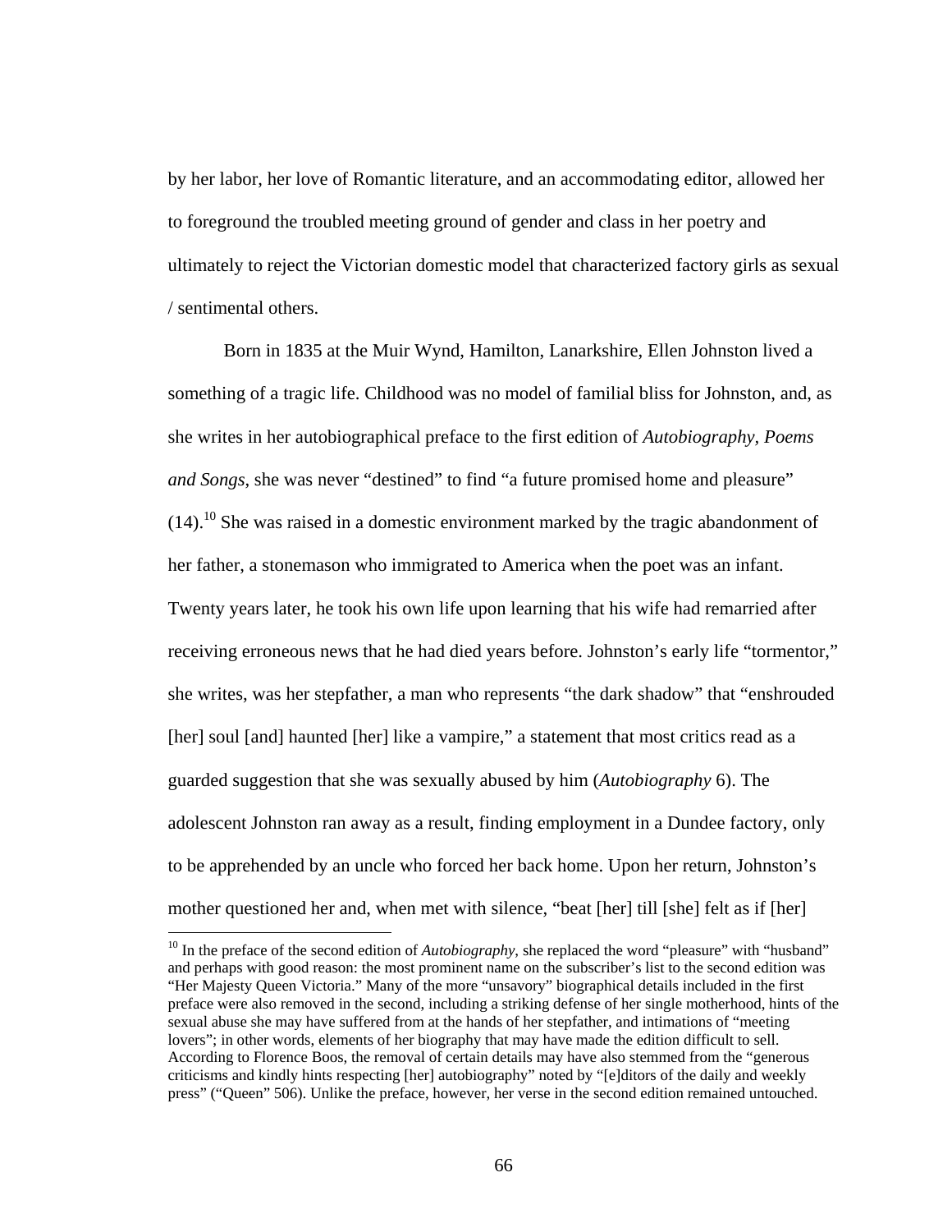by her labor, her love of Romantic literature, and an accommodating editor, allowed her to foreground the troubled meeting ground of gender and class in her poetry and ultimately to reject the Victorian domestic model that characterized factory girls as sexual / sentimental others.

Born in 1835 at the Muir Wynd, Hamilton, Lanarkshire, Ellen Johnston lived a something of a tragic life. Childhood was no model of familial bliss for Johnston, and, as she writes in her autobiographical preface to the first edition of *Autobiography, Poems and Songs*, she was never "destined" to find "a future promised home and pleasure" (14).[10] She was raised in a domestic environment marked by the tragic abandonment of her father, a stonemason who immigrated to America when the poet was an infant. Twenty years later, he took his own life upon learning that his wife had remarried after receiving erroneous news that he had died years before. Johnston's early life "tormentor," she writes, was her stepfather, a man who represents "the dark shadow" that "enshrouded [her] soul [and] haunted [her] like a vampire," a statement that most critics read as a guarded suggestion that she was sexually abused by him (*Autobiography* 6). The adolescent Johnston ran away as a result, finding employment in a Dundee factory, only to be apprehended by an uncle who forced her back home. Upon her return, Johnston's mother questioned her and, when met with silence, "beat [her] till [she] felt as if [her]

---

[10] In the preface of the second edition of *Autobiography*, she replaced the word "pleasure" with "husband" and perhaps with good reason: the most prominent name on the subscriber's list to the second edition was "Her Majesty Queen Victoria." Many of the more "unsavory" biographical details included in the first preface were also removed in the second, including a striking defense of her single motherhood, hints of the sexual abuse she may have suffered from at the hands of her stepfather, and intimations of "meeting lovers"; in other words, elements of her biography that may have made the edition difficult to sell. According to Florence Boos, the removal of certain details may have also stemmed from the "generous criticisms and kindly hints respecting [her] autobiography" noted by "[e]ditors of the daily and weekly press" ("Queen" 506). Unlike the preface, however, her verse in the second edition remained untouched.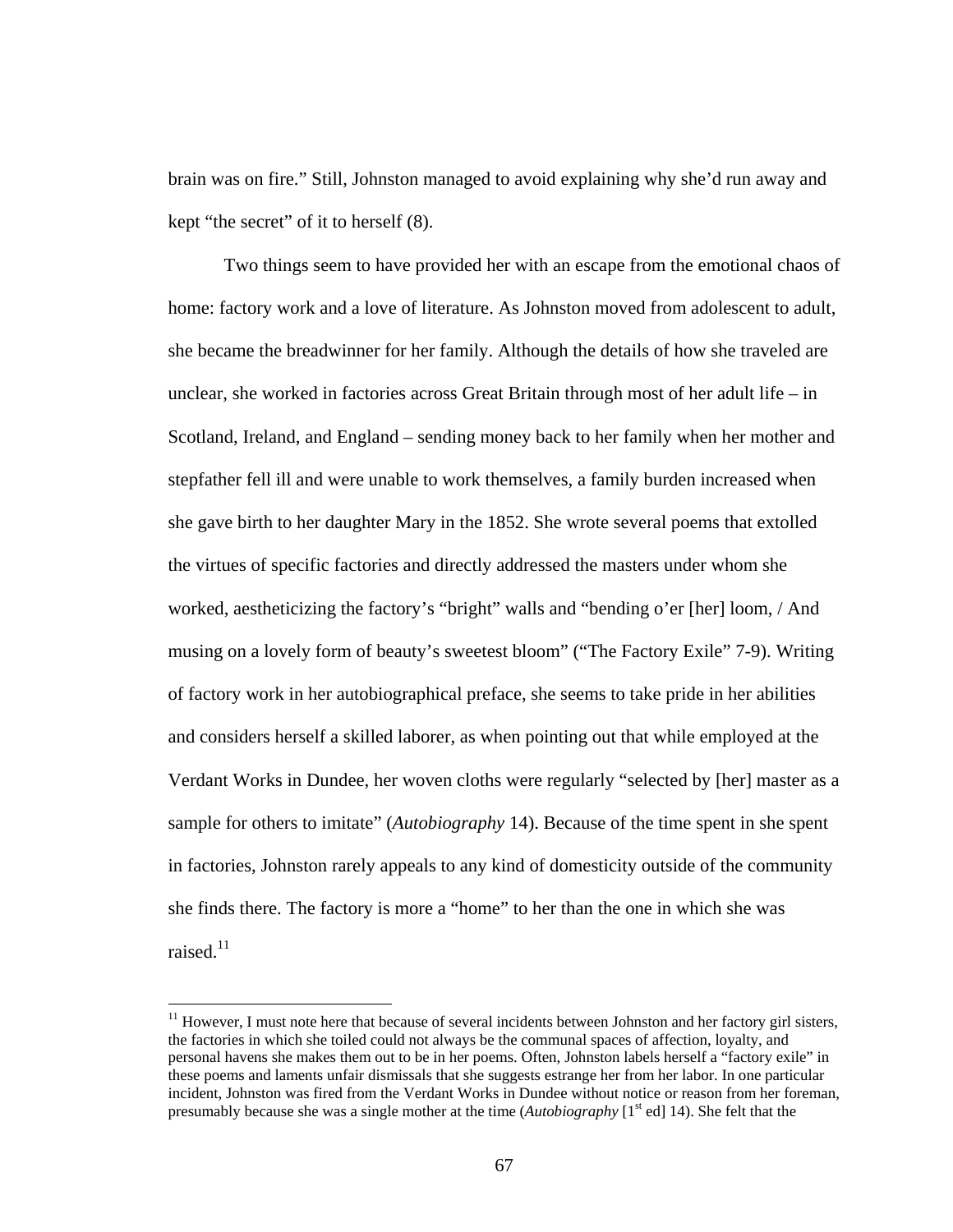brain was on fire." Still, Johnston managed to avoid explaining why she'd run away and kept "the secret" of it to herself (8).

Two things seem to have provided her with an escape from the emotional chaos of home: factory work and a love of literature. As Johnston moved from adolescent to adult, she became the breadwinner for her family. Although the details of how she traveled are unclear, she worked in factories across Great Britain through most of her adult life – in Scotland, Ireland, and England – sending money back to her family when her mother and stepfather fell ill and were unable to work themselves, a family burden increased when she gave birth to her daughter Mary in the 1852. She wrote several poems that extolled the virtues of specific factories and directly addressed the masters under whom she worked, aestheticizing the factory's "bright" walls and "bending o'er [her] loom, / And musing on a lovely form of beauty's sweetest bloom" ("The Factory Exile" 7-9). Writing of factory work in her autobiographical preface, she seems to take pride in her abilities and considers herself a skilled laborer, as when pointing out that while employed at the Verdant Works in Dundee, her woven cloths were regularly "selected by [her] master as a sample for others to imitate" (*Autobiography* 14). Because of the time spent in she spent in factories, Johnston rarely appeals to any kind of domesticity outside of the community she finds there. The factory is more a "home" to her than the one in which she was raised.[11]

---

[11] However, I must note here that because of several incidents between Johnston and her factory girl sisters, the factories in which she toiled could not always be the communal spaces of affection, loyalty, and personal havens she makes them out to be in her poems. Often, Johnston labels herself a "factory exile" in these poems and laments unfair dismissals that she suggests estrange her from her labor. In one particular incident, Johnston was fired from the Verdant Works in Dundee without notice or reason from her foreman, presumably because she was a single mother at the time (*Autobiography* [1st ed] 14). She felt that the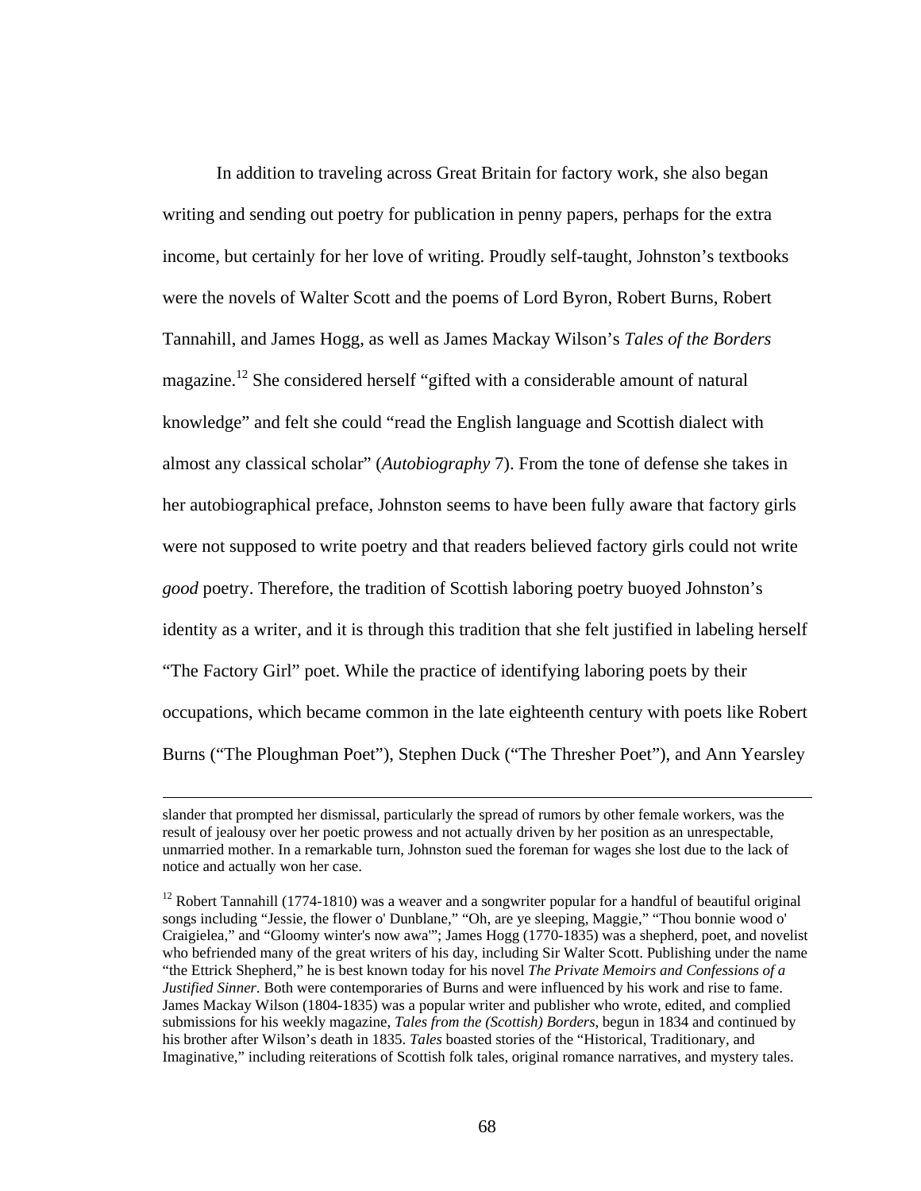In addition to traveling across Great Britain for factory work, she also began writing and sending out poetry for publication in penny papers, perhaps for the extra income, but certainly for her love of writing. Proudly self-taught, Johnston's textbooks were the novels of Walter Scott and the poems of Lord Byron, Robert Burns, Robert Tannahill, and James Hogg, as well as James Mackay Wilson's *Tales of the Borders* magazine.[12] She considered herself "gifted with a considerable amount of natural knowledge" and felt she could "read the English language and Scottish dialect with almost any classical scholar" (*Autobiography* 7). From the tone of defense she takes in her autobiographical preface, Johnston seems to have been fully aware that factory girls were not supposed to write poetry and that readers believed factory girls could not write *good* poetry. Therefore, the tradition of Scottish laboring poetry buoyed Johnston's identity as a writer, and it is through this tradition that she felt justified in labeling herself "The Factory Girl" poet. While the practice of identifying laboring poets by their occupations, which became common in the late eighteenth century with poets like Robert Burns ("The Ploughman Poet"), Stephen Duck ("The Thresher Poet"), and Ann Yearsley

---

slander that prompted her dismissal, particularly the spread of rumors by other female workers, was the result of jealousy over her poetic prowess and not actually driven by her position as an unrespectable, unmarried mother. In a remarkable turn, Johnston sued the foreman for wages she lost due to the lack of notice and actually won her case.

[12] Robert Tannahill (1774-1810) was a weaver and a songwriter popular for a handful of beautiful original songs including "Jessie, the flower o' Dunblane," "Oh, are ye sleeping, Maggie," "Thou bonnie wood o' Craigielea," and "Gloomy winter's now awa'"; James Hogg (1770-1835) was a shepherd, poet, and novelist who befriended many of the great writers of his day, including Sir Walter Scott. Publishing under the name "the Ettrick Shepherd," he is best known today for his novel *The Private Memoirs and Confessions of a Justified Sinner*. Both were contemporaries of Burns and were influenced by his work and rise to fame. James Mackay Wilson (1804-1835) was a popular writer and publisher who wrote, edited, and complied submissions for his weekly magazine, *Tales from the (Scottish) Borders*, begun in 1834 and continued by his brother after Wilson's death in 1835. *Tales* boasted stories of the "Historical, Traditionary, and Imaginative," including reiterations of Scottish folk tales, original romance narratives, and mystery tales.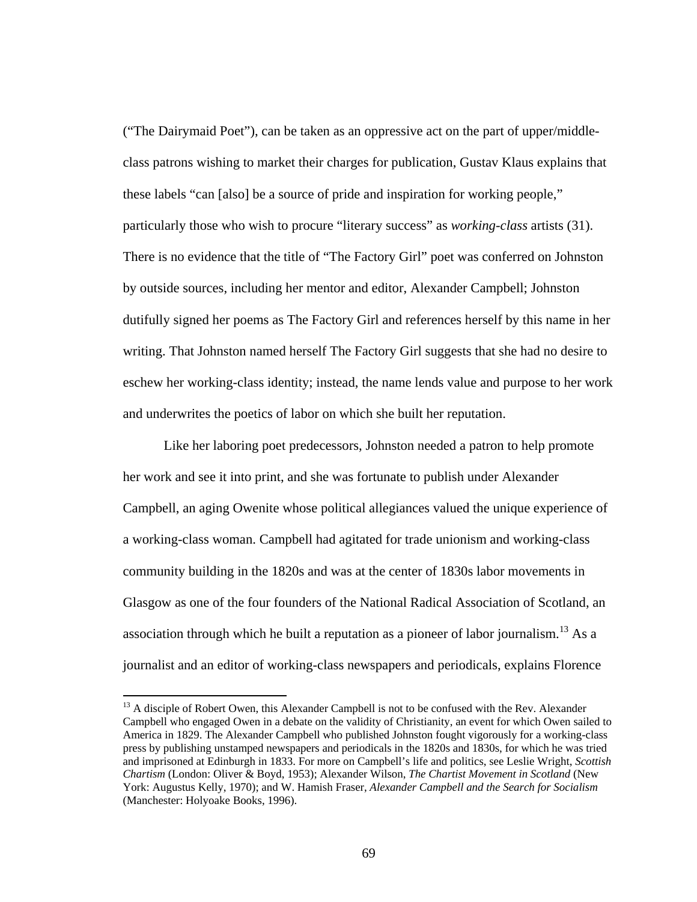("The Dairymaid Poet"), can be taken as an oppressive act on the part of upper/middle-class patrons wishing to market their charges for publication, Gustav Klaus explains that these labels "can [also] be a source of pride and inspiration for working people," particularly those who wish to procure "literary success" as *working-class* artists (31). There is no evidence that the title of "The Factory Girl" poet was conferred on Johnston by outside sources, including her mentor and editor, Alexander Campbell; Johnston dutifully signed her poems as The Factory Girl and references herself by this name in her writing. That Johnston named herself The Factory Girl suggests that she had no desire to eschew her working-class identity; instead, the name lends value and purpose to her work and underwrites the poetics of labor on which she built her reputation.

Like her laboring poet predecessors, Johnston needed a patron to help promote her work and see it into print, and she was fortunate to publish under Alexander Campbell, an aging Owenite whose political allegiances valued the unique experience of a working-class woman. Campbell had agitated for trade unionism and working-class community building in the 1820s and was at the center of 1830s labor movements in Glasgow as one of the four founders of the National Radical Association of Scotland, an association through which he built a reputation as a pioneer of labor journalism.[13] As a journalist and an editor of working-class newspapers and periodicals, explains Florence

[13] A disciple of Robert Owen, this Alexander Campbell is not to be confused with the Rev. Alexander Campbell who engaged Owen in a debate on the validity of Christianity, an event for which Owen sailed to America in 1829. The Alexander Campbell who published Johnston fought vigorously for a working-class press by publishing unstamped newspapers and periodicals in the 1820s and 1830s, for which he was tried and imprisoned at Edinburgh in 1833. For more on Campbell's life and politics, see Leslie Wright, *Scottish Chartism* (London: Oliver & Boyd, 1953); Alexander Wilson, *The Chartist Movement in Scotland* (New York: Augustus Kelly, 1970); and W. Hamish Fraser, *Alexander Campbell and the Search for Socialism* (Manchester: Holyoake Books, 1996).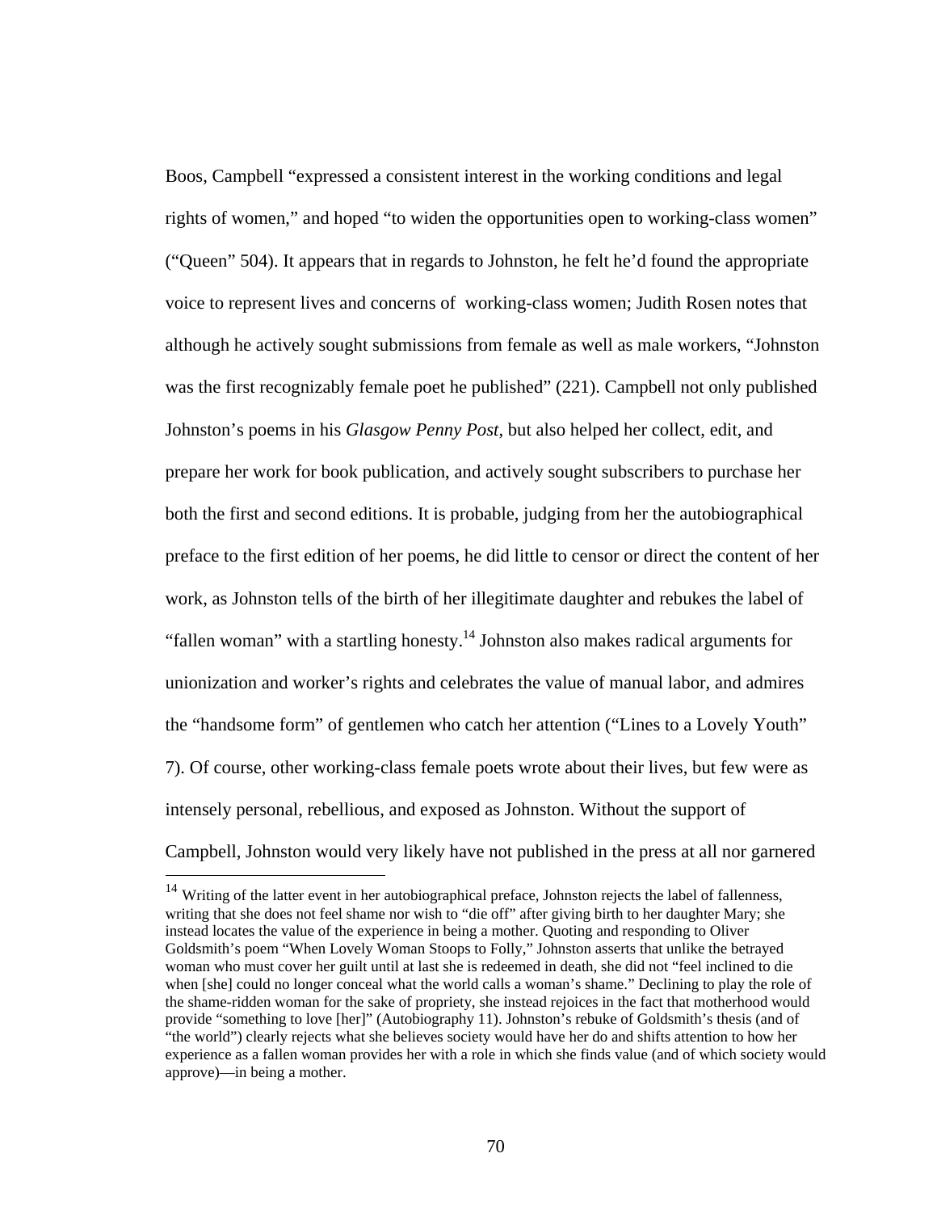Boos, Campbell "expressed a consistent interest in the working conditions and legal rights of women," and hoped "to widen the opportunities open to working-class women" ("Queen" 504). It appears that in regards to Johnston, he felt he'd found the appropriate voice to represent lives and concerns of  working-class women; Judith Rosen notes that although he actively sought submissions from female as well as male workers, "Johnston was the first recognizably female poet he published" (221). Campbell not only published Johnston's poems in his *Glasgow Penny Post*, but also helped her collect, edit, and prepare her work for book publication, and actively sought subscribers to purchase her both the first and second editions. It is probable, judging from her the autobiographical preface to the first edition of her poems, he did little to censor or direct the content of her work, as Johnston tells of the birth of her illegitimate daughter and rebukes the label of "fallen woman" with a startling honesty.[14] Johnston also makes radical arguments for unionization and worker's rights and celebrates the value of manual labor, and admires the "handsome form" of gentlemen who catch her attention ("Lines to a Lovely Youth" 7). Of course, other working-class female poets wrote about their lives, but few were as intensely personal, rebellious, and exposed as Johnston. Without the support of Campbell, Johnston would very likely have not published in the press at all nor garnered

[14] Writing of the latter event in her autobiographical preface, Johnston rejects the label of fallenness, writing that she does not feel shame nor wish to "die off" after giving birth to her daughter Mary; she instead locates the value of the experience in being a mother. Quoting and responding to Oliver Goldsmith's poem "When Lovely Woman Stoops to Folly," Johnston asserts that unlike the betrayed woman who must cover her guilt until at last she is redeemed in death, she did not "feel inclined to die when [she] could no longer conceal what the world calls a woman's shame." Declining to play the role of the shame-ridden woman for the sake of propriety, she instead rejoices in the fact that motherhood would provide "something to love [her]" (Autobiography 11). Johnston's rebuke of Goldsmith's thesis (and of "the world") clearly rejects what she believes society would have her do and shifts attention to how her experience as a fallen woman provides her with a role in which she finds value (and of which society would approve)—in being a mother.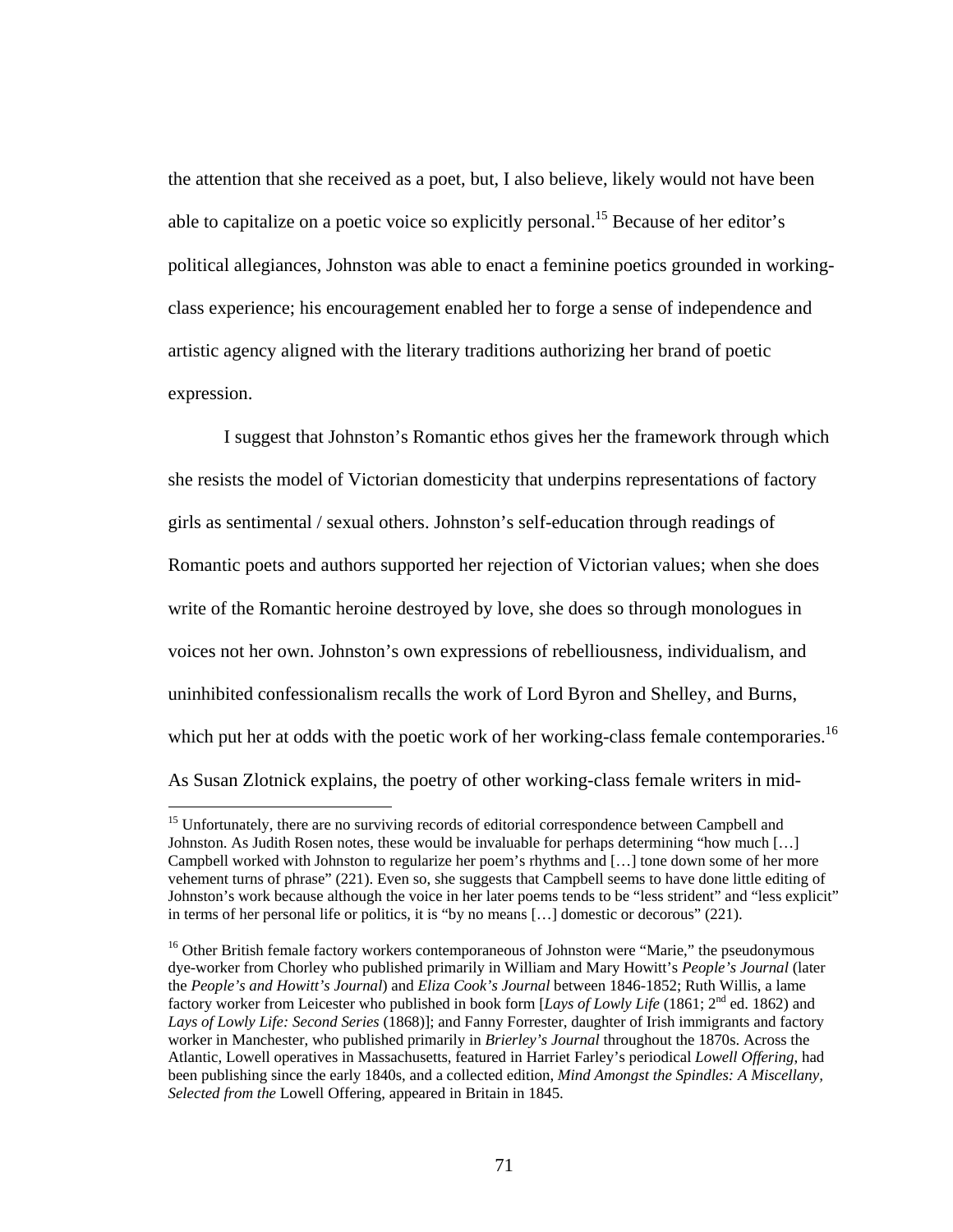the attention that she received as a poet, but, I also believe, likely would not have been able to capitalize on a poetic voice so explicitly personal.[15] Because of her editor's political allegiances, Johnston was able to enact a feminine poetics grounded in working-class experience; his encouragement enabled her to forge a sense of independence and artistic agency aligned with the literary traditions authorizing her brand of poetic expression.

I suggest that Johnston's Romantic ethos gives her the framework through which she resists the model of Victorian domesticity that underpins representations of factory girls as sentimental / sexual others. Johnston's self-education through readings of Romantic poets and authors supported her rejection of Victorian values; when she does write of the Romantic heroine destroyed by love, she does so through monologues in voices not her own. Johnston's own expressions of rebelliousness, individualism, and uninhibited confessionalism recalls the work of Lord Byron and Shelley, and Burns, which put her at odds with the poetic work of her working-class female contemporaries.[16] As Susan Zlotnick explains, the poetry of other working-class female writers in mid-

---

[15] Unfortunately, there are no surviving records of editorial correspondence between Campbell and Johnston. As Judith Rosen notes, these would be invaluable for perhaps determining "how much […] Campbell worked with Johnston to regularize her poem's rhythms and […] tone down some of her more vehement turns of phrase" (221). Even so, she suggests that Campbell seems to have done little editing of Johnston's work because although the voice in her later poems tends to be "less strident" and "less explicit" in terms of her personal life or politics, it is "by no means […] domestic or decorous" (221).

[16] Other British female factory workers contemporaneous of Johnston were "Marie," the pseudonymous dye-worker from Chorley who published primarily in William and Mary Howitt's *People's Journal* (later the *People's and Howitt's Journal*) and *Eliza Cook's Journal* between 1846-1852; Ruth Willis, a lame factory worker from Leicester who published in book form [*Lays of Lowly Life* (1861; 2nd ed. 1862) and *Lays of Lowly Life: Second Series* (1868)]; and Fanny Forrester, daughter of Irish immigrants and factory worker in Manchester, who published primarily in *Brierley's Journal* throughout the 1870s. Across the Atlantic, Lowell operatives in Massachusetts, featured in Harriet Farley's periodical *Lowell Offering*, had been publishing since the early 1840s, and a collected edition, *Mind Amongst the Spindles: A Miscellany, Selected from the* Lowell Offering, appeared in Britain in 1845.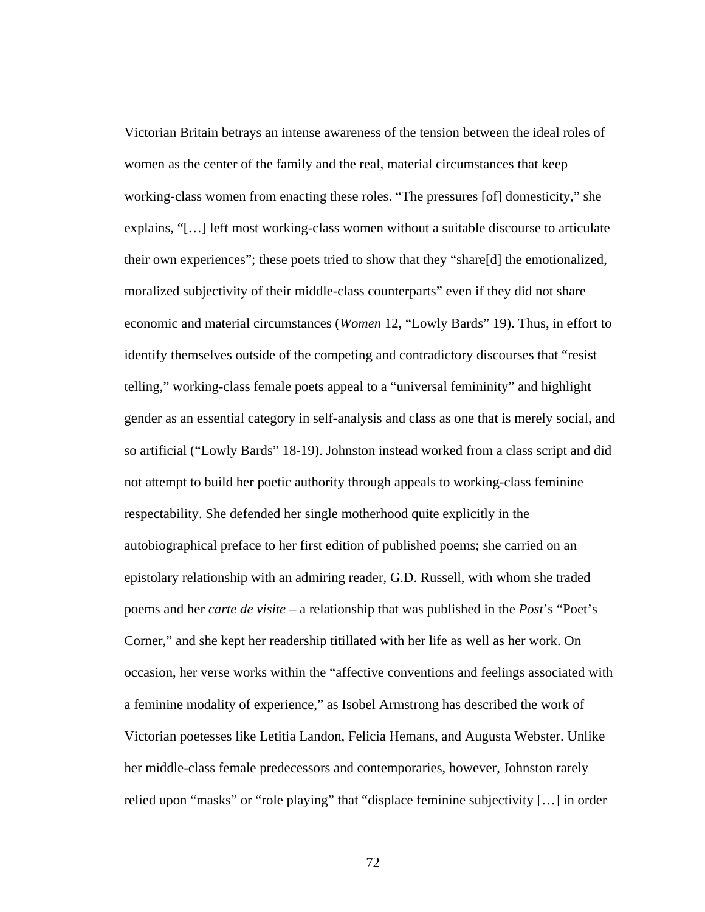Victorian Britain betrays an intense awareness of the tension between the ideal roles of women as the center of the family and the real, material circumstances that keep working-class women from enacting these roles. "The pressures [of] domesticity," she explains, "[…] left most working-class women without a suitable discourse to articulate their own experiences"; these poets tried to show that they "share[d] the emotionalized, moralized subjectivity of their middle-class counterparts" even if they did not share economic and material circumstances (*Women* 12, "Lowly Bards" 19). Thus, in effort to identify themselves outside of the competing and contradictory discourses that "resist telling," working-class female poets appeal to a "universal femininity" and highlight gender as an essential category in self-analysis and class as one that is merely social, and so artificial ("Lowly Bards" 18-19). Johnston instead worked from a class script and did not attempt to build her poetic authority through appeals to working-class feminine respectability. She defended her single motherhood quite explicitly in the autobiographical preface to her first edition of published poems; she carried on an epistolary relationship with an admiring reader, G.D. Russell, with whom she traded poems and her *carte de visite* – a relationship that was published in the *Post*'s "Poet's Corner," and she kept her readership titillated with her life as well as her work. On occasion, her verse works within the "affective conventions and feelings associated with a feminine modality of experience," as Isobel Armstrong has described the work of Victorian poetesses like Letitia Landon, Felicia Hemans, and Augusta Webster. Unlike her middle-class female predecessors and contemporaries, however, Johnston rarely relied upon "masks" or "role playing" that "displace feminine subjectivity […] in order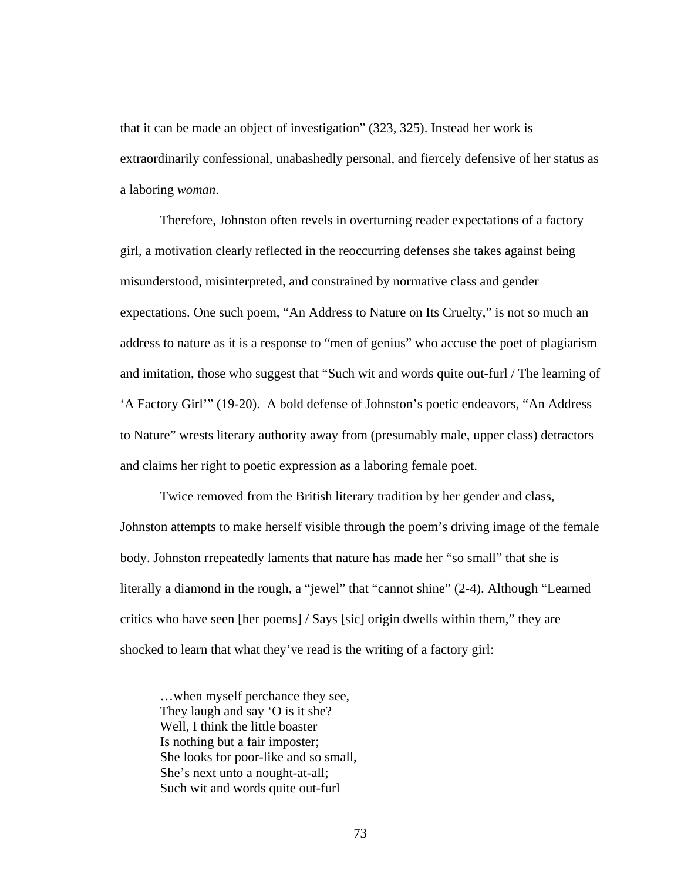that it can be made an object of investigation" (323, 325). Instead her work is extraordinarily confessional, unabashedly personal, and fiercely defensive of her status as a laboring *woman*.

Therefore, Johnston often revels in overturning reader expectations of a factory girl, a motivation clearly reflected in the reoccurring defenses she takes against being misunderstood, misinterpreted, and constrained by normative class and gender expectations. One such poem, "An Address to Nature on Its Cruelty," is not so much an address to nature as it is a response to "men of genius" who accuse the poet of plagiarism and imitation, those who suggest that "Such wit and words quite out-furl / The learning of 'A Factory Girl'" (19-20). A bold defense of Johnston's poetic endeavors, "An Address to Nature" wrests literary authority away from (presumably male, upper class) detractors and claims her right to poetic expression as a laboring female poet.

Twice removed from the British literary tradition by her gender and class, Johnston attempts to make herself visible through the poem's driving image of the female body. Johnston rrepeatedly laments that nature has made her "so small" that she is literally a diamond in the rough, a "jewel" that "cannot shine" (2-4). Although "Learned critics who have seen [her poems] / Says [sic] origin dwells within them," they are shocked to learn that what they've read is the writing of a factory girl:

> …when myself perchance they see,
> They laugh and say 'O is it she?
> Well, I think the little boaster
> Is nothing but a fair imposter;
> She looks for poor-like and so small,
> She's next unto a nought-at-all;
> Such wit and words quite out-furl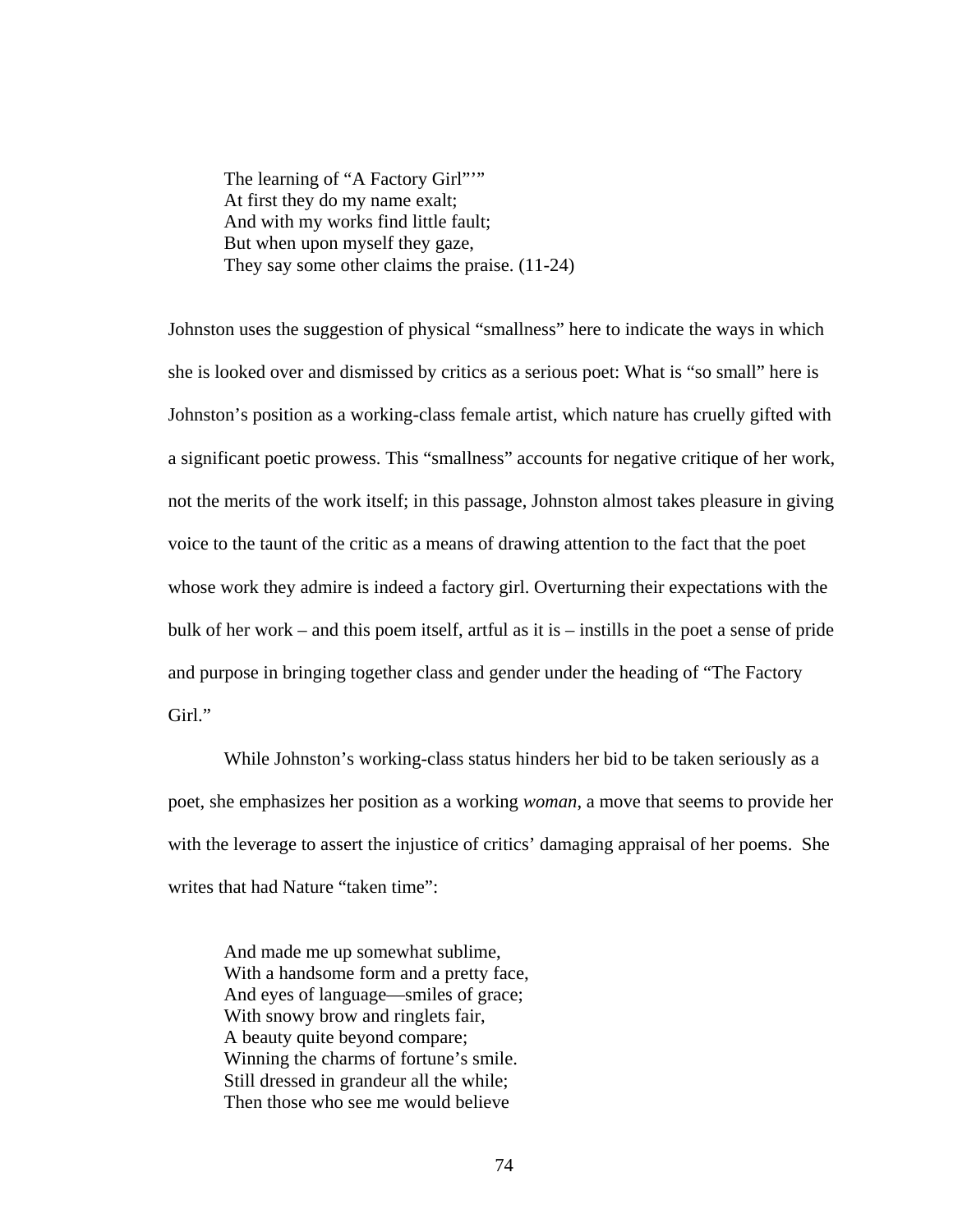> The learning of "A Factory Girl"'"
> At first they do my name exalt;
> And with my works find little fault;
> But when upon myself they gaze,
> They say some other claims the praise. (11-24)

Johnston uses the suggestion of physical "smallness" here to indicate the ways in which she is looked over and dismissed by critics as a serious poet: What is "so small" here is Johnston's position as a working-class female artist, which nature has cruelly gifted with a significant poetic prowess. This "smallness" accounts for negative critique of her work, not the merits of the work itself; in this passage, Johnston almost takes pleasure in giving voice to the taunt of the critic as a means of drawing attention to the fact that the poet whose work they admire is indeed a factory girl. Overturning their expectations with the bulk of her work – and this poem itself, artful as it is – instills in the poet a sense of pride and purpose in bringing together class and gender under the heading of "The Factory Girl."

While Johnston's working-class status hinders her bid to be taken seriously as a poet, she emphasizes her position as a working *woman*, a move that seems to provide her with the leverage to assert the injustice of critics' damaging appraisal of her poems. She writes that had Nature "taken time":

> And made me up somewhat sublime,
> With a handsome form and a pretty face,
> And eyes of language—smiles of grace;
> With snowy brow and ringlets fair,
> A beauty quite beyond compare;
> Winning the charms of fortune's smile.
> Still dressed in grandeur all the while;
> Then those who see me would believe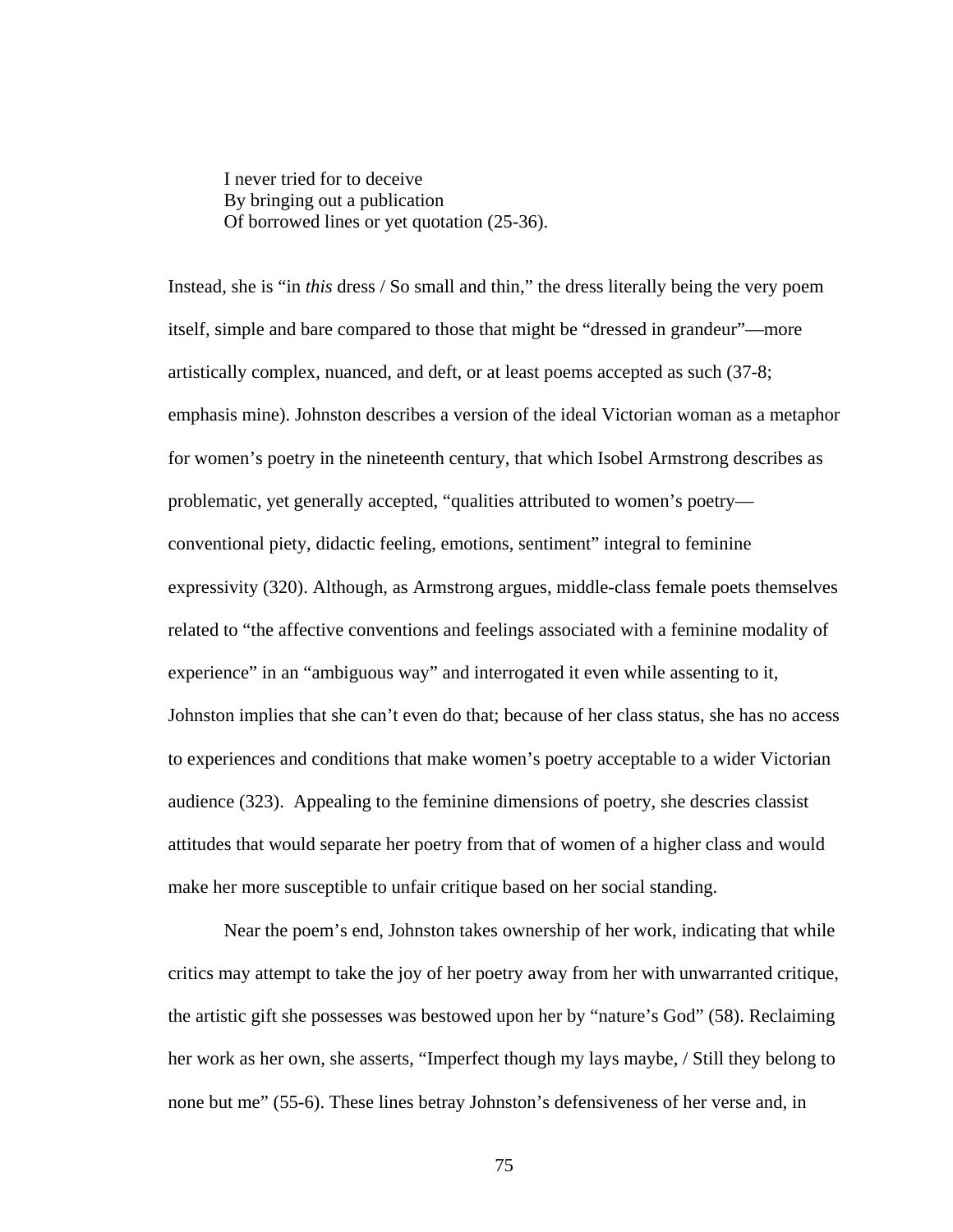> I never tried for to deceive
> By bringing out a publication
> Of borrowed lines or yet quotation (25-36).

Instead, she is "in *this* dress / So small and thin," the dress literally being the very poem itself, simple and bare compared to those that might be "dressed in grandeur"—more artistically complex, nuanced, and deft, or at least poems accepted as such (37-8; emphasis mine). Johnston describes a version of the ideal Victorian woman as a metaphor for women's poetry in the nineteenth century, that which Isobel Armstrong describes as problematic, yet generally accepted, "qualities attributed to women's poetry—conventional piety, didactic feeling, emotions, sentiment" integral to feminine expressivity (320). Although, as Armstrong argues, middle-class female poets themselves related to "the affective conventions and feelings associated with a feminine modality of experience" in an "ambiguous way" and interrogated it even while assenting to it, Johnston implies that she can't even do that; because of her class status, she has no access to experiences and conditions that make women's poetry acceptable to a wider Victorian audience (323). Appealing to the feminine dimensions of poetry, she descries classist attitudes that would separate her poetry from that of women of a higher class and would make her more susceptible to unfair critique based on her social standing.

Near the poem's end, Johnston takes ownership of her work, indicating that while critics may attempt to take the joy of her poetry away from her with unwarranted critique, the artistic gift she possesses was bestowed upon her by "nature's God" (58). Reclaiming her work as her own, she asserts, "Imperfect though my lays maybe, / Still they belong to none but me" (55-6). These lines betray Johnston's defensiveness of her verse and, in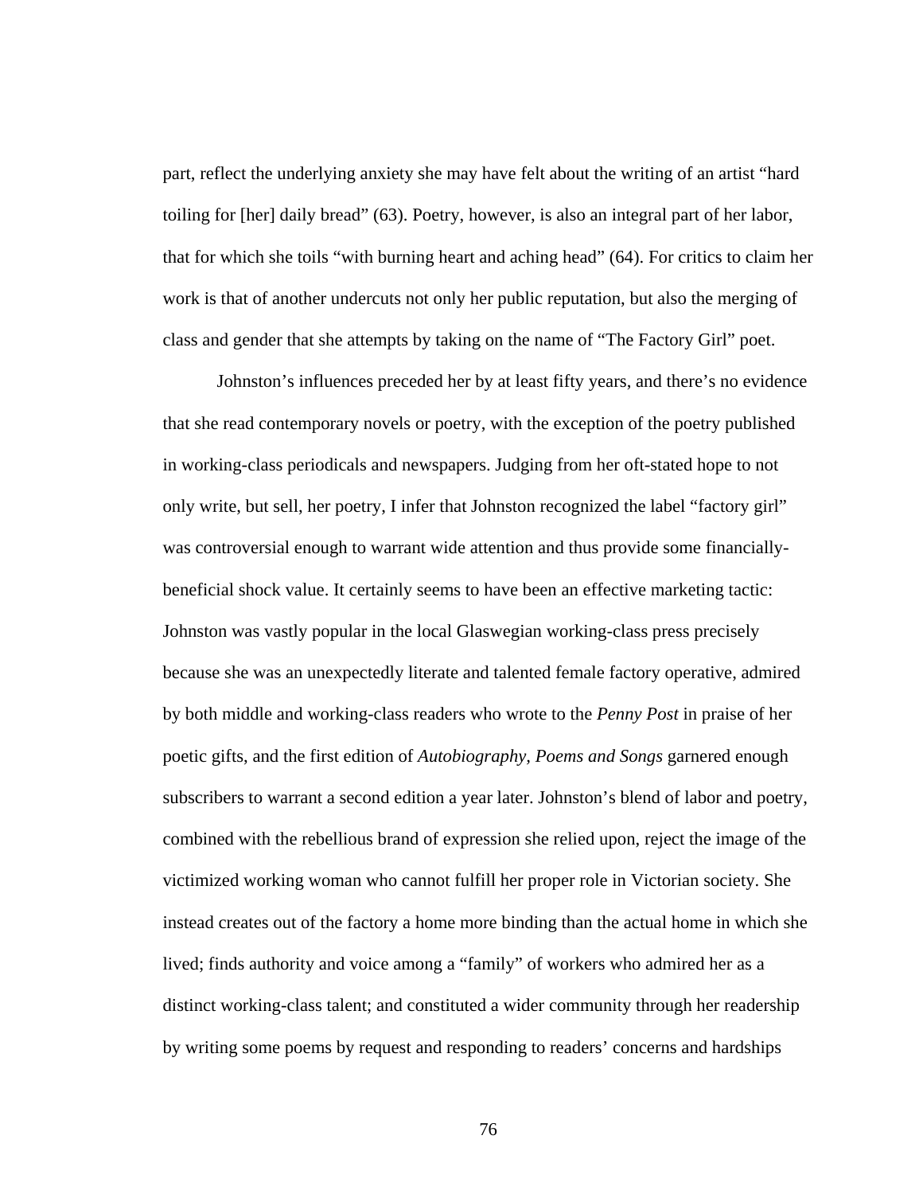part, reflect the underlying anxiety she may have felt about the writing of an artist "hard toiling for [her] daily bread" (63). Poetry, however, is also an integral part of her labor, that for which she toils "with burning heart and aching head" (64). For critics to claim her work is that of another undercuts not only her public reputation, but also the merging of class and gender that she attempts by taking on the name of "The Factory Girl" poet.

Johnston's influences preceded her by at least fifty years, and there's no evidence that she read contemporary novels or poetry, with the exception of the poetry published in working-class periodicals and newspapers. Judging from her oft-stated hope to not only write, but sell, her poetry, I infer that Johnston recognized the label "factory girl" was controversial enough to warrant wide attention and thus provide some financially-beneficial shock value. It certainly seems to have been an effective marketing tactic: Johnston was vastly popular in the local Glaswegian working-class press precisely because she was an unexpectedly literate and talented female factory operative, admired by both middle and working-class readers who wrote to the *Penny Post* in praise of her poetic gifts, and the first edition of *Autobiography, Poems and Songs* garnered enough subscribers to warrant a second edition a year later. Johnston's blend of labor and poetry, combined with the rebellious brand of expression she relied upon, reject the image of the victimized working woman who cannot fulfill her proper role in Victorian society. She instead creates out of the factory a home more binding than the actual home in which she lived; finds authority and voice among a "family" of workers who admired her as a distinct working-class talent; and constituted a wider community through her readership by writing some poems by request and responding to readers' concerns and hardships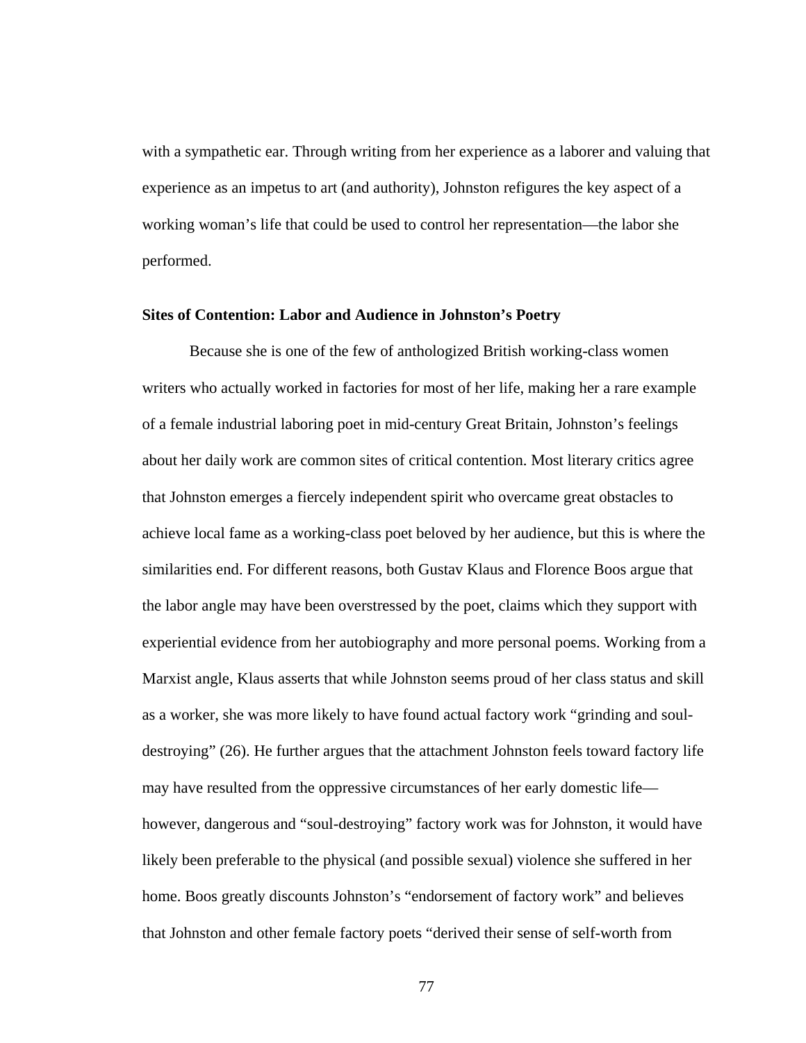with a sympathetic ear. Through writing from her experience as a laborer and valuing that experience as an impetus to art (and authority), Johnston refigures the key aspect of a working woman's life that could be used to control her representation—the labor she performed.

**Sites of Contention: Labor and Audience in Johnston's Poetry**

Because she is one of the few of anthologized British working-class women writers who actually worked in factories for most of her life, making her a rare example of a female industrial laboring poet in mid-century Great Britain, Johnston's feelings about her daily work are common sites of critical contention. Most literary critics agree that Johnston emerges a fiercely independent spirit who overcame great obstacles to achieve local fame as a working-class poet beloved by her audience, but this is where the similarities end. For different reasons, both Gustav Klaus and Florence Boos argue that the labor angle may have been overstressed by the poet, claims which they support with experiential evidence from her autobiography and more personal poems. Working from a Marxist angle, Klaus asserts that while Johnston seems proud of her class status and skill as a worker, she was more likely to have found actual factory work "grinding and soul-destroying" (26). He further argues that the attachment Johnston feels toward factory life may have resulted from the oppressive circumstances of her early domestic life—however, dangerous and "soul-destroying" factory work was for Johnston, it would have likely been preferable to the physical (and possible sexual) violence she suffered in her home. Boos greatly discounts Johnston's "endorsement of factory work" and believes that Johnston and other female factory poets "derived their sense of self-worth from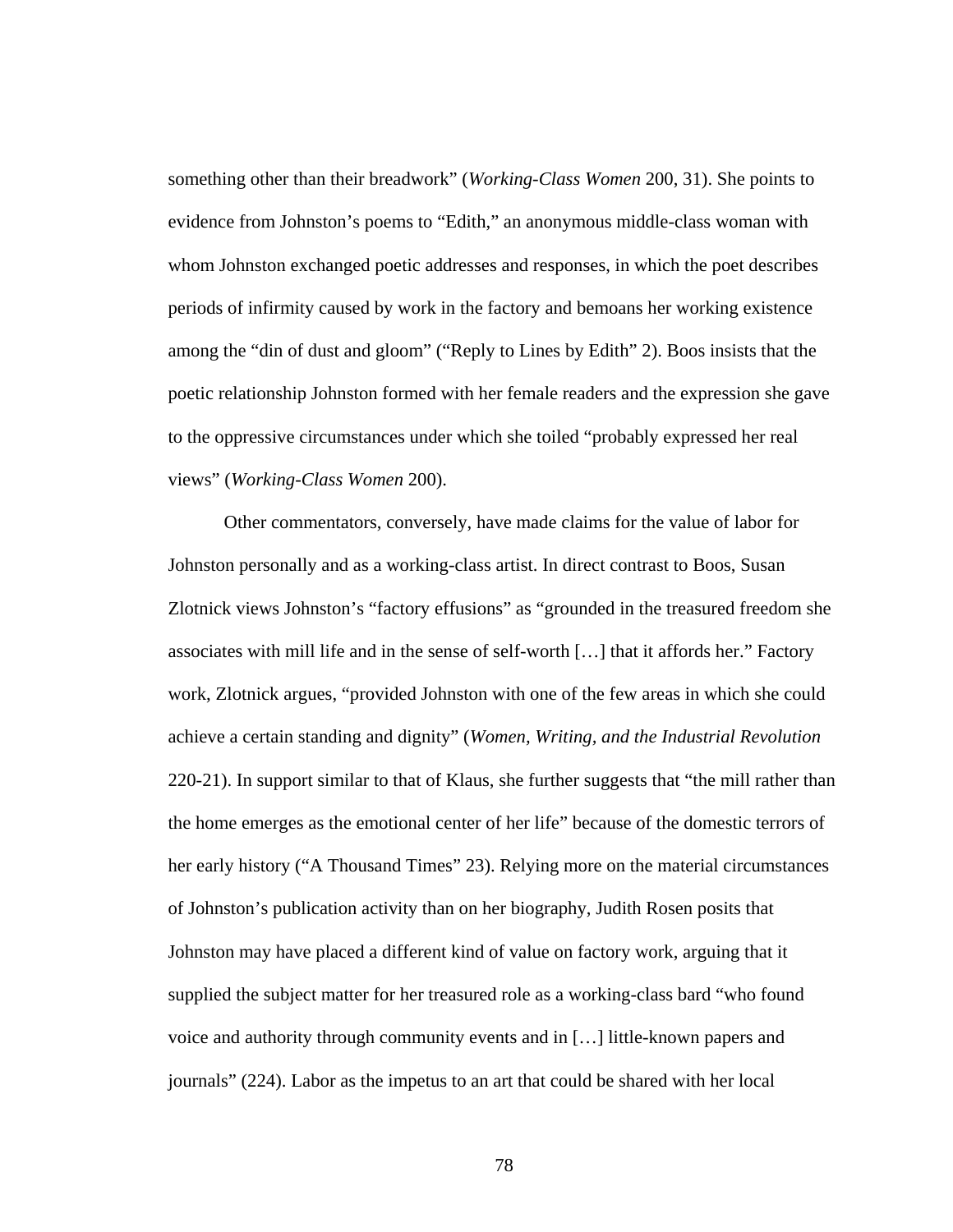something other than their breadwork" (*Working-Class Women* 200, 31). She points to evidence from Johnston's poems to "Edith," an anonymous middle-class woman with whom Johnston exchanged poetic addresses and responses, in which the poet describes periods of infirmity caused by work in the factory and bemoans her working existence among the "din of dust and gloom" ("Reply to Lines by Edith" 2). Boos insists that the poetic relationship Johnston formed with her female readers and the expression she gave to the oppressive circumstances under which she toiled "probably expressed her real views" (*Working-Class Women* 200).

Other commentators, conversely, have made claims for the value of labor for Johnston personally and as a working-class artist. In direct contrast to Boos, Susan Zlotnick views Johnston's "factory effusions" as "grounded in the treasured freedom she associates with mill life and in the sense of self-worth […] that it affords her." Factory work, Zlotnick argues, "provided Johnston with one of the few areas in which she could achieve a certain standing and dignity" (*Women, Writing, and the Industrial Revolution* 220-21). In support similar to that of Klaus, she further suggests that "the mill rather than the home emerges as the emotional center of her life" because of the domestic terrors of her early history ("A Thousand Times" 23). Relying more on the material circumstances of Johnston's publication activity than on her biography, Judith Rosen posits that Johnston may have placed a different kind of value on factory work, arguing that it supplied the subject matter for her treasured role as a working-class bard "who found voice and authority through community events and in […] little-known papers and journals" (224). Labor as the impetus to an art that could be shared with her local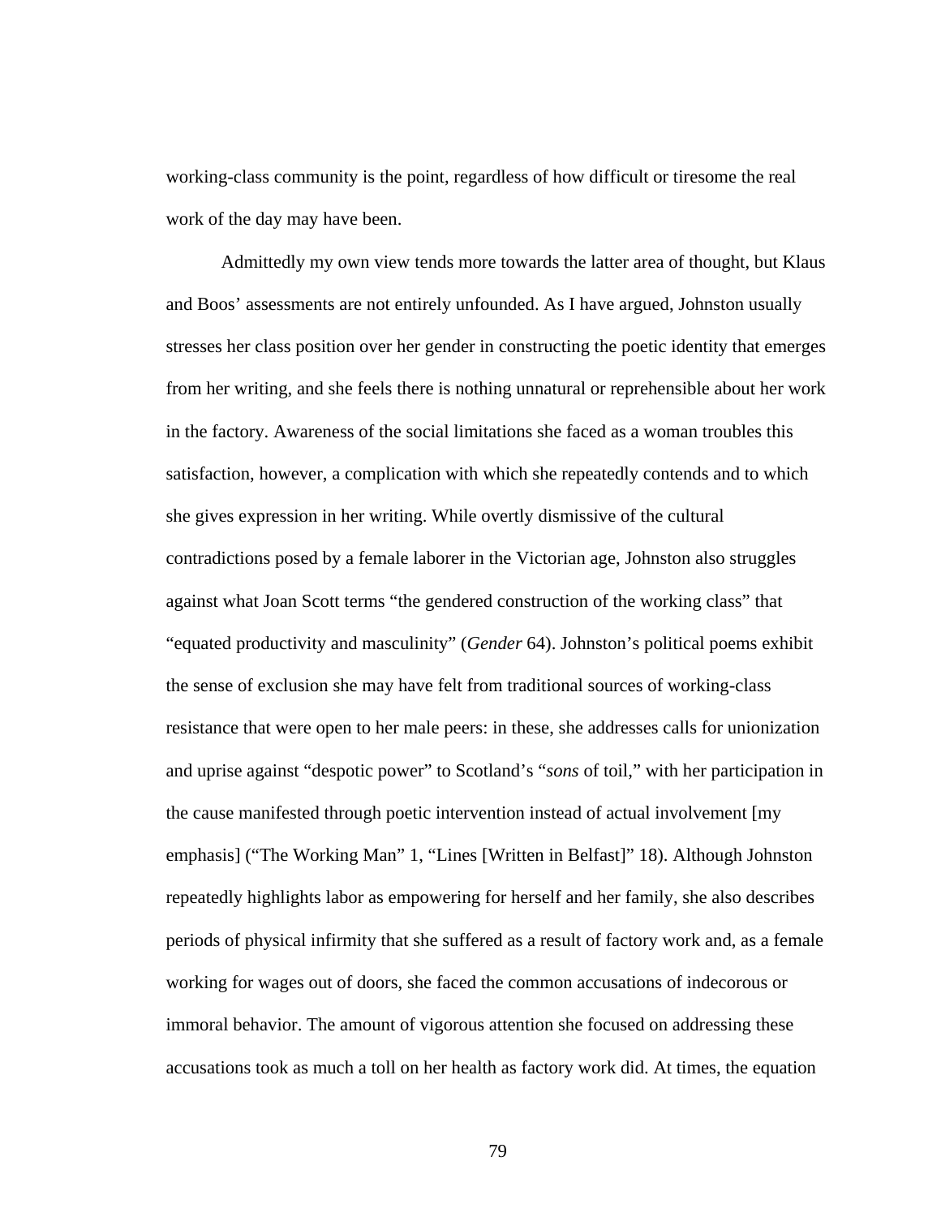working-class community is the point, regardless of how difficult or tiresome the real work of the day may have been.

Admittedly my own view tends more towards the latter area of thought, but Klaus and Boos' assessments are not entirely unfounded. As I have argued, Johnston usually stresses her class position over her gender in constructing the poetic identity that emerges from her writing, and she feels there is nothing unnatural or reprehensible about her work in the factory. Awareness of the social limitations she faced as a woman troubles this satisfaction, however, a complication with which she repeatedly contends and to which she gives expression in her writing. While overtly dismissive of the cultural contradictions posed by a female laborer in the Victorian age, Johnston also struggles against what Joan Scott terms "the gendered construction of the working class" that "equated productivity and masculinity" (*Gender* 64). Johnston's political poems exhibit the sense of exclusion she may have felt from traditional sources of working-class resistance that were open to her male peers: in these, she addresses calls for unionization and uprise against "despotic power" to Scotland's "*sons* of toil," with her participation in the cause manifested through poetic intervention instead of actual involvement [my emphasis] ("The Working Man" 1, "Lines [Written in Belfast]" 18). Although Johnston repeatedly highlights labor as empowering for herself and her family, she also describes periods of physical infirmity that she suffered as a result of factory work and, as a female working for wages out of doors, she faced the common accusations of indecorous or immoral behavior. The amount of vigorous attention she focused on addressing these accusations took as much a toll on her health as factory work did. At times, the equation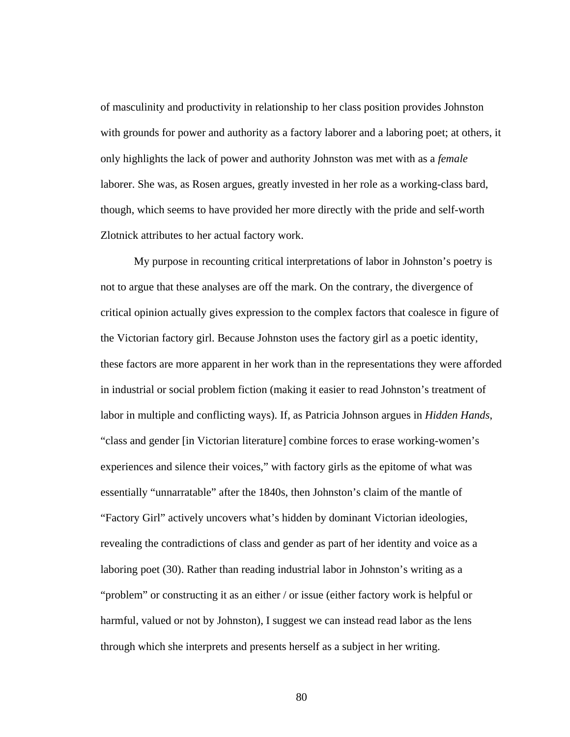of masculinity and productivity in relationship to her class position provides Johnston with grounds for power and authority as a factory laborer and a laboring poet; at others, it only highlights the lack of power and authority Johnston was met with as a *female* laborer. She was, as Rosen argues, greatly invested in her role as a working-class bard, though, which seems to have provided her more directly with the pride and self-worth Zlotnick attributes to her actual factory work.

My purpose in recounting critical interpretations of labor in Johnston's poetry is not to argue that these analyses are off the mark. On the contrary, the divergence of critical opinion actually gives expression to the complex factors that coalesce in figure of the Victorian factory girl. Because Johnston uses the factory girl as a poetic identity, these factors are more apparent in her work than in the representations they were afforded in industrial or social problem fiction (making it easier to read Johnston's treatment of labor in multiple and conflicting ways). If, as Patricia Johnson argues in *Hidden Hands*, "class and gender [in Victorian literature] combine forces to erase working-women's experiences and silence their voices," with factory girls as the epitome of what was essentially "unnarratable" after the 1840s, then Johnston's claim of the mantle of "Factory Girl" actively uncovers what's hidden by dominant Victorian ideologies, revealing the contradictions of class and gender as part of her identity and voice as a laboring poet (30). Rather than reading industrial labor in Johnston's writing as a "problem" or constructing it as an either / or issue (either factory work is helpful or harmful, valued or not by Johnston), I suggest we can instead read labor as the lens through which she interprets and presents herself as a subject in her writing.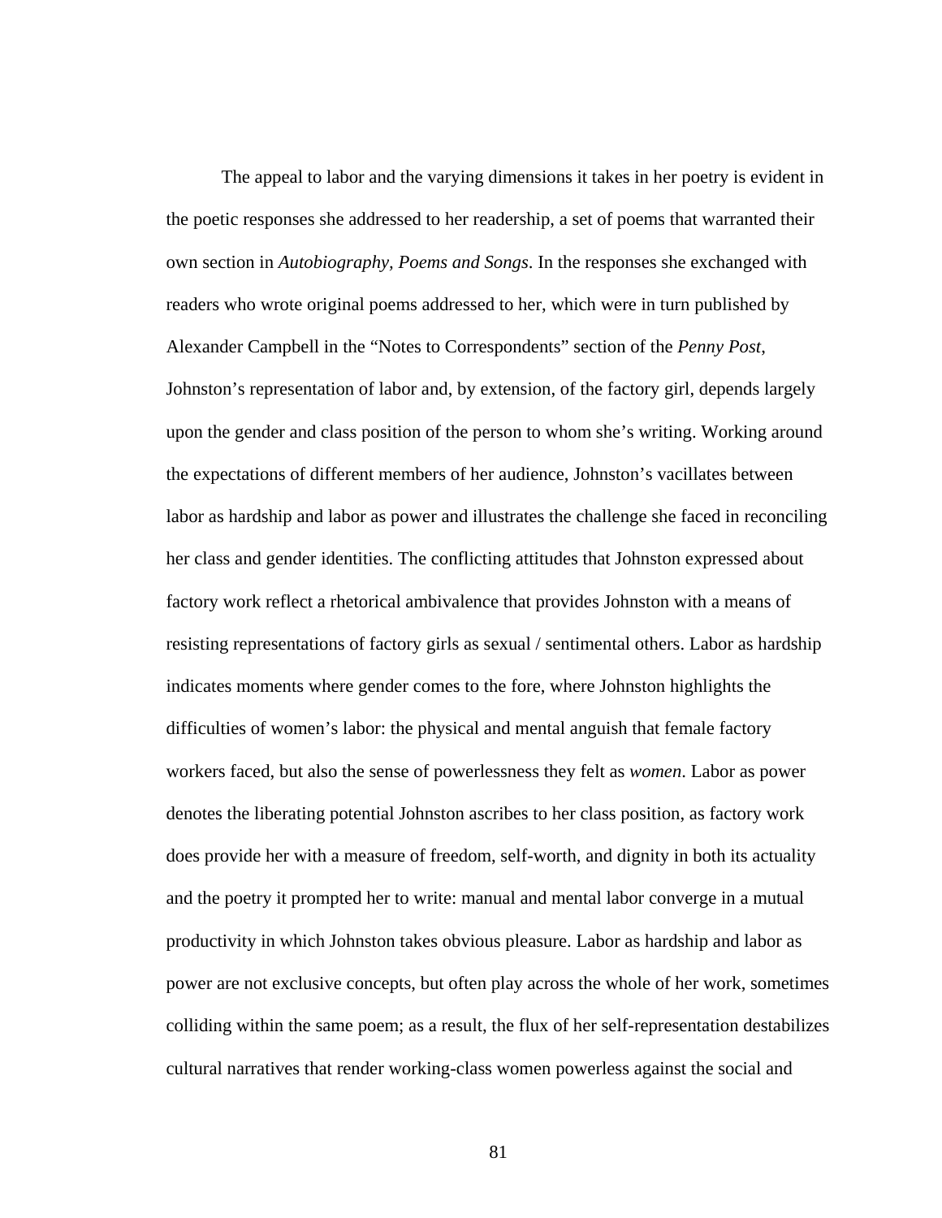The appeal to labor and the varying dimensions it takes in her poetry is evident in the poetic responses she addressed to her readership, a set of poems that warranted their own section in *Autobiography, Poems and Songs*. In the responses she exchanged with readers who wrote original poems addressed to her, which were in turn published by Alexander Campbell in the "Notes to Correspondents" section of the *Penny Post*, Johnston's representation of labor and, by extension, of the factory girl, depends largely upon the gender and class position of the person to whom she's writing. Working around the expectations of different members of her audience, Johnston's vacillates between labor as hardship and labor as power and illustrates the challenge she faced in reconciling her class and gender identities. The conflicting attitudes that Johnston expressed about factory work reflect a rhetorical ambivalence that provides Johnston with a means of resisting representations of factory girls as sexual / sentimental others. Labor as hardship indicates moments where gender comes to the fore, where Johnston highlights the difficulties of women's labor: the physical and mental anguish that female factory workers faced, but also the sense of powerlessness they felt as *women*. Labor as power denotes the liberating potential Johnston ascribes to her class position, as factory work does provide her with a measure of freedom, self-worth, and dignity in both its actuality and the poetry it prompted her to write: manual and mental labor converge in a mutual productivity in which Johnston takes obvious pleasure. Labor as hardship and labor as power are not exclusive concepts, but often play across the whole of her work, sometimes colliding within the same poem; as a result, the flux of her self-representation destabilizes cultural narratives that render working-class women powerless against the social and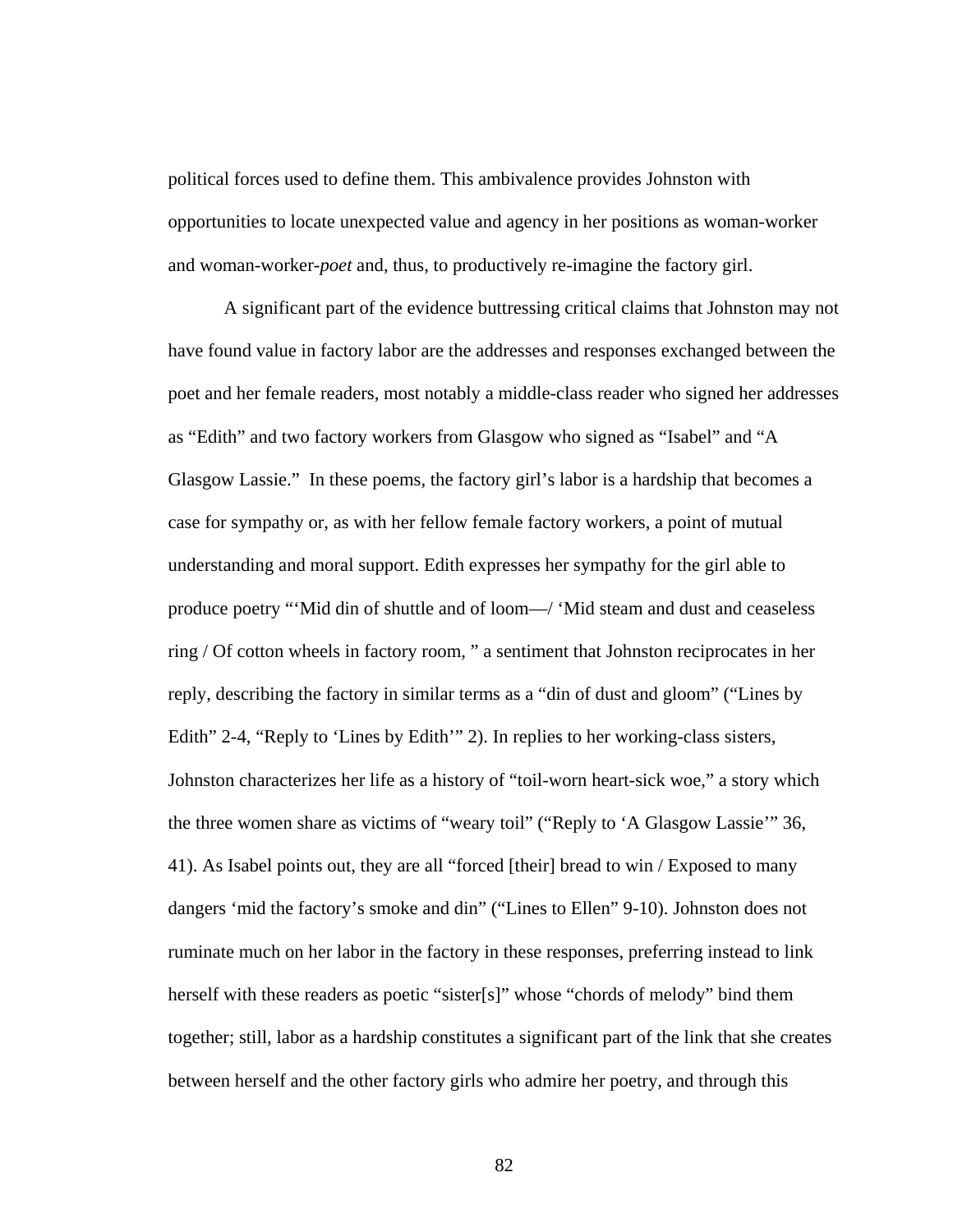political forces used to define them. This ambivalence provides Johnston with opportunities to locate unexpected value and agency in her positions as woman-worker and woman-worker-*poet* and, thus, to productively re-imagine the factory girl.

A significant part of the evidence buttressing critical claims that Johnston may not have found value in factory labor are the addresses and responses exchanged between the poet and her female readers, most notably a middle-class reader who signed her addresses as "Edith" and two factory workers from Glasgow who signed as "Isabel" and "A Glasgow Lassie." In these poems, the factory girl's labor is a hardship that becomes a case for sympathy or, as with her fellow female factory workers, a point of mutual understanding and moral support. Edith expresses her sympathy for the girl able to produce poetry "'Mid din of shuttle and of loom—/ 'Mid steam and dust and ceaseless ring / Of cotton wheels in factory room, " a sentiment that Johnston reciprocates in her reply, describing the factory in similar terms as a "din of dust and gloom" ("Lines by Edith" 2-4, "Reply to 'Lines by Edith'" 2). In replies to her working-class sisters, Johnston characterizes her life as a history of "toil-worn heart-sick woe," a story which the three women share as victims of "weary toil" ("Reply to 'A Glasgow Lassie'" 36, 41). As Isabel points out, they are all "forced [their] bread to win / Exposed to many dangers 'mid the factory's smoke and din" ("Lines to Ellen" 9-10). Johnston does not ruminate much on her labor in the factory in these responses, preferring instead to link herself with these readers as poetic "sister[s]" whose "chords of melody" bind them together; still, labor as a hardship constitutes a significant part of the link that she creates between herself and the other factory girls who admire her poetry, and through this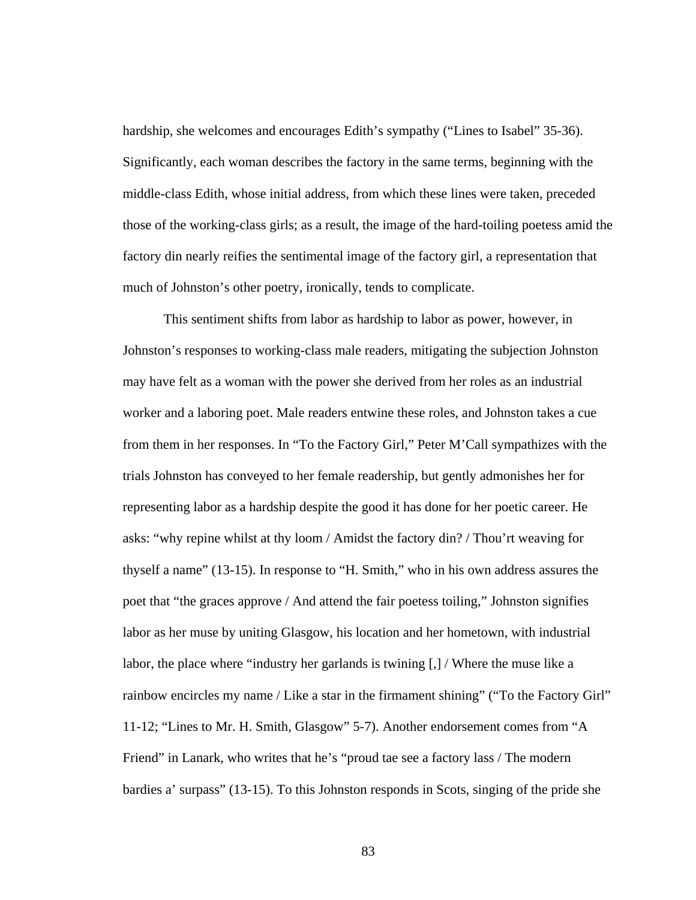hardship, she welcomes and encourages Edith's sympathy ("Lines to Isabel" 35-36). Significantly, each woman describes the factory in the same terms, beginning with the middle-class Edith, whose initial address, from which these lines were taken, preceded those of the working-class girls; as a result, the image of the hard-toiling poetess amid the factory din nearly reifies the sentimental image of the factory girl, a representation that much of Johnston's other poetry, ironically, tends to complicate.

This sentiment shifts from labor as hardship to labor as power, however, in Johnston's responses to working-class male readers, mitigating the subjection Johnston may have felt as a woman with the power she derived from her roles as an industrial worker and a laboring poet. Male readers entwine these roles, and Johnston takes a cue from them in her responses. In "To the Factory Girl," Peter M'Call sympathizes with the trials Johnston has conveyed to her female readership, but gently admonishes her for representing labor as a hardship despite the good it has done for her poetic career. He asks: "why repine whilst at thy loom / Amidst the factory din? / Thou'rt weaving for thyself a name" (13-15). In response to "H. Smith," who in his own address assures the poet that "the graces approve / And attend the fair poetess toiling," Johnston signifies labor as her muse by uniting Glasgow, his location and her hometown, with industrial labor, the place where "industry her garlands is twining [,] / Where the muse like a rainbow encircles my name / Like a star in the firmament shining" ("To the Factory Girl" 11-12; "Lines to Mr. H. Smith, Glasgow" 5-7). Another endorsement comes from "A Friend" in Lanark, who writes that he's "proud tae see a factory lass / The modern bardies a' surpass" (13-15). To this Johnston responds in Scots, singing of the pride she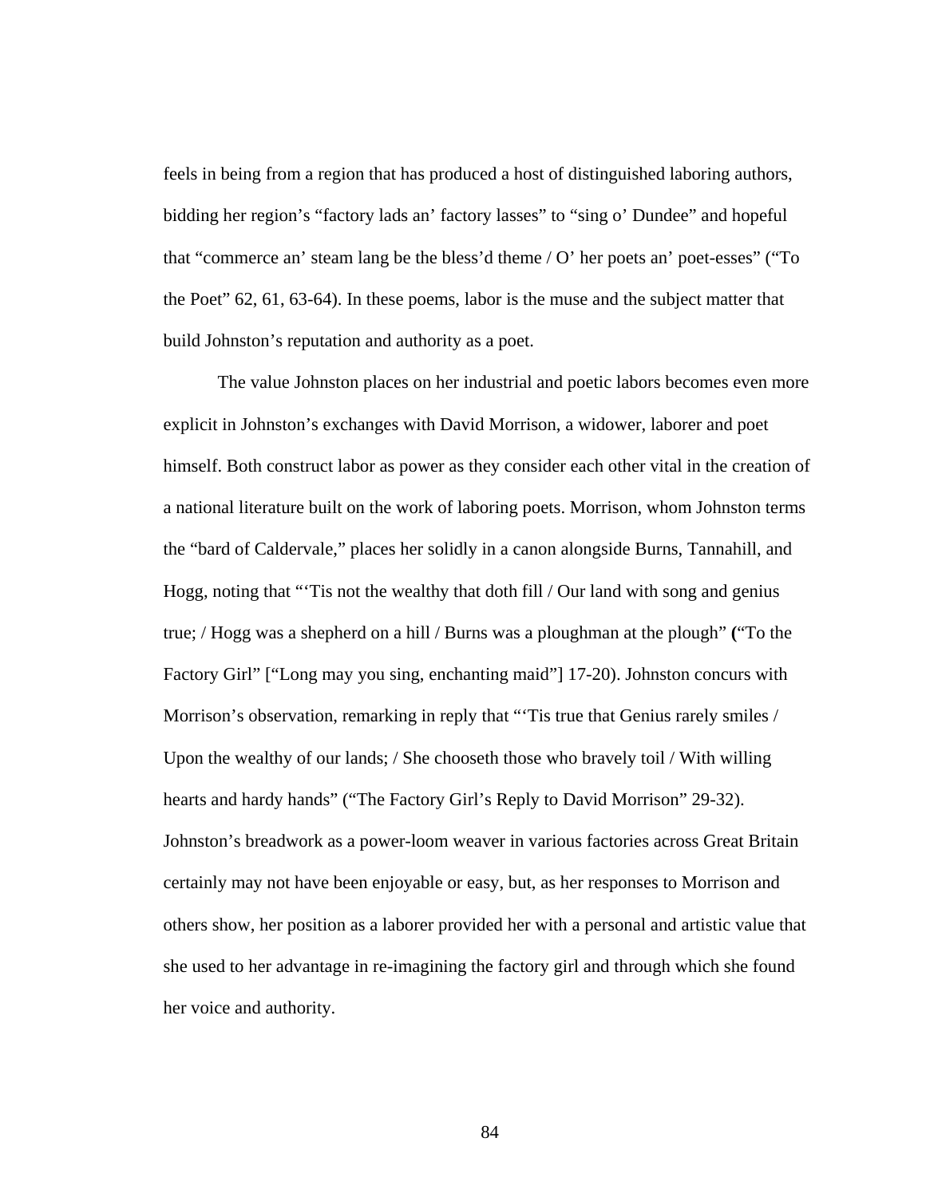feels in being from a region that has produced a host of distinguished laboring authors, bidding her region's "factory lads an' factory lasses" to "sing o' Dundee" and hopeful that "commerce an' steam lang be the bless'd theme / O' her poets an' poet-esses" ("To the Poet" 62, 61, 63-64). In these poems, labor is the muse and the subject matter that build Johnston's reputation and authority as a poet.

The value Johnston places on her industrial and poetic labors becomes even more explicit in Johnston's exchanges with David Morrison, a widower, laborer and poet himself. Both construct labor as power as they consider each other vital in the creation of a national literature built on the work of laboring poets. Morrison, whom Johnston terms the "bard of Caldervale," places her solidly in a canon alongside Burns, Tannahill, and Hogg, noting that "'Tis not the wealthy that doth fill / Our land with song and genius true; / Hogg was a shepherd on a hill / Burns was a ploughman at the plough" **(**"To the Factory Girl" ["Long may you sing, enchanting maid"] 17-20). Johnston concurs with Morrison's observation, remarking in reply that "'Tis true that Genius rarely smiles / Upon the wealthy of our lands; / She chooseth those who bravely toil / With willing hearts and hardy hands" ("The Factory Girl's Reply to David Morrison" 29-32). Johnston's breadwork as a power-loom weaver in various factories across Great Britain certainly may not have been enjoyable or easy, but, as her responses to Morrison and others show, her position as a laborer provided her with a personal and artistic value that she used to her advantage in re-imagining the factory girl and through which she found her voice and authority.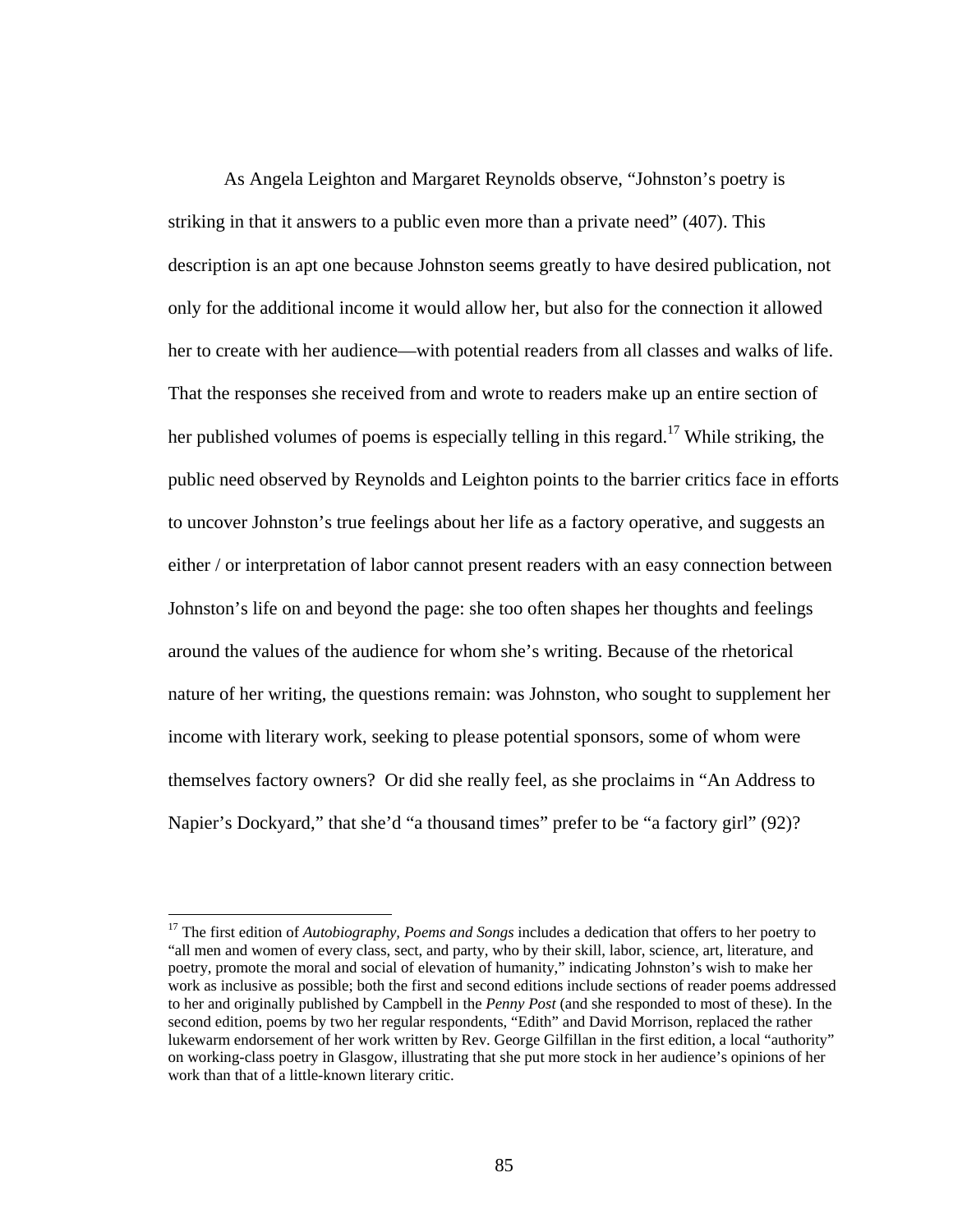As Angela Leighton and Margaret Reynolds observe, “Johnston’s poetry is striking in that it answers to a public even more than a private need” (407). This description is an apt one because Johnston seems greatly to have desired publication, not only for the additional income it would allow her, but also for the connection it allowed her to create with her audience—with potential readers from all classes and walks of life. That the responses she received from and wrote to readers make up an entire section of her published volumes of poems is especially telling in this regard.[17] While striking, the public need observed by Reynolds and Leighton points to the barrier critics face in efforts to uncover Johnston’s true feelings about her life as a factory operative, and suggests an either / or interpretation of labor cannot present readers with an easy connection between Johnston’s life on and beyond the page: she too often shapes her thoughts and feelings around the values of the audience for whom she’s writing. Because of the rhetorical nature of her writing, the questions remain: was Johnston, who sought to supplement her income with literary work, seeking to please potential sponsors, some of whom were themselves factory owners?  Or did she really feel, as she proclaims in “An Address to Napier’s Dockyard,” that she’d “a thousand times” prefer to be “a factory girl” (92)?

---

[17] The first edition of *Autobiography, Poems and Songs* includes a dedication that offers to her poetry to “all men and women of every class, sect, and party, who by their skill, labor, science, art, literature, and poetry, promote the moral and social of elevation of humanity,” indicating Johnston’s wish to make her work as inclusive as possible; both the first and second editions include sections of reader poems addressed to her and originally published by Campbell in the *Penny Post* (and she responded to most of these). In the second edition, poems by two her regular respondents, “Edith” and David Morrison, replaced the rather lukewarm endorsement of her work written by Rev. George Gilfillan in the first edition, a local “authority” on working-class poetry in Glasgow, illustrating that she put more stock in her audience’s opinions of her work than that of a little-known literary critic.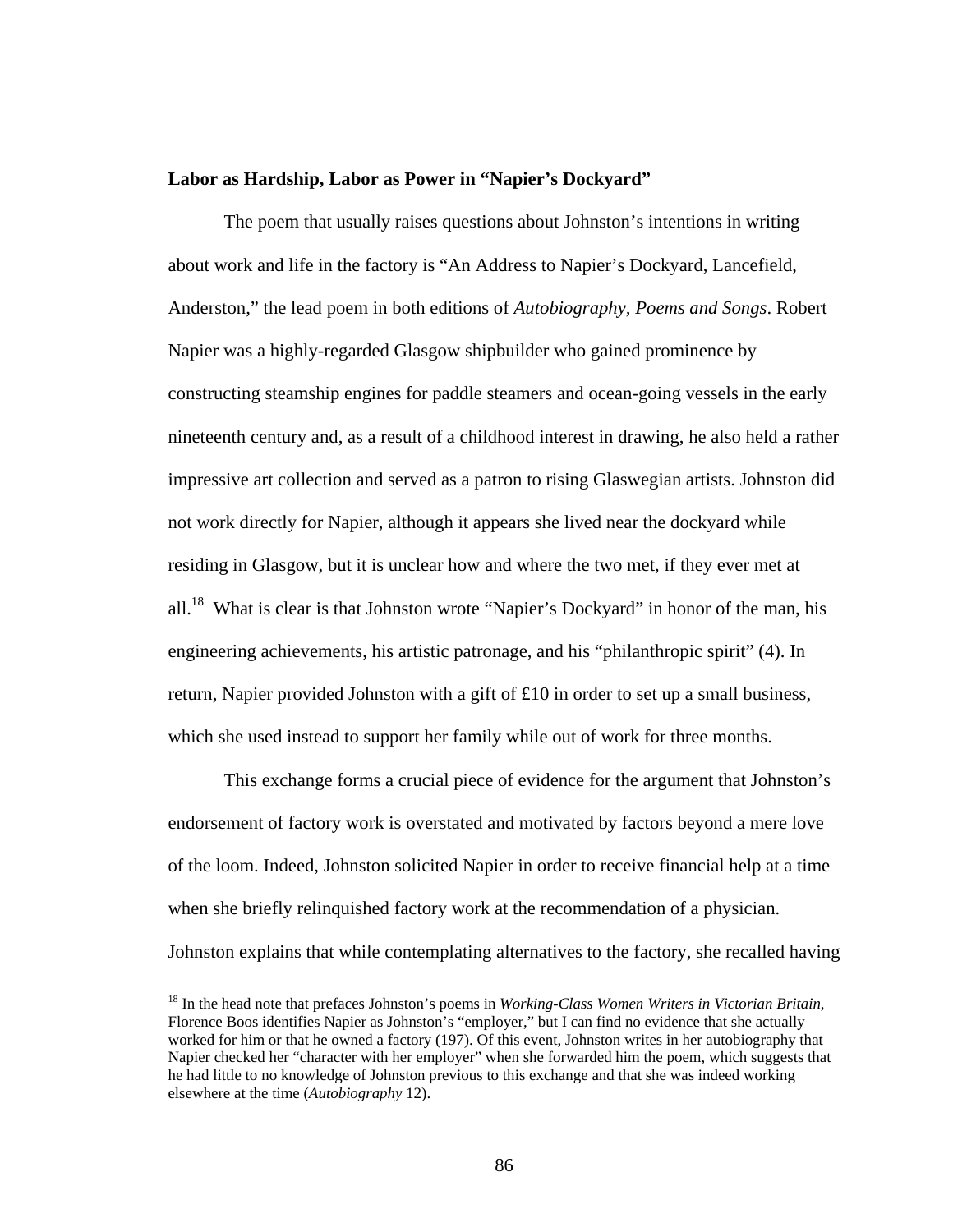**Labor as Hardship, Labor as Power in "Napier's Dockyard"**

The poem that usually raises questions about Johnston's intentions in writing about work and life in the factory is "An Address to Napier's Dockyard, Lancefield, Anderston," the lead poem in both editions of *Autobiography, Poems and Songs*. Robert Napier was a highly-regarded Glasgow shipbuilder who gained prominence by constructing steamship engines for paddle steamers and ocean-going vessels in the early nineteenth century and, as a result of a childhood interest in drawing, he also held a rather impressive art collection and served as a patron to rising Glaswegian artists. Johnston did not work directly for Napier, although it appears she lived near the dockyard while residing in Glasgow, but it is unclear how and where the two met, if they ever met at all.[18] What is clear is that Johnston wrote "Napier's Dockyard" in honor of the man, his engineering achievements, his artistic patronage, and his "philanthropic spirit" (4). In return, Napier provided Johnston with a gift of £10 in order to set up a small business, which she used instead to support her family while out of work for three months.

This exchange forms a crucial piece of evidence for the argument that Johnston's endorsement of factory work is overstated and motivated by factors beyond a mere love of the loom. Indeed, Johnston solicited Napier in order to receive financial help at a time when she briefly relinquished factory work at the recommendation of a physician. Johnston explains that while contemplating alternatives to the factory, she recalled having

[18] In the head note that prefaces Johnston's poems in *Working-Class Women Writers in Victorian Britain*, Florence Boos identifies Napier as Johnston's "employer," but I can find no evidence that she actually worked for him or that he owned a factory (197). Of this event, Johnston writes in her autobiography that Napier checked her "character with her employer" when she forwarded him the poem, which suggests that he had little to no knowledge of Johnston previous to this exchange and that she was indeed working elsewhere at the time (*Autobiography* 12).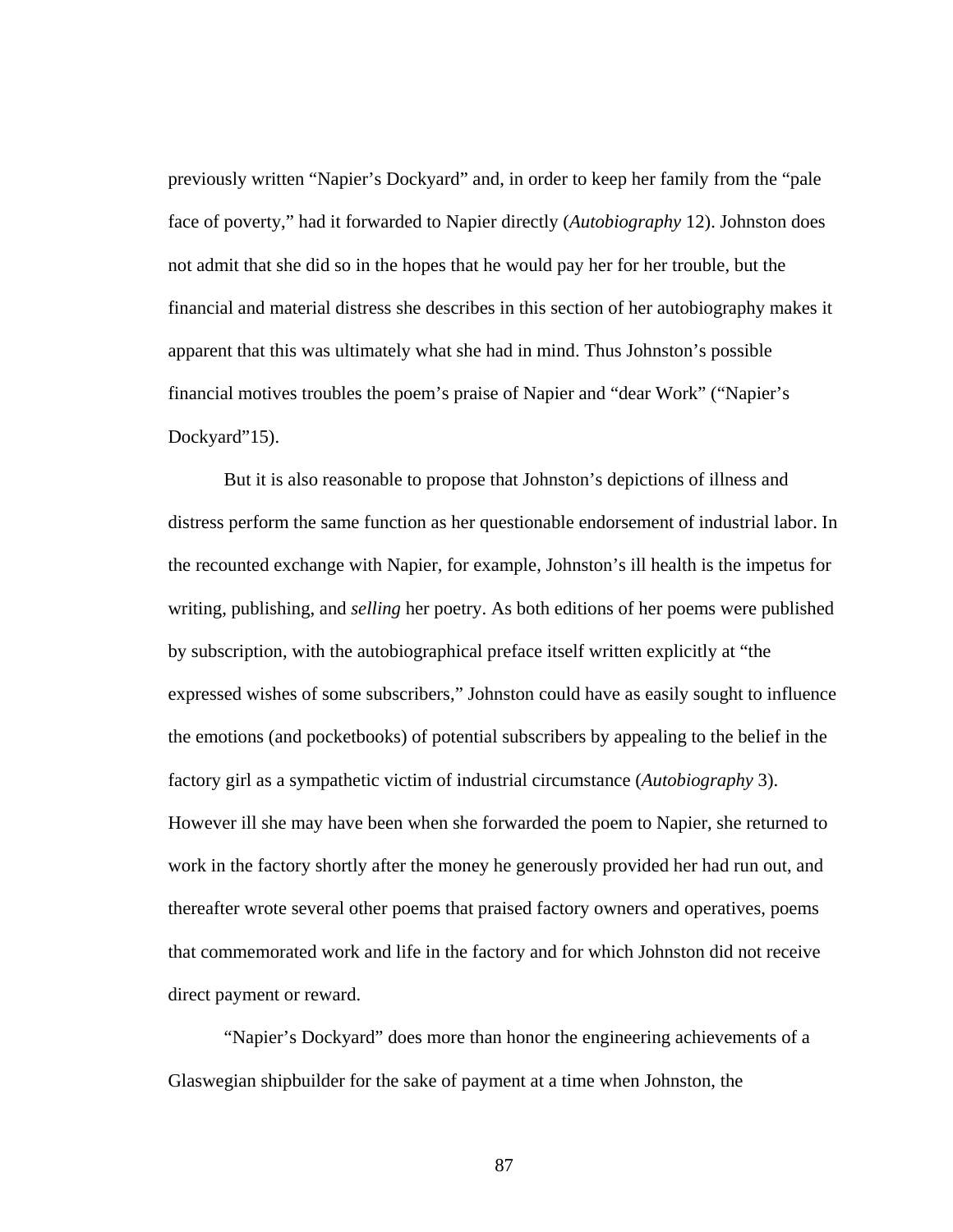previously written "Napier's Dockyard" and, in order to keep her family from the "pale face of poverty," had it forwarded to Napier directly (*Autobiography* 12). Johnston does not admit that she did so in the hopes that he would pay her for her trouble, but the financial and material distress she describes in this section of her autobiography makes it apparent that this was ultimately what she had in mind. Thus Johnston's possible financial motives troubles the poem's praise of Napier and "dear Work" ("Napier's Dockyard"15).

But it is also reasonable to propose that Johnston's depictions of illness and distress perform the same function as her questionable endorsement of industrial labor. In the recounted exchange with Napier, for example, Johnston's ill health is the impetus for writing, publishing, and *selling* her poetry. As both editions of her poems were published by subscription, with the autobiographical preface itself written explicitly at "the expressed wishes of some subscribers," Johnston could have as easily sought to influence the emotions (and pocketbooks) of potential subscribers by appealing to the belief in the factory girl as a sympathetic victim of industrial circumstance (*Autobiography* 3). However ill she may have been when she forwarded the poem to Napier, she returned to work in the factory shortly after the money he generously provided her had run out, and thereafter wrote several other poems that praised factory owners and operatives, poems that commemorated work and life in the factory and for which Johnston did not receive direct payment or reward.

"Napier's Dockyard" does more than honor the engineering achievements of a Glaswegian shipbuilder for the sake of payment at a time when Johnston, the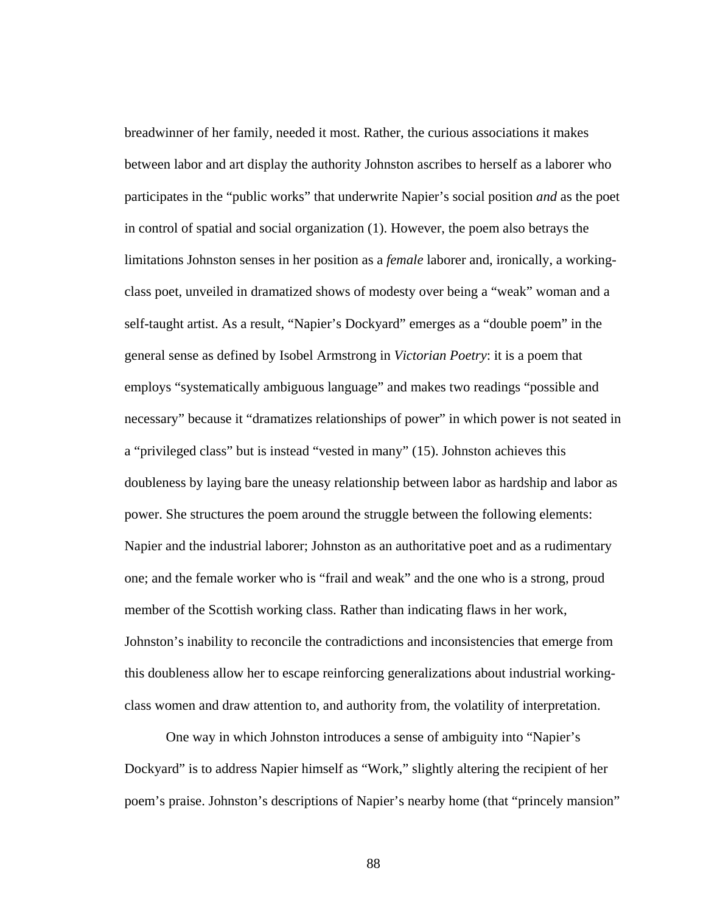breadwinner of her family, needed it most. Rather, the curious associations it makes between labor and art display the authority Johnston ascribes to herself as a laborer who participates in the "public works" that underwrite Napier's social position *and* as the poet in control of spatial and social organization (1). However, the poem also betrays the limitations Johnston senses in her position as a *female* laborer and, ironically, a working-class poet, unveiled in dramatized shows of modesty over being a "weak" woman and a self-taught artist. As a result, "Napier's Dockyard" emerges as a "double poem" in the general sense as defined by Isobel Armstrong in *Victorian Poetry*: it is a poem that employs "systematically ambiguous language" and makes two readings "possible and necessary" because it "dramatizes relationships of power" in which power is not seated in a "privileged class" but is instead "vested in many" (15). Johnston achieves this doubleness by laying bare the uneasy relationship between labor as hardship and labor as power. She structures the poem around the struggle between the following elements: Napier and the industrial laborer; Johnston as an authoritative poet and as a rudimentary one; and the female worker who is "frail and weak" and the one who is a strong, proud member of the Scottish working class. Rather than indicating flaws in her work, Johnston's inability to reconcile the contradictions and inconsistencies that emerge from this doubleness allow her to escape reinforcing generalizations about industrial working-class women and draw attention to, and authority from, the volatility of interpretation.

One way in which Johnston introduces a sense of ambiguity into "Napier's Dockyard" is to address Napier himself as "Work," slightly altering the recipient of her poem's praise. Johnston's descriptions of Napier's nearby home (that "princely mansion"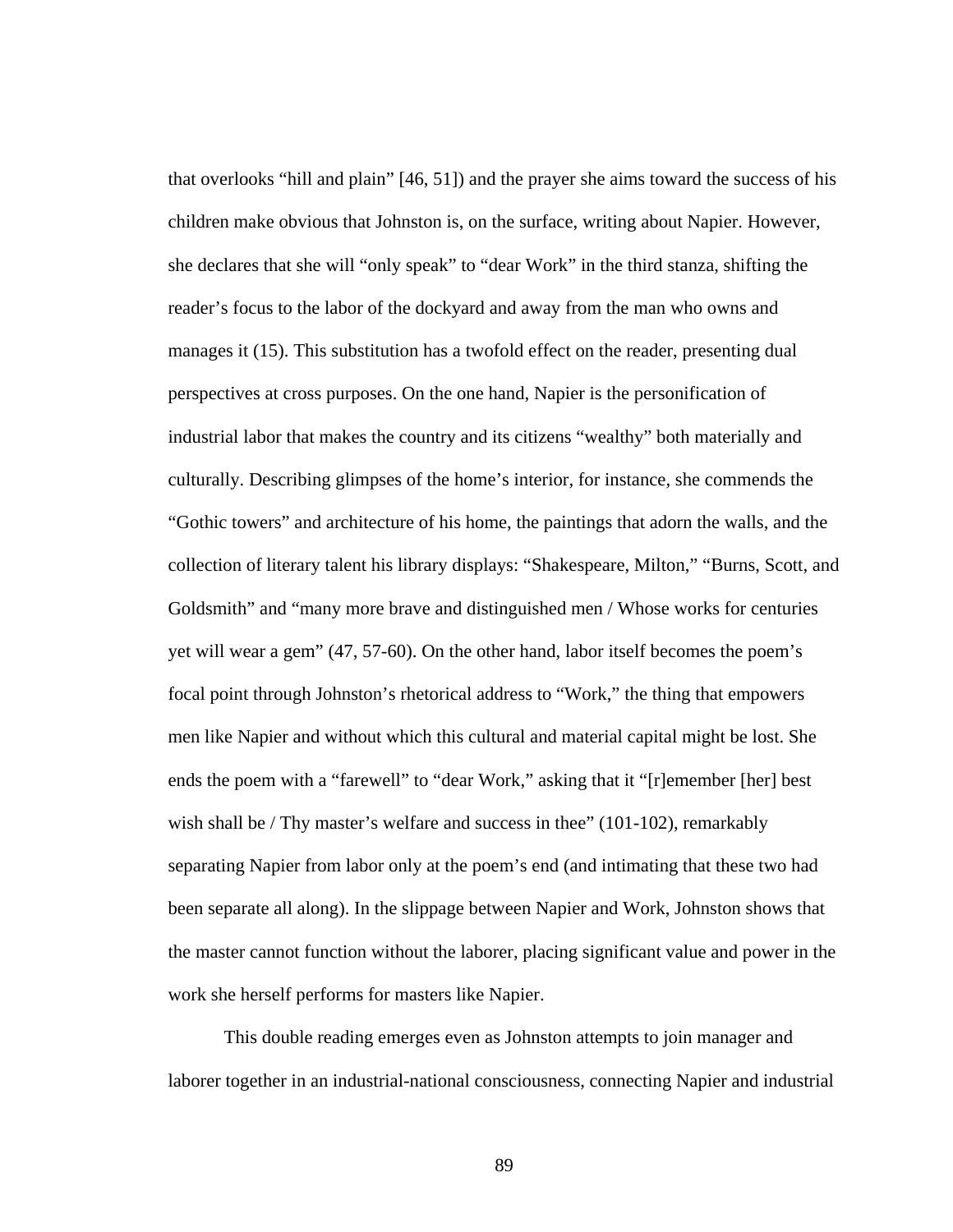that overlooks "hill and plain" [46, 51]) and the prayer she aims toward the success of his children make obvious that Johnston is, on the surface, writing about Napier. However, she declares that she will "only speak" to "dear Work" in the third stanza, shifting the reader's focus to the labor of the dockyard and away from the man who owns and manages it (15). This substitution has a twofold effect on the reader, presenting dual perspectives at cross purposes. On the one hand, Napier is the personification of industrial labor that makes the country and its citizens "wealthy" both materially and culturally. Describing glimpses of the home's interior, for instance, she commends the "Gothic towers" and architecture of his home, the paintings that adorn the walls, and the collection of literary talent his library displays: "Shakespeare, Milton," "Burns, Scott, and Goldsmith" and "many more brave and distinguished men / Whose works for centuries yet will wear a gem" (47, 57-60). On the other hand, labor itself becomes the poem's focal point through Johnston's rhetorical address to "Work," the thing that empowers men like Napier and without which this cultural and material capital might be lost. She ends the poem with a "farewell" to "dear Work," asking that it "[r]emember [her] best wish shall be / Thy master's welfare and success in thee" (101-102), remarkably separating Napier from labor only at the poem's end (and intimating that these two had been separate all along). In the slippage between Napier and Work, Johnston shows that the master cannot function without the laborer, placing significant value and power in the work she herself performs for masters like Napier.

This double reading emerges even as Johnston attempts to join manager and laborer together in an industrial-national consciousness, connecting Napier and industrial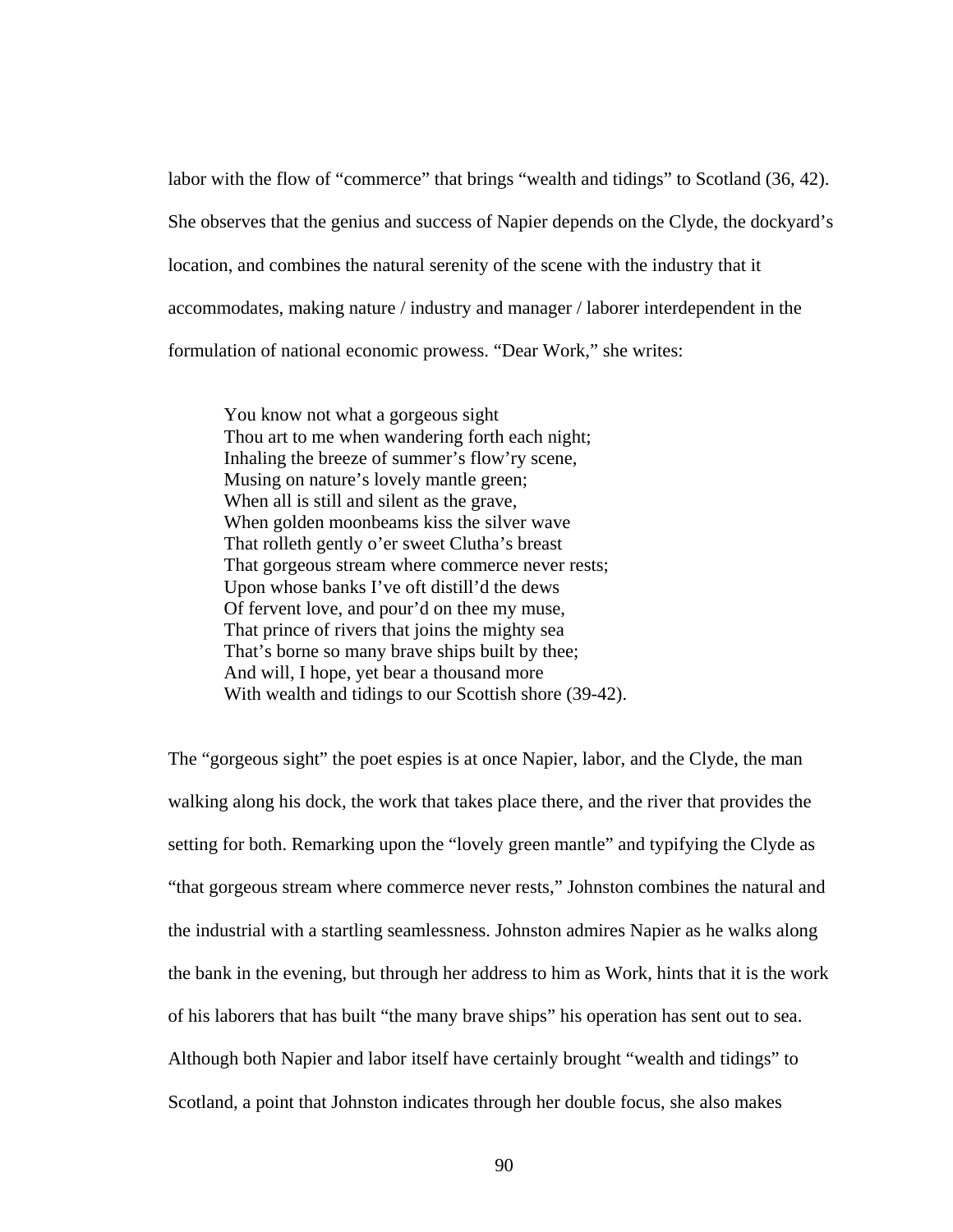labor with the flow of "commerce" that brings "wealth and tidings" to Scotland (36, 42). She observes that the genius and success of Napier depends on the Clyde, the dockyard's location, and combines the natural serenity of the scene with the industry that it accommodates, making nature / industry and manager / laborer interdependent in the formulation of national economic prowess. "Dear Work," she writes:

> You know not what a gorgeous sight  
> Thou art to me when wandering forth each night;  
> Inhaling the breeze of summer's flow'ry scene,  
> Musing on nature's lovely mantle green;  
> When all is still and silent as the grave,  
> When golden moonbeams kiss the silver wave  
> That rolleth gently o'er sweet Clutha's breast  
> That gorgeous stream where commerce never rests;  
> Upon whose banks I've oft distill'd the dews  
> Of fervent love, and pour'd on thee my muse,  
> That prince of rivers that joins the mighty sea  
> That's borne so many brave ships built by thee;  
> And will, I hope, yet bear a thousand more  
> With wealth and tidings to our Scottish shore (39-42).

The "gorgeous sight" the poet espies is at once Napier, labor, and the Clyde, the man walking along his dock, the work that takes place there, and the river that provides the setting for both. Remarking upon the "lovely green mantle" and typifying the Clyde as "that gorgeous stream where commerce never rests," Johnston combines the natural and the industrial with a startling seamlessness. Johnston admires Napier as he walks along the bank in the evening, but through her address to him as Work, hints that it is the work of his laborers that has built "the many brave ships" his operation has sent out to sea. Although both Napier and labor itself have certainly brought "wealth and tidings" to Scotland, a point that Johnston indicates through her double focus, she also makes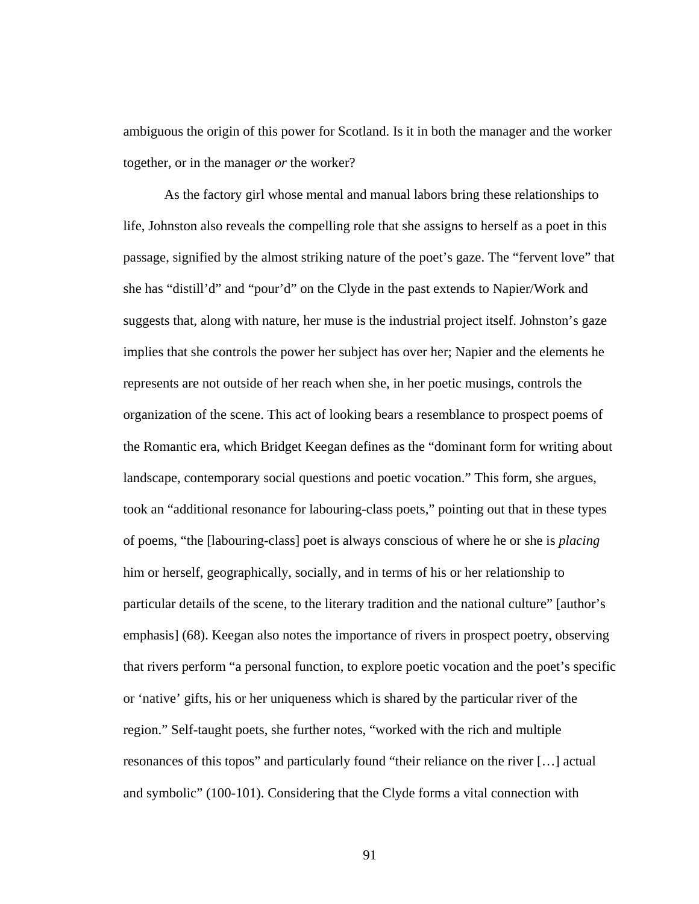ambiguous the origin of this power for Scotland. Is it in both the manager and the worker together, or in the manager *or* the worker?

As the factory girl whose mental and manual labors bring these relationships to life, Johnston also reveals the compelling role that she assigns to herself as a poet in this passage, signified by the almost striking nature of the poet's gaze. The "fervent love" that she has "distill'd" and "pour'd" on the Clyde in the past extends to Napier/Work and suggests that, along with nature, her muse is the industrial project itself. Johnston's gaze implies that she controls the power her subject has over her; Napier and the elements he represents are not outside of her reach when she, in her poetic musings, controls the organization of the scene. This act of looking bears a resemblance to prospect poems of the Romantic era, which Bridget Keegan defines as the "dominant form for writing about landscape, contemporary social questions and poetic vocation." This form, she argues, took an "additional resonance for labouring-class poets," pointing out that in these types of poems, "the [labouring-class] poet is always conscious of where he or she is *placing* him or herself, geographically, socially, and in terms of his or her relationship to particular details of the scene, to the literary tradition and the national culture" [author's emphasis] (68). Keegan also notes the importance of rivers in prospect poetry, observing that rivers perform "a personal function, to explore poetic vocation and the poet's specific or 'native' gifts, his or her uniqueness which is shared by the particular river of the region." Self-taught poets, she further notes, "worked with the rich and multiple resonances of this topos" and particularly found "their reliance on the river [...] actual and symbolic" (100-101). Considering that the Clyde forms a vital connection with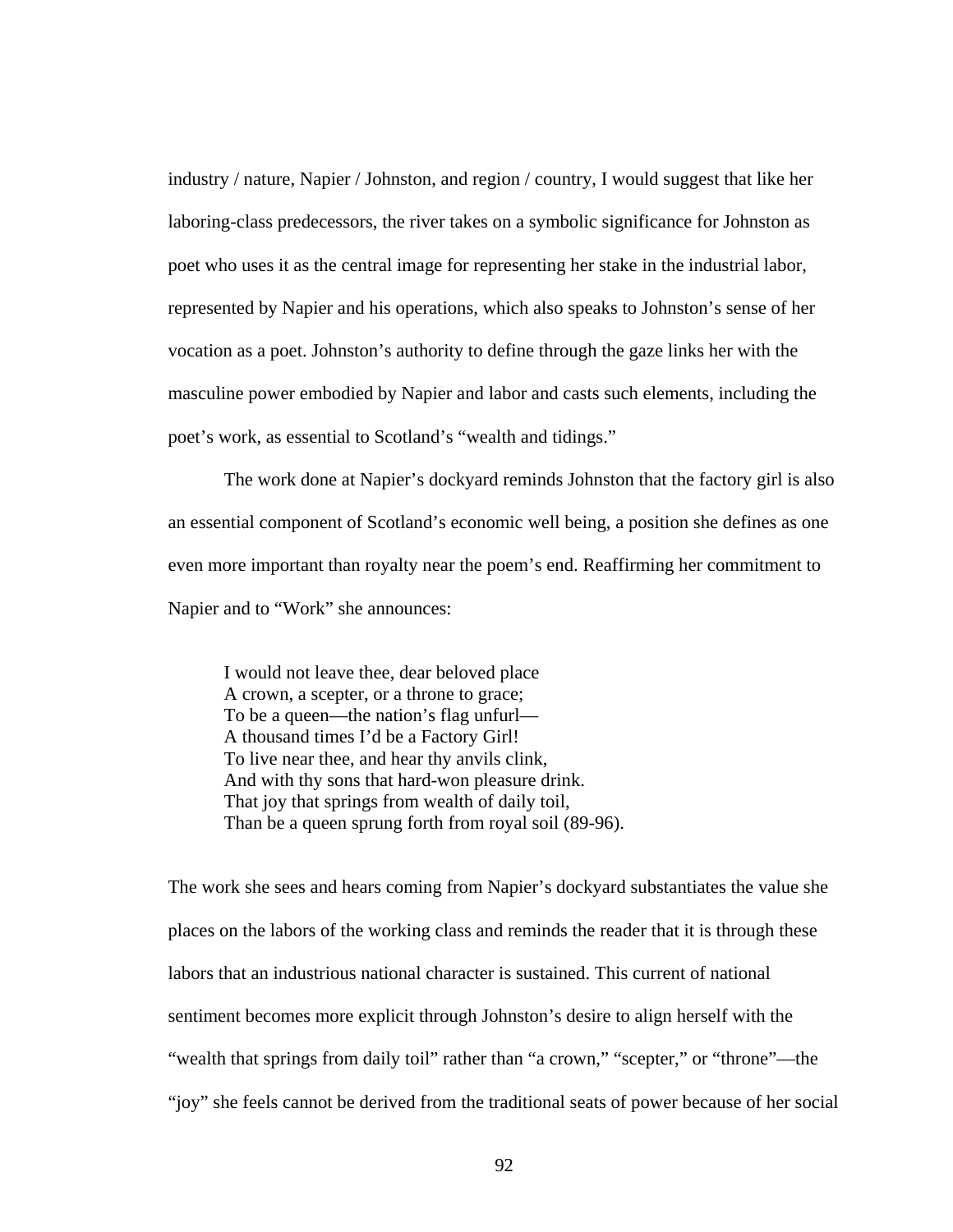industry / nature, Napier / Johnston, and region / country, I would suggest that like her laboring-class predecessors, the river takes on a symbolic significance for Johnston as poet who uses it as the central image for representing her stake in the industrial labor, represented by Napier and his operations, which also speaks to Johnston's sense of her vocation as a poet. Johnston's authority to define through the gaze links her with the masculine power embodied by Napier and labor and casts such elements, including the poet's work, as essential to Scotland's "wealth and tidings."

The work done at Napier's dockyard reminds Johnston that the factory girl is also an essential component of Scotland's economic well being, a position she defines as one even more important than royalty near the poem's end. Reaffirming her commitment to Napier and to "Work" she announces:

> I would not leave thee, dear beloved place  
> A crown, a scepter, or a throne to grace;  
> To be a queen—the nation's flag unfurl—  
> A thousand times I'd be a Factory Girl!  
> To live near thee, and hear thy anvils clink,  
> And with thy sons that hard-won pleasure drink.  
> That joy that springs from wealth of daily toil,  
> Than be a queen sprung forth from royal soil (89-96).

The work she sees and hears coming from Napier's dockyard substantiates the value she places on the labors of the working class and reminds the reader that it is through these labors that an industrious national character is sustained. This current of national sentiment becomes more explicit through Johnston's desire to align herself with the "wealth that springs from daily toil" rather than "a crown," "scepter," or "throne"—the "joy" she feels cannot be derived from the traditional seats of power because of her social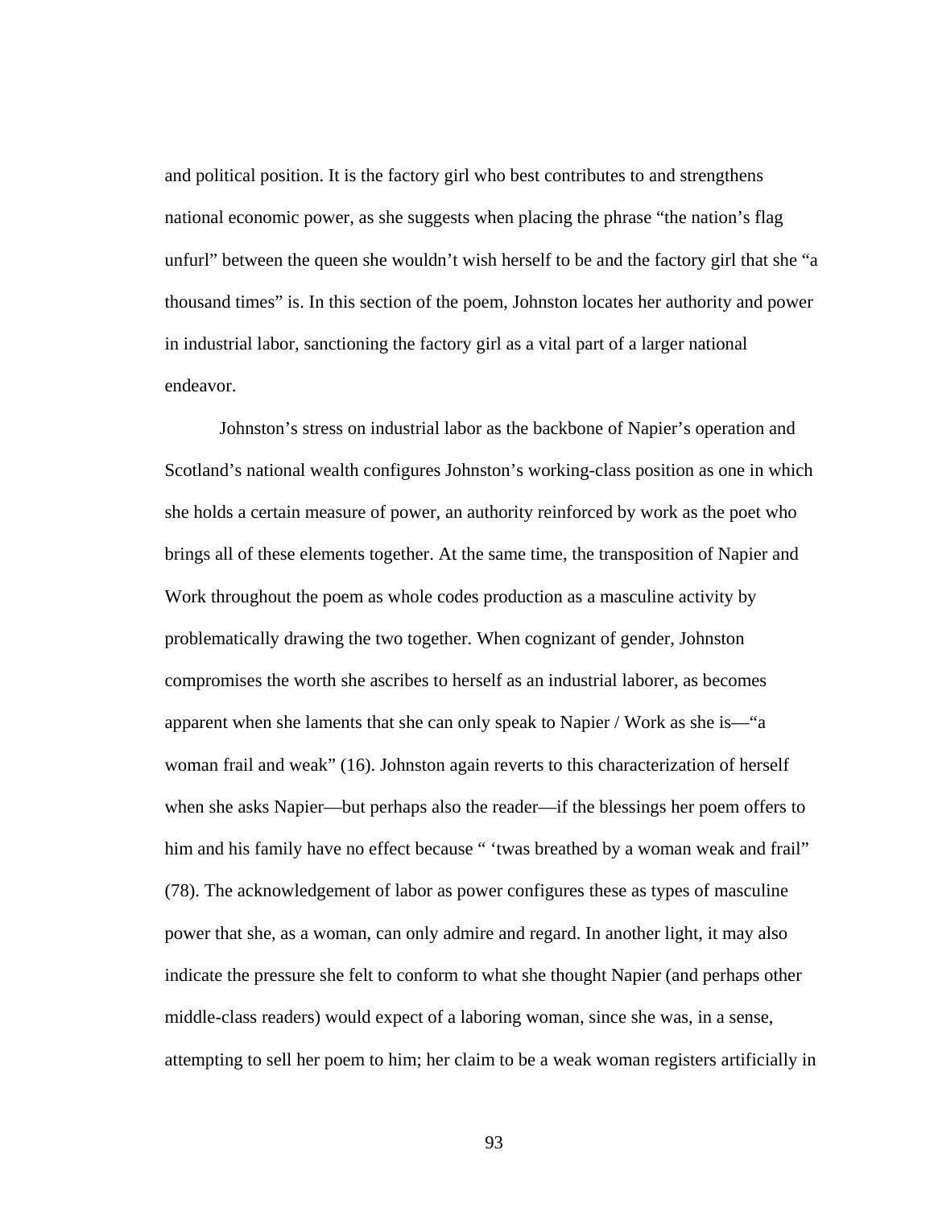and political position. It is the factory girl who best contributes to and strengthens national economic power, as she suggests when placing the phrase "the nation's flag unfurl" between the queen she wouldn't wish herself to be and the factory girl that she "a thousand times" is. In this section of the poem, Johnston locates her authority and power in industrial labor, sanctioning the factory girl as a vital part of a larger national endeavor.

Johnston's stress on industrial labor as the backbone of Napier's operation and Scotland's national wealth configures Johnston's working-class position as one in which she holds a certain measure of power, an authority reinforced by work as the poet who brings all of these elements together. At the same time, the transposition of Napier and Work throughout the poem as whole codes production as a masculine activity by problematically drawing the two together. When cognizant of gender, Johnston compromises the worth she ascribes to herself as an industrial laborer, as becomes apparent when she laments that she can only speak to Napier / Work as she is—"a woman frail and weak" (16). Johnston again reverts to this characterization of herself when she asks Napier—but perhaps also the reader—if the blessings her poem offers to him and his family have no effect because " 'twas breathed by a woman weak and frail" (78). The acknowledgement of labor as power configures these as types of masculine power that she, as a woman, can only admire and regard. In another light, it may also indicate the pressure she felt to conform to what she thought Napier (and perhaps other middle-class readers) would expect of a laboring woman, since she was, in a sense, attempting to sell her poem to him; her claim to be a weak woman registers artificially in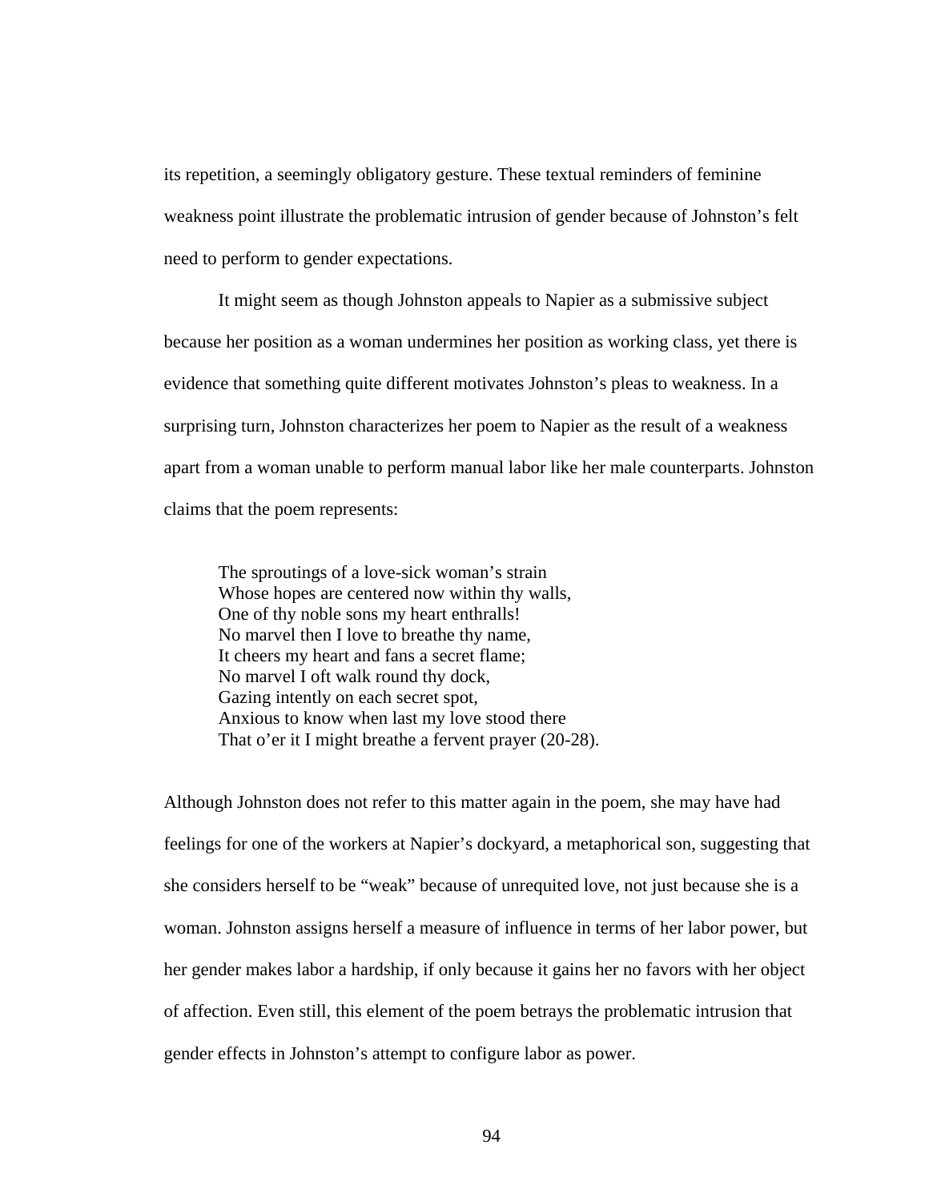its repetition, a seemingly obligatory gesture. These textual reminders of feminine weakness point illustrate the problematic intrusion of gender because of Johnston's felt need to perform to gender expectations.

It might seem as though Johnston appeals to Napier as a submissive subject because her position as a woman undermines her position as working class, yet there is evidence that something quite different motivates Johnston's pleas to weakness. In a surprising turn, Johnston characterizes her poem to Napier as the result of a weakness apart from a woman unable to perform manual labor like her male counterparts. Johnston claims that the poem represents:

> The sproutings of a love-sick woman's strain
> Whose hopes are centered now within thy walls,
> One of thy noble sons my heart enthralls!
> No marvel then I love to breathe thy name,
> It cheers my heart and fans a secret flame;
> No marvel I oft walk round thy dock,
> Gazing intently on each secret spot,
> Anxious to know when last my love stood there
> That o'er it I might breathe a fervent prayer (20-28).

Although Johnston does not refer to this matter again in the poem, she may have had feelings for one of the workers at Napier's dockyard, a metaphorical son, suggesting that she considers herself to be "weak" because of unrequited love, not just because she is a woman. Johnston assigns herself a measure of influence in terms of her labor power, but her gender makes labor a hardship, if only because it gains her no favors with her object of affection. Even still, this element of the poem betrays the problematic intrusion that gender effects in Johnston's attempt to configure labor as power.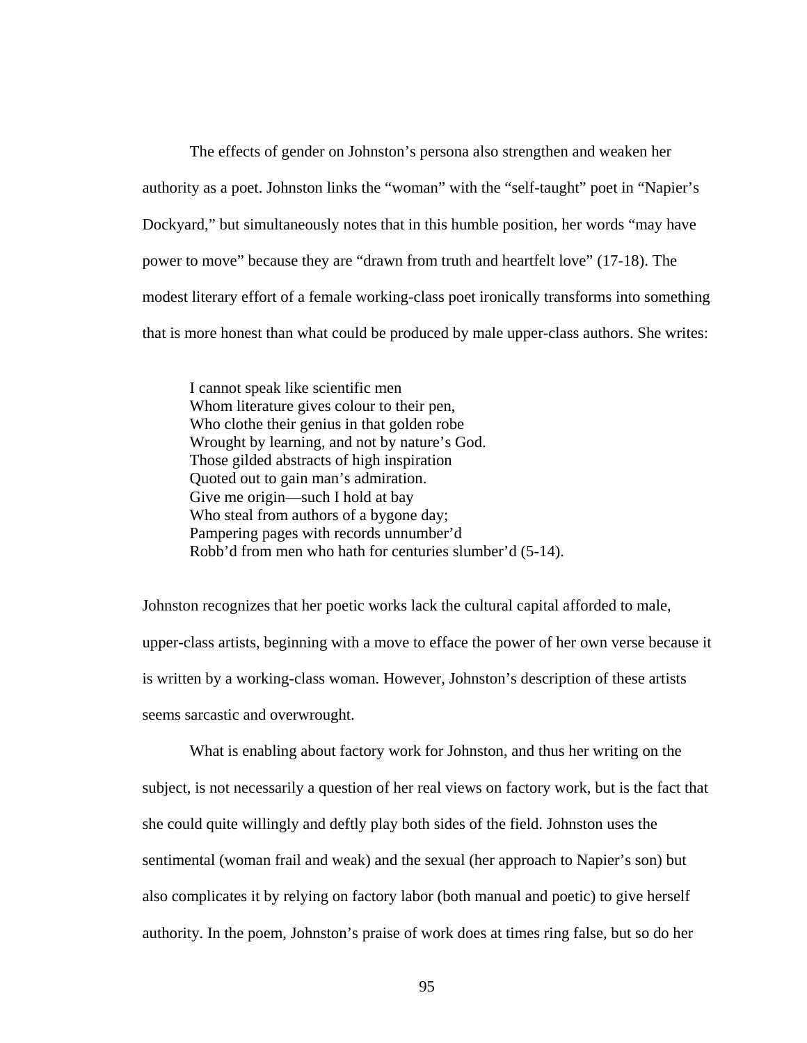The effects of gender on Johnston's persona also strengthen and weaken her authority as a poet. Johnston links the "woman" with the "self-taught" poet in "Napier's Dockyard," but simultaneously notes that in this humble position, her words "may have power to move" because they are "drawn from truth and heartfelt love" (17-18). The modest literary effort of a female working-class poet ironically transforms into something that is more honest than what could be produced by male upper-class authors. She writes:

> I cannot speak like scientific men  
> Whom literature gives colour to their pen,  
> Who clothe their genius in that golden robe  
> Wrought by learning, and not by nature's God.  
> Those gilded abstracts of high inspiration  
> Quoted out to gain man's admiration.  
> Give me origin—such I hold at bay  
> Who steal from authors of a bygone day;  
> Pampering pages with records unnumber'd  
> Robb'd from men who hath for centuries slumber'd (5-14).

Johnston recognizes that her poetic works lack the cultural capital afforded to male, upper-class artists, beginning with a move to efface the power of her own verse because it is written by a working-class woman. However, Johnston's description of these artists seems sarcastic and overwrought.

What is enabling about factory work for Johnston, and thus her writing on the subject, is not necessarily a question of her real views on factory work, but is the fact that she could quite willingly and deftly play both sides of the field. Johnston uses the sentimental (woman frail and weak) and the sexual (her approach to Napier's son) but also complicates it by relying on factory labor (both manual and poetic) to give herself authority. In the poem, Johnston's praise of work does at times ring false, but so do her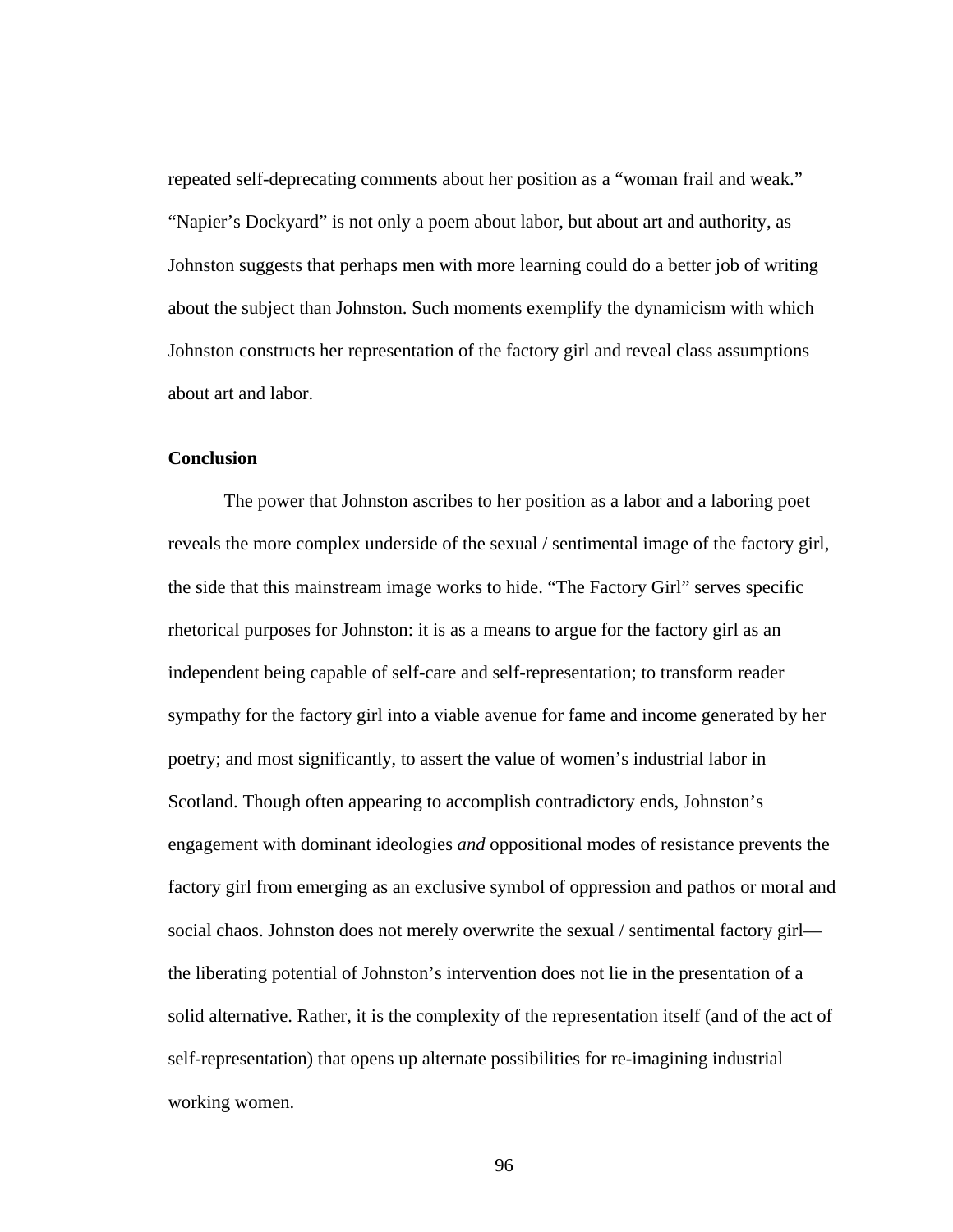repeated self-deprecating comments about her position as a "woman frail and weak." "Napier's Dockyard" is not only a poem about labor, but about art and authority, as Johnston suggests that perhaps men with more learning could do a better job of writing about the subject than Johnston. Such moments exemplify the dynamicism with which Johnston constructs her representation of the factory girl and reveal class assumptions about art and labor.

**Conclusion**

The power that Johnston ascribes to her position as a labor and a laboring poet reveals the more complex underside of the sexual / sentimental image of the factory girl, the side that this mainstream image works to hide. "The Factory Girl" serves specific rhetorical purposes for Johnston: it is as a means to argue for the factory girl as an independent being capable of self-care and self-representation; to transform reader sympathy for the factory girl into a viable avenue for fame and income generated by her poetry; and most significantly, to assert the value of women's industrial labor in Scotland. Though often appearing to accomplish contradictory ends, Johnston's engagement with dominant ideologies *and* oppositional modes of resistance prevents the factory girl from emerging as an exclusive symbol of oppression and pathos or moral and social chaos. Johnston does not merely overwrite the sexual / sentimental factory girl—the liberating potential of Johnston's intervention does not lie in the presentation of a solid alternative. Rather, it is the complexity of the representation itself (and of the act of self-representation) that opens up alternate possibilities for re-imagining industrial working women.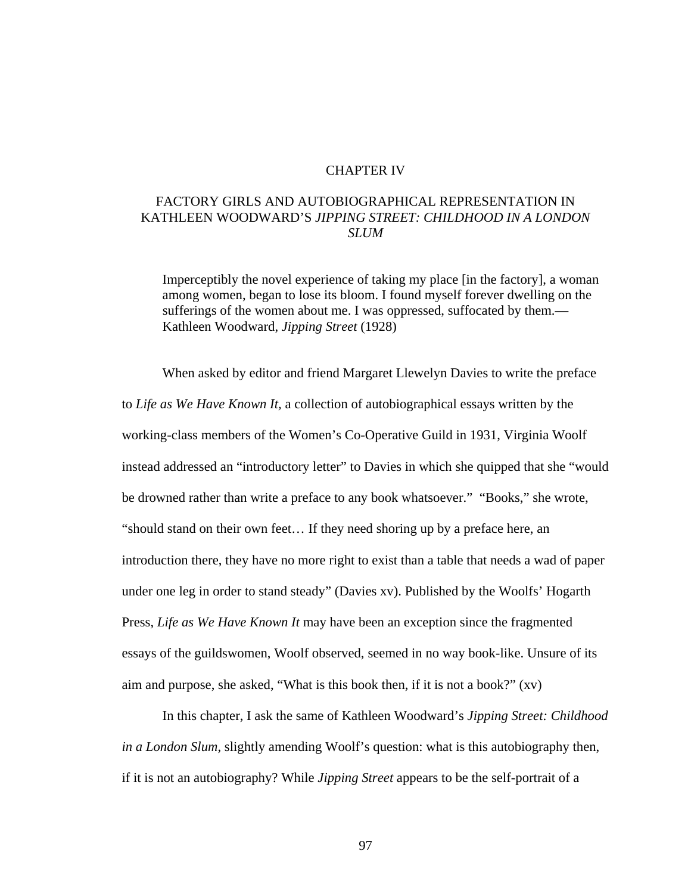# CHAPTER IV

## FACTORY GIRLS AND AUTOBIOGRAPHICAL REPRESENTATION IN KATHLEEN WOODWARD'S *JIPPING STREET: CHILDHOOD IN A LONDON SLUM*

> Imperceptibly the novel experience of taking my place [in the factory], a woman among women, began to lose its bloom. I found myself forever dwelling on the sufferings of the women about me. I was oppressed, suffocated by them.—Kathleen Woodward, *Jipping Street* (1928)

When asked by editor and friend Margaret Llewelyn Davies to write the preface to *Life as We Have Known It,* a collection of autobiographical essays written by the working-class members of the Women's Co-Operative Guild in 1931, Virginia Woolf instead addressed an "introductory letter" to Davies in which she quipped that she "would be drowned rather than write a preface to any book whatsoever." "Books," she wrote, "should stand on their own feet… If they need shoring up by a preface here, an introduction there, they have no more right to exist than a table that needs a wad of paper under one leg in order to stand steady" (Davies xv). Published by the Woolfs' Hogarth Press, *Life as We Have Known It* may have been an exception since the fragmented essays of the guildswomen, Woolf observed, seemed in no way book-like. Unsure of its aim and purpose, she asked, "What is this book then, if it is not a book?" (xv)

In this chapter, I ask the same of Kathleen Woodward's *Jipping Street: Childhood in a London Slum*, slightly amending Woolf's question: what is this autobiography then, if it is not an autobiography? While *Jipping Street* appears to be the self-portrait of a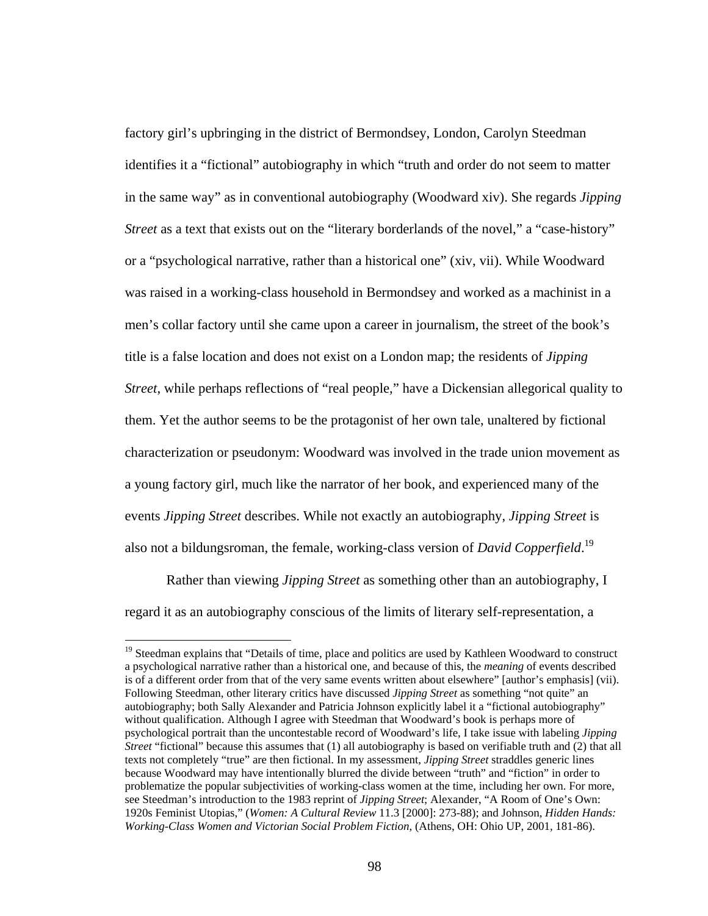factory girl's upbringing in the district of Bermondsey, London, Carolyn Steedman identifies it a "fictional" autobiography in which "truth and order do not seem to matter in the same way" as in conventional autobiography (Woodward xiv). She regards *Jipping Street* as a text that exists out on the "literary borderlands of the novel," a "case-history" or a "psychological narrative, rather than a historical one" (xiv, vii). While Woodward was raised in a working-class household in Bermondsey and worked as a machinist in a men's collar factory until she came upon a career in journalism, the street of the book's title is a false location and does not exist on a London map; the residents of *Jipping Street*, while perhaps reflections of "real people," have a Dickensian allegorical quality to them. Yet the author seems to be the protagonist of her own tale, unaltered by fictional characterization or pseudonym: Woodward was involved in the trade union movement as a young factory girl, much like the narrator of her book, and experienced many of the events *Jipping Street* describes. While not exactly an autobiography, *Jipping Street* is also not a bildungsroman, the female, working-class version of *David Copperfield*.[19]

Rather than viewing *Jipping Street* as something other than an autobiography, I regard it as an autobiography conscious of the limits of literary self-representation, a

[19] Steedman explains that "Details of time, place and politics are used by Kathleen Woodward to construct a psychological narrative rather than a historical one, and because of this, the *meaning* of events described is of a different order from that of the very same events written about elsewhere" [author's emphasis] (vii). Following Steedman, other literary critics have discussed *Jipping Street* as something "not quite" an autobiography; both Sally Alexander and Patricia Johnson explicitly label it a "fictional autobiography" without qualification. Although I agree with Steedman that Woodward's book is perhaps more of psychological portrait than the uncontestable record of Woodward's life, I take issue with labeling *Jipping Street* "fictional" because this assumes that (1) all autobiography is based on verifiable truth and (2) that all texts not completely "true" are then fictional. In my assessment, *Jipping Street* straddles generic lines because Woodward may have intentionally blurred the divide between "truth" and "fiction" in order to problematize the popular subjectivities of working-class women at the time, including her own. For more, see Steedman's introduction to the 1983 reprint of *Jipping Street*; Alexander, "A Room of One's Own: 1920s Feminist Utopias," (*Women: A Cultural Review* 11.3 [2000]: 273-88); and Johnson, *Hidden Hands: Working-Class Women and Victorian Social Problem Fiction*, (Athens, OH: Ohio UP, 2001, 181-86).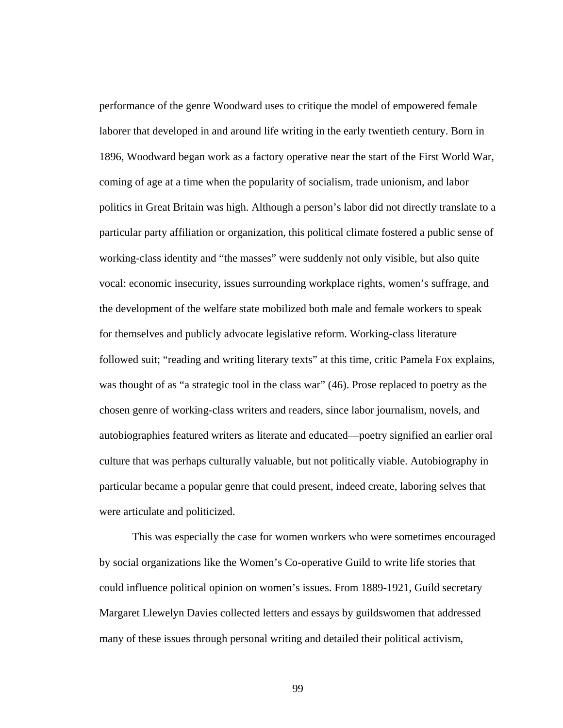performance of the genre Woodward uses to critique the model of empowered female laborer that developed in and around life writing in the early twentieth century. Born in 1896, Woodward began work as a factory operative near the start of the First World War, coming of age at a time when the popularity of socialism, trade unionism, and labor politics in Great Britain was high. Although a person's labor did not directly translate to a particular party affiliation or organization, this political climate fostered a public sense of working-class identity and "the masses" were suddenly not only visible, but also quite vocal: economic insecurity, issues surrounding workplace rights, women's suffrage, and the development of the welfare state mobilized both male and female workers to speak for themselves and publicly advocate legislative reform. Working-class literature followed suit; "reading and writing literary texts" at this time, critic Pamela Fox explains, was thought of as "a strategic tool in the class war" (46). Prose replaced to poetry as the chosen genre of working-class writers and readers, since labor journalism, novels, and autobiographies featured writers as literate and educated—poetry signified an earlier oral culture that was perhaps culturally valuable, but not politically viable. Autobiography in particular became a popular genre that could present, indeed create, laboring selves that were articulate and politicized.

This was especially the case for women workers who were sometimes encouraged by social organizations like the Women's Co-operative Guild to write life stories that could influence political opinion on women's issues. From 1889-1921, Guild secretary Margaret Llewelyn Davies collected letters and essays by guildswomen that addressed many of these issues through personal writing and detailed their political activism,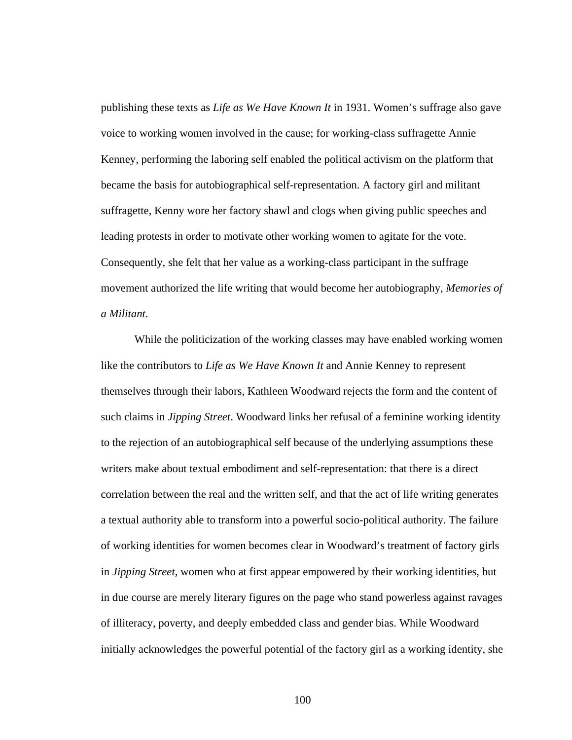publishing these texts as *Life as We Have Known It* in 1931. Women's suffrage also gave voice to working women involved in the cause; for working-class suffragette Annie Kenney, performing the laboring self enabled the political activism on the platform that became the basis for autobiographical self-representation. A factory girl and militant suffragette, Kenny wore her factory shawl and clogs when giving public speeches and leading protests in order to motivate other working women to agitate for the vote. Consequently, she felt that her value as a working-class participant in the suffrage movement authorized the life writing that would become her autobiography, *Memories of a Militant*.

While the politicization of the working classes may have enabled working women like the contributors to *Life as We Have Known It* and Annie Kenney to represent themselves through their labors, Kathleen Woodward rejects the form and the content of such claims in *Jipping Street*. Woodward links her refusal of a feminine working identity to the rejection of an autobiographical self because of the underlying assumptions these writers make about textual embodiment and self-representation: that there is a direct correlation between the real and the written self, and that the act of life writing generates a textual authority able to transform into a powerful socio-political authority. The failure of working identities for women becomes clear in Woodward's treatment of factory girls in *Jipping Street*, women who at first appear empowered by their working identities, but in due course are merely literary figures on the page who stand powerless against ravages of illiteracy, poverty, and deeply embedded class and gender bias. While Woodward initially acknowledges the powerful potential of the factory girl as a working identity, she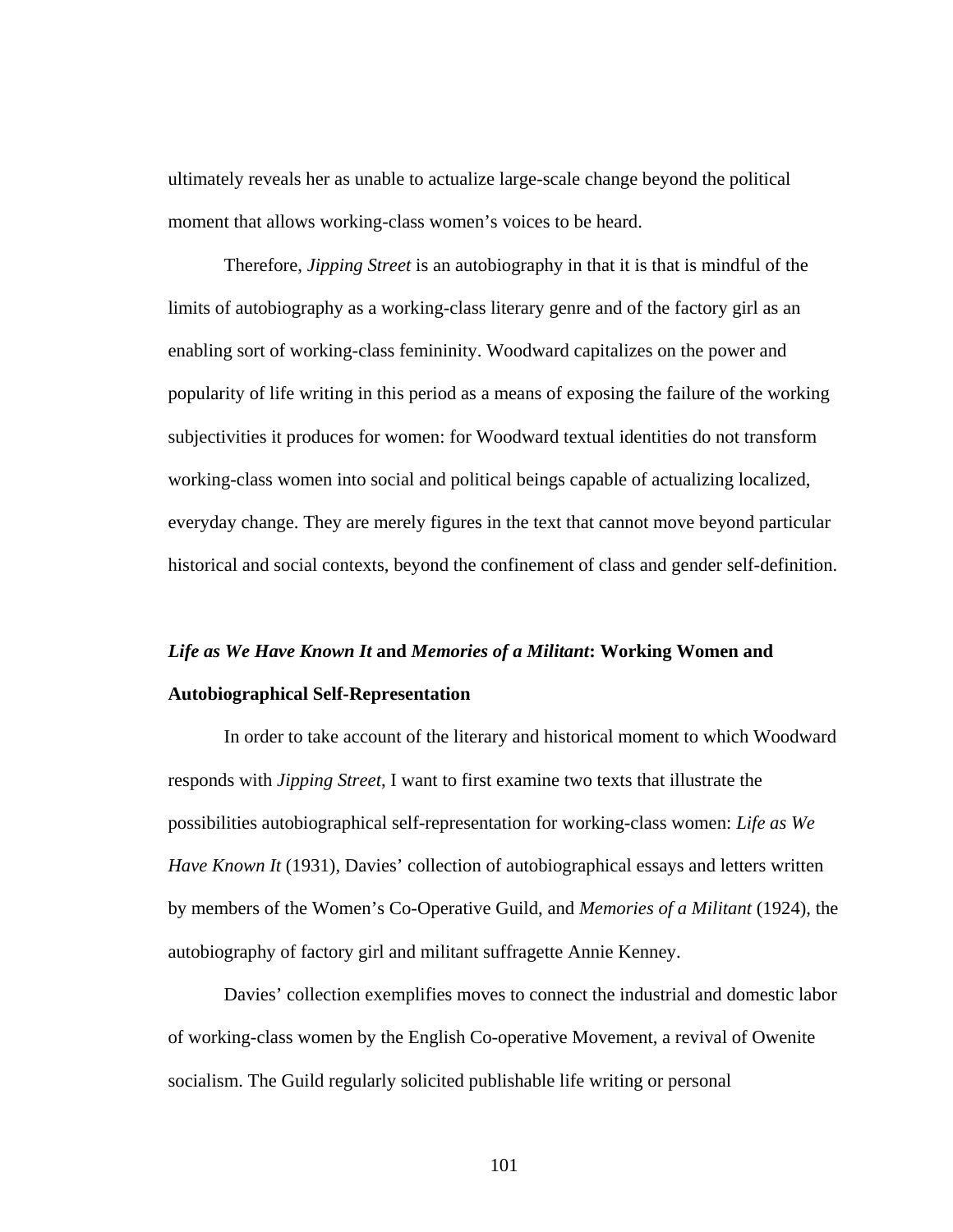ultimately reveals her as unable to actualize large-scale change beyond the political moment that allows working-class women's voices to be heard.

Therefore, *Jipping Street* is an autobiography in that it is that is mindful of the limits of autobiography as a working-class literary genre and of the factory girl as an enabling sort of working-class femininity. Woodward capitalizes on the power and popularity of life writing in this period as a means of exposing the failure of the working subjectivities it produces for women: for Woodward textual identities do not transform working-class women into social and political beings capable of actualizing localized, everyday change. They are merely figures in the text that cannot move beyond particular historical and social contexts, beyond the confinement of class and gender self-definition.

### ***Life as We Have Known It* and *Memories of a Militant*: Working Women and Autobiographical Self-Representation**

In order to take account of the literary and historical moment to which Woodward responds with *Jipping Street*, I want to first examine two texts that illustrate the possibilities autobiographical self-representation for working-class women: *Life as We Have Known It* (1931), Davies' collection of autobiographical essays and letters written by members of the Women's Co-Operative Guild, and *Memories of a Militant* (1924), the autobiography of factory girl and militant suffragette Annie Kenney.

Davies' collection exemplifies moves to connect the industrial and domestic labor of working-class women by the English Co-operative Movement, a revival of Owenite socialism. The Guild regularly solicited publishable life writing or personal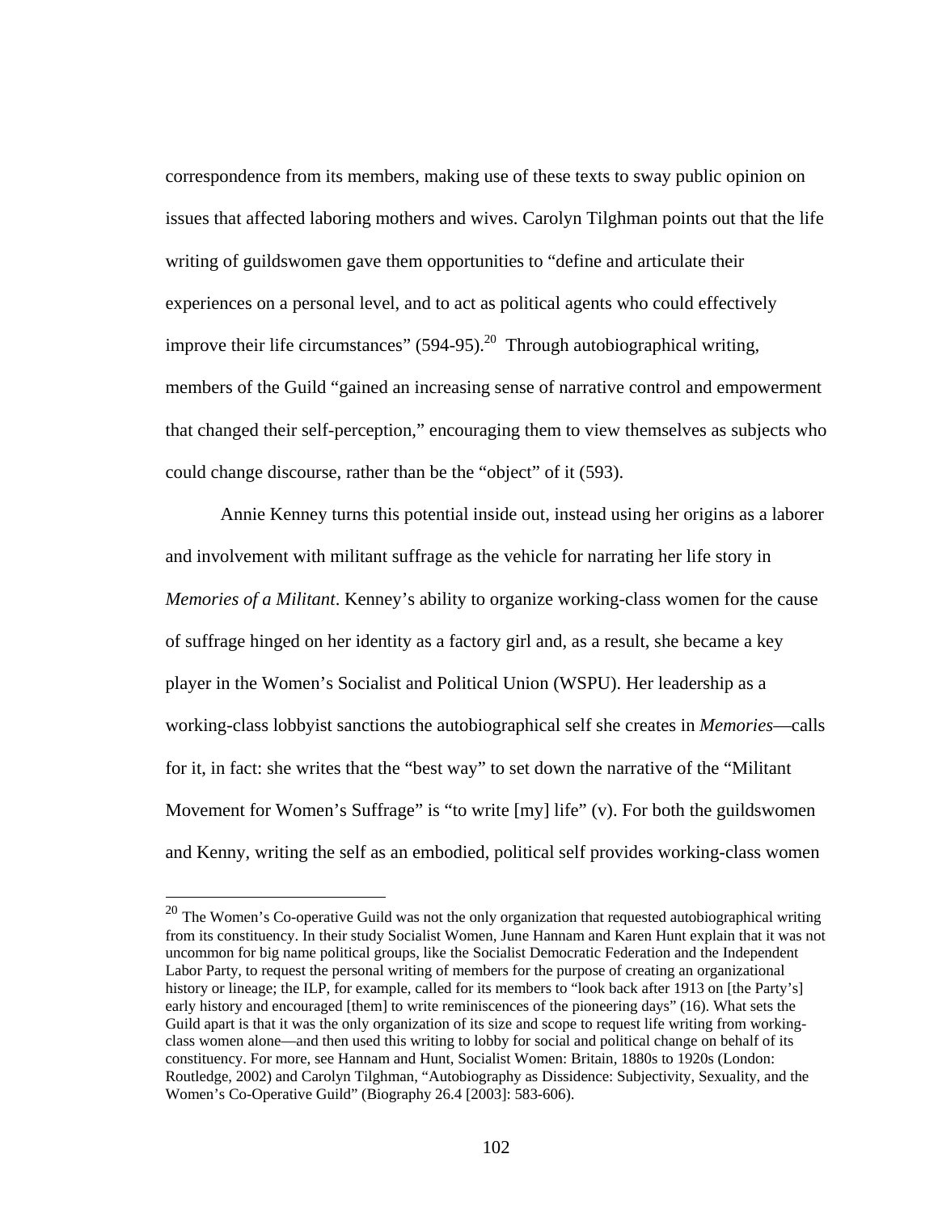correspondence from its members, making use of these texts to sway public opinion on issues that affected laboring mothers and wives. Carolyn Tilghman points out that the life writing of guildswomen gave them opportunities to "define and articulate their experiences on a personal level, and to act as political agents who could effectively improve their life circumstances" (594-95).[20] Through autobiographical writing, members of the Guild "gained an increasing sense of narrative control and empowerment that changed their self-perception," encouraging them to view themselves as subjects who could change discourse, rather than be the "object" of it (593).

Annie Kenney turns this potential inside out, instead using her origins as a laborer and involvement with militant suffrage as the vehicle for narrating her life story in *Memories of a Militant*. Kenney's ability to organize working-class women for the cause of suffrage hinged on her identity as a factory girl and, as a result, she became a key player in the Women's Socialist and Political Union (WSPU). Her leadership as a working-class lobbyist sanctions the autobiographical self she creates in *Memories*—calls for it, in fact: she writes that the "best way" to set down the narrative of the "Militant Movement for Women's Suffrage" is "to write [my] life" (v). For both the guildswomen and Kenny, writing the self as an embodied, political self provides working-class women

---

[20] The Women's Co-operative Guild was not the only organization that requested autobiographical writing from its constituency. In their study Socialist Women, June Hannam and Karen Hunt explain that it was not uncommon for big name political groups, like the Socialist Democratic Federation and the Independent Labor Party, to request the personal writing of members for the purpose of creating an organizational history or lineage; the ILP, for example, called for its members to "look back after 1913 on [the Party's] early history and encouraged [them] to write reminiscences of the pioneering days" (16). What sets the Guild apart is that it was the only organization of its size and scope to request life writing from working-class women alone—and then used this writing to lobby for social and political change on behalf of its constituency. For more, see Hannam and Hunt, Socialist Women: Britain, 1880s to 1920s (London: Routledge, 2002) and Carolyn Tilghman, "Autobiography as Dissidence: Subjectivity, Sexuality, and the Women's Co-Operative Guild" (Biography 26.4 [2003]: 583-606).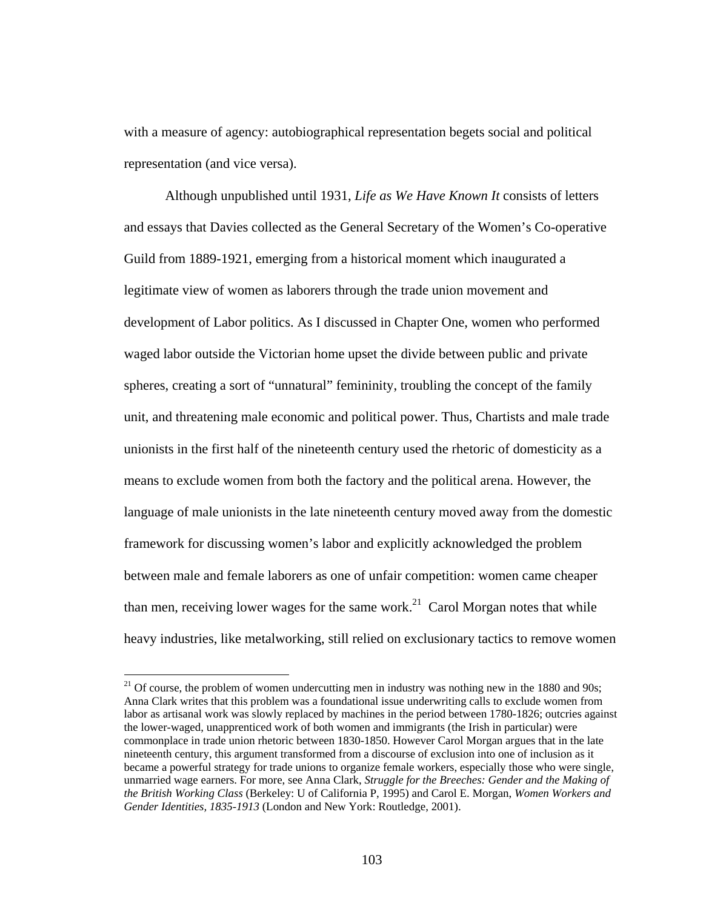with a measure of agency: autobiographical representation begets social and political representation (and vice versa).

Although unpublished until 1931, *Life as We Have Known It* consists of letters and essays that Davies collected as the General Secretary of the Women's Co-operative Guild from 1889-1921, emerging from a historical moment which inaugurated a legitimate view of women as laborers through the trade union movement and development of Labor politics. As I discussed in Chapter One, women who performed waged labor outside the Victorian home upset the divide between public and private spheres, creating a sort of "unnatural" femininity, troubling the concept of the family unit, and threatening male economic and political power. Thus, Chartists and male trade unionists in the first half of the nineteenth century used the rhetoric of domesticity as a means to exclude women from both the factory and the political arena. However, the language of male unionists in the late nineteenth century moved away from the domestic framework for discussing women's labor and explicitly acknowledged the problem between male and female laborers as one of unfair competition: women came cheaper than men, receiving lower wages for the same work.[21] Carol Morgan notes that while heavy industries, like metalworking, still relied on exclusionary tactics to remove women

---

[21] Of course, the problem of women undercutting men in industry was nothing new in the 1880 and 90s; Anna Clark writes that this problem was a foundational issue underwriting calls to exclude women from labor as artisanal work was slowly replaced by machines in the period between 1780-1826; outcries against the lower-waged, unapprenticed work of both women and immigrants (the Irish in particular) were commonplace in trade union rhetoric between 1830-1850. However Carol Morgan argues that in the late nineteenth century, this argument transformed from a discourse of exclusion into one of inclusion as it became a powerful strategy for trade unions to organize female workers, especially those who were single, unmarried wage earners. For more, see Anna Clark, *Struggle for the Breeches: Gender and the Making of the British Working Class* (Berkeley: U of California P, 1995) and Carol E. Morgan, *Women Workers and Gender Identities, 1835-1913* (London and New York: Routledge, 2001).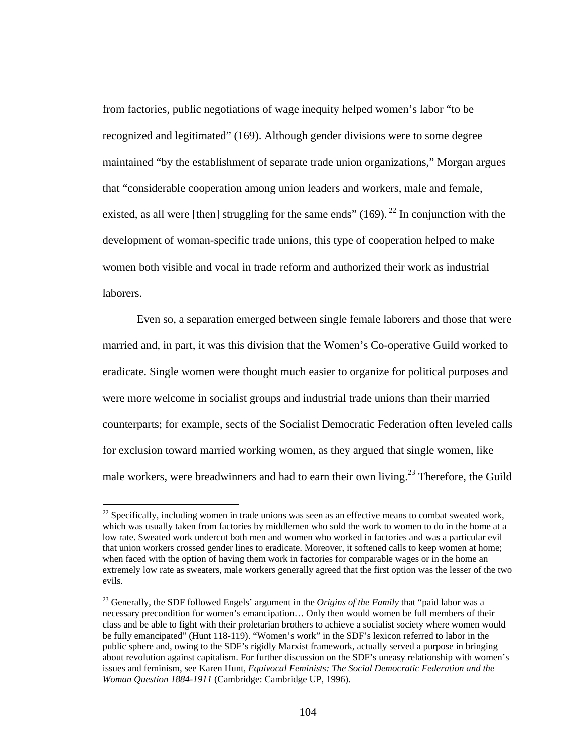from factories, public negotiations of wage inequity helped women's labor "to be recognized and legitimated" (169). Although gender divisions were to some degree maintained "by the establishment of separate trade union organizations," Morgan argues that "considerable cooperation among union leaders and workers, male and female, existed, as all were [then] struggling for the same ends" (169).[22] In conjunction with the development of woman-specific trade unions, this type of cooperation helped to make women both visible and vocal in trade reform and authorized their work as industrial laborers.

Even so, a separation emerged between single female laborers and those that were married and, in part, it was this division that the Women's Co-operative Guild worked to eradicate. Single women were thought much easier to organize for political purposes and were more welcome in socialist groups and industrial trade unions than their married counterparts; for example, sects of the Socialist Democratic Federation often leveled calls for exclusion toward married working women, as they argued that single women, like male workers, were breadwinners and had to earn their own living.[23] Therefore, the Guild

---

[22] Specifically, including women in trade unions was seen as an effective means to combat sweated work, which was usually taken from factories by middlemen who sold the work to women to do in the home at a low rate. Sweated work undercut both men and women who worked in factories and was a particular evil that union workers crossed gender lines to eradicate. Moreover, it softened calls to keep women at home; when faced with the option of having them work in factories for comparable wages or in the home an extremely low rate as sweaters, male workers generally agreed that the first option was the lesser of the two evils.

[23] Generally, the SDF followed Engels' argument in the *Origins of the Family* that "paid labor was a necessary precondition for women's emancipation… Only then would women be full members of their class and be able to fight with their proletarian brothers to achieve a socialist society where women would be fully emancipated" (Hunt 118-119). "Women's work" in the SDF's lexicon referred to labor in the public sphere and, owing to the SDF's rigidly Marxist framework, actually served a purpose in bringing about revolution against capitalism. For further discussion on the SDF's uneasy relationship with women's issues and feminism, see Karen Hunt, *Equivocal Feminists: The Social Democratic Federation and the Woman Question 1884-1911* (Cambridge: Cambridge UP, 1996).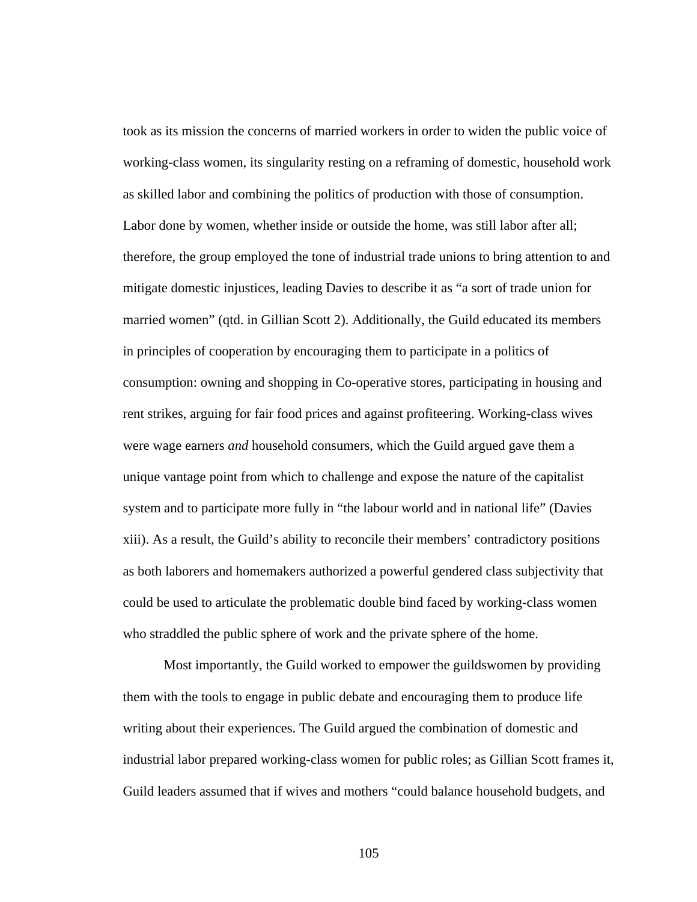took as its mission the concerns of married workers in order to widen the public voice of working-class women, its singularity resting on a reframing of domestic, household work as skilled labor and combining the politics of production with those of consumption. Labor done by women, whether inside or outside the home, was still labor after all; therefore, the group employed the tone of industrial trade unions to bring attention to and mitigate domestic injustices, leading Davies to describe it as "a sort of trade union for married women" (qtd. in Gillian Scott 2). Additionally, the Guild educated its members in principles of cooperation by encouraging them to participate in a politics of consumption: owning and shopping in Co-operative stores, participating in housing and rent strikes, arguing for fair food prices and against profiteering. Working-class wives were wage earners *and* household consumers, which the Guild argued gave them a unique vantage point from which to challenge and expose the nature of the capitalist system and to participate more fully in "the labour world and in national life" (Davies xiii). As a result, the Guild's ability to reconcile their members' contradictory positions as both laborers and homemakers authorized a powerful gendered class subjectivity that could be used to articulate the problematic double bind faced by working-class women who straddled the public sphere of work and the private sphere of the home.

Most importantly, the Guild worked to empower the guildswomen by providing them with the tools to engage in public debate and encouraging them to produce life writing about their experiences. The Guild argued the combination of domestic and industrial labor prepared working-class women for public roles; as Gillian Scott frames it, Guild leaders assumed that if wives and mothers "could balance household budgets, and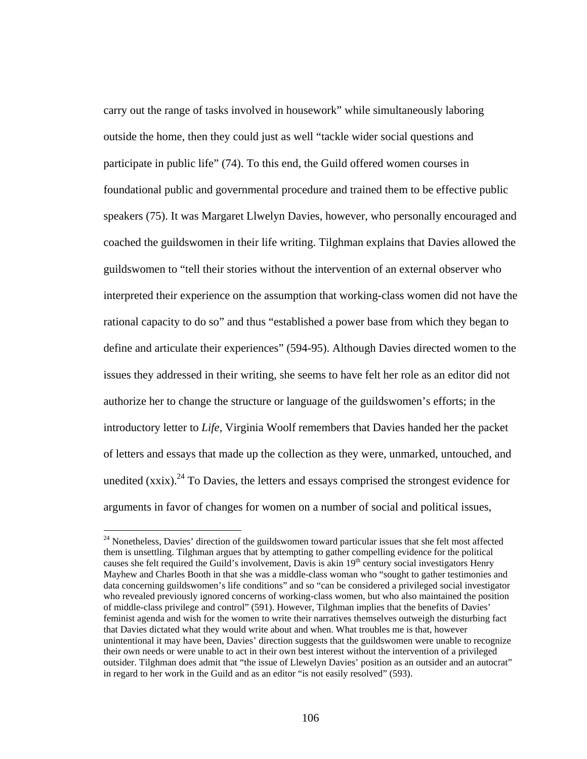carry out the range of tasks involved in housework" while simultaneously laboring outside the home, then they could just as well "tackle wider social questions and participate in public life" (74). To this end, the Guild offered women courses in foundational public and governmental procedure and trained them to be effective public speakers (75). It was Margaret Llwelyn Davies, however, who personally encouraged and coached the guildswomen in their life writing. Tilghman explains that Davies allowed the guildswomen to "tell their stories without the intervention of an external observer who interpreted their experience on the assumption that working-class women did not have the rational capacity to do so" and thus "established a power base from which they began to define and articulate their experiences" (594-95). Although Davies directed women to the issues they addressed in their writing, she seems to have felt her role as an editor did not authorize her to change the structure or language of the guildswomen's efforts; in the introductory letter to *Life*, Virginia Woolf remembers that Davies handed her the packet of letters and essays that made up the collection as they were, unmarked, untouched, and unedited (xxix).[24] To Davies, the letters and essays comprised the strongest evidence for arguments in favor of changes for women on a number of social and political issues,

[24] Nonetheless, Davies' direction of the guildswomen toward particular issues that she felt most affected them is unsettling. Tilghman argues that by attempting to gather compelling evidence for the political causes she felt required the Guild's involvement, Davis is akin 19th century social investigators Henry Mayhew and Charles Booth in that she was a middle-class woman who "sought to gather testimonies and data concerning guildswomen's life conditions" and so "can be considered a privileged social investigator who revealed previously ignored concerns of working-class women, but who also maintained the position of middle-class privilege and control" (591). However, Tilghman implies that the benefits of Davies' feminist agenda and wish for the women to write their narratives themselves outweigh the disturbing fact that Davies dictated what they would write about and when. What troubles me is that, however unintentional it may have been, Davies' direction suggests that the guildswomen were unable to recognize their own needs or were unable to act in their own best interest without the intervention of a privileged outsider. Tilghman does admit that "the issue of Llewelyn Davies' position as an outsider and an autocrat" in regard to her work in the Guild and as an editor "is not easily resolved" (593).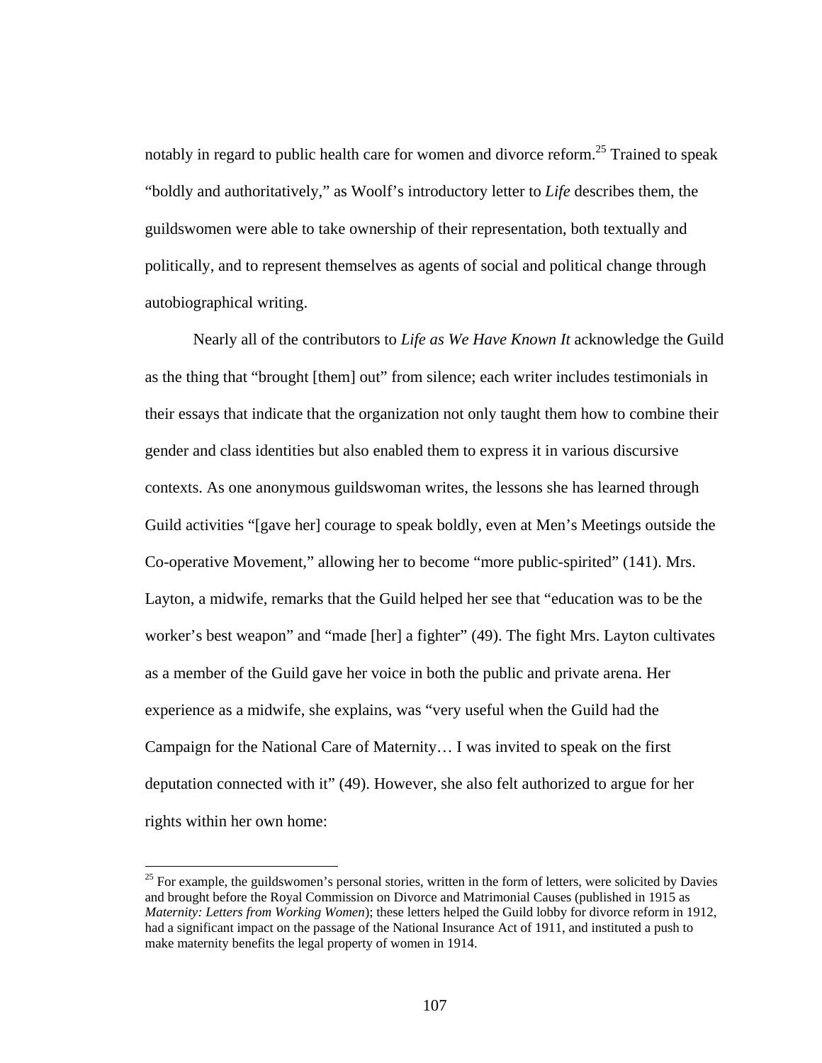notably in regard to public health care for women and divorce reform.[25] Trained to speak "boldly and authoritatively," as Woolf's introductory letter to *Life* describes them, the guildswomen were able to take ownership of their representation, both textually and politically, and to represent themselves as agents of social and political change through autobiographical writing.

Nearly all of the contributors to *Life as We Have Known It* acknowledge the Guild as the thing that "brought [them] out" from silence; each writer includes testimonials in their essays that indicate that the organization not only taught them how to combine their gender and class identities but also enabled them to express it in various discursive contexts. As one anonymous guildswoman writes, the lessons she has learned through Guild activities "[gave her] courage to speak boldly, even at Men's Meetings outside the Co-operative Movement," allowing her to become "more public-spirited" (141). Mrs. Layton, a midwife, remarks that the Guild helped her see that "education was to be the worker's best weapon" and "made [her] a fighter" (49). The fight Mrs. Layton cultivates as a member of the Guild gave her voice in both the public and private arena. Her experience as a midwife, she explains, was "very useful when the Guild had the Campaign for the National Care of Maternity… I was invited to speak on the first deputation connected with it" (49). However, she also felt authorized to argue for her rights within her own home:

---

[25] For example, the guildswomen's personal stories, written in the form of letters, were solicited by Davies and brought before the Royal Commission on Divorce and Matrimonial Causes (published in 1915 as *Maternity: Letters from Working Women*); these letters helped the Guild lobby for divorce reform in 1912, had a significant impact on the passage of the National Insurance Act of 1911, and instituted a push to make maternity benefits the legal property of women in 1914.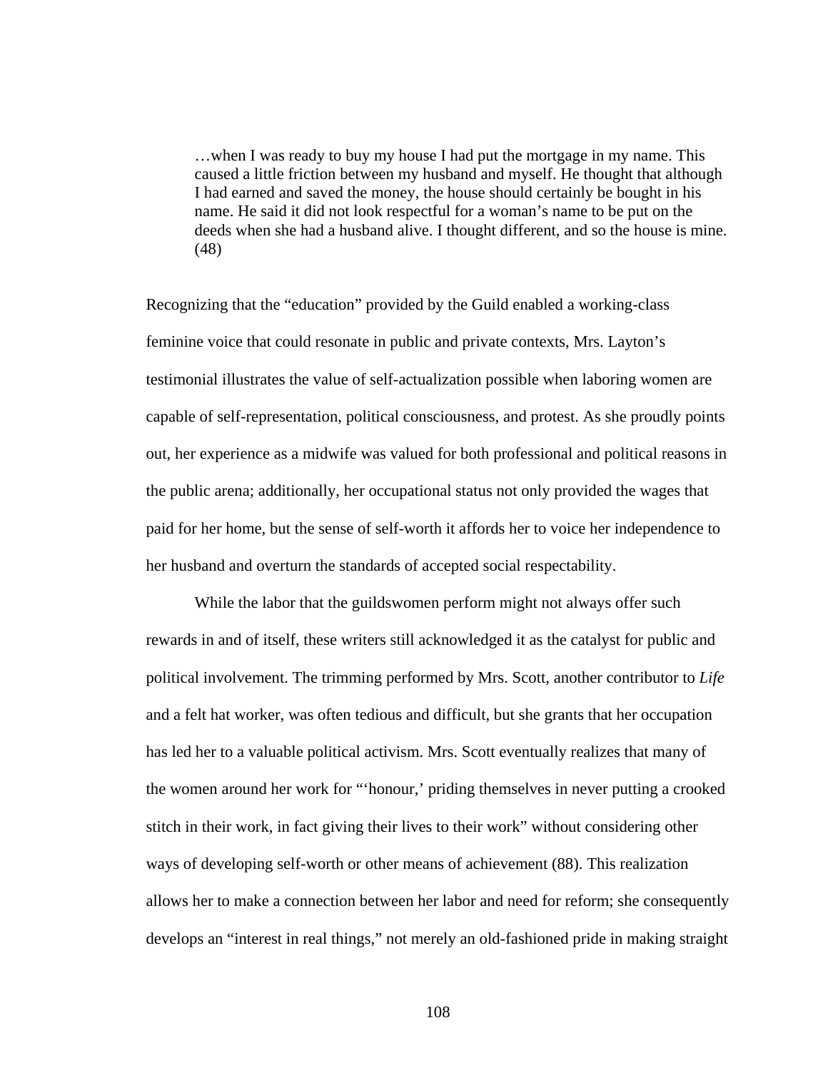> …when I was ready to buy my house I had put the mortgage in my name. This caused a little friction between my husband and myself. He thought that although I had earned and saved the money, the house should certainly be bought in his name. He said it did not look respectful for a woman's name to be put on the deeds when she had a husband alive. I thought different, and so the house is mine. (48)

Recognizing that the "education" provided by the Guild enabled a working-class feminine voice that could resonate in public and private contexts, Mrs. Layton's testimonial illustrates the value of self-actualization possible when laboring women are capable of self-representation, political consciousness, and protest. As she proudly points out, her experience as a midwife was valued for both professional and political reasons in the public arena; additionally, her occupational status not only provided the wages that paid for her home, but the sense of self-worth it affords her to voice her independence to her husband and overturn the standards of accepted social respectability.

While the labor that the guildswomen perform might not always offer such rewards in and of itself, these writers still acknowledged it as the catalyst for public and political involvement. The trimming performed by Mrs. Scott, another contributor to *Life* and a felt hat worker, was often tedious and difficult, but she grants that her occupation has led her to a valuable political activism. Mrs. Scott eventually realizes that many of the women around her work for "'honour,' priding themselves in never putting a crooked stitch in their work, in fact giving their lives to their work" without considering other ways of developing self-worth or other means of achievement (88). This realization allows her to make a connection between her labor and need for reform; she consequently develops an "interest in real things," not merely an old-fashioned pride in making straight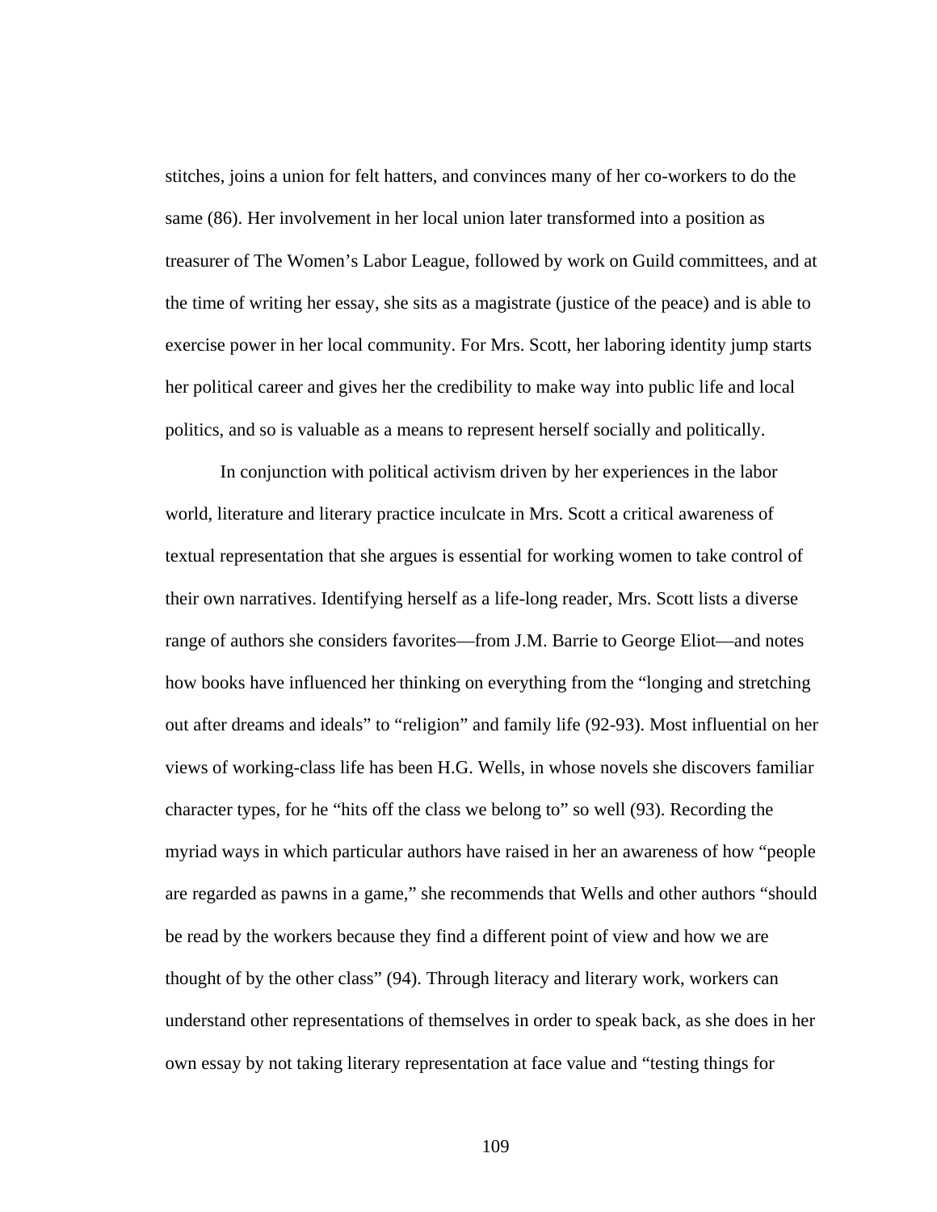stitches, joins a union for felt hatters, and convinces many of her co-workers to do the same (86). Her involvement in her local union later transformed into a position as treasurer of The Women's Labor League, followed by work on Guild committees, and at the time of writing her essay, she sits as a magistrate (justice of the peace) and is able to exercise power in her local community. For Mrs. Scott, her laboring identity jump starts her political career and gives her the credibility to make way into public life and local politics, and so is valuable as a means to represent herself socially and politically.

In conjunction with political activism driven by her experiences in the labor world, literature and literary practice inculcate in Mrs. Scott a critical awareness of textual representation that she argues is essential for working women to take control of their own narratives. Identifying herself as a life-long reader, Mrs. Scott lists a diverse range of authors she considers favorites—from J.M. Barrie to George Eliot—and notes how books have influenced her thinking on everything from the "longing and stretching out after dreams and ideals" to "religion" and family life (92-93). Most influential on her views of working-class life has been H.G. Wells, in whose novels she discovers familiar character types, for he "hits off the class we belong to" so well (93). Recording the myriad ways in which particular authors have raised in her an awareness of how "people are regarded as pawns in a game," she recommends that Wells and other authors "should be read by the workers because they find a different point of view and how we are thought of by the other class" (94). Through literacy and literary work, workers can understand other representations of themselves in order to speak back, as she does in her own essay by not taking literary representation at face value and "testing things for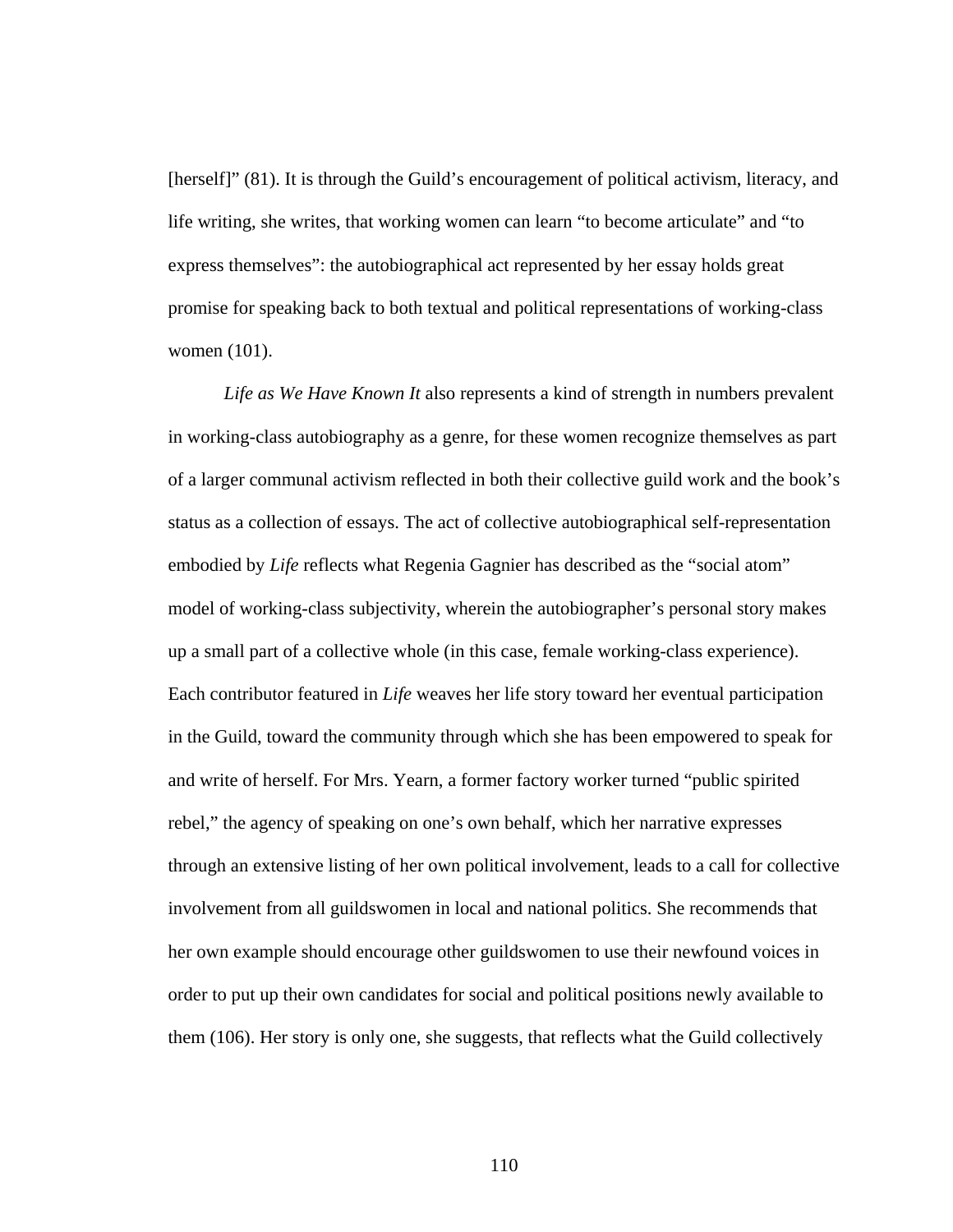[herself]" (81). It is through the Guild's encouragement of political activism, literacy, and life writing, she writes, that working women can learn "to become articulate" and "to express themselves": the autobiographical act represented by her essay holds great promise for speaking back to both textual and political representations of working-class women (101).

*Life as We Have Known It* also represents a kind of strength in numbers prevalent in working-class autobiography as a genre, for these women recognize themselves as part of a larger communal activism reflected in both their collective guild work and the book's status as a collection of essays. The act of collective autobiographical self-representation embodied by *Life* reflects what Regenia Gagnier has described as the "social atom" model of working-class subjectivity, wherein the autobiographer's personal story makes up a small part of a collective whole (in this case, female working-class experience). Each contributor featured in *Life* weaves her life story toward her eventual participation in the Guild, toward the community through which she has been empowered to speak for and write of herself. For Mrs. Yearn, a former factory worker turned "public spirited rebel," the agency of speaking on one's own behalf, which her narrative expresses through an extensive listing of her own political involvement, leads to a call for collective involvement from all guildswomen in local and national politics. She recommends that her own example should encourage other guildswomen to use their newfound voices in order to put up their own candidates for social and political positions newly available to them (106). Her story is only one, she suggests, that reflects what the Guild collectively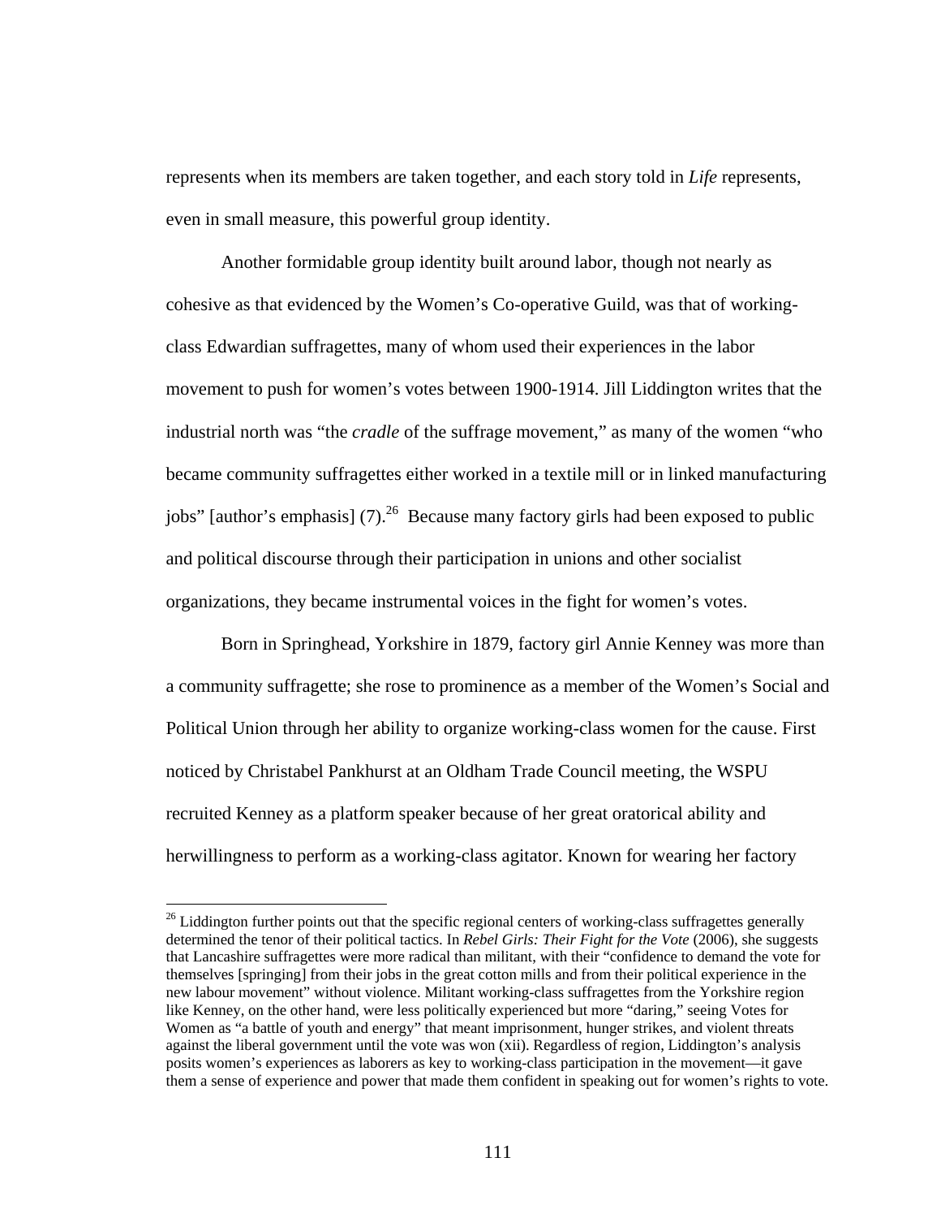represents when its members are taken together, and each story told in *Life* represents, even in small measure, this powerful group identity.

Another formidable group identity built around labor, though not nearly as cohesive as that evidenced by the Women's Co-operative Guild, was that of working-class Edwardian suffragettes, many of whom used their experiences in the labor movement to push for women's votes between 1900-1914. Jill Liddington writes that the industrial north was "the *cradle* of the suffrage movement," as many of the women "who became community suffragettes either worked in a textile mill or in linked manufacturing jobs" [author's emphasis] (7).[26] Because many factory girls had been exposed to public and political discourse through their participation in unions and other socialist organizations, they became instrumental voices in the fight for women's votes.

Born in Springhead, Yorkshire in 1879, factory girl Annie Kenney was more than a community suffragette; she rose to prominence as a member of the Women's Social and Political Union through her ability to organize working-class women for the cause. First noticed by Christabel Pankhurst at an Oldham Trade Council meeting, the WSPU recruited Kenney as a platform speaker because of her great oratorical ability and herwillingness to perform as a working-class agitator. Known for wearing her factory

---

[26] Liddington further points out that the specific regional centers of working-class suffragettes generally determined the tenor of their political tactics. In *Rebel Girls: Their Fight for the Vote* (2006), she suggests that Lancashire suffragettes were more radical than militant, with their "confidence to demand the vote for themselves [springing] from their jobs in the great cotton mills and from their political experience in the new labour movement" without violence. Militant working-class suffragettes from the Yorkshire region like Kenney, on the other hand, were less politically experienced but more "daring," seeing Votes for Women as "a battle of youth and energy" that meant imprisonment, hunger strikes, and violent threats against the liberal government until the vote was won (xii). Regardless of region, Liddington's analysis posits women's experiences as laborers as key to working-class participation in the movement—it gave them a sense of experience and power that made them confident in speaking out for women's rights to vote.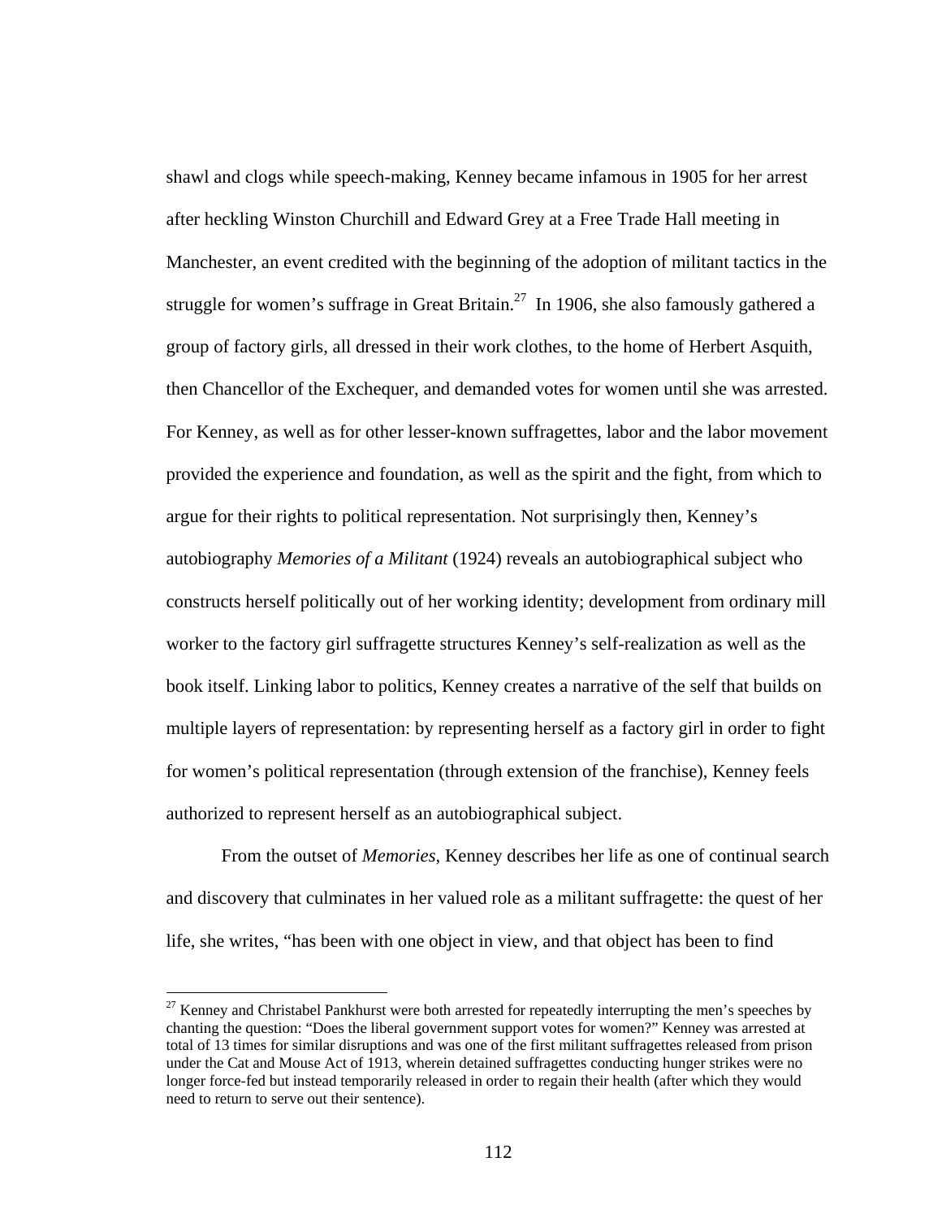shawl and clogs while speech-making, Kenney became infamous in 1905 for her arrest after heckling Winston Churchill and Edward Grey at a Free Trade Hall meeting in Manchester, an event credited with the beginning of the adoption of militant tactics in the struggle for women's suffrage in Great Britain.[27] In 1906, she also famously gathered a group of factory girls, all dressed in their work clothes, to the home of Herbert Asquith, then Chancellor of the Exchequer, and demanded votes for women until she was arrested. For Kenney, as well as for other lesser-known suffragettes, labor and the labor movement provided the experience and foundation, as well as the spirit and the fight, from which to argue for their rights to political representation. Not surprisingly then, Kenney's autobiography *Memories of a Militant* (1924) reveals an autobiographical subject who constructs herself politically out of her working identity; development from ordinary mill worker to the factory girl suffragette structures Kenney's self-realization as well as the book itself. Linking labor to politics, Kenney creates a narrative of the self that builds on multiple layers of representation: by representing herself as a factory girl in order to fight for women's political representation (through extension of the franchise), Kenney feels authorized to represent herself as an autobiographical subject.

From the outset of *Memories*, Kenney describes her life as one of continual search and discovery that culminates in her valued role as a militant suffragette: the quest of her life, she writes, "has been with one object in view, and that object has been to find

[27] Kenney and Christabel Pankhurst were both arrested for repeatedly interrupting the men's speeches by chanting the question: "Does the liberal government support votes for women?" Kenney was arrested at total of 13 times for similar disruptions and was one of the first militant suffragettes released from prison under the Cat and Mouse Act of 1913, wherein detained suffragettes conducting hunger strikes were no longer force-fed but instead temporarily released in order to regain their health (after which they would need to return to serve out their sentence).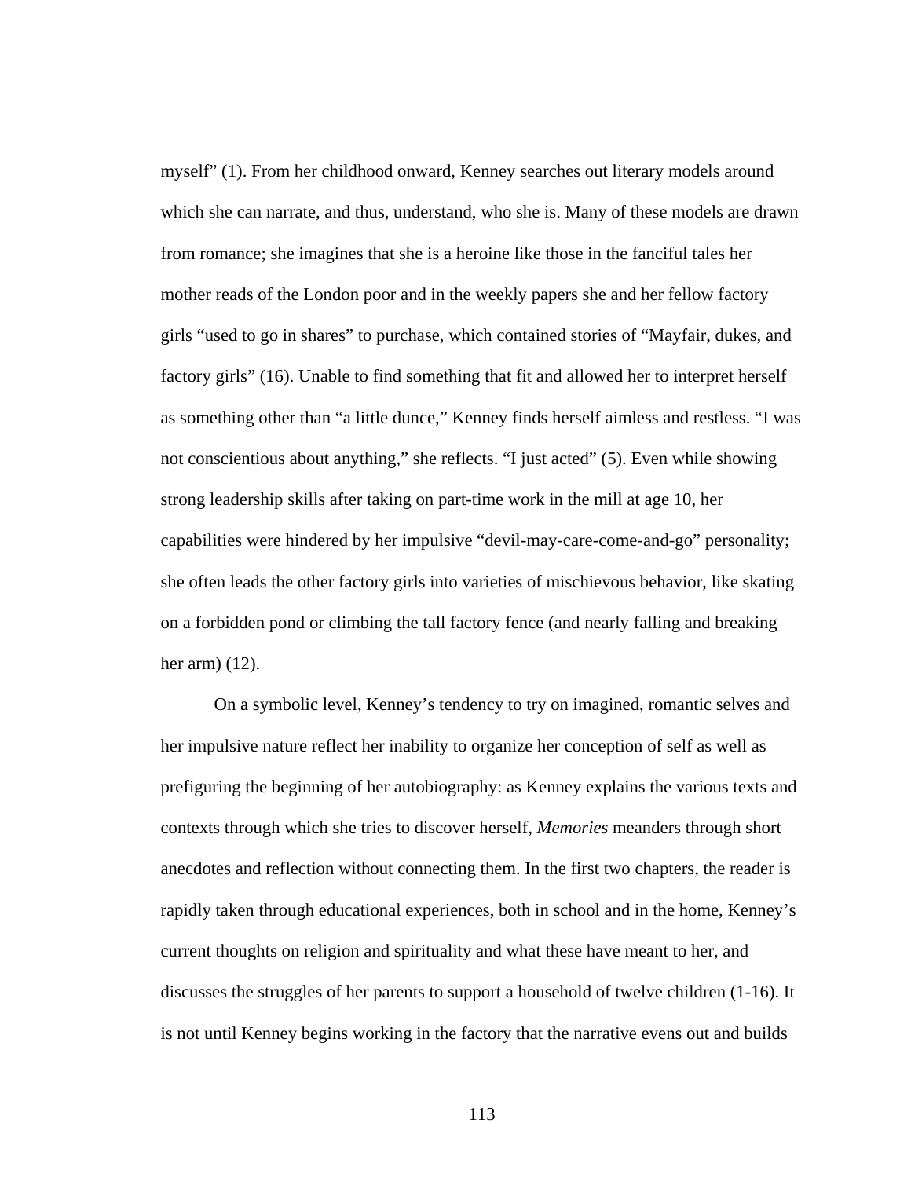myself" (1). From her childhood onward, Kenney searches out literary models around which she can narrate, and thus, understand, who she is. Many of these models are drawn from romance; she imagines that she is a heroine like those in the fanciful tales her mother reads of the London poor and in the weekly papers she and her fellow factory girls "used to go in shares" to purchase, which contained stories of "Mayfair, dukes, and factory girls" (16). Unable to find something that fit and allowed her to interpret herself as something other than "a little dunce," Kenney finds herself aimless and restless. "I was not conscientious about anything," she reflects. "I just acted" (5). Even while showing strong leadership skills after taking on part-time work in the mill at age 10, her capabilities were hindered by her impulsive "devil-may-care-come-and-go" personality; she often leads the other factory girls into varieties of mischievous behavior, like skating on a forbidden pond or climbing the tall factory fence (and nearly falling and breaking her arm) (12).

On a symbolic level, Kenney's tendency to try on imagined, romantic selves and her impulsive nature reflect her inability to organize her conception of self as well as prefiguring the beginning of her autobiography: as Kenney explains the various texts and contexts through which she tries to discover herself, *Memories* meanders through short anecdotes and reflection without connecting them. In the first two chapters, the reader is rapidly taken through educational experiences, both in school and in the home, Kenney's current thoughts on religion and spirituality and what these have meant to her, and discusses the struggles of her parents to support a household of twelve children (1-16). It is not until Kenney begins working in the factory that the narrative evens out and builds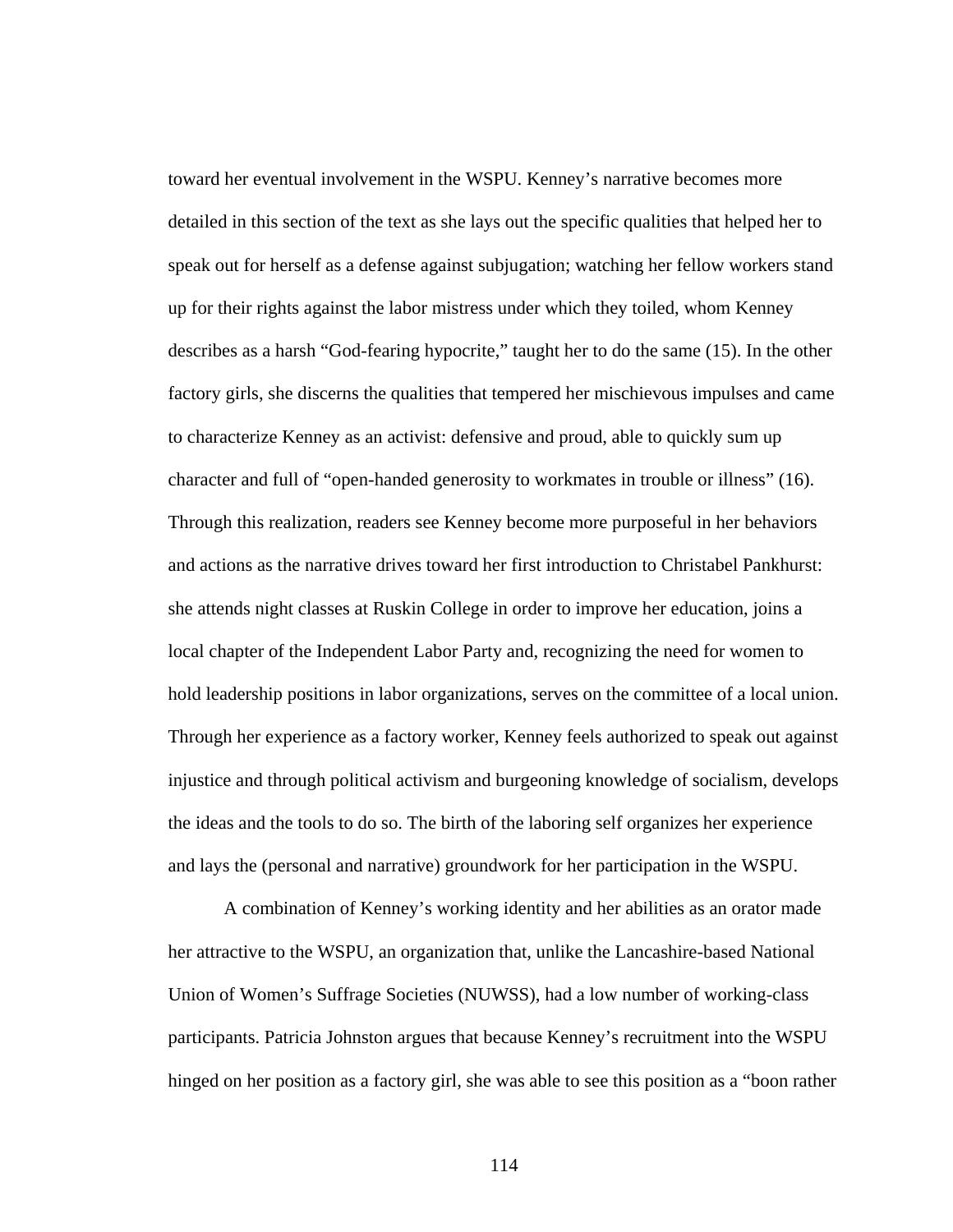toward her eventual involvement in the WSPU. Kenney's narrative becomes more detailed in this section of the text as she lays out the specific qualities that helped her to speak out for herself as a defense against subjugation; watching her fellow workers stand up for their rights against the labor mistress under which they toiled, whom Kenney describes as a harsh "God-fearing hypocrite," taught her to do the same (15). In the other factory girls, she discerns the qualities that tempered her mischievous impulses and came to characterize Kenney as an activist: defensive and proud, able to quickly sum up character and full of "open-handed generosity to workmates in trouble or illness" (16). Through this realization, readers see Kenney become more purposeful in her behaviors and actions as the narrative drives toward her first introduction to Christabel Pankhurst: she attends night classes at Ruskin College in order to improve her education, joins a local chapter of the Independent Labor Party and, recognizing the need for women to hold leadership positions in labor organizations, serves on the committee of a local union. Through her experience as a factory worker, Kenney feels authorized to speak out against injustice and through political activism and burgeoning knowledge of socialism, develops the ideas and the tools to do so. The birth of the laboring self organizes her experience and lays the (personal and narrative) groundwork for her participation in the WSPU.

A combination of Kenney's working identity and her abilities as an orator made her attractive to the WSPU, an organization that, unlike the Lancashire-based National Union of Women's Suffrage Societies (NUWSS), had a low number of working-class participants. Patricia Johnston argues that because Kenney's recruitment into the WSPU hinged on her position as a factory girl, she was able to see this position as a "boon rather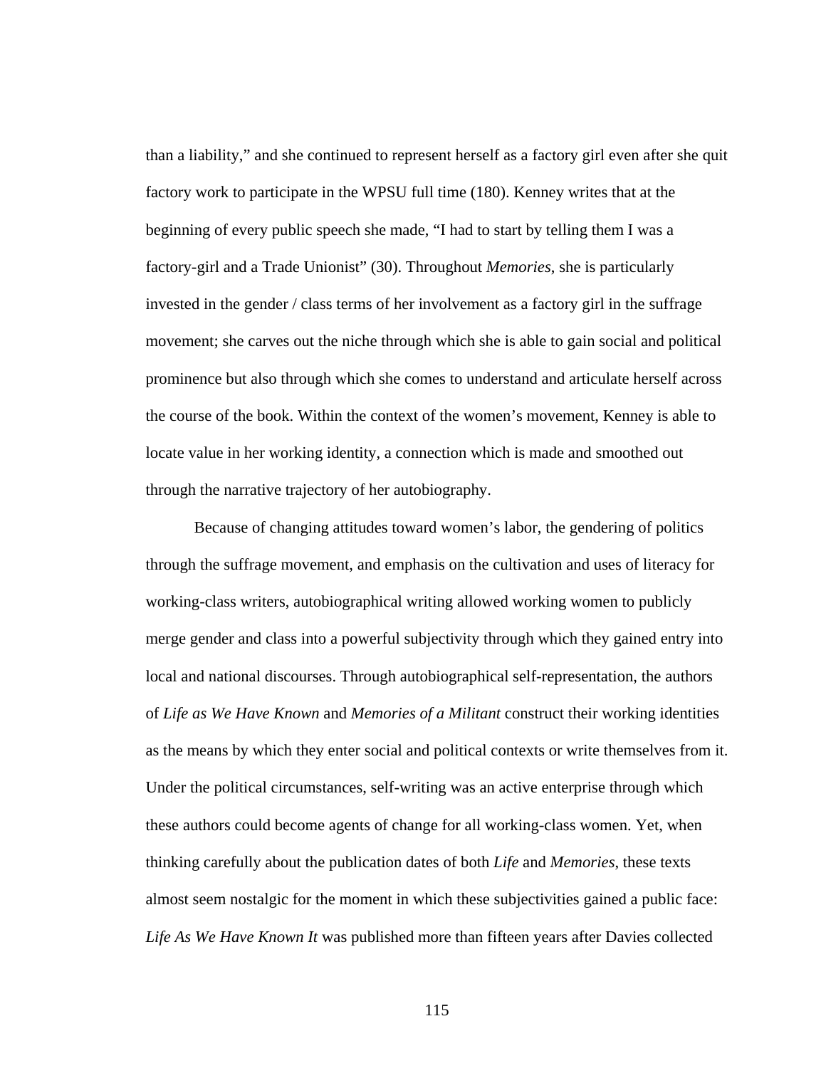than a liability," and she continued to represent herself as a factory girl even after she quit factory work to participate in the WPSU full time (180). Kenney writes that at the beginning of every public speech she made, "I had to start by telling them I was a factory-girl and a Trade Unionist" (30). Throughout *Memories*, she is particularly invested in the gender / class terms of her involvement as a factory girl in the suffrage movement; she carves out the niche through which she is able to gain social and political prominence but also through which she comes to understand and articulate herself across the course of the book. Within the context of the women's movement, Kenney is able to locate value in her working identity, a connection which is made and smoothed out through the narrative trajectory of her autobiography.

Because of changing attitudes toward women's labor, the gendering of politics through the suffrage movement, and emphasis on the cultivation and uses of literacy for working-class writers, autobiographical writing allowed working women to publicly merge gender and class into a powerful subjectivity through which they gained entry into local and national discourses. Through autobiographical self-representation, the authors of *Life as We Have Known* and *Memories of a Militant* construct their working identities as the means by which they enter social and political contexts or write themselves from it. Under the political circumstances, self-writing was an active enterprise through which these authors could become agents of change for all working-class women. Yet, when thinking carefully about the publication dates of both *Life* and *Memories*, these texts almost seem nostalgic for the moment in which these subjectivities gained a public face: *Life As We Have Known It* was published more than fifteen years after Davies collected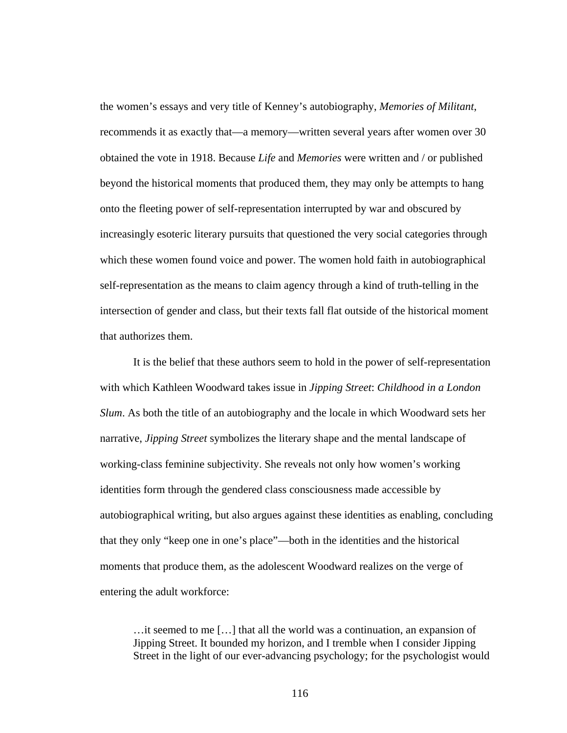the women's essays and very title of Kenney's autobiography, *Memories of Militant*, recommends it as exactly that—a memory—written several years after women over 30 obtained the vote in 1918. Because *Life* and *Memories* were written and / or published beyond the historical moments that produced them, they may only be attempts to hang onto the fleeting power of self-representation interrupted by war and obscured by increasingly esoteric literary pursuits that questioned the very social categories through which these women found voice and power. The women hold faith in autobiographical self-representation as the means to claim agency through a kind of truth-telling in the intersection of gender and class, but their texts fall flat outside of the historical moment that authorizes them.

It is the belief that these authors seem to hold in the power of self-representation with which Kathleen Woodward takes issue in *Jipping Street*: *Childhood in a London Slum*. As both the title of an autobiography and the locale in which Woodward sets her narrative, *Jipping Street* symbolizes the literary shape and the mental landscape of working-class feminine subjectivity. She reveals not only how women's working identities form through the gendered class consciousness made accessible by autobiographical writing, but also argues against these identities as enabling, concluding that they only "keep one in one's place"—both in the identities and the historical moments that produce them, as the adolescent Woodward realizes on the verge of entering the adult workforce:

> …it seemed to me […] that all the world was a continuation, an expansion of Jipping Street. It bounded my horizon, and I tremble when I consider Jipping Street in the light of our ever-advancing psychology; for the psychologist would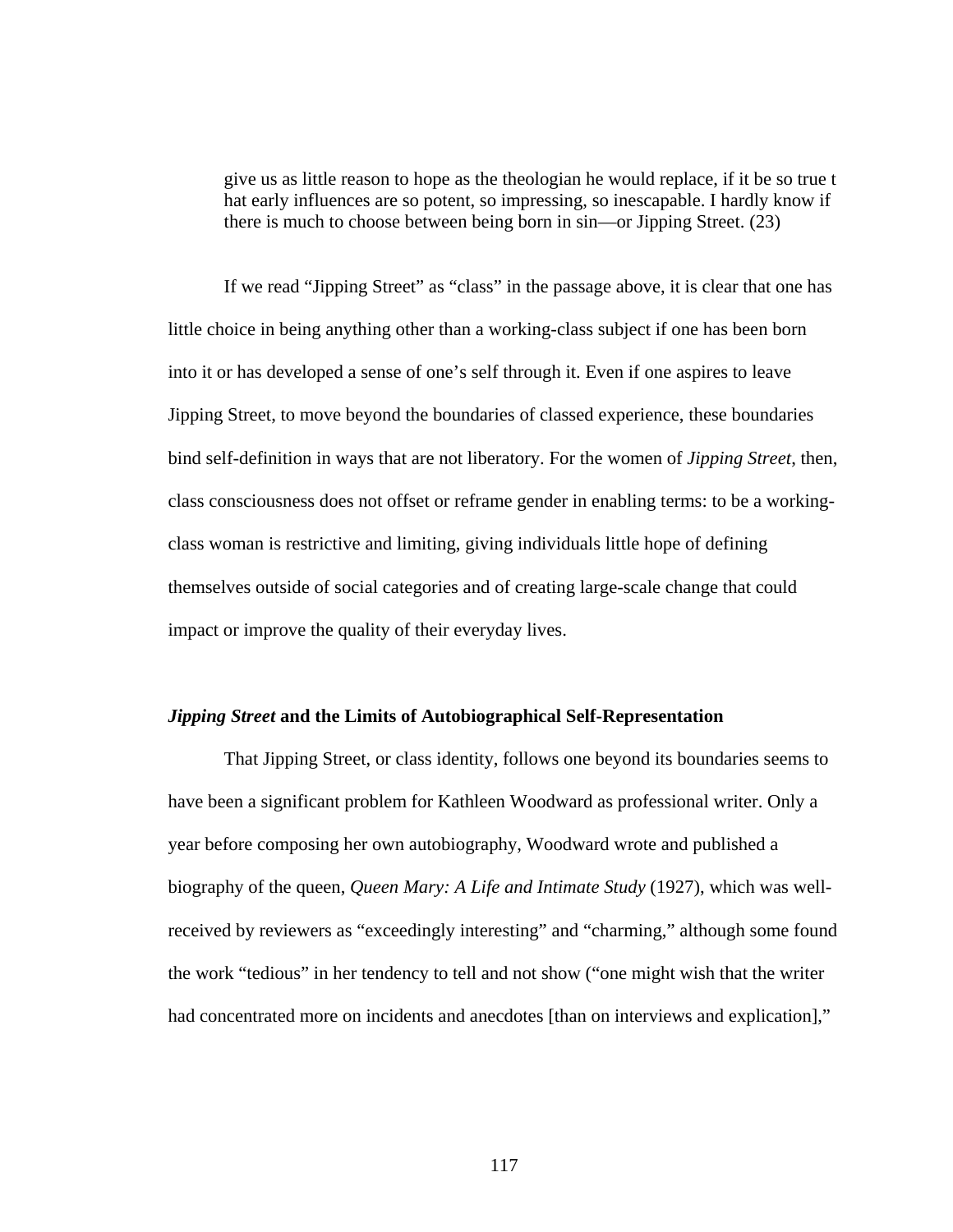> give us as little reason to hope as the theologian he would replace, if it be so true that early influences are so potent, so impressing, so inescapable. I hardly know if there is much to choose between being born in sin—or Jipping Street. (23)

If we read "Jipping Street" as "class" in the passage above, it is clear that one has little choice in being anything other than a working-class subject if one has been born into it or has developed a sense of one's self through it. Even if one aspires to leave Jipping Street, to move beyond the boundaries of classed experience, these boundaries bind self-definition in ways that are not liberatory. For the women of *Jipping Street*, then, class consciousness does not offset or reframe gender in enabling terms: to be a working-class woman is restrictive and limiting, giving individuals little hope of defining themselves outside of social categories and of creating large-scale change that could impact or improve the quality of their everyday lives.

### *Jipping Street* and the Limits of Autobiographical Self-Representation

That Jipping Street, or class identity, follows one beyond its boundaries seems to have been a significant problem for Kathleen Woodward as professional writer. Only a year before composing her own autobiography, Woodward wrote and published a biography of the queen, *Queen Mary: A Life and Intimate Study* (1927), which was well-received by reviewers as "exceedingly interesting" and "charming," although some found the work "tedious" in her tendency to tell and not show ("one might wish that the writer had concentrated more on incidents and anecdotes [than on interviews and explication],"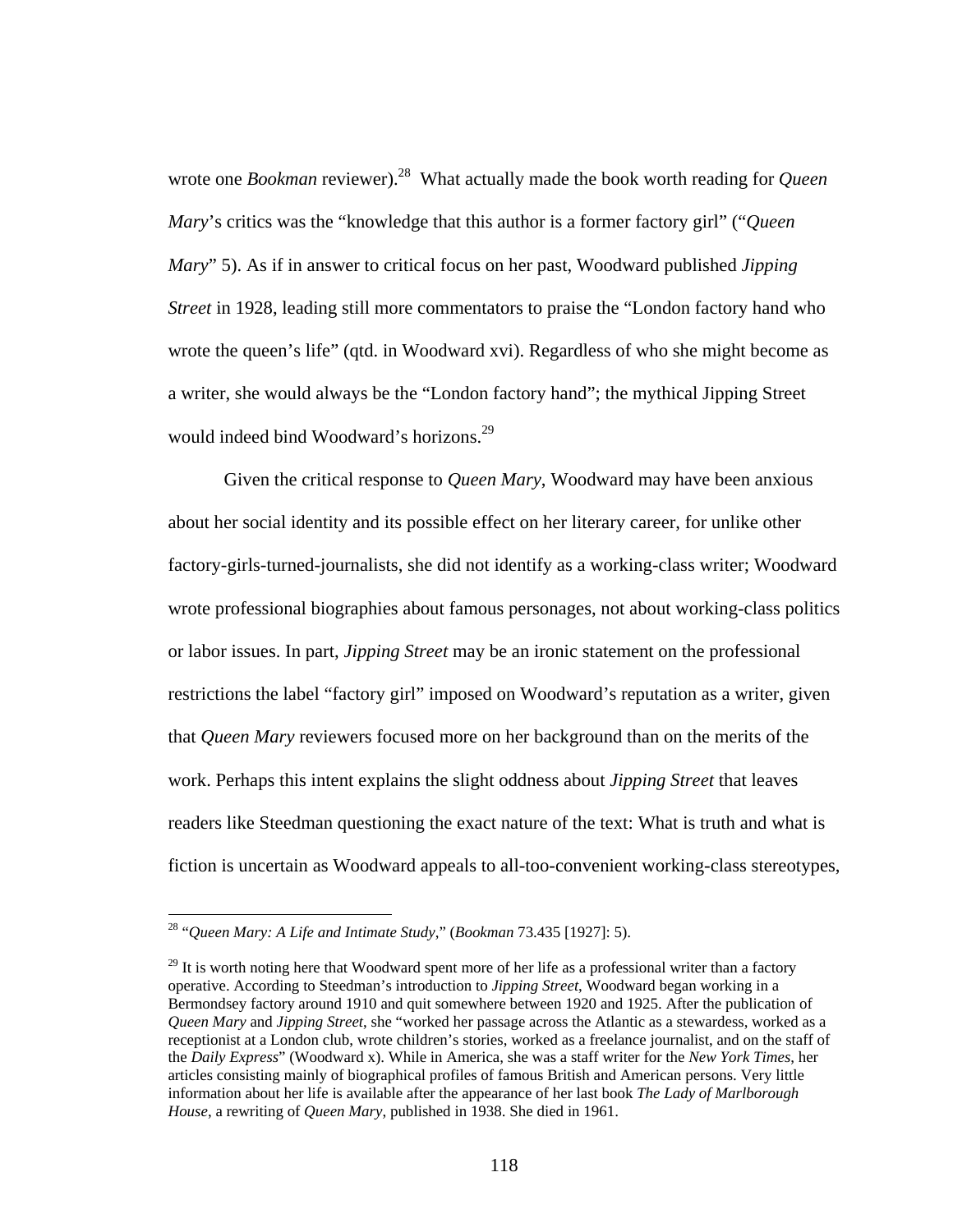wrote one *Bookman* reviewer).[28] What actually made the book worth reading for *Queen Mary*'s critics was the "knowledge that this author is a former factory girl" ("*Queen Mary*" 5). As if in answer to critical focus on her past, Woodward published *Jipping Street* in 1928, leading still more commentators to praise the "London factory hand who wrote the queen's life" (qtd. in Woodward xvi). Regardless of who she might become as a writer, she would always be the "London factory hand"; the mythical Jipping Street would indeed bind Woodward's horizons.[29]

Given the critical response to *Queen Mary*, Woodward may have been anxious about her social identity and its possible effect on her literary career, for unlike other factory-girls-turned-journalists, she did not identify as a working-class writer; Woodward wrote professional biographies about famous personages, not about working-class politics or labor issues. In part, *Jipping Street* may be an ironic statement on the professional restrictions the label "factory girl" imposed on Woodward's reputation as a writer, given that *Queen Mary* reviewers focused more on her background than on the merits of the work. Perhaps this intent explains the slight oddness about *Jipping Street* that leaves readers like Steedman questioning the exact nature of the text: What is truth and what is fiction is uncertain as Woodward appeals to all-too-convenient working-class stereotypes,

---

[28] "*Queen Mary: A Life and Intimate Study*," (*Bookman* 73.435 [1927]: 5).

[29] It is worth noting here that Woodward spent more of her life as a professional writer than a factory operative. According to Steedman's introduction to *Jipping Street*, Woodward began working in a Bermondsey factory around 1910 and quit somewhere between 1920 and 1925. After the publication of *Queen Mary* and *Jipping Street*, she "worked her passage across the Atlantic as a stewardess, worked as a receptionist at a London club, wrote children's stories, worked as a freelance journalist, and on the staff of the *Daily Express*" (Woodward x). While in America, she was a staff writer for the *New York Times*, her articles consisting mainly of biographical profiles of famous British and American persons. Very little information about her life is available after the appearance of her last book *The Lady of Marlborough House*, a rewriting of *Queen Mary*, published in 1938. She died in 1961.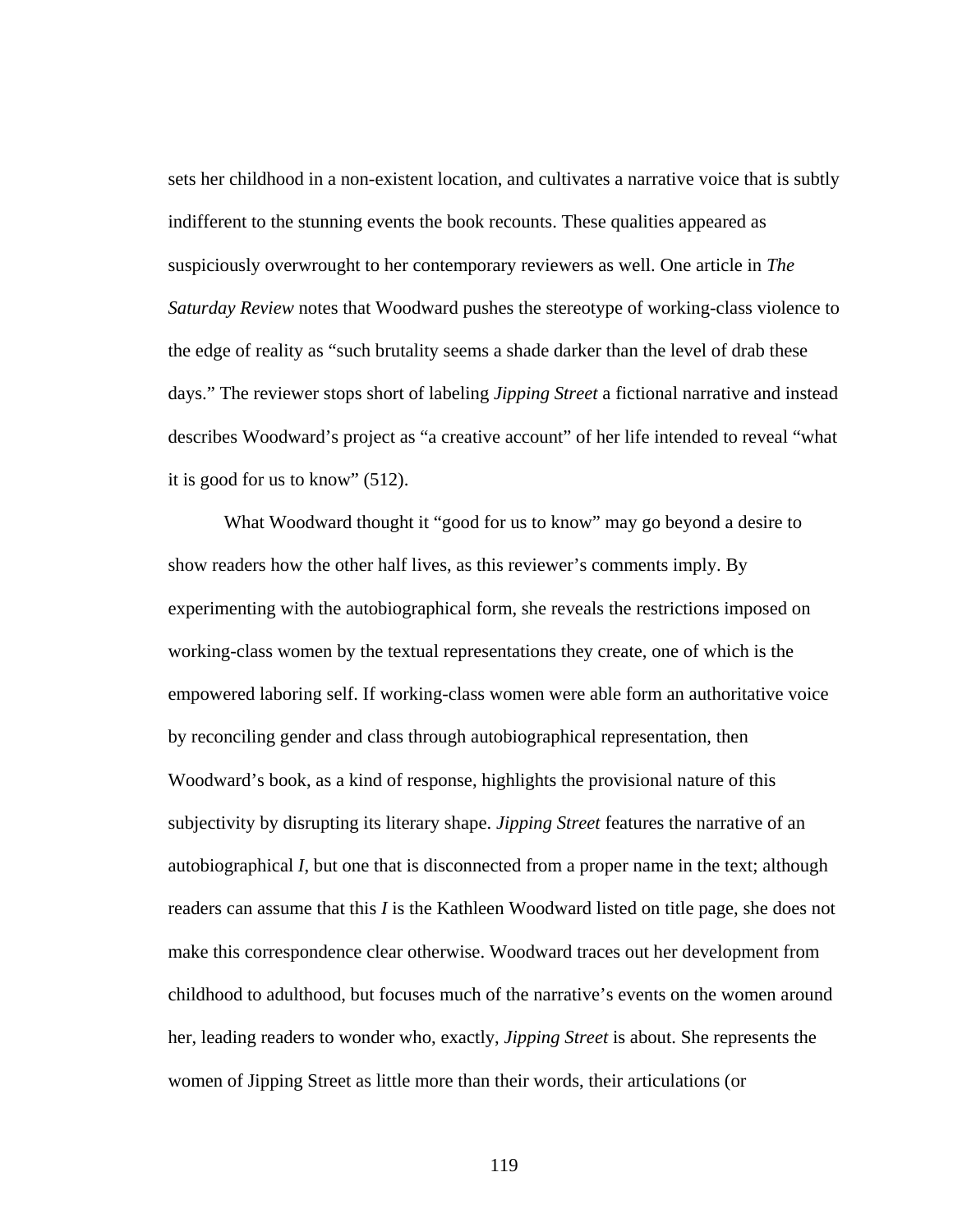sets her childhood in a non-existent location, and cultivates a narrative voice that is subtly indifferent to the stunning events the book recounts. These qualities appeared as suspiciously overwrought to her contemporary reviewers as well. One article in *The Saturday Review* notes that Woodward pushes the stereotype of working-class violence to the edge of reality as "such brutality seems a shade darker than the level of drab these days." The reviewer stops short of labeling *Jipping Street* a fictional narrative and instead describes Woodward's project as "a creative account" of her life intended to reveal "what it is good for us to know" (512).

What Woodward thought it "good for us to know" may go beyond a desire to show readers how the other half lives, as this reviewer's comments imply. By experimenting with the autobiographical form, she reveals the restrictions imposed on working-class women by the textual representations they create, one of which is the empowered laboring self. If working-class women were able form an authoritative voice by reconciling gender and class through autobiographical representation, then Woodward's book, as a kind of response, highlights the provisional nature of this subjectivity by disrupting its literary shape. *Jipping Street* features the narrative of an autobiographical *I*, but one that is disconnected from a proper name in the text; although readers can assume that this *I* is the Kathleen Woodward listed on title page, she does not make this correspondence clear otherwise. Woodward traces out her development from childhood to adulthood, but focuses much of the narrative's events on the women around her, leading readers to wonder who, exactly, *Jipping Street* is about. She represents the women of Jipping Street as little more than their words, their articulations (or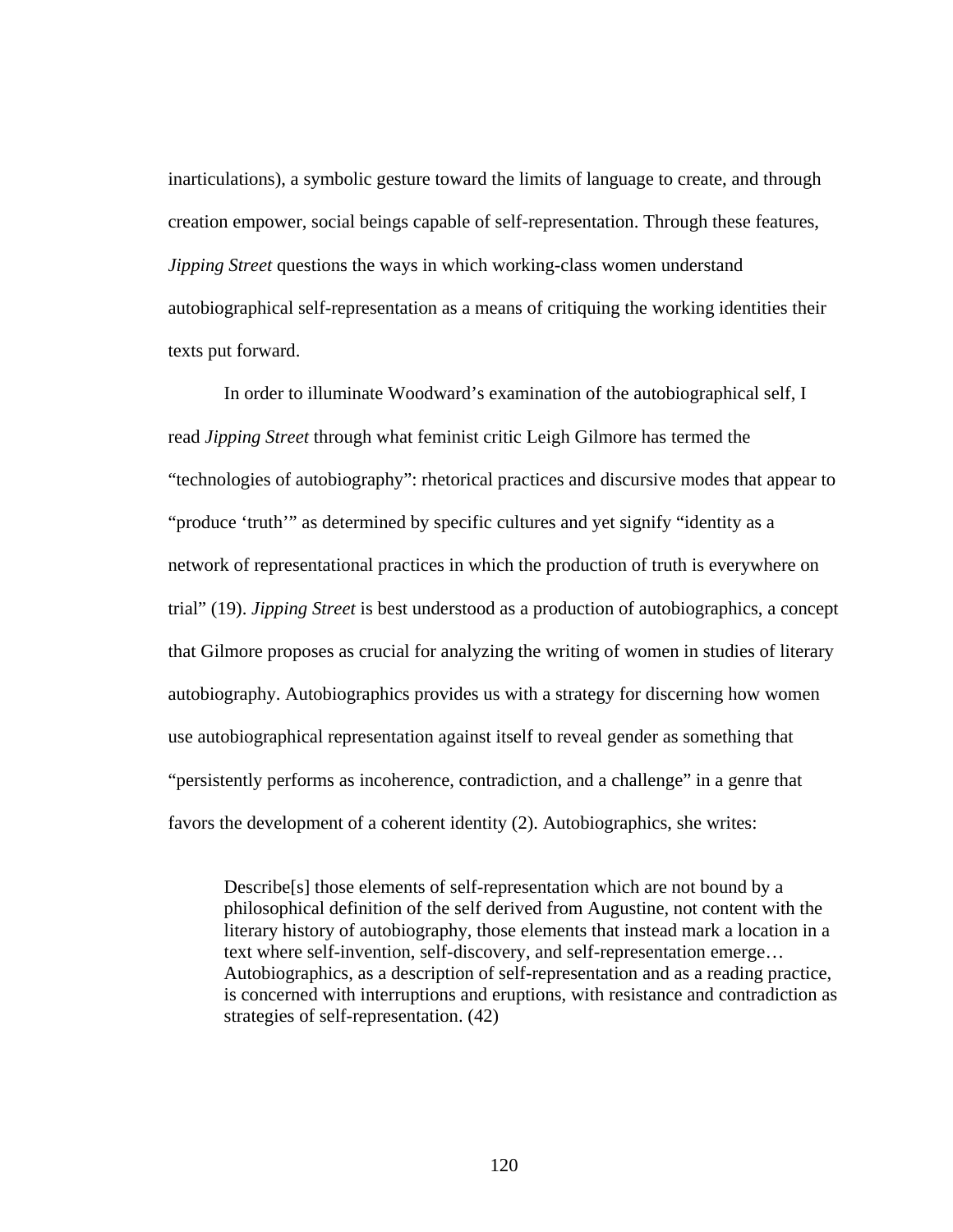inarticulations), a symbolic gesture toward the limits of language to create, and through creation empower, social beings capable of self-representation. Through these features, *Jipping Street* questions the ways in which working-class women understand autobiographical self-representation as a means of critiquing the working identities their texts put forward.

In order to illuminate Woodward's examination of the autobiographical self, I read *Jipping Street* through what feminist critic Leigh Gilmore has termed the "technologies of autobiography": rhetorical practices and discursive modes that appear to "produce 'truth'" as determined by specific cultures and yet signify "identity as a network of representational practices in which the production of truth is everywhere on trial" (19). *Jipping Street* is best understood as a production of autobiographics, a concept that Gilmore proposes as crucial for analyzing the writing of women in studies of literary autobiography. Autobiographics provides us with a strategy for discerning how women use autobiographical representation against itself to reveal gender as something that "persistently performs as incoherence, contradiction, and a challenge" in a genre that favors the development of a coherent identity (2). Autobiographics, she writes:

> Describe[s] those elements of self-representation which are not bound by a philosophical definition of the self derived from Augustine, not content with the literary history of autobiography, those elements that instead mark a location in a text where self-invention, self-discovery, and self-representation emerge… Autobiographics, as a description of self-representation and as a reading practice, is concerned with interruptions and eruptions, with resistance and contradiction as strategies of self-representation. (42)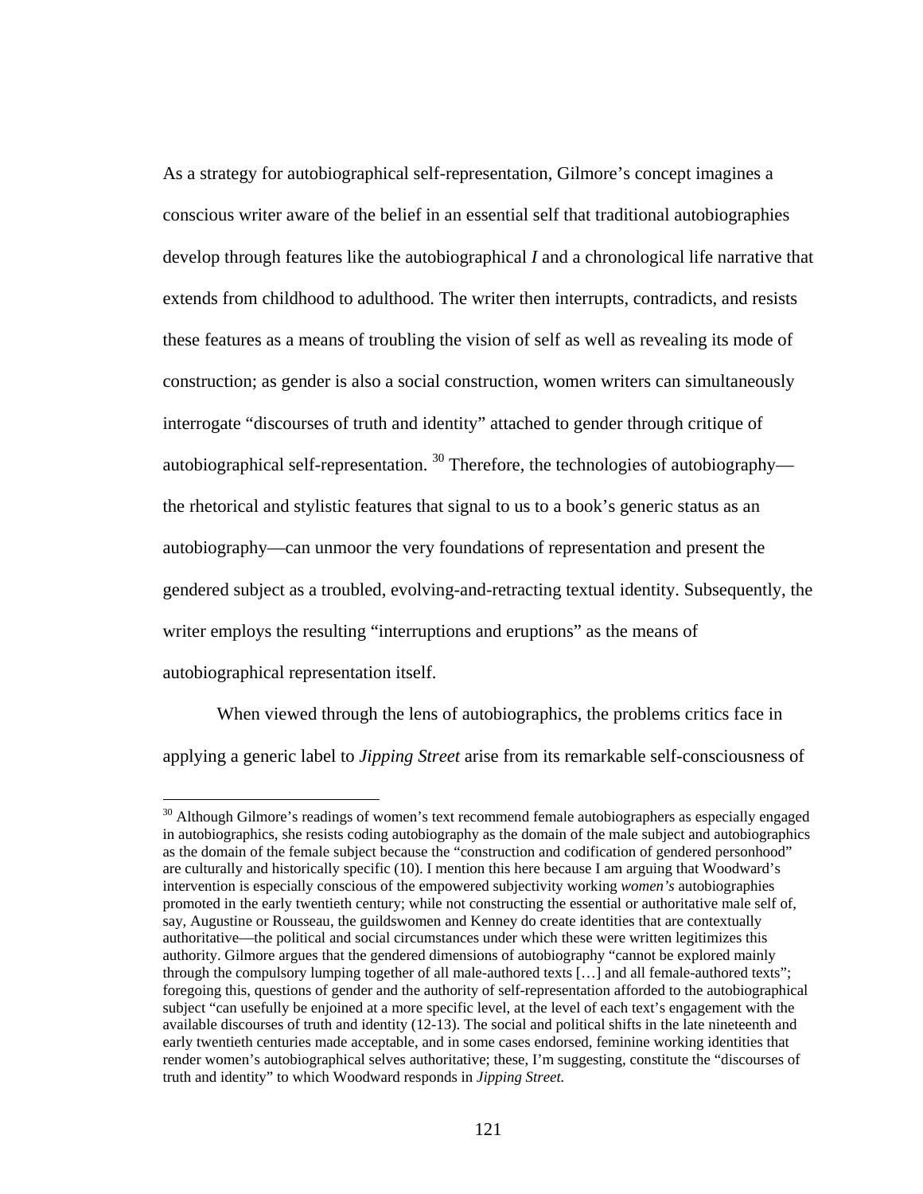As a strategy for autobiographical self-representation, Gilmore's concept imagines a conscious writer aware of the belief in an essential self that traditional autobiographies develop through features like the autobiographical *I* and a chronological life narrative that extends from childhood to adulthood. The writer then interrupts, contradicts, and resists these features as a means of troubling the vision of self as well as revealing its mode of construction; as gender is also a social construction, women writers can simultaneously interrogate "discourses of truth and identity" attached to gender through critique of autobiographical self-representation. [30] Therefore, the technologies of autobiography—the rhetorical and stylistic features that signal to us to a book's generic status as an autobiography—can unmoor the very foundations of representation and present the gendered subject as a troubled, evolving-and-retracting textual identity. Subsequently, the writer employs the resulting "interruptions and eruptions" as the means of autobiographical representation itself.

When viewed through the lens of autobiographics, the problems critics face in applying a generic label to *Jipping Street* arise from its remarkable self-consciousness of

---

[30] Although Gilmore's readings of women's text recommend female autobiographers as especially engaged in autobiographics, she resists coding autobiography as the domain of the male subject and autobiographics as the domain of the female subject because the "construction and codification of gendered personhood" are culturally and historically specific (10). I mention this here because I am arguing that Woodward's intervention is especially conscious of the empowered subjectivity working *women's* autobiographies promoted in the early twentieth century; while not constructing the essential or authoritative male self of, say, Augustine or Rousseau, the guildswomen and Kenney do create identities that are contextually authoritative—the political and social circumstances under which these were written legitimizes this authority. Gilmore argues that the gendered dimensions of autobiography "cannot be explored mainly through the compulsory lumping together of all male-authored texts […] and all female-authored texts"; foregoing this, questions of gender and the authority of self-representation afforded to the autobiographical subject "can usefully be enjoined at a more specific level, at the level of each text's engagement with the available discourses of truth and identity (12-13). The social and political shifts in the late nineteenth and early twentieth centuries made acceptable, and in some cases endorsed, feminine working identities that render women's autobiographical selves authoritative; these, I'm suggesting, constitute the "discourses of truth and identity" to which Woodward responds in *Jipping Street.*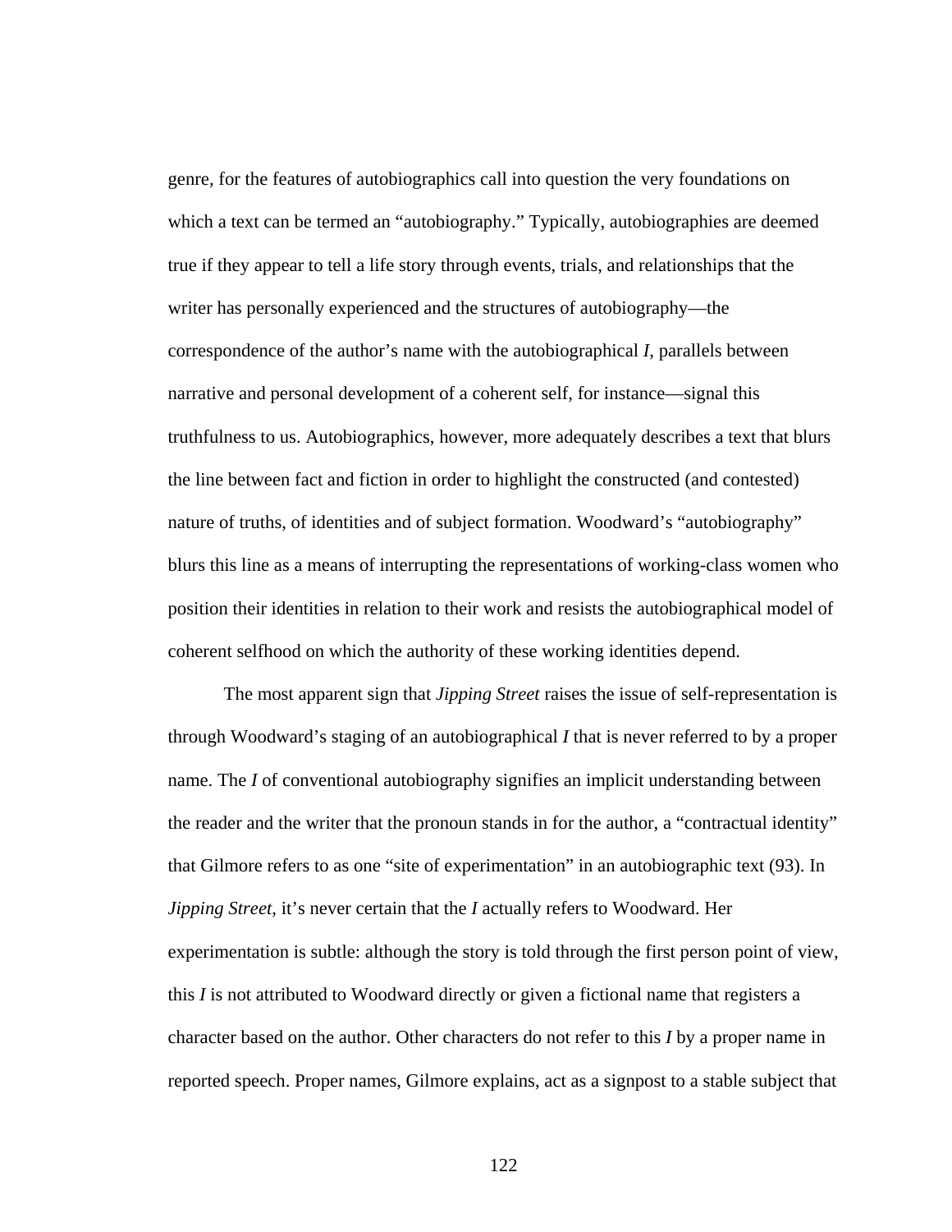genre, for the features of autobiographics call into question the very foundations on which a text can be termed an "autobiography." Typically, autobiographies are deemed true if they appear to tell a life story through events, trials, and relationships that the writer has personally experienced and the structures of autobiography—the correspondence of the author's name with the autobiographical *I*, parallels between narrative and personal development of a coherent self, for instance—signal this truthfulness to us. Autobiographics, however, more adequately describes a text that blurs the line between fact and fiction in order to highlight the constructed (and contested) nature of truths, of identities and of subject formation. Woodward's "autobiography" blurs this line as a means of interrupting the representations of working-class women who position their identities in relation to their work and resists the autobiographical model of coherent selfhood on which the authority of these working identities depend.

The most apparent sign that *Jipping Street* raises the issue of self-representation is through Woodward's staging of an autobiographical *I* that is never referred to by a proper name. The *I* of conventional autobiography signifies an implicit understanding between the reader and the writer that the pronoun stands in for the author, a "contractual identity" that Gilmore refers to as one "site of experimentation" in an autobiographic text (93). In *Jipping Street*, it's never certain that the *I* actually refers to Woodward. Her experimentation is subtle: although the story is told through the first person point of view, this *I* is not attributed to Woodward directly or given a fictional name that registers a character based on the author. Other characters do not refer to this *I* by a proper name in reported speech. Proper names, Gilmore explains, act as a signpost to a stable subject that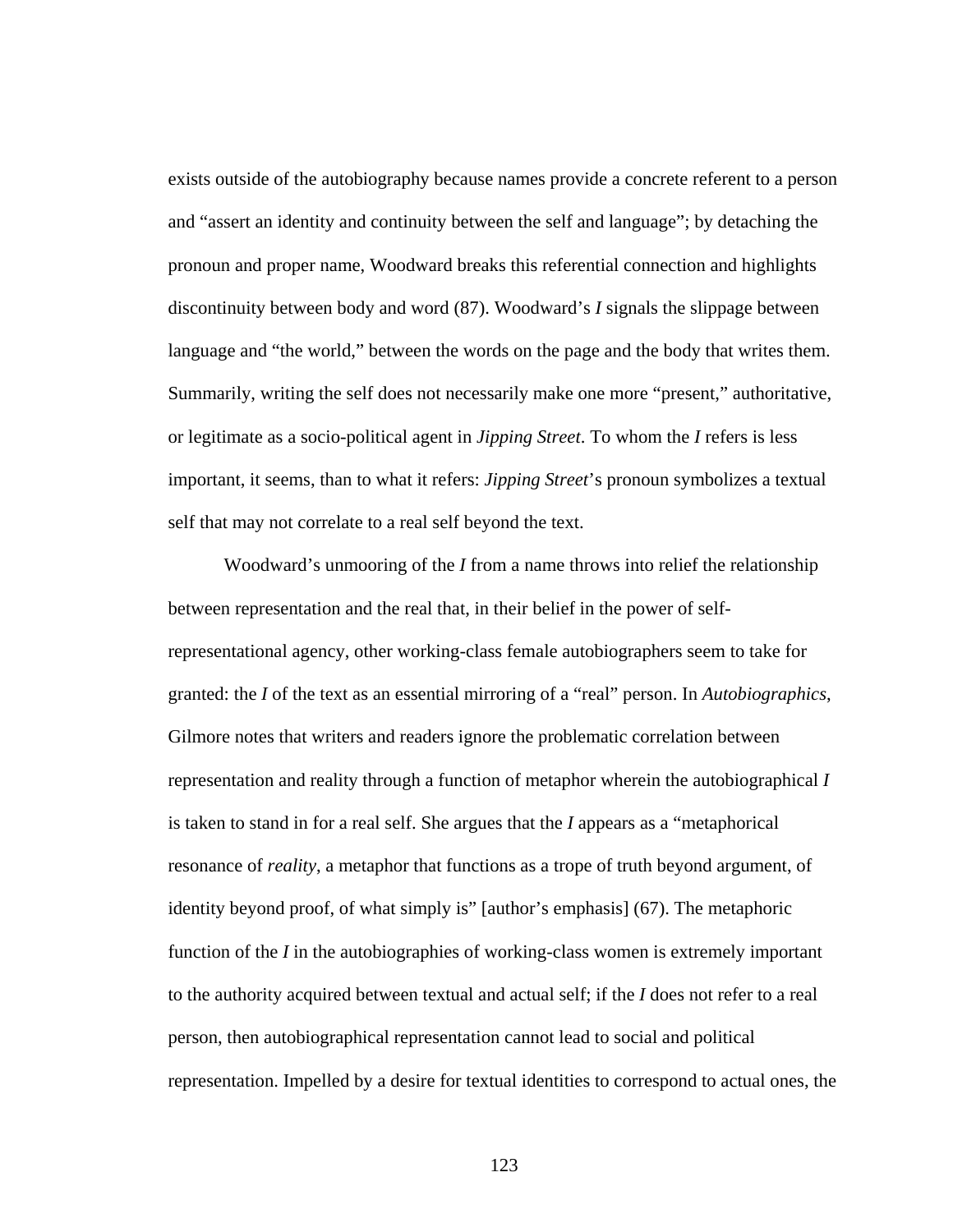exists outside of the autobiography because names provide a concrete referent to a person and "assert an identity and continuity between the self and language"; by detaching the pronoun and proper name, Woodward breaks this referential connection and highlights discontinuity between body and word (87). Woodward's *I* signals the slippage between language and "the world," between the words on the page and the body that writes them. Summarily, writing the self does not necessarily make one more "present," authoritative, or legitimate as a socio-political agent in *Jipping Street*. To whom the *I* refers is less important, it seems, than to what it refers: *Jipping Street*'s pronoun symbolizes a textual self that may not correlate to a real self beyond the text.

Woodward's unmooring of the *I* from a name throws into relief the relationship between representation and the real that, in their belief in the power of self-representational agency, other working-class female autobiographers seem to take for granted: the *I* of the text as an essential mirroring of a "real" person. In *Autobiographics*, Gilmore notes that writers and readers ignore the problematic correlation between representation and reality through a function of metaphor wherein the autobiographical *I* is taken to stand in for a real self. She argues that the *I* appears as a "metaphorical resonance of *reality*, a metaphor that functions as a trope of truth beyond argument, of identity beyond proof, of what simply is" [author's emphasis] (67). The metaphoric function of the *I* in the autobiographies of working-class women is extremely important to the authority acquired between textual and actual self; if the *I* does not refer to a real person, then autobiographical representation cannot lead to social and political representation. Impelled by a desire for textual identities to correspond to actual ones, the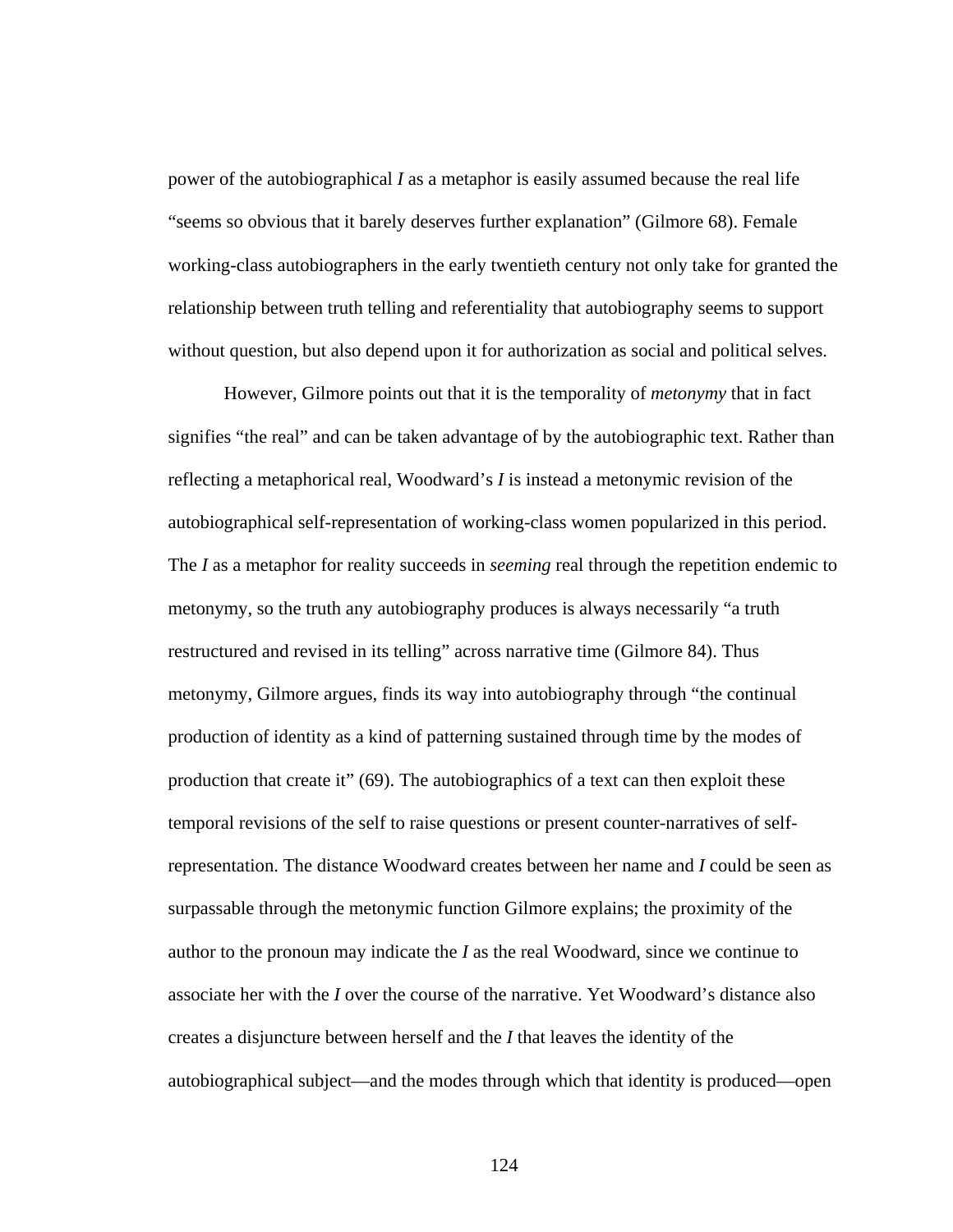power of the autobiographical *I* as a metaphor is easily assumed because the real life "seems so obvious that it barely deserves further explanation" (Gilmore 68). Female working-class autobiographers in the early twentieth century not only take for granted the relationship between truth telling and referentiality that autobiography seems to support without question, but also depend upon it for authorization as social and political selves.

However, Gilmore points out that it is the temporality of *metonymy* that in fact signifies "the real" and can be taken advantage of by the autobiographic text. Rather than reflecting a metaphorical real, Woodward's *I* is instead a metonymic revision of the autobiographical self-representation of working-class women popularized in this period. The *I* as a metaphor for reality succeeds in *seeming* real through the repetition endemic to metonymy, so the truth any autobiography produces is always necessarily "a truth restructured and revised in its telling" across narrative time (Gilmore 84). Thus metonymy, Gilmore argues, finds its way into autobiography through "the continual production of identity as a kind of patterning sustained through time by the modes of production that create it" (69). The autobiographics of a text can then exploit these temporal revisions of the self to raise questions or present counter-narratives of self-representation. The distance Woodward creates between her name and *I* could be seen as surpassable through the metonymic function Gilmore explains; the proximity of the author to the pronoun may indicate the *I* as the real Woodward, since we continue to associate her with the *I* over the course of the narrative. Yet Woodward's distance also creates a disjuncture between herself and the *I* that leaves the identity of the autobiographical subject—and the modes through which that identity is produced—open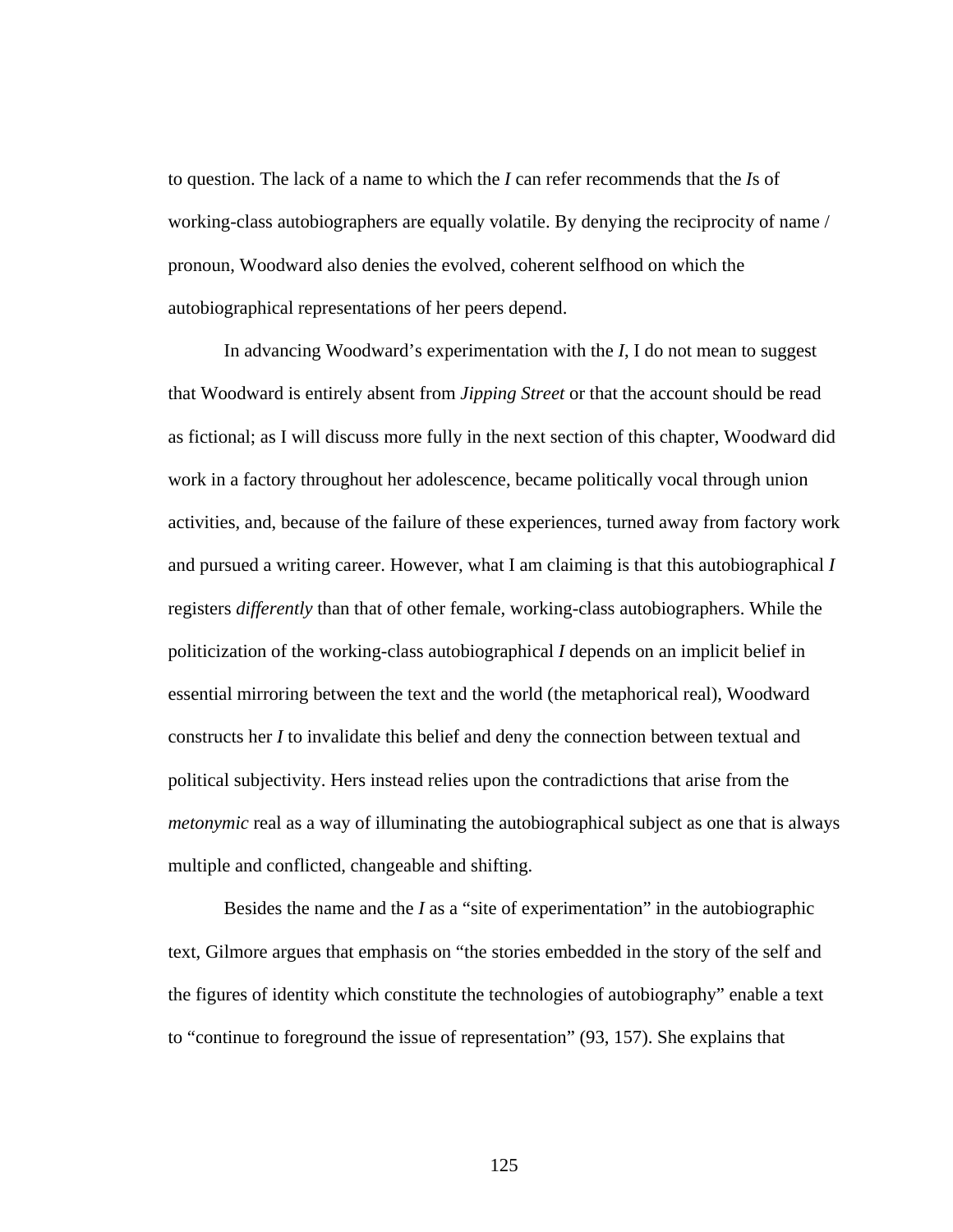to question. The lack of a name to which the *I* can refer recommends that the *I*s of working-class autobiographers are equally volatile. By denying the reciprocity of name / pronoun, Woodward also denies the evolved, coherent selfhood on which the autobiographical representations of her peers depend.

In advancing Woodward's experimentation with the *I*, I do not mean to suggest that Woodward is entirely absent from *Jipping Street* or that the account should be read as fictional; as I will discuss more fully in the next section of this chapter, Woodward did work in a factory throughout her adolescence, became politically vocal through union activities, and, because of the failure of these experiences, turned away from factory work and pursued a writing career. However, what I am claiming is that this autobiographical *I* registers *differently* than that of other female, working-class autobiographers. While the politicization of the working-class autobiographical *I* depends on an implicit belief in essential mirroring between the text and the world (the metaphorical real), Woodward constructs her *I* to invalidate this belief and deny the connection between textual and political subjectivity. Hers instead relies upon the contradictions that arise from the *metonymic* real as a way of illuminating the autobiographical subject as one that is always multiple and conflicted, changeable and shifting.

Besides the name and the *I* as a "site of experimentation" in the autobiographic text, Gilmore argues that emphasis on "the stories embedded in the story of the self and the figures of identity which constitute the technologies of autobiography" enable a text to "continue to foreground the issue of representation" (93, 157). She explains that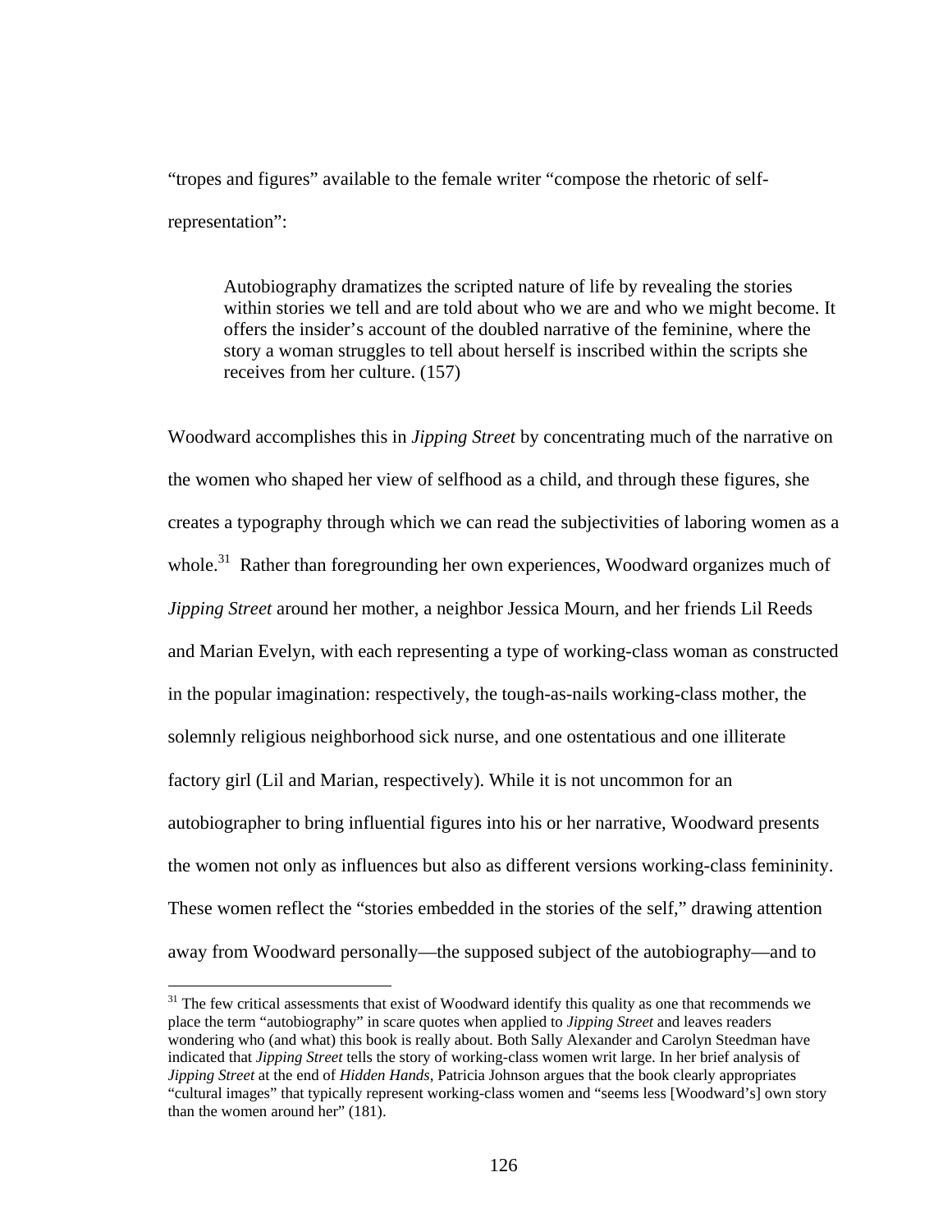"tropes and figures" available to the female writer "compose the rhetoric of self-representation":

> Autobiography dramatizes the scripted nature of life by revealing the stories within stories we tell and are told about who we are and who we might become. It offers the insider's account of the doubled narrative of the feminine, where the story a woman struggles to tell about herself is inscribed within the scripts she receives from her culture. (157)

Woodward accomplishes this in *Jipping Street* by concentrating much of the narrative on the women who shaped her view of selfhood as a child, and through these figures, she creates a typography through which we can read the subjectivities of laboring women as a whole.[31] Rather than foregrounding her own experiences, Woodward organizes much of *Jipping Street* around her mother, a neighbor Jessica Mourn, and her friends Lil Reeds and Marian Evelyn, with each representing a type of working-class woman as constructed in the popular imagination: respectively, the tough-as-nails working-class mother, the solemnly religious neighborhood sick nurse, and one ostentatious and one illiterate factory girl (Lil and Marian, respectively). While it is not uncommon for an autobiographer to bring influential figures into his or her narrative, Woodward presents the women not only as influences but also as different versions working-class femininity. These women reflect the "stories embedded in the stories of the self," drawing attention away from Woodward personally—the supposed subject of the autobiography—and to

[31] The few critical assessments that exist of Woodward identify this quality as one that recommends we place the term "autobiography" in scare quotes when applied to *Jipping Street* and leaves readers wondering who (and what) this book is really about. Both Sally Alexander and Carolyn Steedman have indicated that *Jipping Street* tells the story of working-class women writ large. In her brief analysis of *Jipping Street* at the end of *Hidden Hands*, Patricia Johnson argues that the book clearly appropriates "cultural images" that typically represent working-class women and "seems less [Woodward's] own story than the women around her" (181).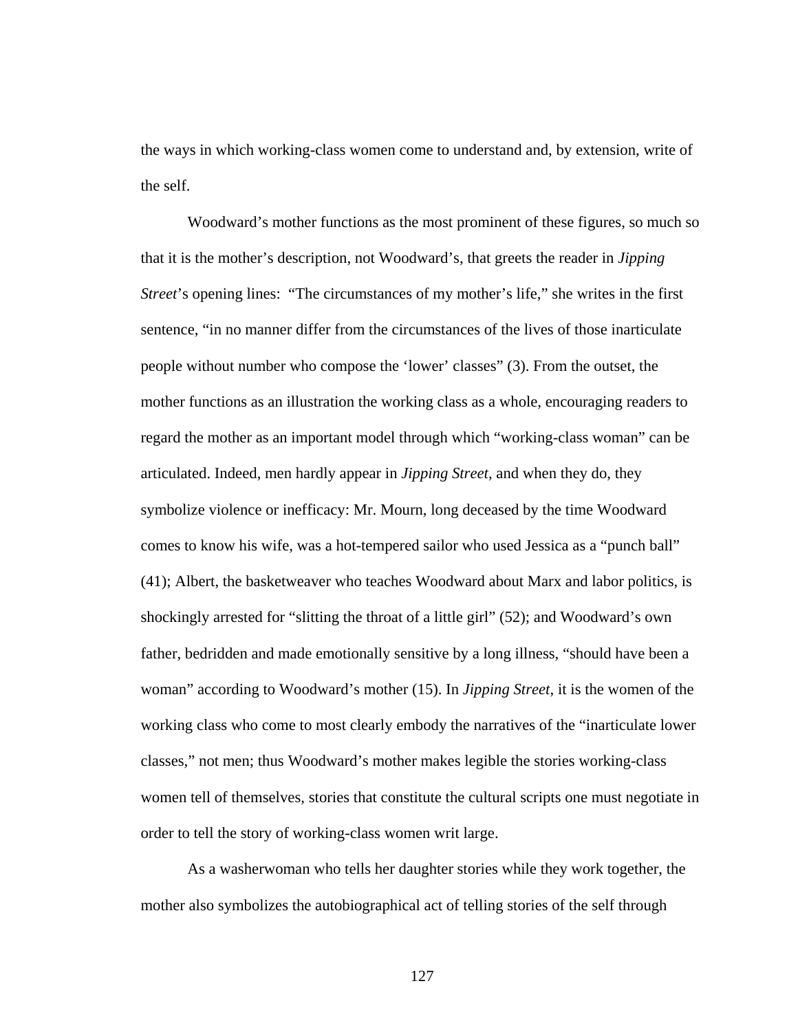the ways in which working-class women come to understand and, by extension, write of the self.

Woodward's mother functions as the most prominent of these figures, so much so that it is the mother's description, not Woodward's, that greets the reader in *Jipping Street*'s opening lines: "The circumstances of my mother's life," she writes in the first sentence, "in no manner differ from the circumstances of the lives of those inarticulate people without number who compose the 'lower' classes" (3). From the outset, the mother functions as an illustration the working class as a whole, encouraging readers to regard the mother as an important model through which "working-class woman" can be articulated. Indeed, men hardly appear in *Jipping Street*, and when they do, they symbolize violence or inefficacy: Mr. Mourn, long deceased by the time Woodward comes to know his wife, was a hot-tempered sailor who used Jessica as a "punch ball" (41); Albert, the basketweaver who teaches Woodward about Marx and labor politics, is shockingly arrested for "slitting the throat of a little girl" (52); and Woodward's own father, bedridden and made emotionally sensitive by a long illness, "should have been a woman" according to Woodward's mother (15). In *Jipping Street*, it is the women of the working class who come to most clearly embody the narratives of the "inarticulate lower classes," not men; thus Woodward's mother makes legible the stories working-class women tell of themselves, stories that constitute the cultural scripts one must negotiate in order to tell the story of working-class women writ large.

As a washerwoman who tells her daughter stories while they work together, the mother also symbolizes the autobiographical act of telling stories of the self through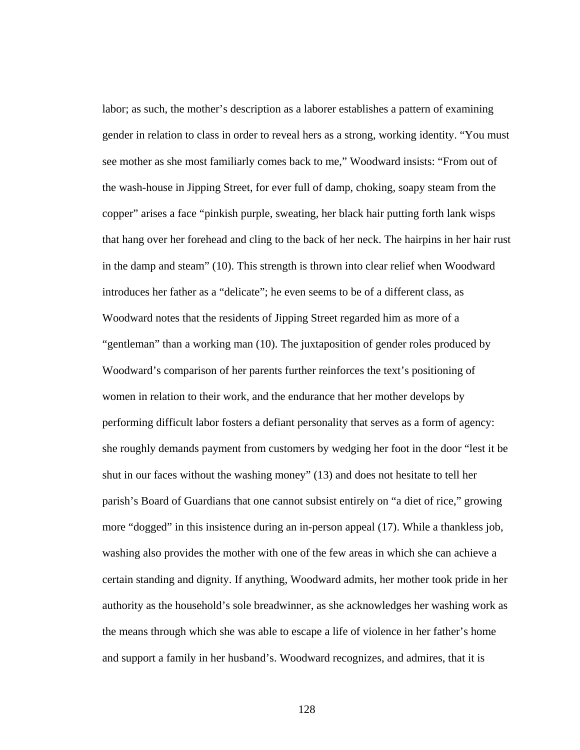labor; as such, the mother's description as a laborer establishes a pattern of examining gender in relation to class in order to reveal hers as a strong, working identity. "You must see mother as she most familiarly comes back to me," Woodward insists: "From out of the wash-house in Jipping Street, for ever full of damp, choking, soapy steam from the copper" arises a face "pinkish purple, sweating, her black hair putting forth lank wisps that hang over her forehead and cling to the back of her neck. The hairpins in her hair rust in the damp and steam" (10). This strength is thrown into clear relief when Woodward introduces her father as a "delicate"; he even seems to be of a different class, as Woodward notes that the residents of Jipping Street regarded him as more of a "gentleman" than a working man (10). The juxtaposition of gender roles produced by Woodward's comparison of her parents further reinforces the text's positioning of women in relation to their work, and the endurance that her mother develops by performing difficult labor fosters a defiant personality that serves as a form of agency: she roughly demands payment from customers by wedging her foot in the door "lest it be shut in our faces without the washing money" (13) and does not hesitate to tell her parish's Board of Guardians that one cannot subsist entirely on "a diet of rice," growing more "dogged" in this insistence during an in-person appeal (17). While a thankless job, washing also provides the mother with one of the few areas in which she can achieve a certain standing and dignity. If anything, Woodward admits, her mother took pride in her authority as the household's sole breadwinner, as she acknowledges her washing work as the means through which she was able to escape a life of violence in her father's home and support a family in her husband's. Woodward recognizes, and admires, that it is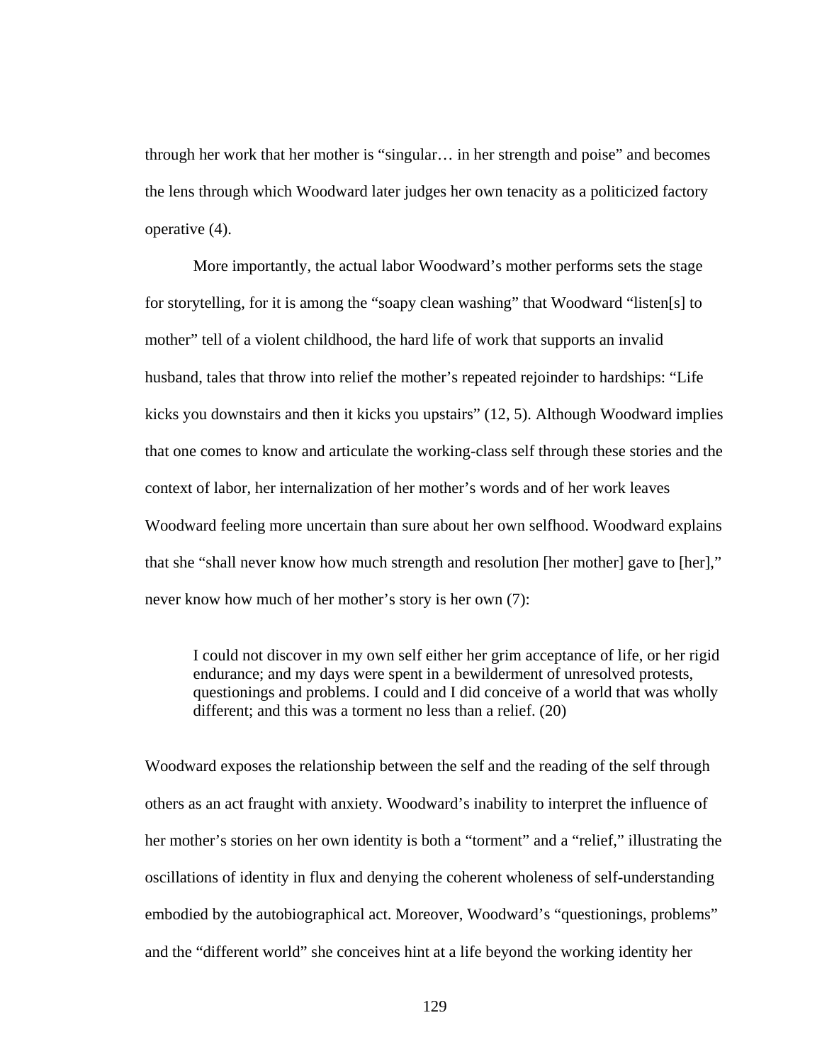through her work that her mother is "singular… in her strength and poise" and becomes the lens through which Woodward later judges her own tenacity as a politicized factory operative (4).

More importantly, the actual labor Woodward's mother performs sets the stage for storytelling, for it is among the "soapy clean washing" that Woodward "listen[s] to mother" tell of a violent childhood, the hard life of work that supports an invalid husband, tales that throw into relief the mother's repeated rejoinder to hardships: "Life kicks you downstairs and then it kicks you upstairs" (12, 5). Although Woodward implies that one comes to know and articulate the working-class self through these stories and the context of labor, her internalization of her mother's words and of her work leaves Woodward feeling more uncertain than sure about her own selfhood. Woodward explains that she "shall never know how much strength and resolution [her mother] gave to [her]," never know how much of her mother's story is her own (7):

> I could not discover in my own self either her grim acceptance of life, or her rigid endurance; and my days were spent in a bewilderment of unresolved protests, questionings and problems. I could and I did conceive of a world that was wholly different; and this was a torment no less than a relief. (20)

Woodward exposes the relationship between the self and the reading of the self through others as an act fraught with anxiety. Woodward's inability to interpret the influence of her mother's stories on her own identity is both a "torment" and a "relief," illustrating the oscillations of identity in flux and denying the coherent wholeness of self-understanding embodied by the autobiographical act. Moreover, Woodward's "questionings, problems" and the "different world" she conceives hint at a life beyond the working identity her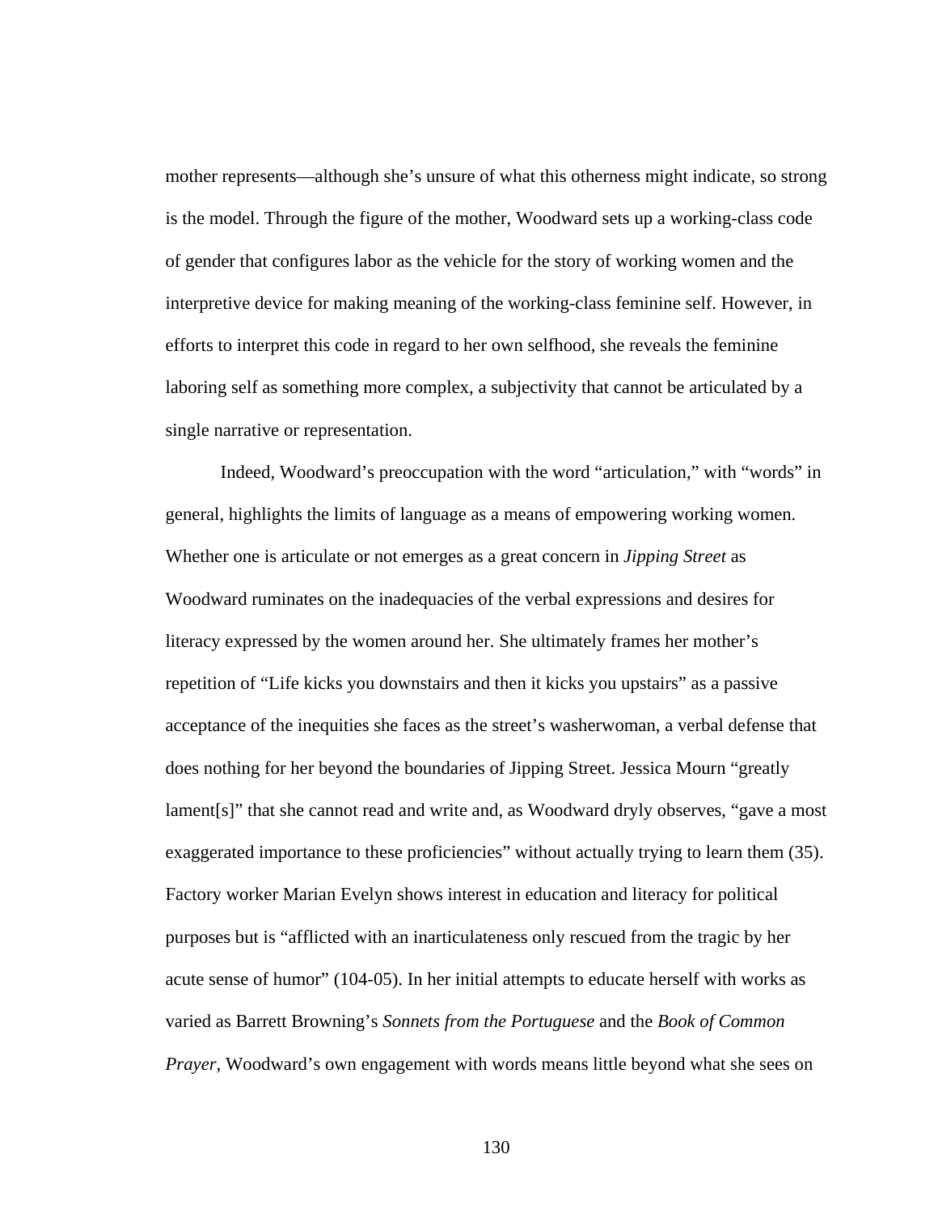mother represents—although she's unsure of what this otherness might indicate, so strong is the model. Through the figure of the mother, Woodward sets up a working-class code of gender that configures labor as the vehicle for the story of working women and the interpretive device for making meaning of the working-class feminine self. However, in efforts to interpret this code in regard to her own selfhood, she reveals the feminine laboring self as something more complex, a subjectivity that cannot be articulated by a single narrative or representation.

Indeed, Woodward's preoccupation with the word "articulation," with "words" in general, highlights the limits of language as a means of empowering working women. Whether one is articulate or not emerges as a great concern in *Jipping Street* as Woodward ruminates on the inadequacies of the verbal expressions and desires for literacy expressed by the women around her. She ultimately frames her mother's repetition of "Life kicks you downstairs and then it kicks you upstairs" as a passive acceptance of the inequities she faces as the street's washerwoman, a verbal defense that does nothing for her beyond the boundaries of Jipping Street. Jessica Mourn "greatly lament[s]" that she cannot read and write and, as Woodward dryly observes, "gave a most exaggerated importance to these proficiencies" without actually trying to learn them (35). Factory worker Marian Evelyn shows interest in education and literacy for political purposes but is "afflicted with an inarticulateness only rescued from the tragic by her acute sense of humor" (104-05). In her initial attempts to educate herself with works as varied as Barrett Browning's *Sonnets from the Portuguese* and the *Book of Common Prayer*, Woodward's own engagement with words means little beyond what she sees on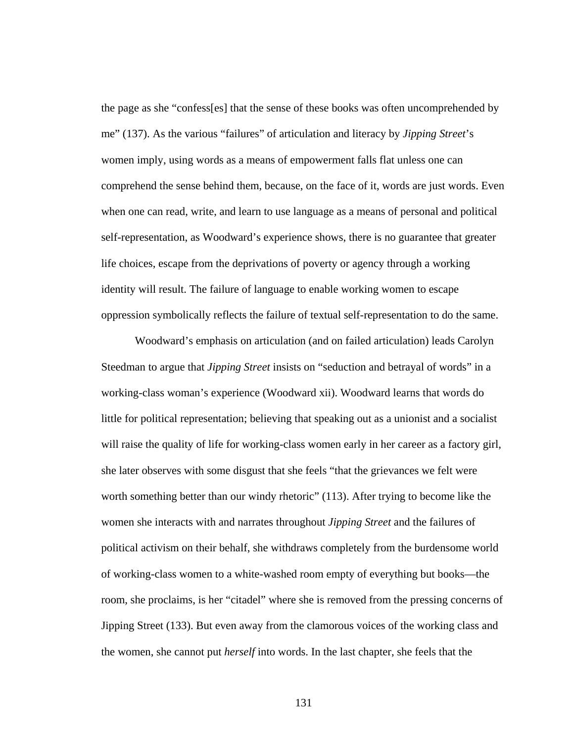the page as she "confess[es] that the sense of these books was often uncomprehended by me" (137). As the various "failures" of articulation and literacy by *Jipping Street*'s women imply, using words as a means of empowerment falls flat unless one can comprehend the sense behind them, because, on the face of it, words are just words. Even when one can read, write, and learn to use language as a means of personal and political self-representation, as Woodward's experience shows, there is no guarantee that greater life choices, escape from the deprivations of poverty or agency through a working identity will result. The failure of language to enable working women to escape oppression symbolically reflects the failure of textual self-representation to do the same.

Woodward's emphasis on articulation (and on failed articulation) leads Carolyn Steedman to argue that *Jipping Street* insists on "seduction and betrayal of words" in a working-class woman's experience (Woodward xii). Woodward learns that words do little for political representation; believing that speaking out as a unionist and a socialist will raise the quality of life for working-class women early in her career as a factory girl, she later observes with some disgust that she feels "that the grievances we felt were worth something better than our windy rhetoric" (113). After trying to become like the women she interacts with and narrates throughout *Jipping Street* and the failures of political activism on their behalf, she withdraws completely from the burdensome world of working-class women to a white-washed room empty of everything but books—the room, she proclaims, is her "citadel" where she is removed from the pressing concerns of Jipping Street (133). But even away from the clamorous voices of the working class and the women, she cannot put *herself* into words. In the last chapter, she feels that the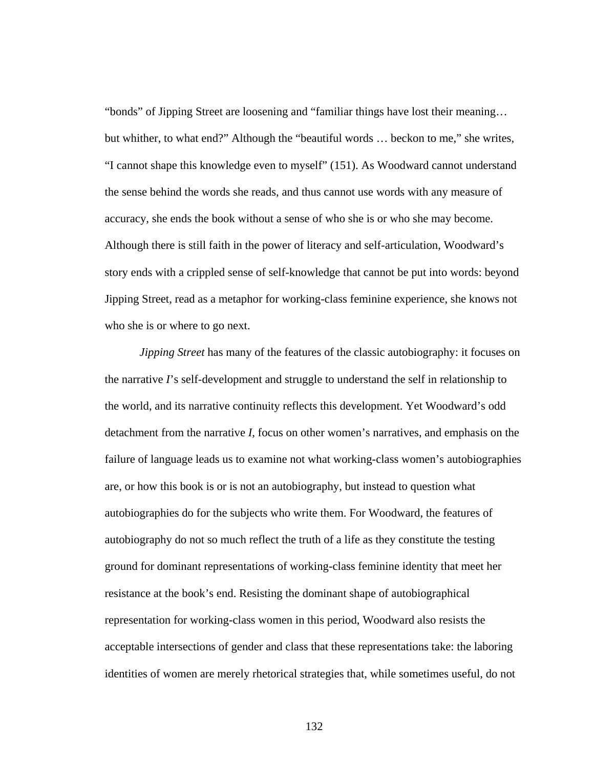"bonds" of Jipping Street are loosening and "familiar things have lost their meaning… but whither, to what end?" Although the "beautiful words … beckon to me," she writes, "I cannot shape this knowledge even to myself" (151). As Woodward cannot understand the sense behind the words she reads, and thus cannot use words with any measure of accuracy, she ends the book without a sense of who she is or who she may become. Although there is still faith in the power of literacy and self-articulation, Woodward's story ends with a crippled sense of self-knowledge that cannot be put into words: beyond Jipping Street, read as a metaphor for working-class feminine experience, she knows not who she is or where to go next.

*Jipping Street* has many of the features of the classic autobiography: it focuses on the narrative *I*'s self-development and struggle to understand the self in relationship to the world, and its narrative continuity reflects this development. Yet Woodward's odd detachment from the narrative *I*, focus on other women's narratives, and emphasis on the failure of language leads us to examine not what working-class women's autobiographies are, or how this book is or is not an autobiography, but instead to question what autobiographies do for the subjects who write them. For Woodward, the features of autobiography do not so much reflect the truth of a life as they constitute the testing ground for dominant representations of working-class feminine identity that meet her resistance at the book's end. Resisting the dominant shape of autobiographical representation for working-class women in this period, Woodward also resists the acceptable intersections of gender and class that these representations take: the laboring identities of women are merely rhetorical strategies that, while sometimes useful, do not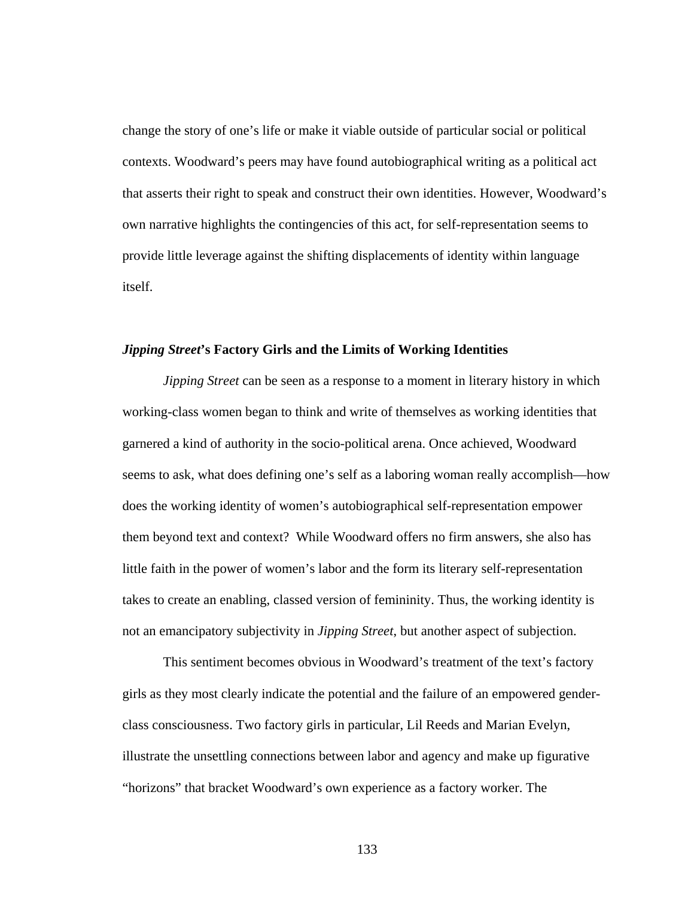change the story of one's life or make it viable outside of particular social or political contexts. Woodward's peers may have found autobiographical writing as a political act that asserts their right to speak and construct their own identities. However, Woodward's own narrative highlights the contingencies of this act, for self-representation seems to provide little leverage against the shifting displacements of identity within language itself.

### ***Jipping Street*'s Factory Girls and the Limits of Working Identities**

*Jipping Street* can be seen as a response to a moment in literary history in which working-class women began to think and write of themselves as working identities that garnered a kind of authority in the socio-political arena. Once achieved, Woodward seems to ask, what does defining one's self as a laboring woman really accomplish—how does the working identity of women's autobiographical self-representation empower them beyond text and context? While Woodward offers no firm answers, she also has little faith in the power of women's labor and the form its literary self-representation takes to create an enabling, classed version of femininity. Thus, the working identity is not an emancipatory subjectivity in *Jipping Street*, but another aspect of subjection.

This sentiment becomes obvious in Woodward's treatment of the text's factory girls as they most clearly indicate the potential and the failure of an empowered gender-class consciousness. Two factory girls in particular, Lil Reeds and Marian Evelyn, illustrate the unsettling connections between labor and agency and make up figurative "horizons" that bracket Woodward's own experience as a factory worker. The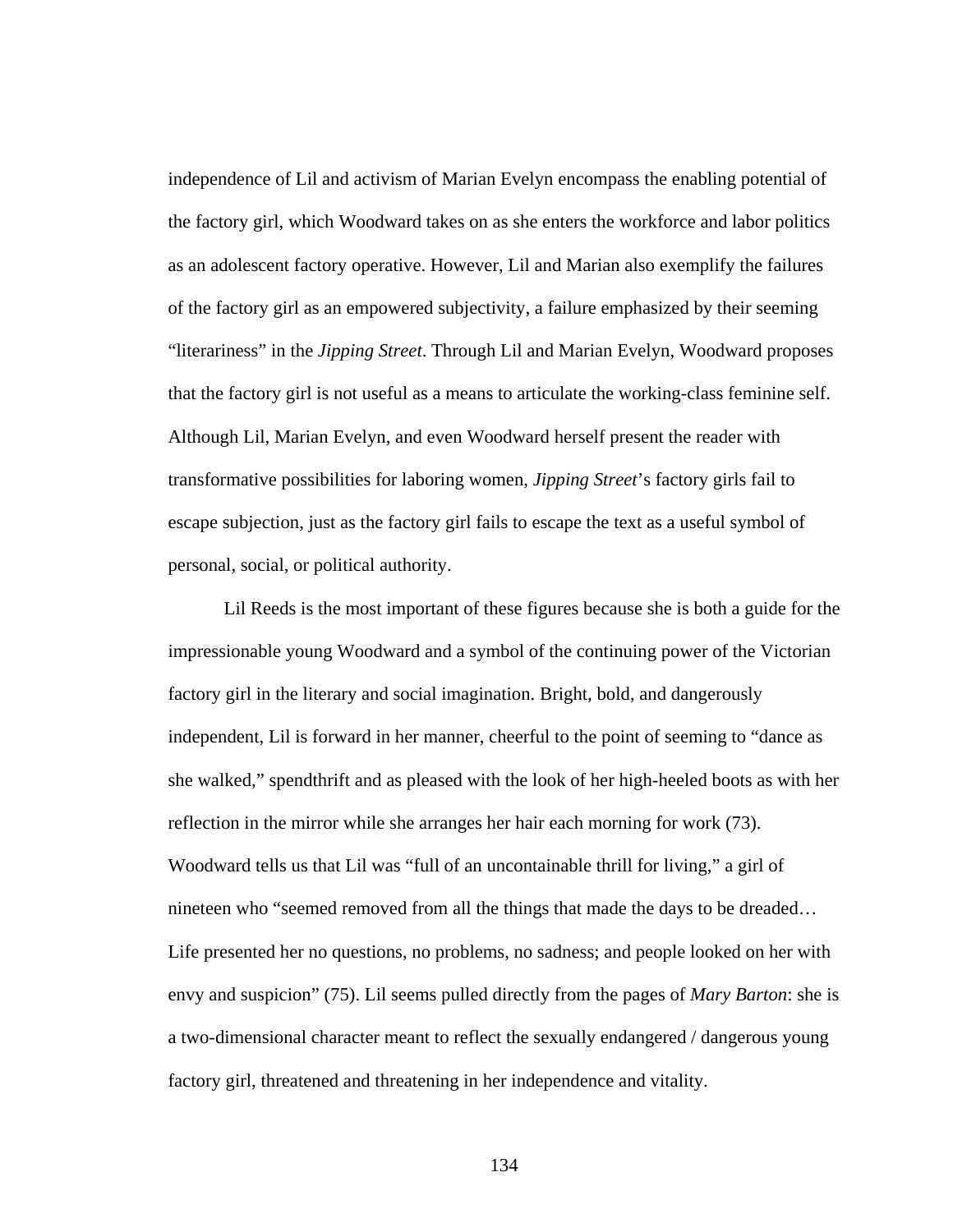independence of Lil and activism of Marian Evelyn encompass the enabling potential of the factory girl, which Woodward takes on as she enters the workforce and labor politics as an adolescent factory operative. However, Lil and Marian also exemplify the failures of the factory girl as an empowered subjectivity, a failure emphasized by their seeming "literariness" in the *Jipping Street*. Through Lil and Marian Evelyn, Woodward proposes that the factory girl is not useful as a means to articulate the working-class feminine self. Although Lil, Marian Evelyn, and even Woodward herself present the reader with transformative possibilities for laboring women, *Jipping Street*'s factory girls fail to escape subjection, just as the factory girl fails to escape the text as a useful symbol of personal, social, or political authority.

Lil Reeds is the most important of these figures because she is both a guide for the impressionable young Woodward and a symbol of the continuing power of the Victorian factory girl in the literary and social imagination. Bright, bold, and dangerously independent, Lil is forward in her manner, cheerful to the point of seeming to "dance as she walked," spendthrift and as pleased with the look of her high-heeled boots as with her reflection in the mirror while she arranges her hair each morning for work (73). Woodward tells us that Lil was "full of an uncontainable thrill for living," a girl of nineteen who "seemed removed from all the things that made the days to be dreaded… Life presented her no questions, no problems, no sadness; and people looked on her with envy and suspicion" (75). Lil seems pulled directly from the pages of *Mary Barton*: she is a two-dimensional character meant to reflect the sexually endangered / dangerous young factory girl, threatened and threatening in her independence and vitality.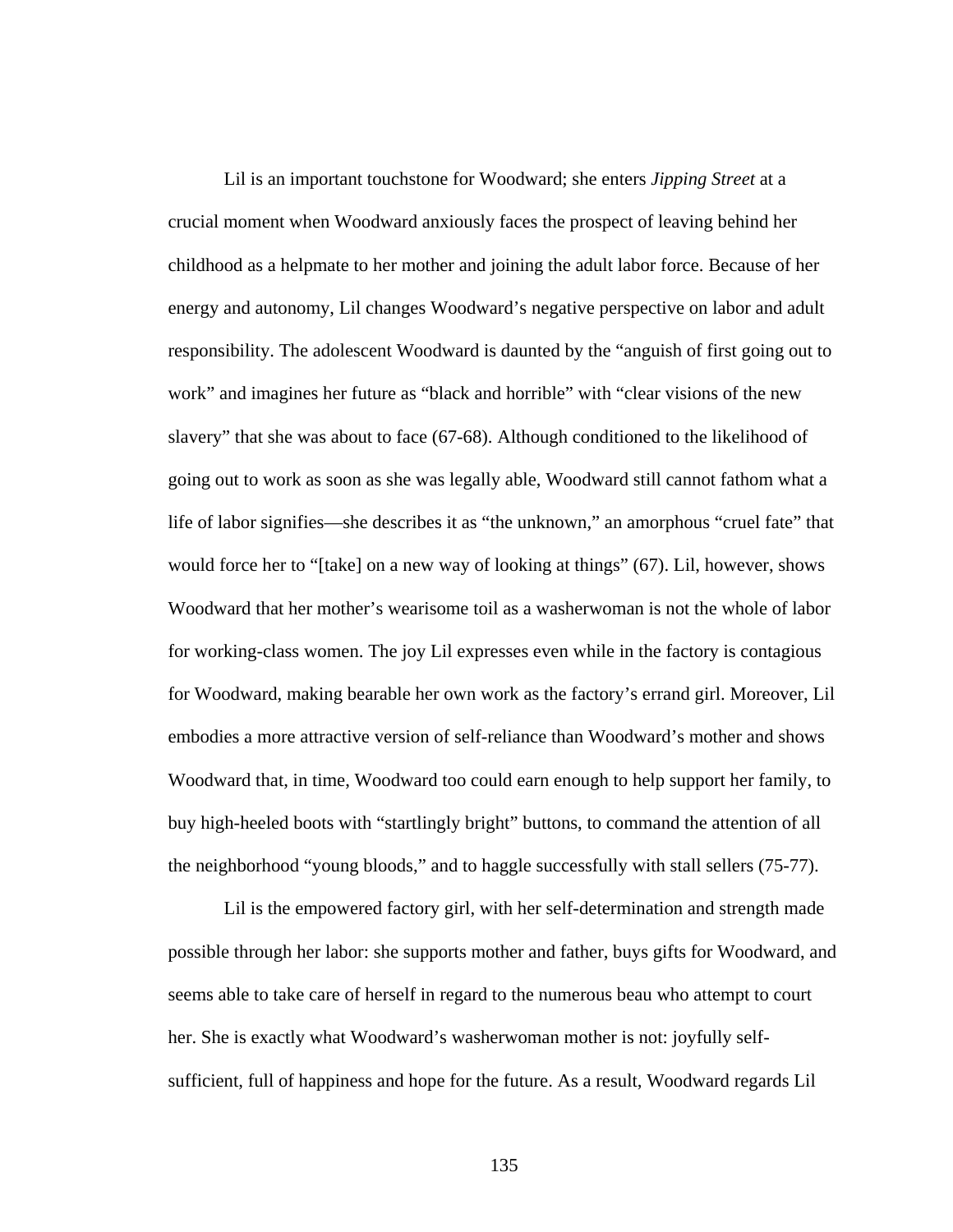Lil is an important touchstone for Woodward; she enters *Jipping Street* at a crucial moment when Woodward anxiously faces the prospect of leaving behind her childhood as a helpmate to her mother and joining the adult labor force. Because of her energy and autonomy, Lil changes Woodward's negative perspective on labor and adult responsibility. The adolescent Woodward is daunted by the "anguish of first going out to work" and imagines her future as "black and horrible" with "clear visions of the new slavery" that she was about to face (67-68). Although conditioned to the likelihood of going out to work as soon as she was legally able, Woodward still cannot fathom what a life of labor signifies—she describes it as "the unknown," an amorphous "cruel fate" that would force her to "[take] on a new way of looking at things" (67). Lil, however, shows Woodward that her mother's wearisome toil as a washerwoman is not the whole of labor for working-class women. The joy Lil expresses even while in the factory is contagious for Woodward, making bearable her own work as the factory's errand girl. Moreover, Lil embodies a more attractive version of self-reliance than Woodward's mother and shows Woodward that, in time, Woodward too could earn enough to help support her family, to buy high-heeled boots with "startlingly bright" buttons, to command the attention of all the neighborhood "young bloods," and to haggle successfully with stall sellers (75-77).

Lil is the empowered factory girl, with her self-determination and strength made possible through her labor: she supports mother and father, buys gifts for Woodward, and seems able to take care of herself in regard to the numerous beau who attempt to court her. She is exactly what Woodward's washerwoman mother is not: joyfully self-sufficient, full of happiness and hope for the future. As a result, Woodward regards Lil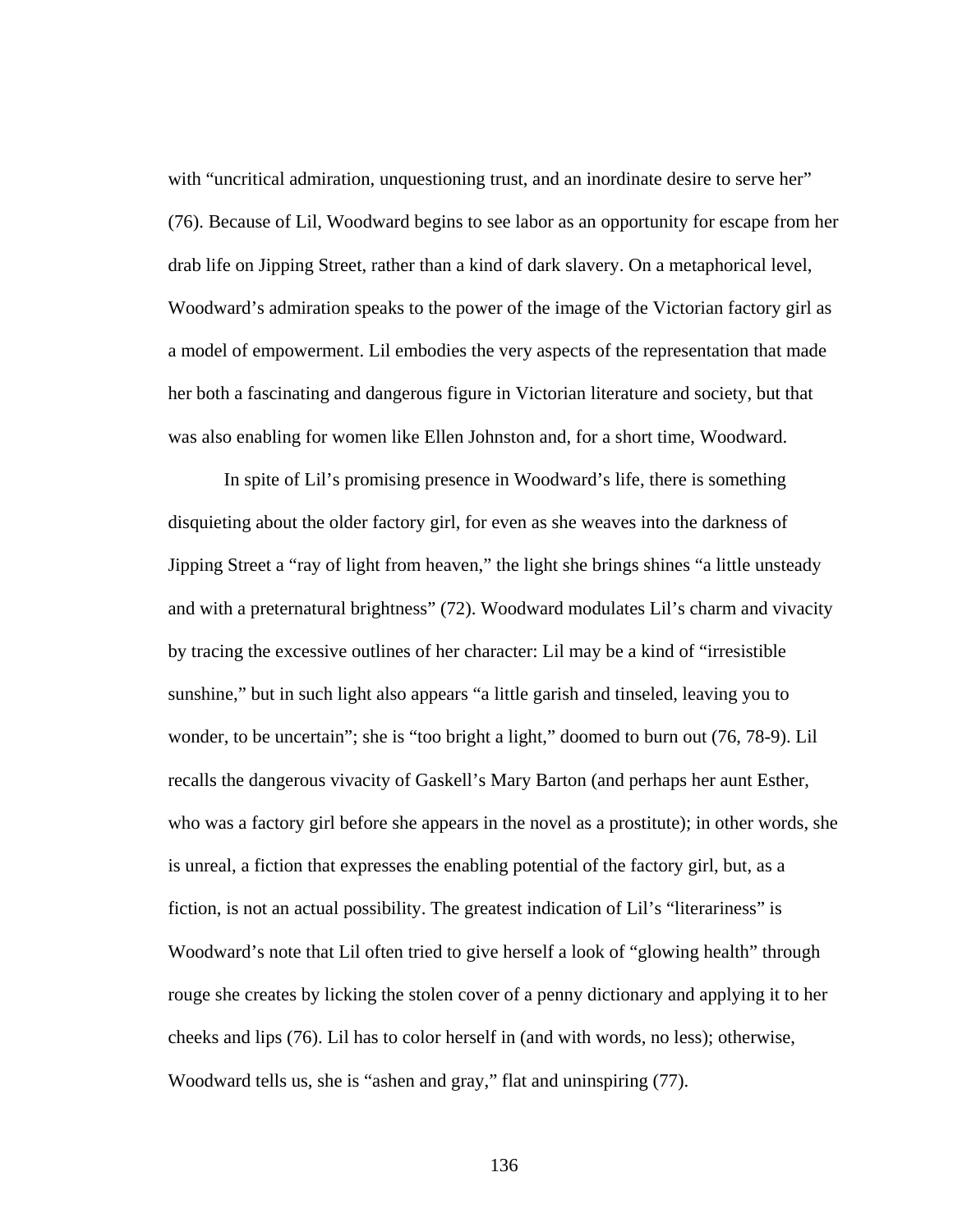with “uncritical admiration, unquestioning trust, and an inordinate desire to serve her” (76). Because of Lil, Woodward begins to see labor as an opportunity for escape from her drab life on Jipping Street, rather than a kind of dark slavery. On a metaphorical level, Woodward’s admiration speaks to the power of the image of the Victorian factory girl as a model of empowerment. Lil embodies the very aspects of the representation that made her both a fascinating and dangerous figure in Victorian literature and society, but that was also enabling for women like Ellen Johnston and, for a short time, Woodward.

In spite of Lil’s promising presence in Woodward’s life, there is something disquieting about the older factory girl, for even as she weaves into the darkness of Jipping Street a “ray of light from heaven,” the light she brings shines “a little unsteady and with a preternatural brightness” (72). Woodward modulates Lil’s charm and vivacity by tracing the excessive outlines of her character: Lil may be a kind of “irresistible sunshine,” but in such light also appears “a little garish and tinseled, leaving you to wonder, to be uncertain”; she is “too bright a light,” doomed to burn out (76, 78-9). Lil recalls the dangerous vivacity of Gaskell’s Mary Barton (and perhaps her aunt Esther, who was a factory girl before she appears in the novel as a prostitute); in other words, she is unreal, a fiction that expresses the enabling potential of the factory girl, but, as a fiction, is not an actual possibility. The greatest indication of Lil’s “literariness” is Woodward’s note that Lil often tried to give herself a look of “glowing health” through rouge she creates by licking the stolen cover of a penny dictionary and applying it to her cheeks and lips (76). Lil has to color herself in (and with words, no less); otherwise, Woodward tells us, she is “ashen and gray,” flat and uninspiring (77).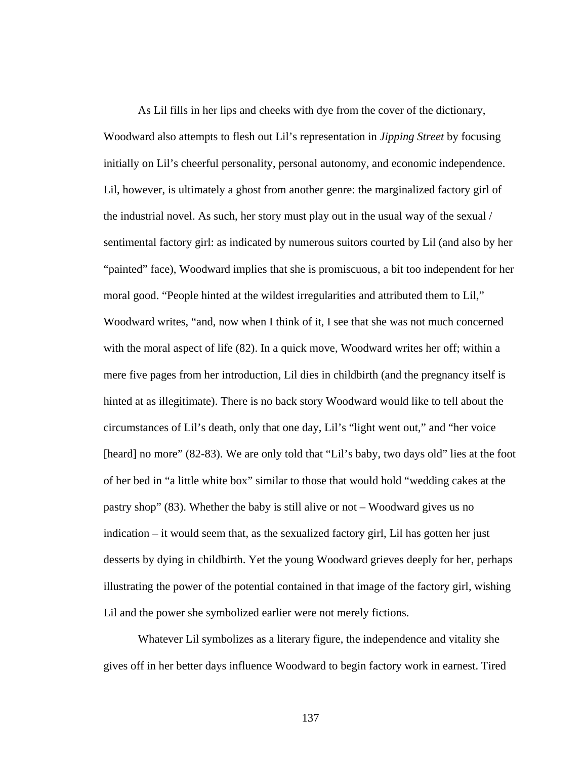As Lil fills in her lips and cheeks with dye from the cover of the dictionary, Woodward also attempts to flesh out Lil's representation in *Jipping Street* by focusing initially on Lil's cheerful personality, personal autonomy, and economic independence. Lil, however, is ultimately a ghost from another genre: the marginalized factory girl of the industrial novel. As such, her story must play out in the usual way of the sexual / sentimental factory girl: as indicated by numerous suitors courted by Lil (and also by her "painted" face), Woodward implies that she is promiscuous, a bit too independent for her moral good. "People hinted at the wildest irregularities and attributed them to Lil," Woodward writes, "and, now when I think of it, I see that she was not much concerned with the moral aspect of life (82). In a quick move, Woodward writes her off; within a mere five pages from her introduction, Lil dies in childbirth (and the pregnancy itself is hinted at as illegitimate). There is no back story Woodward would like to tell about the circumstances of Lil's death, only that one day, Lil's "light went out," and "her voice [heard] no more" (82-83). We are only told that "Lil's baby, two days old" lies at the foot of her bed in "a little white box" similar to those that would hold "wedding cakes at the pastry shop" (83). Whether the baby is still alive or not – Woodward gives us no indication – it would seem that, as the sexualized factory girl, Lil has gotten her just desserts by dying in childbirth. Yet the young Woodward grieves deeply for her, perhaps illustrating the power of the potential contained in that image of the factory girl, wishing Lil and the power she symbolized earlier were not merely fictions.

Whatever Lil symbolizes as a literary figure, the independence and vitality she gives off in her better days influence Woodward to begin factory work in earnest. Tired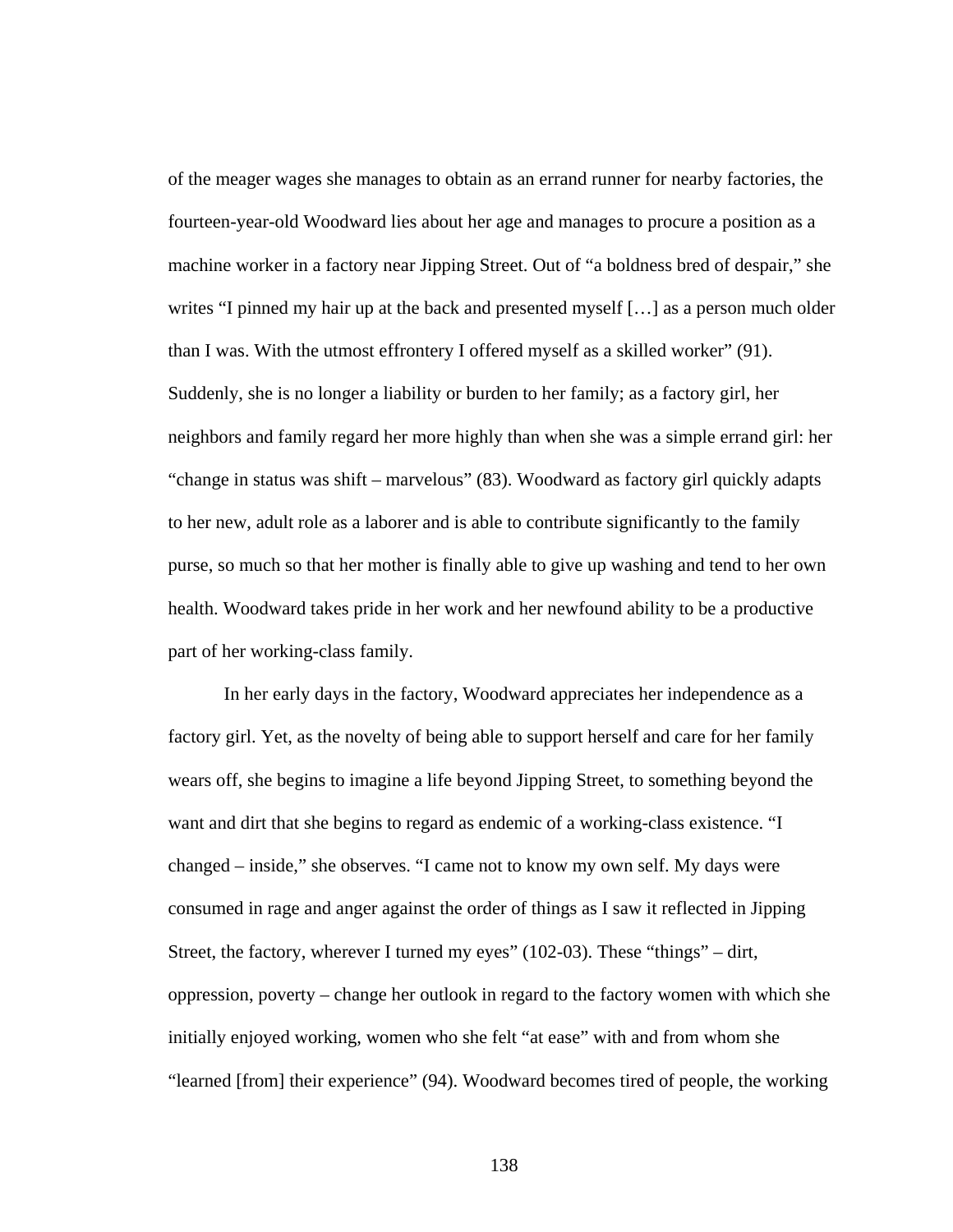of the meager wages she manages to obtain as an errand runner for nearby factories, the fourteen-year-old Woodward lies about her age and manages to procure a position as a machine worker in a factory near Jipping Street. Out of "a boldness bred of despair," she writes "I pinned my hair up at the back and presented myself […] as a person much older than I was. With the utmost effrontery I offered myself as a skilled worker" (91). Suddenly, she is no longer a liability or burden to her family; as a factory girl, her neighbors and family regard her more highly than when she was a simple errand girl: her "change in status was shift – marvelous" (83). Woodward as factory girl quickly adapts to her new, adult role as a laborer and is able to contribute significantly to the family purse, so much so that her mother is finally able to give up washing and tend to her own health. Woodward takes pride in her work and her newfound ability to be a productive part of her working-class family.

In her early days in the factory, Woodward appreciates her independence as a factory girl. Yet, as the novelty of being able to support herself and care for her family wears off, she begins to imagine a life beyond Jipping Street, to something beyond the want and dirt that she begins to regard as endemic of a working-class existence. "I changed – inside," she observes. "I came not to know my own self. My days were consumed in rage and anger against the order of things as I saw it reflected in Jipping Street, the factory, wherever I turned my eyes" (102-03). These "things" – dirt, oppression, poverty – change her outlook in regard to the factory women with which she initially enjoyed working, women who she felt "at ease" with and from whom she "learned [from] their experience" (94). Woodward becomes tired of people, the working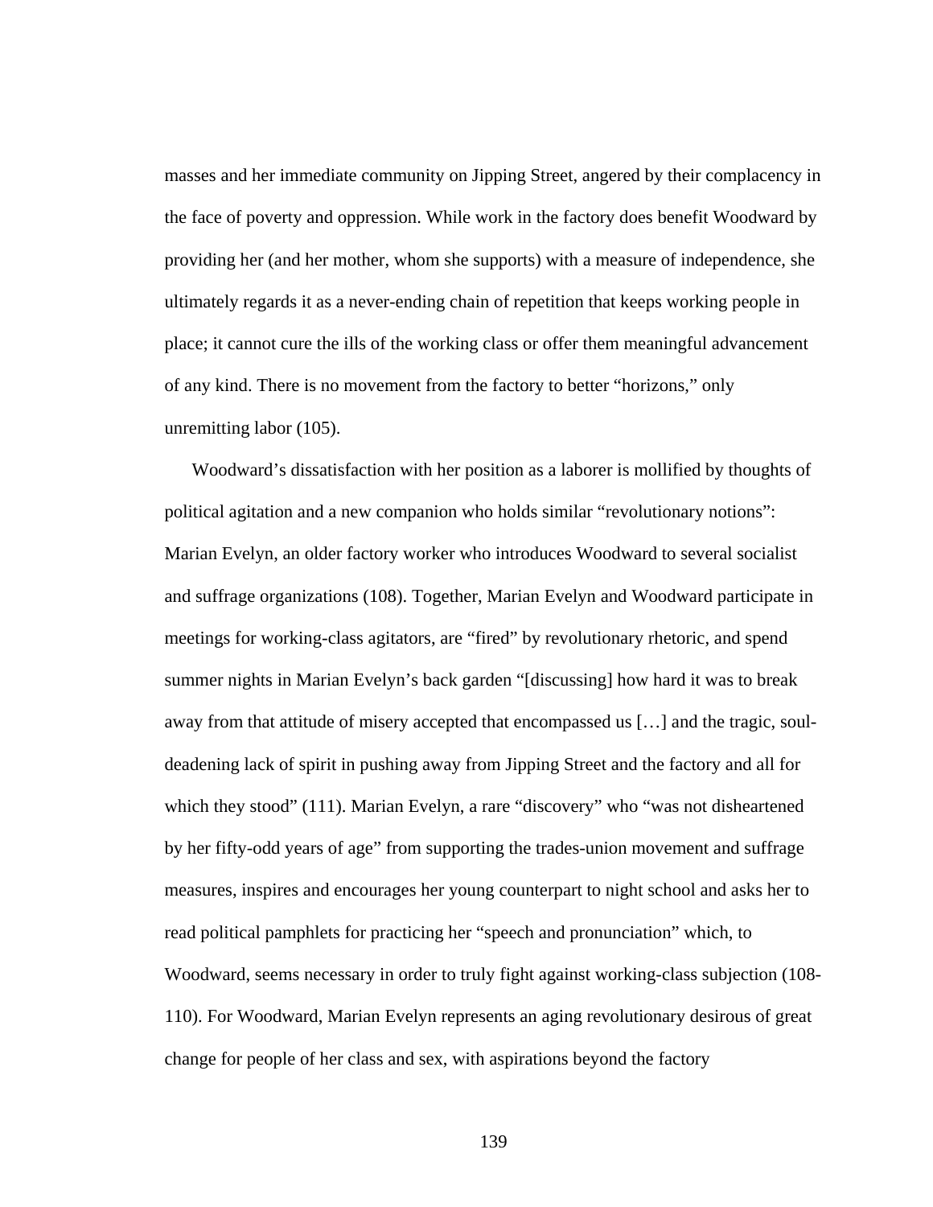masses and her immediate community on Jipping Street, angered by their complacency in the face of poverty and oppression. While work in the factory does benefit Woodward by providing her (and her mother, whom she supports) with a measure of independence, she ultimately regards it as a never-ending chain of repetition that keeps working people in place; it cannot cure the ills of the working class or offer them meaningful advancement of any kind. There is no movement from the factory to better "horizons," only unremitting labor (105).

Woodward's dissatisfaction with her position as a laborer is mollified by thoughts of political agitation and a new companion who holds similar "revolutionary notions": Marian Evelyn, an older factory worker who introduces Woodward to several socialist and suffrage organizations (108). Together, Marian Evelyn and Woodward participate in meetings for working-class agitators, are "fired" by revolutionary rhetoric, and spend summer nights in Marian Evelyn's back garden "[discussing] how hard it was to break away from that attitude of misery accepted that encompassed us […] and the tragic, soul-deadening lack of spirit in pushing away from Jipping Street and the factory and all for which they stood" (111). Marian Evelyn, a rare "discovery" who "was not disheartened by her fifty-odd years of age" from supporting the trades-union movement and suffrage measures, inspires and encourages her young counterpart to night school and asks her to read political pamphlets for practicing her "speech and pronunciation" which, to Woodward, seems necessary in order to truly fight against working-class subjection (108-110). For Woodward, Marian Evelyn represents an aging revolutionary desirous of great change for people of her class and sex, with aspirations beyond the factory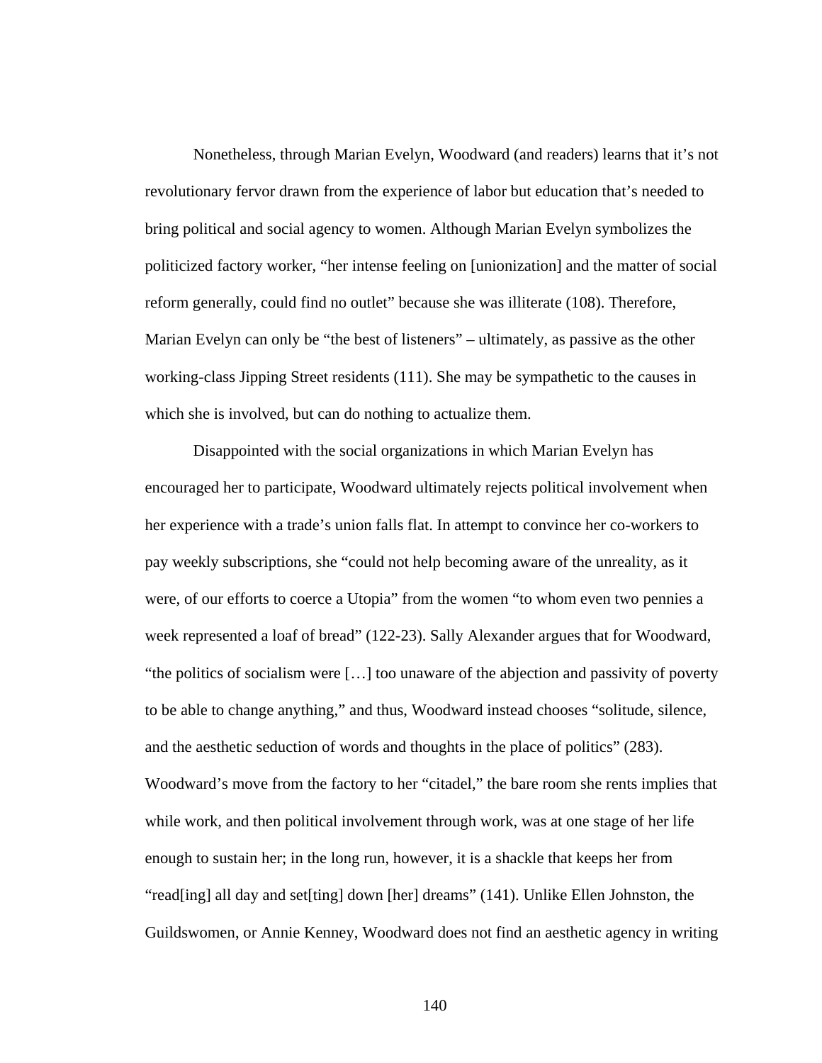Nonetheless, through Marian Evelyn, Woodward (and readers) learns that it's not revolutionary fervor drawn from the experience of labor but education that's needed to bring political and social agency to women. Although Marian Evelyn symbolizes the politicized factory worker, "her intense feeling on [unionization] and the matter of social reform generally, could find no outlet" because she was illiterate (108). Therefore, Marian Evelyn can only be "the best of listeners" – ultimately, as passive as the other working-class Jipping Street residents (111). She may be sympathetic to the causes in which she is involved, but can do nothing to actualize them.

Disappointed with the social organizations in which Marian Evelyn has encouraged her to participate, Woodward ultimately rejects political involvement when her experience with a trade's union falls flat. In attempt to convince her co-workers to pay weekly subscriptions, she "could not help becoming aware of the unreality, as it were, of our efforts to coerce a Utopia" from the women "to whom even two pennies a week represented a loaf of bread" (122-23). Sally Alexander argues that for Woodward, "the politics of socialism were […] too unaware of the abjection and passivity of poverty to be able to change anything," and thus, Woodward instead chooses "solitude, silence, and the aesthetic seduction of words and thoughts in the place of politics" (283). Woodward's move from the factory to her "citadel," the bare room she rents implies that while work, and then political involvement through work, was at one stage of her life enough to sustain her; in the long run, however, it is a shackle that keeps her from "read[ing] all day and set[ting] down [her] dreams" (141). Unlike Ellen Johnston, the Guildswomen, or Annie Kenney, Woodward does not find an aesthetic agency in writing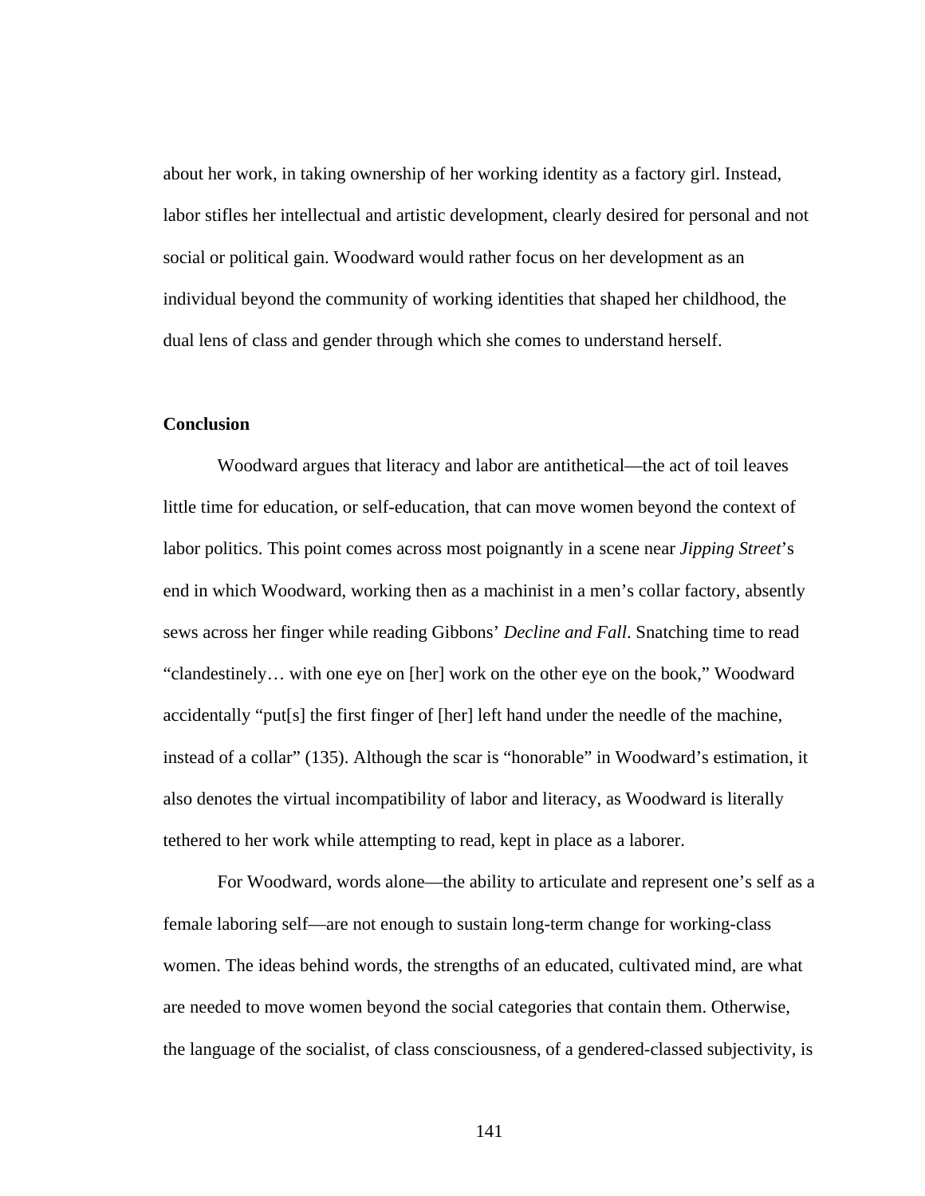about her work, in taking ownership of her working identity as a factory girl. Instead, labor stifles her intellectual and artistic development, clearly desired for personal and not social or political gain. Woodward would rather focus on her development as an individual beyond the community of working identities that shaped her childhood, the dual lens of class and gender through which she comes to understand herself.

**Conclusion**

Woodward argues that literacy and labor are antithetical—the act of toil leaves little time for education, or self-education, that can move women beyond the context of labor politics. This point comes across most poignantly in a scene near *Jipping Street*'s end in which Woodward, working then as a machinist in a men's collar factory, absently sews across her finger while reading Gibbons' *Decline and Fall*. Snatching time to read "clandestinely… with one eye on [her] work on the other eye on the book," Woodward accidentally "put[s] the first finger of [her] left hand under the needle of the machine, instead of a collar" (135). Although the scar is "honorable" in Woodward's estimation, it also denotes the virtual incompatibility of labor and literacy, as Woodward is literally tethered to her work while attempting to read, kept in place as a laborer.

For Woodward, words alone—the ability to articulate and represent one's self as a female laboring self—are not enough to sustain long-term change for working-class women. The ideas behind words, the strengths of an educated, cultivated mind, are what are needed to move women beyond the social categories that contain them. Otherwise, the language of the socialist, of class consciousness, of a gendered-classed subjectivity, is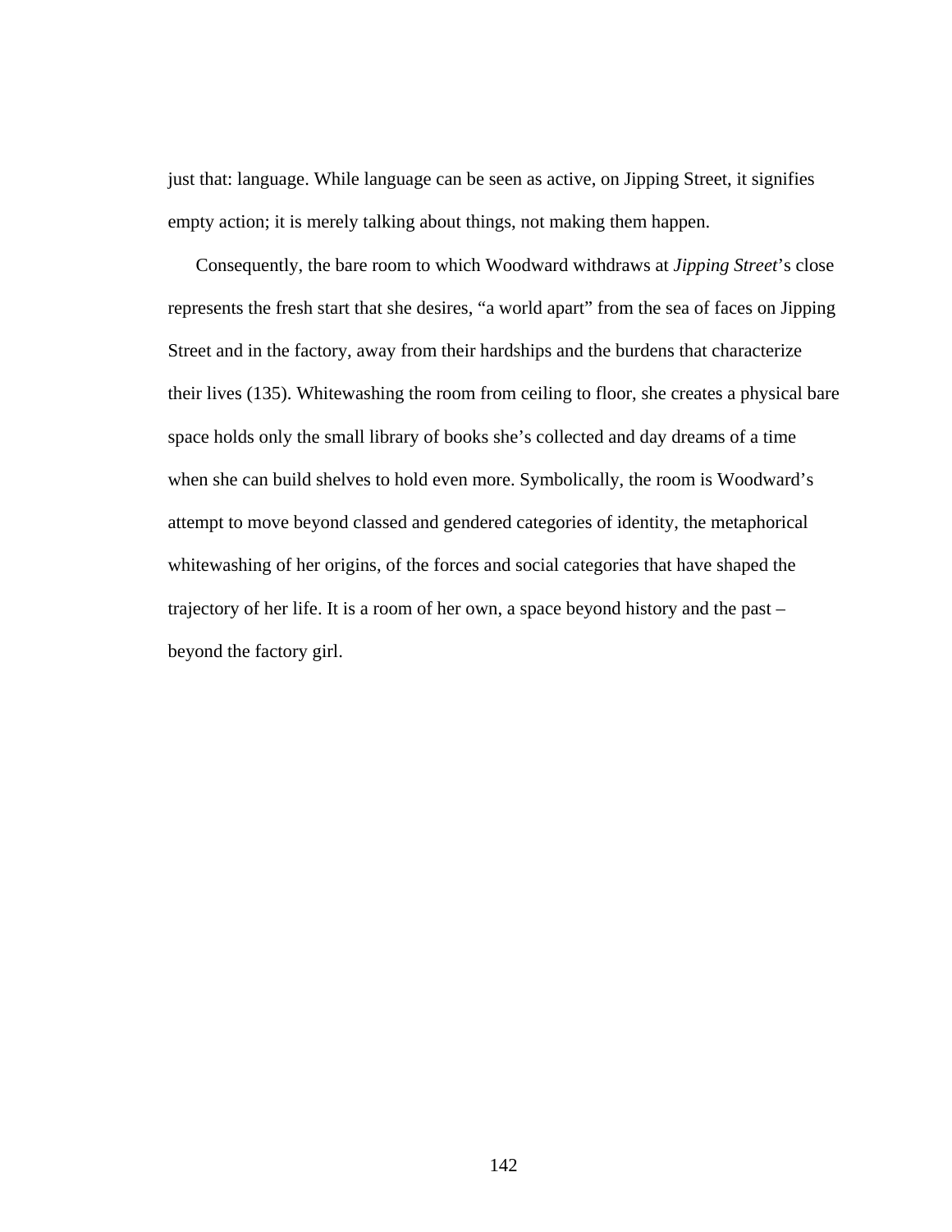just that: language. While language can be seen as active, on Jipping Street, it signifies empty action; it is merely talking about things, not making them happen.

Consequently, the bare room to which Woodward withdraws at *Jipping Street*'s close represents the fresh start that she desires, "a world apart" from the sea of faces on Jipping Street and in the factory, away from their hardships and the burdens that characterize their lives (135). Whitewashing the room from ceiling to floor, she creates a physical bare space holds only the small library of books she's collected and day dreams of a time when she can build shelves to hold even more. Symbolically, the room is Woodward's attempt to move beyond classed and gendered categories of identity, the metaphorical whitewashing of her origins, of the forces and social categories that have shaped the trajectory of her life. It is a room of her own, a space beyond history and the past – beyond the factory girl.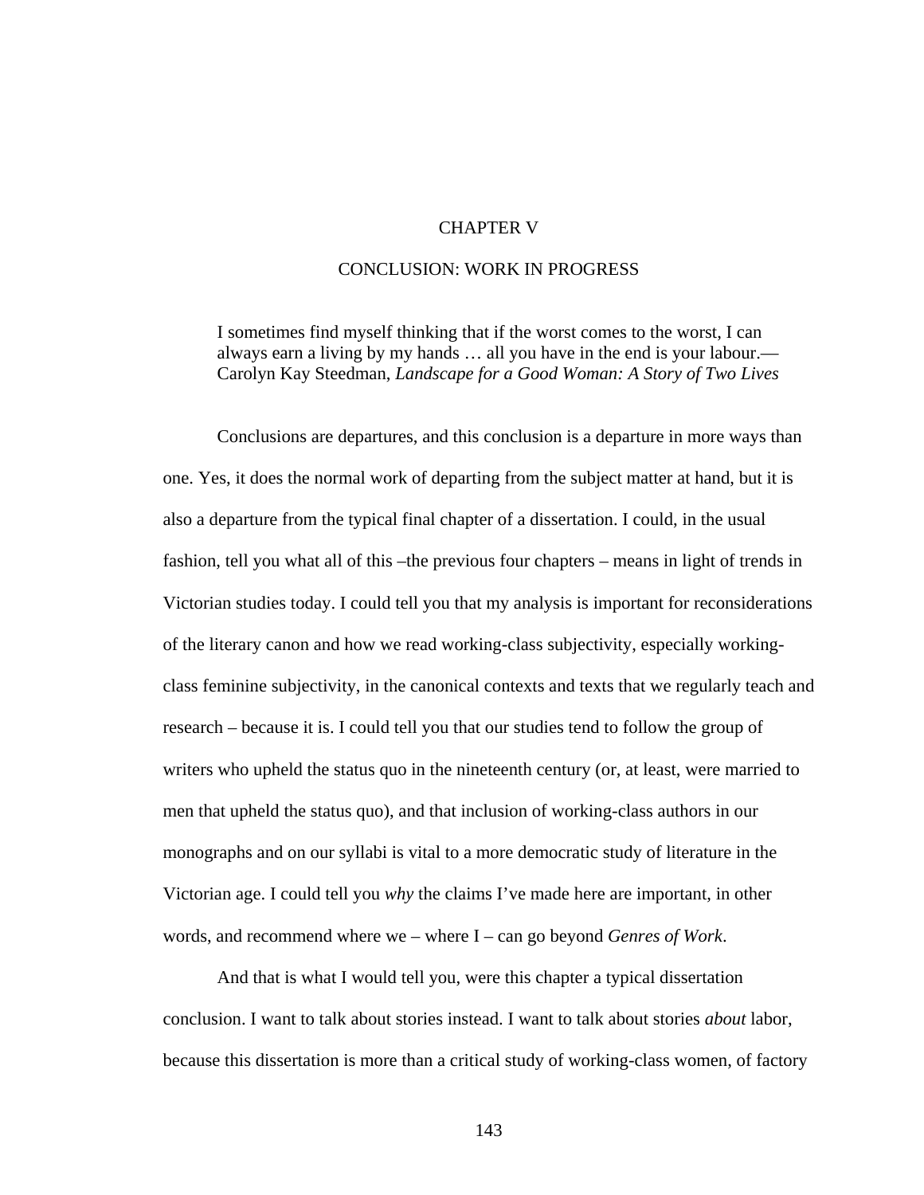# CHAPTER V

# CONCLUSION: WORK IN PROGRESS

> I sometimes find myself thinking that if the worst comes to the worst, I can always earn a living by my hands … all you have in the end is your labour.—Carolyn Kay Steedman, *Landscape for a Good Woman: A Story of Two Lives*

Conclusions are departures, and this conclusion is a departure in more ways than one. Yes, it does the normal work of departing from the subject matter at hand, but it is also a departure from the typical final chapter of a dissertation. I could, in the usual fashion, tell you what all of this –the previous four chapters – means in light of trends in Victorian studies today. I could tell you that my analysis is important for reconsiderations of the literary canon and how we read working-class subjectivity, especially working-class feminine subjectivity, in the canonical contexts and texts that we regularly teach and research – because it is. I could tell you that our studies tend to follow the group of writers who upheld the status quo in the nineteenth century (or, at least, were married to men that upheld the status quo), and that inclusion of working-class authors in our monographs and on our syllabi is vital to a more democratic study of literature in the Victorian age. I could tell you *why* the claims I've made here are important, in other words, and recommend where we – where I – can go beyond *Genres of Work*.

And that is what I would tell you, were this chapter a typical dissertation conclusion. I want to talk about stories instead. I want to talk about stories *about* labor, because this dissertation is more than a critical study of working-class women, of factory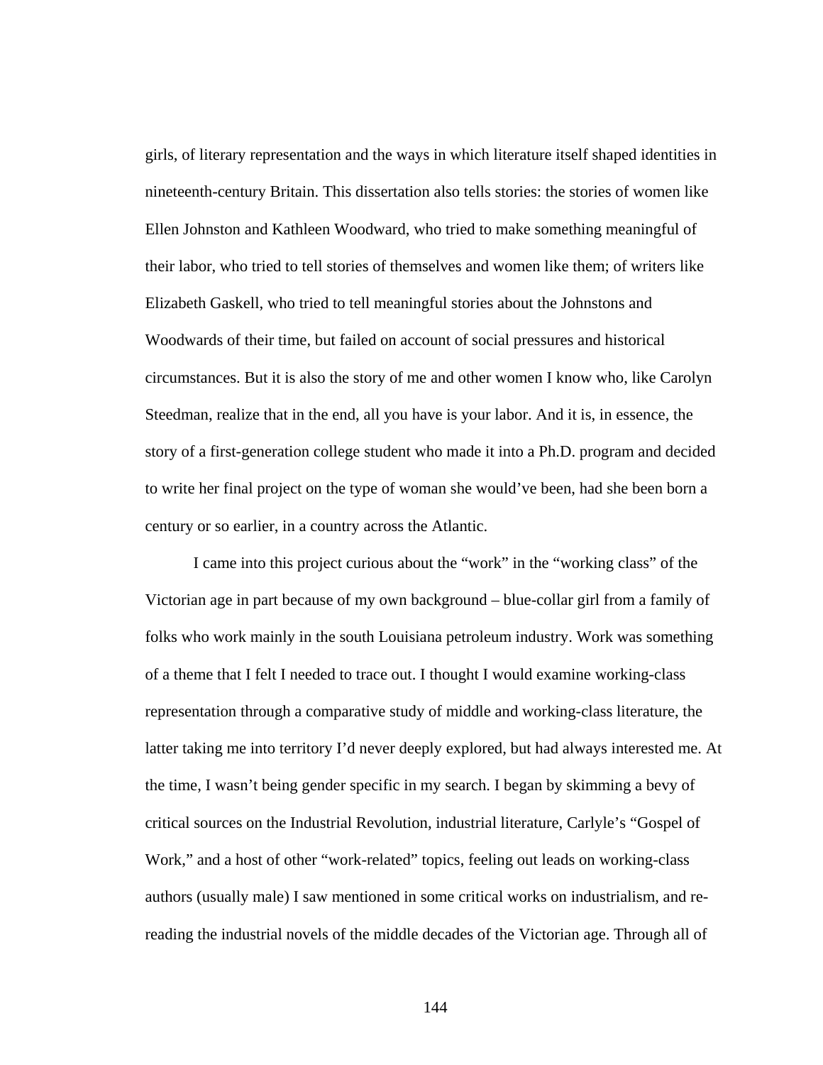girls, of literary representation and the ways in which literature itself shaped identities in nineteenth-century Britain. This dissertation also tells stories: the stories of women like Ellen Johnston and Kathleen Woodward, who tried to make something meaningful of their labor, who tried to tell stories of themselves and women like them; of writers like Elizabeth Gaskell, who tried to tell meaningful stories about the Johnstons and Woodwards of their time, but failed on account of social pressures and historical circumstances. But it is also the story of me and other women I know who, like Carolyn Steedman, realize that in the end, all you have is your labor. And it is, in essence, the story of a first-generation college student who made it into a Ph.D. program and decided to write her final project on the type of woman she would've been, had she been born a century or so earlier, in a country across the Atlantic.

I came into this project curious about the "work" in the "working class" of the Victorian age in part because of my own background – blue-collar girl from a family of folks who work mainly in the south Louisiana petroleum industry. Work was something of a theme that I felt I needed to trace out. I thought I would examine working-class representation through a comparative study of middle and working-class literature, the latter taking me into territory I'd never deeply explored, but had always interested me. At the time, I wasn't being gender specific in my search. I began by skimming a bevy of critical sources on the Industrial Revolution, industrial literature, Carlyle's "Gospel of Work," and a host of other "work-related" topics, feeling out leads on working-class authors (usually male) I saw mentioned in some critical works on industrialism, and re-reading the industrial novels of the middle decades of the Victorian age. Through all of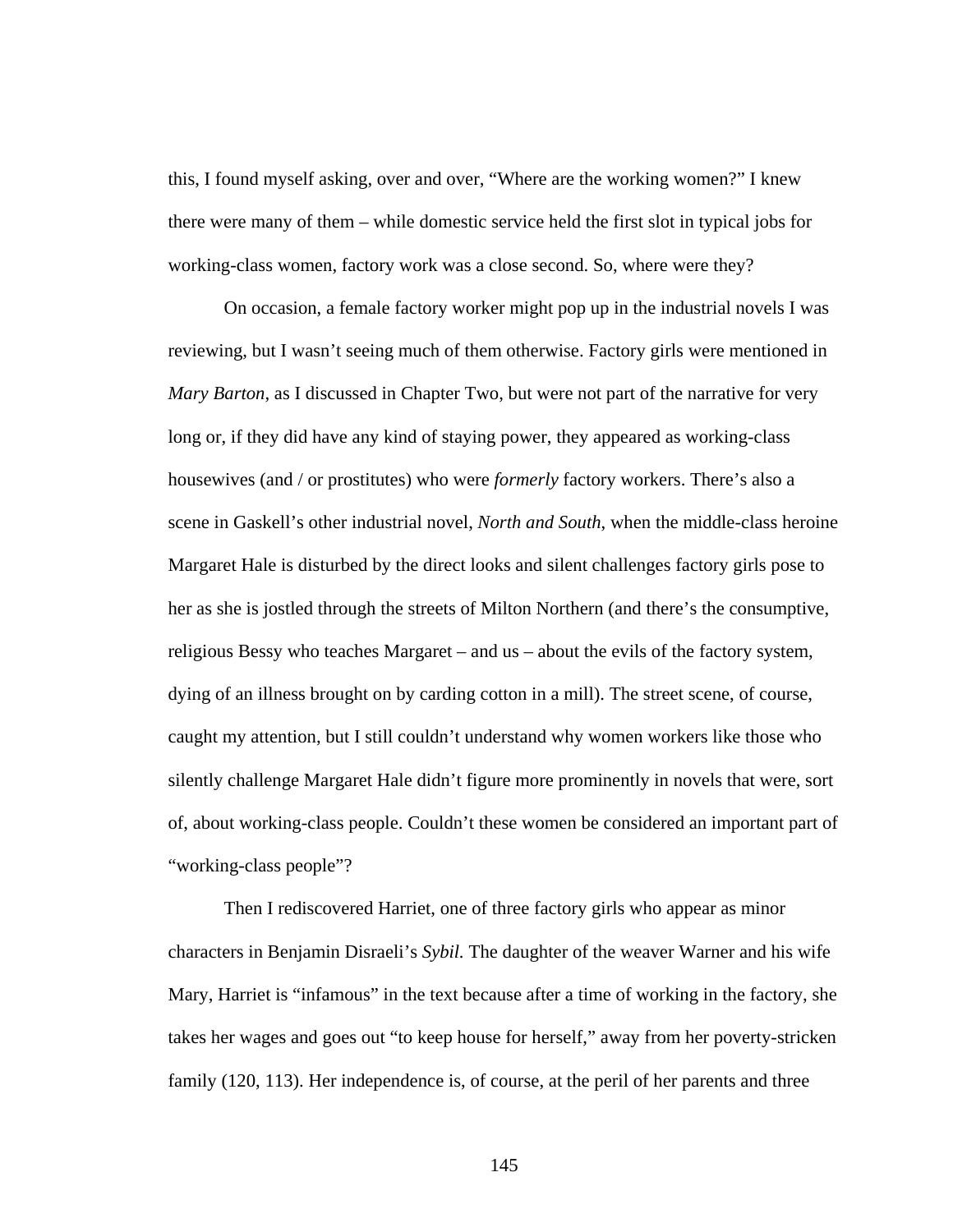this, I found myself asking, over and over, “Where are the working women?” I knew there were many of them – while domestic service held the first slot in typical jobs for working-class women, factory work was a close second. So, where were they?

On occasion, a female factory worker might pop up in the industrial novels I was reviewing, but I wasn’t seeing much of them otherwise. Factory girls were mentioned in *Mary Barton*, as I discussed in Chapter Two, but were not part of the narrative for very long or, if they did have any kind of staying power, they appeared as working-class housewives (and / or prostitutes) who were *formerly* factory workers. There’s also a scene in Gaskell’s other industrial novel, *North and South*, when the middle-class heroine Margaret Hale is disturbed by the direct looks and silent challenges factory girls pose to her as she is jostled through the streets of Milton Northern (and there’s the consumptive, religious Bessy who teaches Margaret – and us – about the evils of the factory system, dying of an illness brought on by carding cotton in a mill). The street scene, of course, caught my attention, but I still couldn’t understand why women workers like those who silently challenge Margaret Hale didn’t figure more prominently in novels that were, sort of, about working-class people. Couldn’t these women be considered an important part of “working-class people”?

Then I rediscovered Harriet, one of three factory girls who appear as minor characters in Benjamin Disraeli’s *Sybil.* The daughter of the weaver Warner and his wife Mary, Harriet is “infamous” in the text because after a time of working in the factory, she takes her wages and goes out “to keep house for herself,” away from her poverty-stricken family (120, 113). Her independence is, of course, at the peril of her parents and three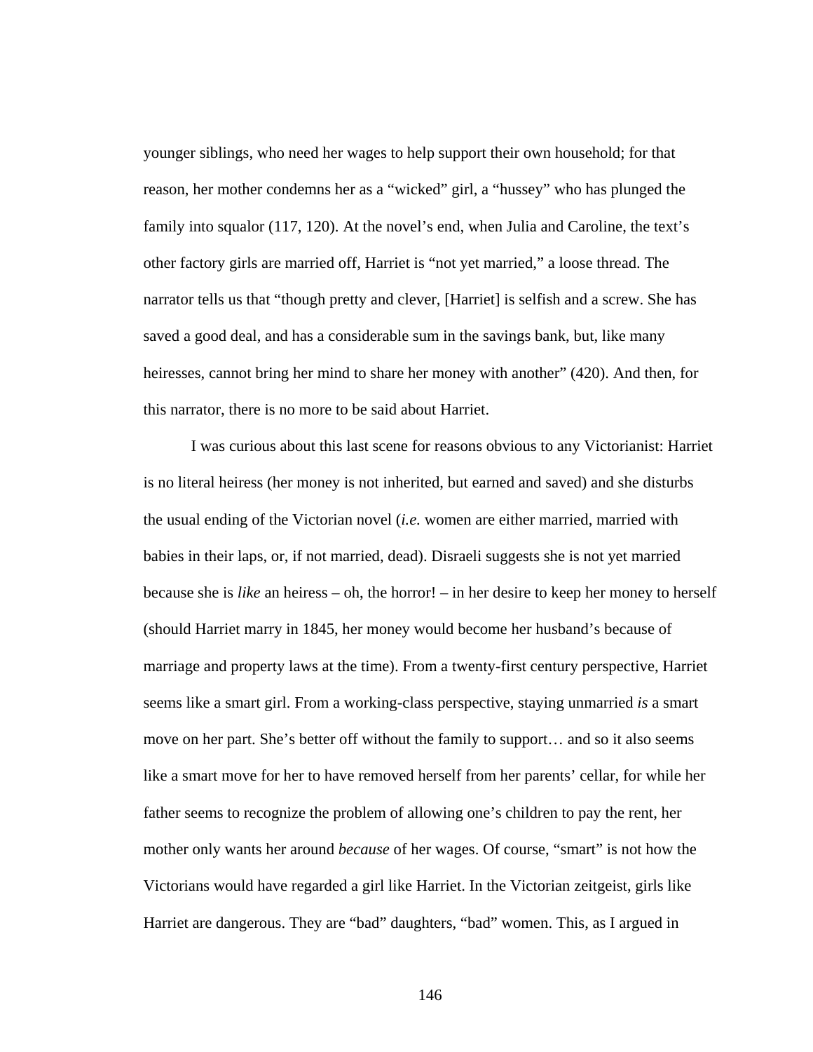younger siblings, who need her wages to help support their own household; for that reason, her mother condemns her as a "wicked" girl, a "hussey" who has plunged the family into squalor (117, 120). At the novel's end, when Julia and Caroline, the text's other factory girls are married off, Harriet is "not yet married," a loose thread. The narrator tells us that "though pretty and clever, [Harriet] is selfish and a screw. She has saved a good deal, and has a considerable sum in the savings bank, but, like many heiresses, cannot bring her mind to share her money with another" (420). And then, for this narrator, there is no more to be said about Harriet.

I was curious about this last scene for reasons obvious to any Victorianist: Harriet is no literal heiress (her money is not inherited, but earned and saved) and she disturbs the usual ending of the Victorian novel (*i.e.* women are either married, married with babies in their laps, or, if not married, dead). Disraeli suggests she is not yet married because she is *like* an heiress – oh, the horror! – in her desire to keep her money to herself (should Harriet marry in 1845, her money would become her husband's because of marriage and property laws at the time). From a twenty-first century perspective, Harriet seems like a smart girl. From a working-class perspective, staying unmarried *is* a smart move on her part. She's better off without the family to support… and so it also seems like a smart move for her to have removed herself from her parents' cellar, for while her father seems to recognize the problem of allowing one's children to pay the rent, her mother only wants her around *because* of her wages. Of course, "smart" is not how the Victorians would have regarded a girl like Harriet. In the Victorian zeitgeist, girls like Harriet are dangerous. They are "bad" daughters, "bad" women. This, as I argued in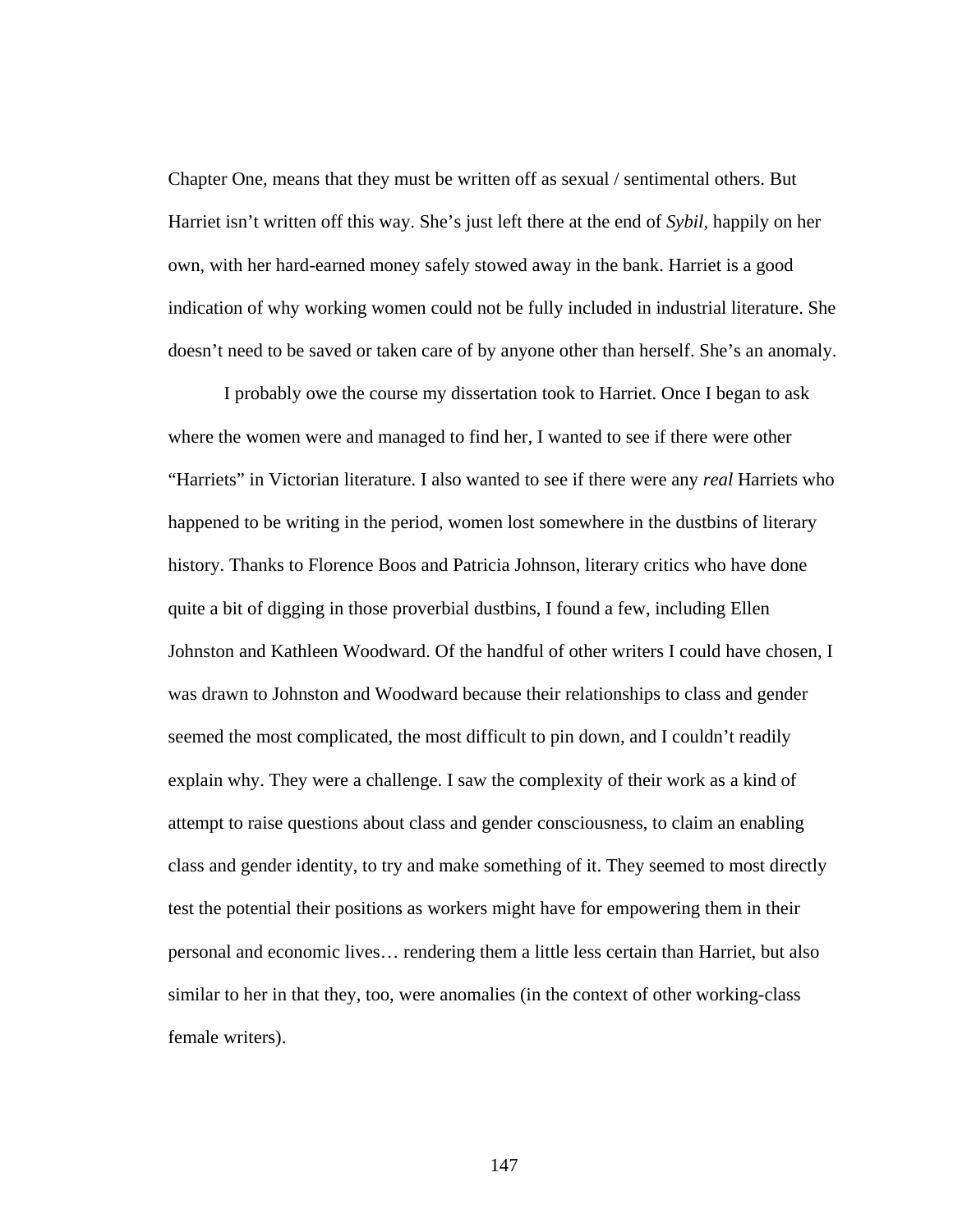Chapter One, means that they must be written off as sexual / sentimental others. But Harriet isn't written off this way. She's just left there at the end of *Sybil*, happily on her own, with her hard-earned money safely stowed away in the bank. Harriet is a good indication of why working women could not be fully included in industrial literature. She doesn't need to be saved or taken care of by anyone other than herself. She's an anomaly.

I probably owe the course my dissertation took to Harriet. Once I began to ask where the women were and managed to find her, I wanted to see if there were other "Harriets" in Victorian literature. I also wanted to see if there were any *real* Harriets who happened to be writing in the period, women lost somewhere in the dustbins of literary history. Thanks to Florence Boos and Patricia Johnson, literary critics who have done quite a bit of digging in those proverbial dustbins, I found a few, including Ellen Johnston and Kathleen Woodward. Of the handful of other writers I could have chosen, I was drawn to Johnston and Woodward because their relationships to class and gender seemed the most complicated, the most difficult to pin down, and I couldn't readily explain why. They were a challenge. I saw the complexity of their work as a kind of attempt to raise questions about class and gender consciousness, to claim an enabling class and gender identity, to try and make something of it. They seemed to most directly test the potential their positions as workers might have for empowering them in their personal and economic lives… rendering them a little less certain than Harriet, but also similar to her in that they, too, were anomalies (in the context of other working-class female writers).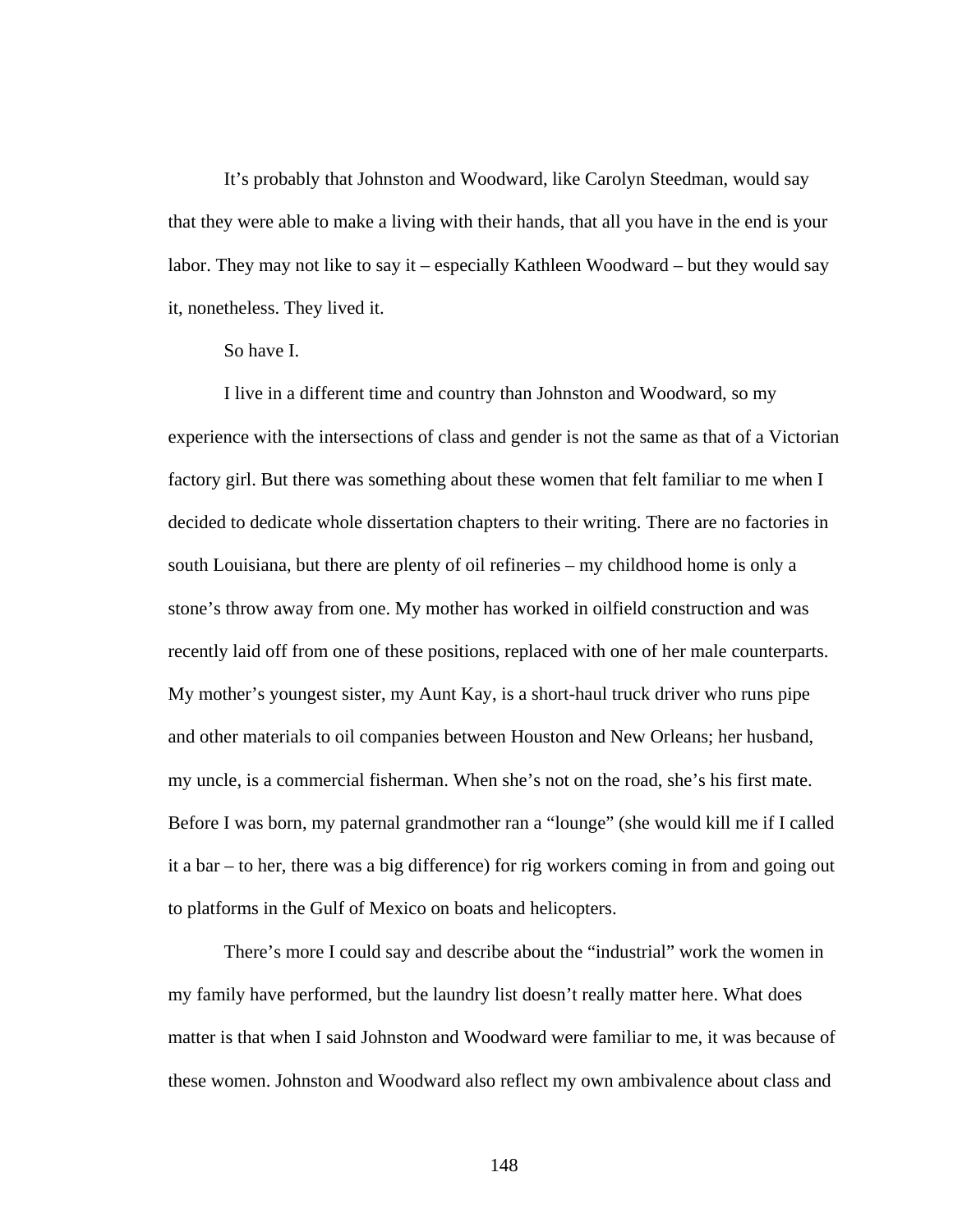It’s probably that Johnston and Woodward, like Carolyn Steedman, would say that they were able to make a living with their hands, that all you have in the end is your labor. They may not like to say it – especially Kathleen Woodward – but they would say it, nonetheless. They lived it.

So have I.

I live in a different time and country than Johnston and Woodward, so my experience with the intersections of class and gender is not the same as that of a Victorian factory girl. But there was something about these women that felt familiar to me when I decided to dedicate whole dissertation chapters to their writing. There are no factories in south Louisiana, but there are plenty of oil refineries – my childhood home is only a stone’s throw away from one. My mother has worked in oilfield construction and was recently laid off from one of these positions, replaced with one of her male counterparts. My mother’s youngest sister, my Aunt Kay, is a short-haul truck driver who runs pipe and other materials to oil companies between Houston and New Orleans; her husband, my uncle, is a commercial fisherman. When she’s not on the road, she’s his first mate. Before I was born, my paternal grandmother ran a “lounge” (she would kill me if I called it a bar – to her, there was a big difference) for rig workers coming in from and going out to platforms in the Gulf of Mexico on boats and helicopters.

There’s more I could say and describe about the “industrial” work the women in my family have performed, but the laundry list doesn’t really matter here. What does matter is that when I said Johnston and Woodward were familiar to me, it was because of these women. Johnston and Woodward also reflect my own ambivalence about class and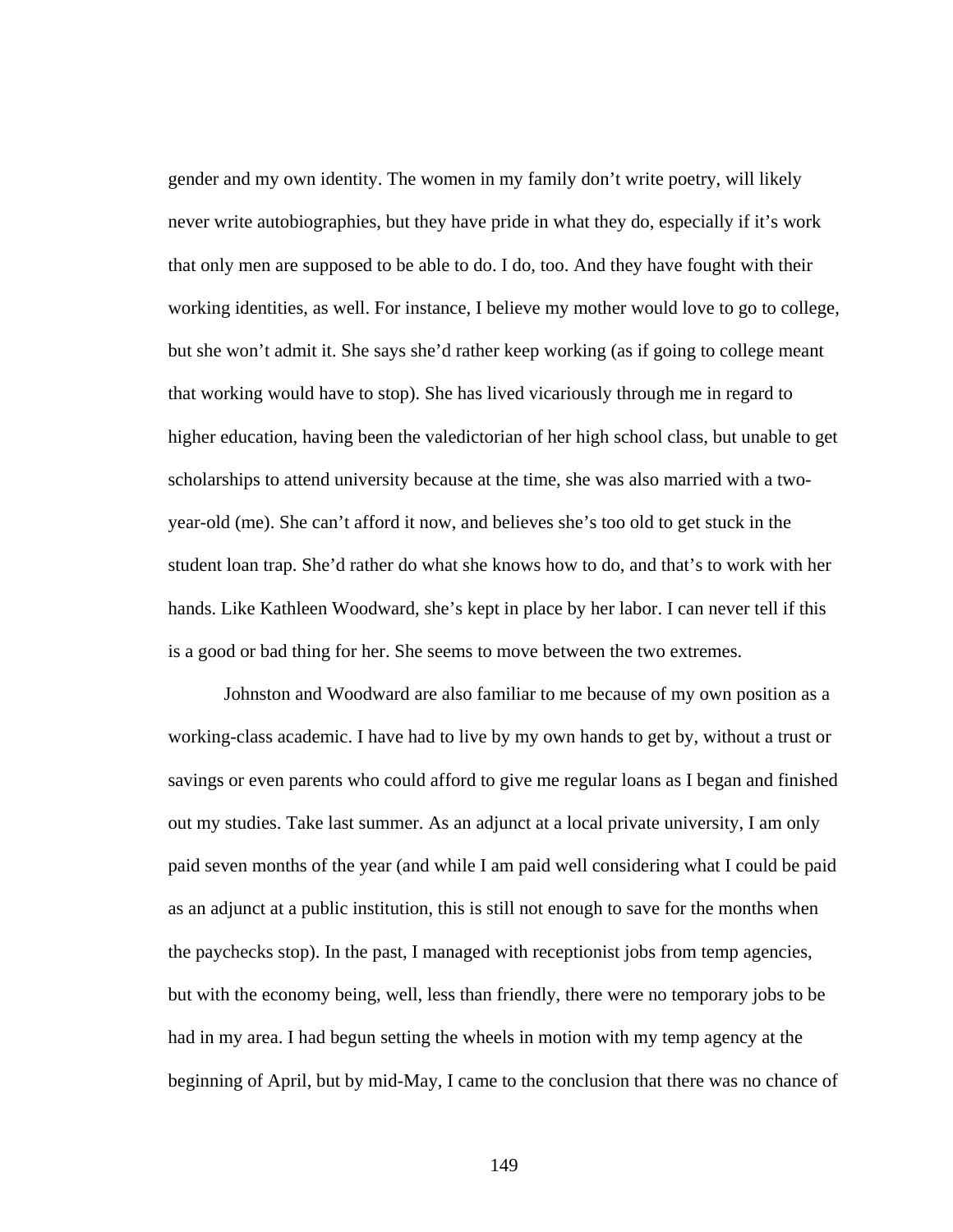gender and my own identity. The women in my family don't write poetry, will likely never write autobiographies, but they have pride in what they do, especially if it's work that only men are supposed to be able to do. I do, too. And they have fought with their working identities, as well. For instance, I believe my mother would love to go to college, but she won't admit it. She says she'd rather keep working (as if going to college meant that working would have to stop). She has lived vicariously through me in regard to higher education, having been the valedictorian of her high school class, but unable to get scholarships to attend university because at the time, she was also married with a two-year-old (me). She can't afford it now, and believes she's too old to get stuck in the student loan trap. She'd rather do what she knows how to do, and that's to work with her hands. Like Kathleen Woodward, she's kept in place by her labor. I can never tell if this is a good or bad thing for her. She seems to move between the two extremes.

Johnston and Woodward are also familiar to me because of my own position as a working-class academic. I have had to live by my own hands to get by, without a trust or savings or even parents who could afford to give me regular loans as I began and finished out my studies. Take last summer. As an adjunct at a local private university, I am only paid seven months of the year (and while I am paid well considering what I could be paid as an adjunct at a public institution, this is still not enough to save for the months when the paychecks stop). In the past, I managed with receptionist jobs from temp agencies, but with the economy being, well, less than friendly, there were no temporary jobs to be had in my area. I had begun setting the wheels in motion with my temp agency at the beginning of April, but by mid-May, I came to the conclusion that there was no chance of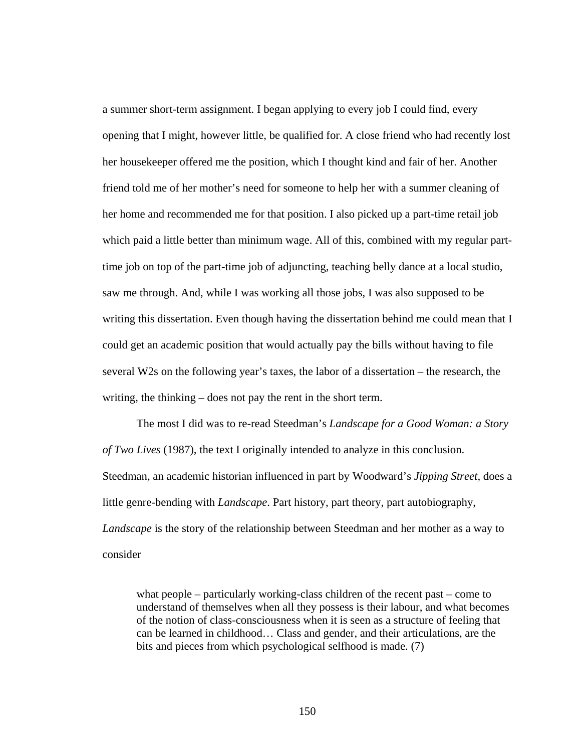a summer short-term assignment. I began applying to every job I could find, every opening that I might, however little, be qualified for. A close friend who had recently lost her housekeeper offered me the position, which I thought kind and fair of her. Another friend told me of her mother's need for someone to help her with a summer cleaning of her home and recommended me for that position. I also picked up a part-time retail job which paid a little better than minimum wage. All of this, combined with my regular part-time job on top of the part-time job of adjuncting, teaching belly dance at a local studio, saw me through. And, while I was working all those jobs, I was also supposed to be writing this dissertation. Even though having the dissertation behind me could mean that I could get an academic position that would actually pay the bills without having to file several W2s on the following year's taxes, the labor of a dissertation – the research, the writing, the thinking – does not pay the rent in the short term.

The most I did was to re-read Steedman's *Landscape for a Good Woman: a Story of Two Lives* (1987), the text I originally intended to analyze in this conclusion. Steedman, an academic historian influenced in part by Woodward's *Jipping Street*, does a little genre-bending with *Landscape*. Part history, part theory, part autobiography, *Landscape* is the story of the relationship between Steedman and her mother as a way to consider

> what people – particularly working-class children of the recent past – come to understand of themselves when all they possess is their labour, and what becomes of the notion of class-consciousness when it is seen as a structure of feeling that can be learned in childhood… Class and gender, and their articulations, are the bits and pieces from which psychological selfhood is made. (7)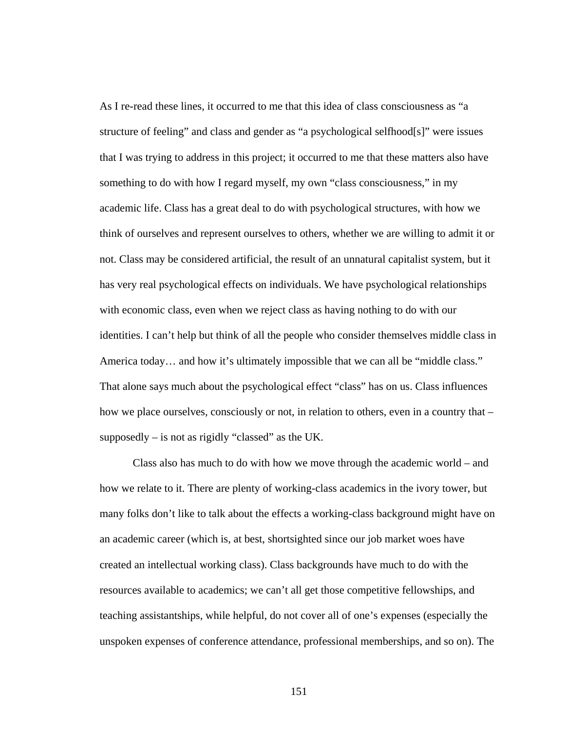As I re-read these lines, it occurred to me that this idea of class consciousness as "a structure of feeling" and class and gender as "a psychological selfhood[s]" were issues that I was trying to address in this project; it occurred to me that these matters also have something to do with how I regard myself, my own "class consciousness," in my academic life. Class has a great deal to do with psychological structures, with how we think of ourselves and represent ourselves to others, whether we are willing to admit it or not. Class may be considered artificial, the result of an unnatural capitalist system, but it has very real psychological effects on individuals. We have psychological relationships with economic class, even when we reject class as having nothing to do with our identities. I can't help but think of all the people who consider themselves middle class in America today… and how it's ultimately impossible that we can all be "middle class." That alone says much about the psychological effect "class" has on us. Class influences how we place ourselves, consciously or not, in relation to others, even in a country that – supposedly – is not as rigidly "classed" as the UK.

Class also has much to do with how we move through the academic world – and how we relate to it. There are plenty of working-class academics in the ivory tower, but many folks don't like to talk about the effects a working-class background might have on an academic career (which is, at best, shortsighted since our job market woes have created an intellectual working class). Class backgrounds have much to do with the resources available to academics; we can't all get those competitive fellowships, and teaching assistantships, while helpful, do not cover all of one's expenses (especially the unspoken expenses of conference attendance, professional memberships, and so on). The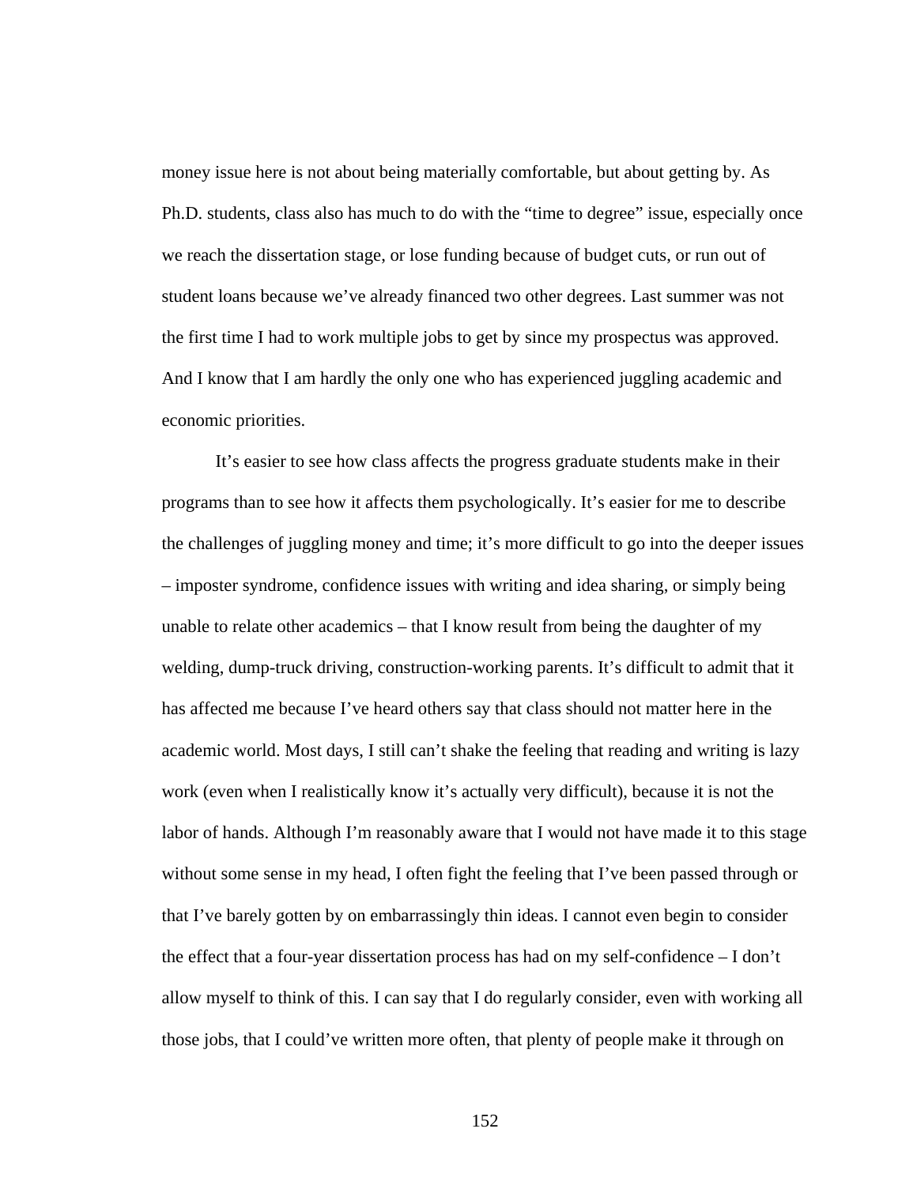money issue here is not about being materially comfortable, but about getting by. As Ph.D. students, class also has much to do with the "time to degree" issue, especially once we reach the dissertation stage, or lose funding because of budget cuts, or run out of student loans because we've already financed two other degrees. Last summer was not the first time I had to work multiple jobs to get by since my prospectus was approved. And I know that I am hardly the only one who has experienced juggling academic and economic priorities.

It's easier to see how class affects the progress graduate students make in their programs than to see how it affects them psychologically. It's easier for me to describe the challenges of juggling money and time; it's more difficult to go into the deeper issues – imposter syndrome, confidence issues with writing and idea sharing, or simply being unable to relate other academics – that I know result from being the daughter of my welding, dump-truck driving, construction-working parents. It's difficult to admit that it has affected me because I've heard others say that class should not matter here in the academic world. Most days, I still can't shake the feeling that reading and writing is lazy work (even when I realistically know it's actually very difficult), because it is not the labor of hands. Although I'm reasonably aware that I would not have made it to this stage without some sense in my head, I often fight the feeling that I've been passed through or that I've barely gotten by on embarrassingly thin ideas. I cannot even begin to consider the effect that a four-year dissertation process has had on my self-confidence – I don't allow myself to think of this. I can say that I do regularly consider, even with working all those jobs, that I could've written more often, that plenty of people make it through on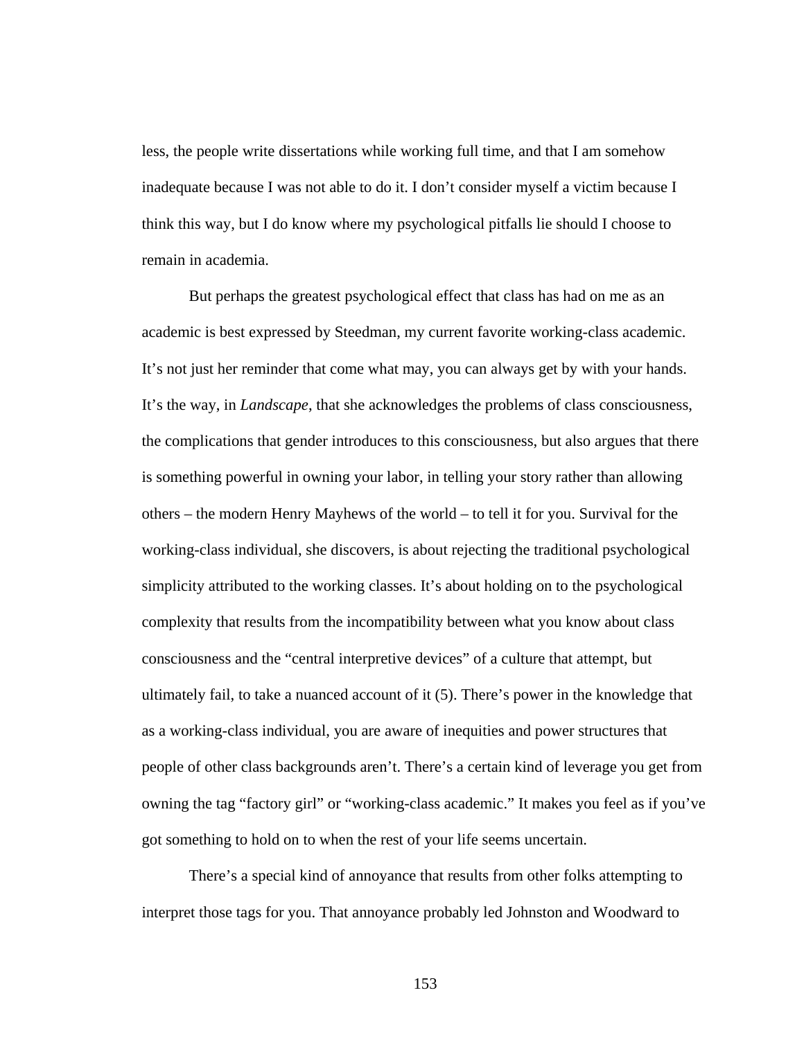less, the people write dissertations while working full time, and that I am somehow inadequate because I was not able to do it. I don't consider myself a victim because I think this way, but I do know where my psychological pitfalls lie should I choose to remain in academia.

But perhaps the greatest psychological effect that class has had on me as an academic is best expressed by Steedman, my current favorite working-class academic. It's not just her reminder that come what may, you can always get by with your hands. It's the way, in *Landscape*, that she acknowledges the problems of class consciousness, the complications that gender introduces to this consciousness, but also argues that there is something powerful in owning your labor, in telling your story rather than allowing others – the modern Henry Mayhews of the world – to tell it for you. Survival for the working-class individual, she discovers, is about rejecting the traditional psychological simplicity attributed to the working classes. It's about holding on to the psychological complexity that results from the incompatibility between what you know about class consciousness and the "central interpretive devices" of a culture that attempt, but ultimately fail, to take a nuanced account of it (5). There's power in the knowledge that as a working-class individual, you are aware of inequities and power structures that people of other class backgrounds aren't. There's a certain kind of leverage you get from owning the tag "factory girl" or "working-class academic." It makes you feel as if you've got something to hold on to when the rest of your life seems uncertain.

There's a special kind of annoyance that results from other folks attempting to interpret those tags for you. That annoyance probably led Johnston and Woodward to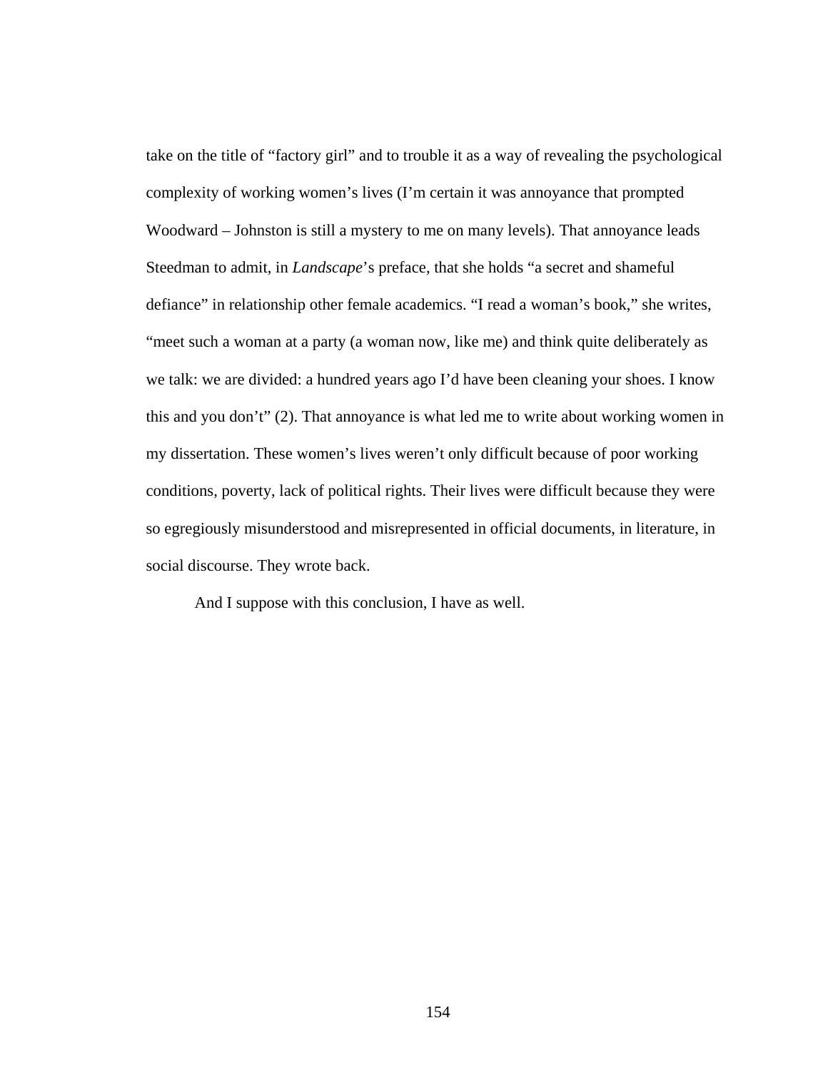take on the title of "factory girl" and to trouble it as a way of revealing the psychological complexity of working women's lives (I'm certain it was annoyance that prompted Woodward – Johnston is still a mystery to me on many levels). That annoyance leads Steedman to admit, in *Landscape*'s preface, that she holds "a secret and shameful defiance" in relationship other female academics. "I read a woman's book," she writes, "meet such a woman at a party (a woman now, like me) and think quite deliberately as we talk: we are divided: a hundred years ago I'd have been cleaning your shoes. I know this and you don't" (2). That annoyance is what led me to write about working women in my dissertation. These women's lives weren't only difficult because of poor working conditions, poverty, lack of political rights. Their lives were difficult because they were so egregiously misunderstood and misrepresented in official documents, in literature, in social discourse. They wrote back.

And I suppose with this conclusion, I have as well.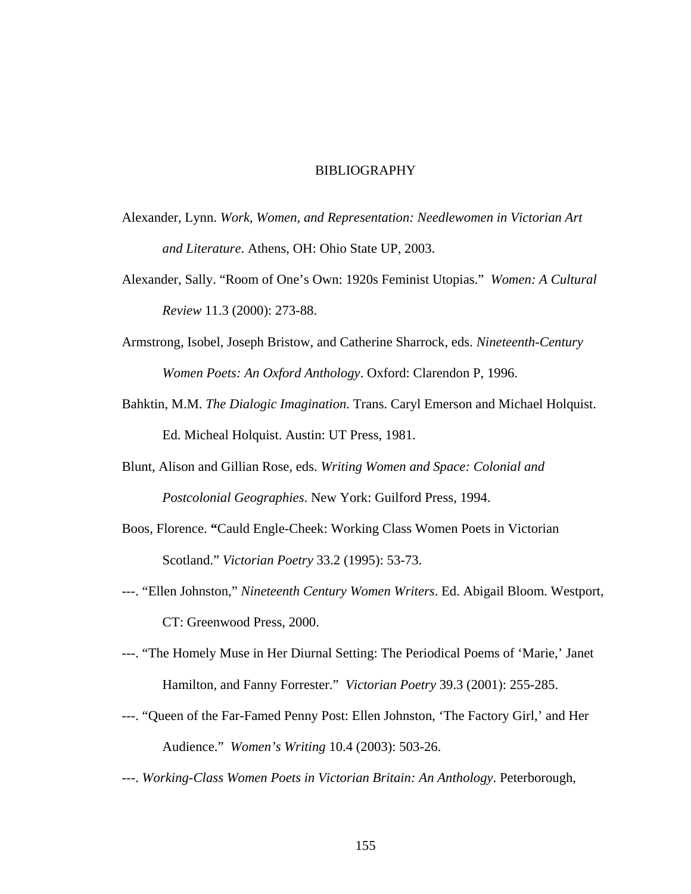# BIBLIOGRAPHY

Alexander, Lynn. *Work, Women, and Representation: Needlewomen in Victorian Art and Literature*. Athens, OH: Ohio State UP, 2003.

Alexander, Sally. "Room of One's Own: 1920s Feminist Utopias." *Women: A Cultural Review* 11.3 (2000): 273-88.

Armstrong, Isobel, Joseph Bristow, and Catherine Sharrock, eds. *Nineteenth-Century Women Poets: An Oxford Anthology*. Oxford: Clarendon P, 1996.

Bahktin, M.M. *The Dialogic Imagination*. Trans. Caryl Emerson and Michael Holquist. Ed. Micheal Holquist. Austin: UT Press, 1981.

Blunt, Alison and Gillian Rose, eds. *Writing Women and Space: Colonial and Postcolonial Geographies*. New York: Guilford Press, 1994.

Boos, Florence. **"**Cauld Engle-Cheek: Working Class Women Poets in Victorian Scotland." *Victorian Poetry* 33.2 (1995): 53-73.

---. "Ellen Johnston," *Nineteenth Century Women Writers*. Ed. Abigail Bloom. Westport, CT: Greenwood Press, 2000.

---. "The Homely Muse in Her Diurnal Setting: The Periodical Poems of 'Marie,' Janet Hamilton, and Fanny Forrester." *Victorian Poetry* 39.3 (2001): 255-285.

---. "Queen of the Far-Famed Penny Post: Ellen Johnston, 'The Factory Girl,' and Her Audience." *Women's Writing* 10.4 (2003): 503-26.

---. *Working-Class Women Poets in Victorian Britain: An Anthology*. Peterborough,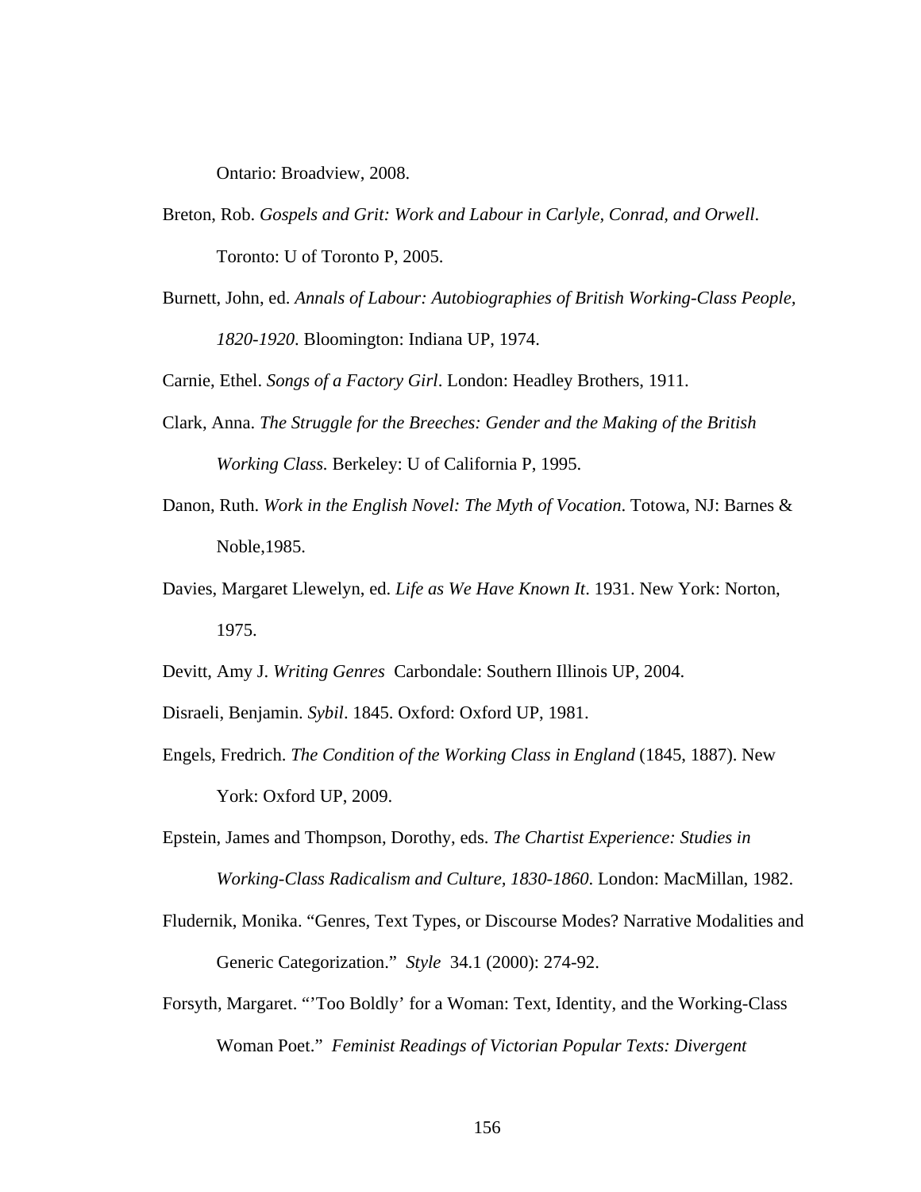Ontario: Broadview, 2008.

Breton, Rob. *Gospels and Grit: Work and Labour in Carlyle, Conrad, and Orwell*. Toronto: U of Toronto P, 2005.

Burnett, John, ed. *Annals of Labour: Autobiographies of British Working-Class People, 1820-1920*. Bloomington: Indiana UP, 1974.

Carnie, Ethel. *Songs of a Factory Girl*. London: Headley Brothers, 1911.

Clark, Anna. *The Struggle for the Breeches: Gender and the Making of the British Working Class.* Berkeley: U of California P, 1995.

Danon, Ruth. *Work in the English Novel: The Myth of Vocation*. Totowa, NJ: Barnes & Noble,1985.

Davies, Margaret Llewelyn, ed. *Life as We Have Known It*. 1931. New York: Norton, 1975.

Devitt, Amy J. *Writing Genres* Carbondale: Southern Illinois UP, 2004.

Disraeli, Benjamin. *Sybil*. 1845. Oxford: Oxford UP, 1981.

Engels, Fredrich. *The Condition of the Working Class in England* (1845, 1887). New York: Oxford UP, 2009.

Epstein, James and Thompson, Dorothy, eds. *The Chartist Experience: Studies in Working-Class Radicalism and Culture, 1830-1860*. London: MacMillan, 1982.

Fludernik, Monika. "Genres, Text Types, or Discourse Modes? Narrative Modalities and Generic Categorization." *Style* 34.1 (2000): 274-92.

Forsyth, Margaret. "'Too Boldly' for a Woman: Text, Identity, and the Working-Class Woman Poet." *Feminist Readings of Victorian Popular Texts: Divergent*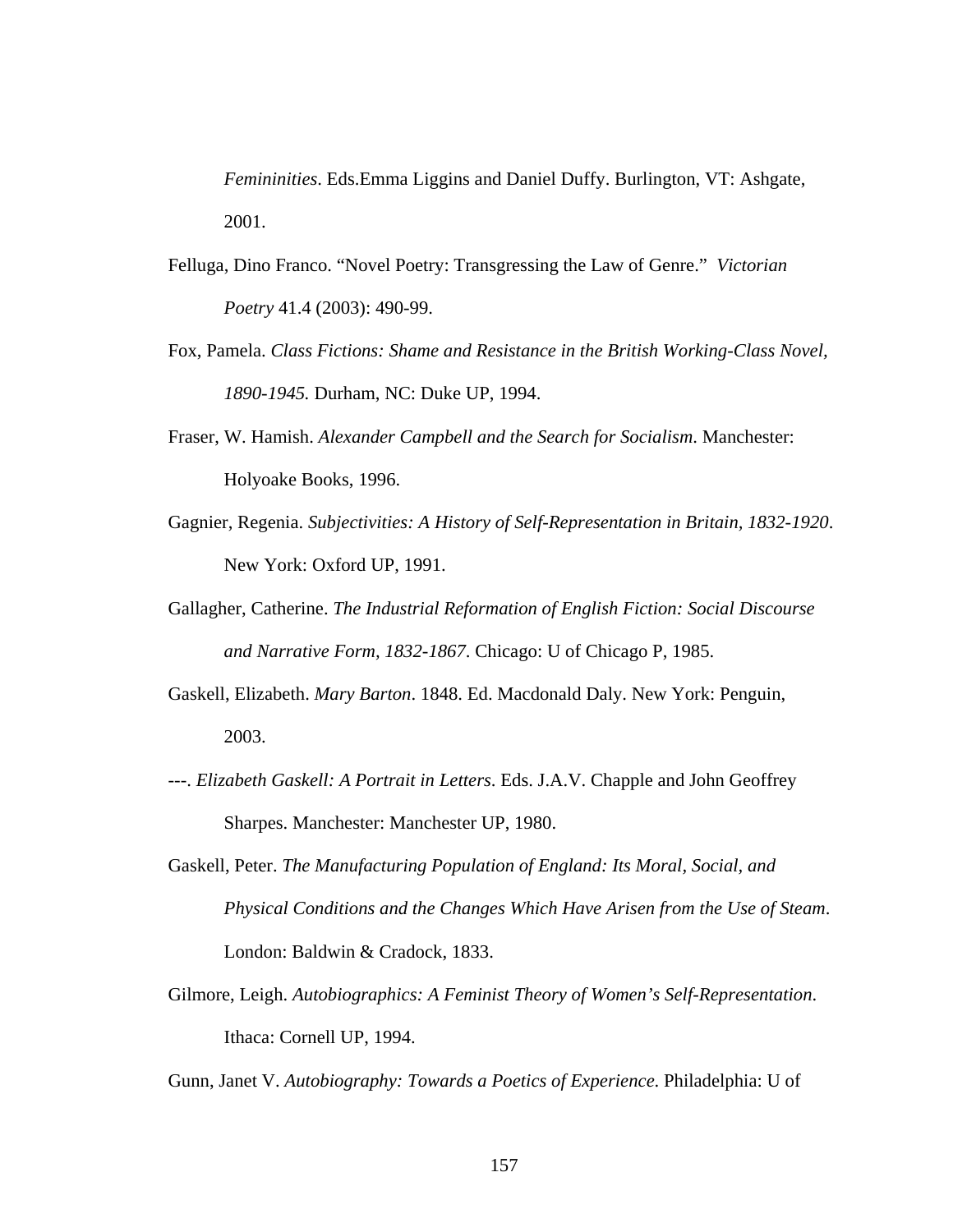*Femininities*. Eds.Emma Liggins and Daniel Duffy. Burlington, VT: Ashgate, 2001.

Felluga, Dino Franco. "Novel Poetry: Transgressing the Law of Genre." *Victorian Poetry* 41.4 (2003): 490-99.

Fox, Pamela. *Class Fictions: Shame and Resistance in the British Working-Class Novel, 1890-1945.* Durham, NC: Duke UP, 1994.

Fraser, W. Hamish. *Alexander Campbell and the Search for Socialism*. Manchester: Holyoake Books, 1996.

Gagnier, Regenia. *Subjectivities: A History of Self-Representation in Britain, 1832-1920*. New York: Oxford UP, 1991.

Gallagher, Catherine. *The Industrial Reformation of English Fiction: Social Discourse and Narrative Form, 1832-1867*. Chicago: U of Chicago P, 1985.

Gaskell, Elizabeth. *Mary Barton*. 1848. Ed. Macdonald Daly. New York: Penguin, 2003.

---. *Elizabeth Gaskell: A Portrait in Letters*. Eds. J.A.V. Chapple and John Geoffrey Sharpes. Manchester: Manchester UP, 1980.

Gaskell, Peter. *The Manufacturing Population of England: Its Moral, Social, and Physical Conditions and the Changes Which Have Arisen from the Use of Steam*. London: Baldwin & Cradock, 1833.

Gilmore, Leigh. *Autobiographics: A Feminist Theory of Women's Self-Representation*. Ithaca: Cornell UP, 1994.

Gunn, Janet V. *Autobiography: Towards a Poetics of Experience*. Philadelphia: U of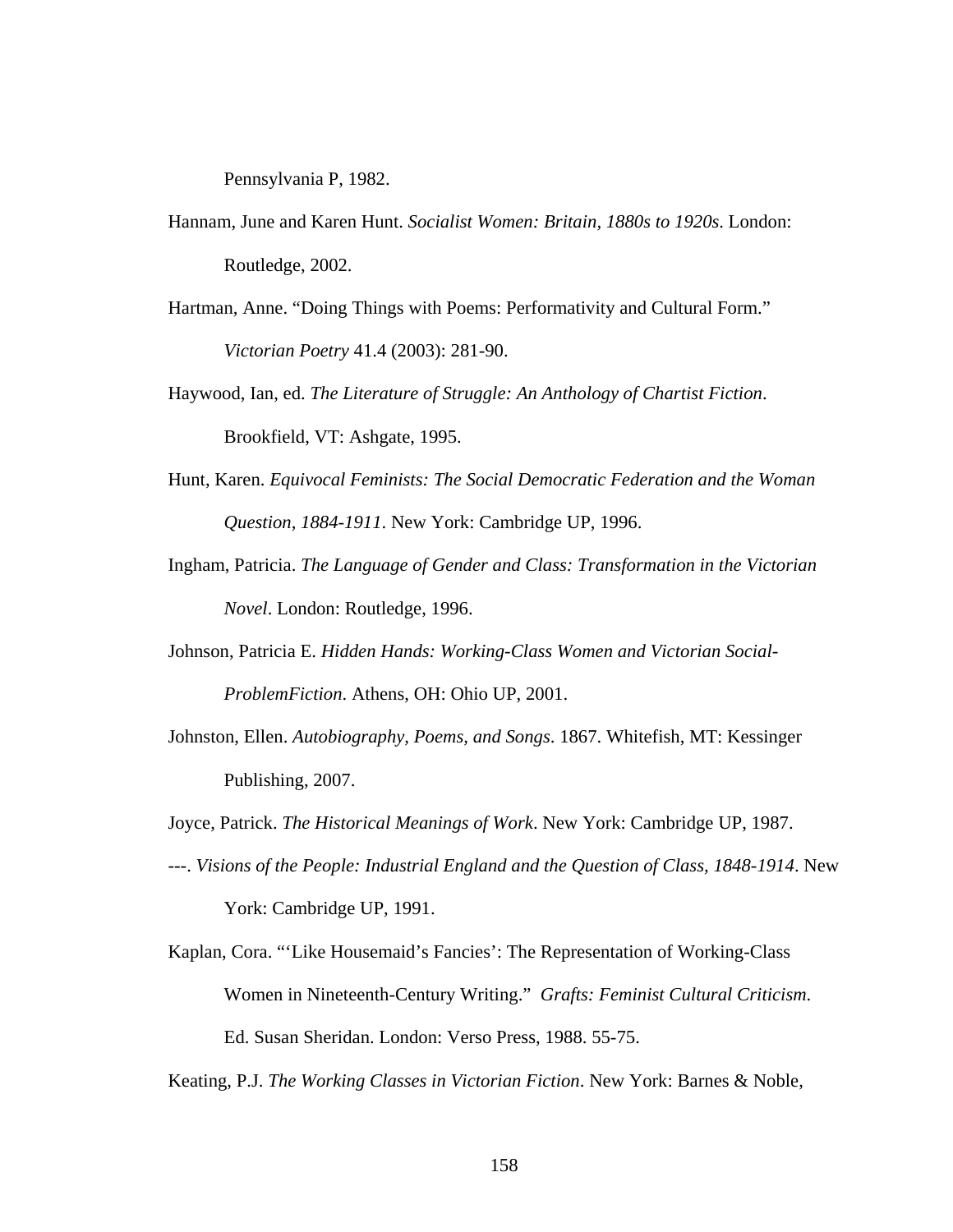Pennsylvania P, 1982.

Hannam, June and Karen Hunt. *Socialist Women: Britain, 1880s to 1920s*. London: Routledge, 2002.

Hartman, Anne. "Doing Things with Poems: Performativity and Cultural Form." *Victorian Poetry* 41.4 (2003): 281-90.

Haywood, Ian, ed. *The Literature of Struggle: An Anthology of Chartist Fiction*. Brookfield, VT: Ashgate, 1995.

Hunt, Karen. *Equivocal Feminists: The Social Democratic Federation and the Woman Question, 1884-1911*. New York: Cambridge UP, 1996.

Ingham, Patricia. *The Language of Gender and Class: Transformation in the Victorian Novel*. London: Routledge, 1996.

Johnson, Patricia E. *Hidden Hands: Working-Class Women and Victorian Social-ProblemFiction*. Athens, OH: Ohio UP, 2001.

Johnston, Ellen. *Autobiography, Poems, and Songs*. 1867. Whitefish, MT: Kessinger Publishing, 2007.

Joyce, Patrick. *The Historical Meanings of Work*. New York: Cambridge UP, 1987.

---. *Visions of the People: Industrial England and the Question of Class, 1848-1914*. New York: Cambridge UP, 1991.

Kaplan, Cora. "'Like Housemaid's Fancies': The Representation of Working-Class Women in Nineteenth-Century Writing." *Grafts: Feminist Cultural Criticism*. Ed. Susan Sheridan. London: Verso Press, 1988. 55-75.

Keating, P.J. *The Working Classes in Victorian Fiction*. New York: Barnes & Noble,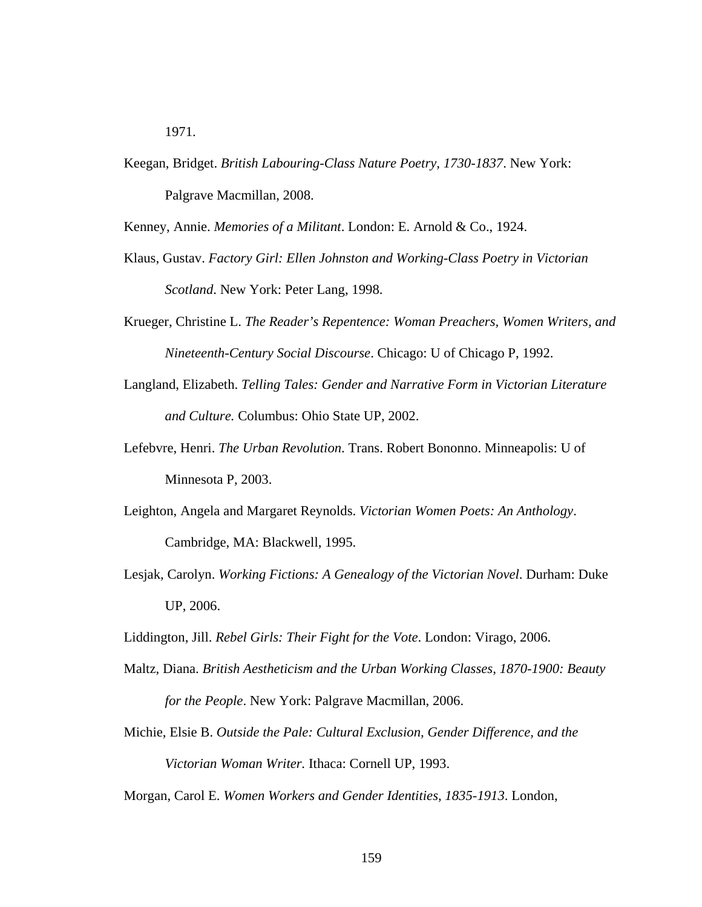1971.

Keegan, Bridget. *British Labouring-Class Nature Poetry, 1730-1837*. New York: Palgrave Macmillan, 2008.

Kenney, Annie. *Memories of a Militant*. London: E. Arnold & Co., 1924.

Klaus, Gustav. *Factory Girl: Ellen Johnston and Working-Class Poetry in Victorian Scotland*. New York: Peter Lang, 1998.

Krueger, Christine L. *The Reader's Repentence: Woman Preachers, Women Writers, and Nineteenth-Century Social Discourse*. Chicago: U of Chicago P, 1992.

Langland, Elizabeth. *Telling Tales: Gender and Narrative Form in Victorian Literature and Culture.* Columbus: Ohio State UP, 2002.

Lefebvre, Henri. *The Urban Revolution*. Trans. Robert Bononno. Minneapolis: U of Minnesota P, 2003.

Leighton, Angela and Margaret Reynolds. *Victorian Women Poets: An Anthology*. Cambridge, MA: Blackwell, 1995.

Lesjak, Carolyn. *Working Fictions: A Genealogy of the Victorian Novel*. Durham: Duke UP, 2006.

Liddington, Jill. *Rebel Girls: Their Fight for the Vote*. London: Virago, 2006.

Maltz, Diana. *British Aestheticism and the Urban Working Classes, 1870-1900: Beauty for the People*. New York: Palgrave Macmillan, 2006.

Michie, Elsie B. *Outside the Pale: Cultural Exclusion, Gender Difference, and the Victorian Woman Writer.* Ithaca: Cornell UP, 1993.

Morgan, Carol E. *Women Workers and Gender Identities, 1835-1913*. London,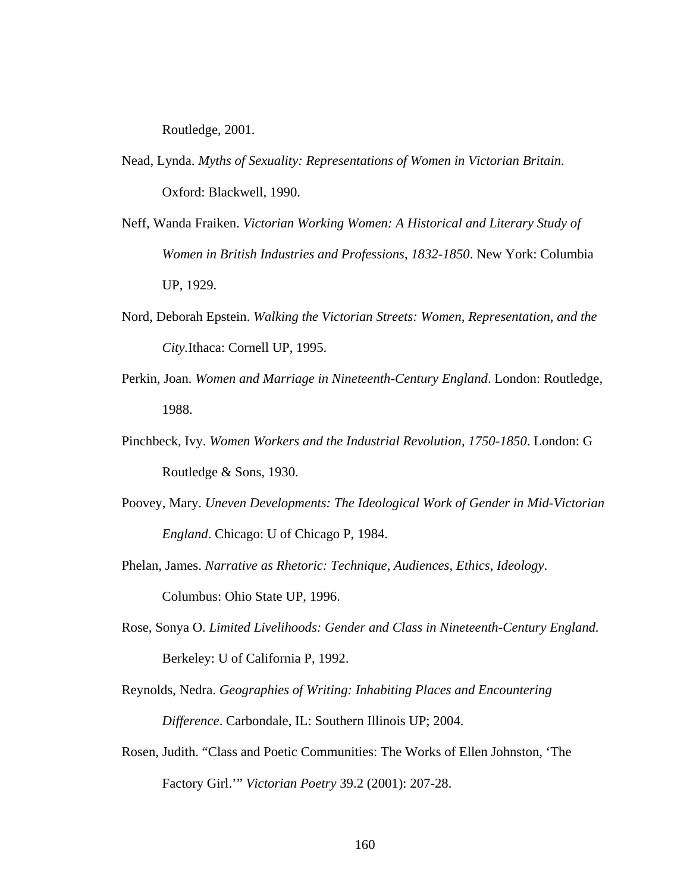Routledge, 2001.

Nead, Lynda. *Myths of Sexuality: Representations of Women in Victorian Britain*. Oxford: Blackwell, 1990.

Neff, Wanda Fraiken. *Victorian Working Women: A Historical and Literary Study of Women in British Industries and Professions, 1832-1850*. New York: Columbia UP, 1929.

Nord, Deborah Epstein. *Walking the Victorian Streets: Women, Representation, and the City.*Ithaca: Cornell UP, 1995.

Perkin, Joan. *Women and Marriage in Nineteenth-Century England*. London: Routledge, 1988.

Pinchbeck, Ivy. *Women Workers and the Industrial Revolution, 1750-1850*. London: G Routledge & Sons, 1930.

Poovey, Mary. *Uneven Developments: The Ideological Work of Gender in Mid-Victorian England*. Chicago: U of Chicago P, 1984.

Phelan, James. *Narrative as Rhetoric: Technique, Audiences, Ethics, Ideology*. Columbus: Ohio State UP, 1996.

Rose, Sonya O. *Limited Livelihoods: Gender and Class in Nineteenth-Century England.* Berkeley: U of California P, 1992.

Reynolds, Nedra. *Geographies of Writing: Inhabiting Places and Encountering Difference*. Carbondale, IL: Southern Illinois UP; 2004.

Rosen, Judith. "Class and Poetic Communities: The Works of Ellen Johnston, 'The Factory Girl.'" *Victorian Poetry* 39.2 (2001): 207-28.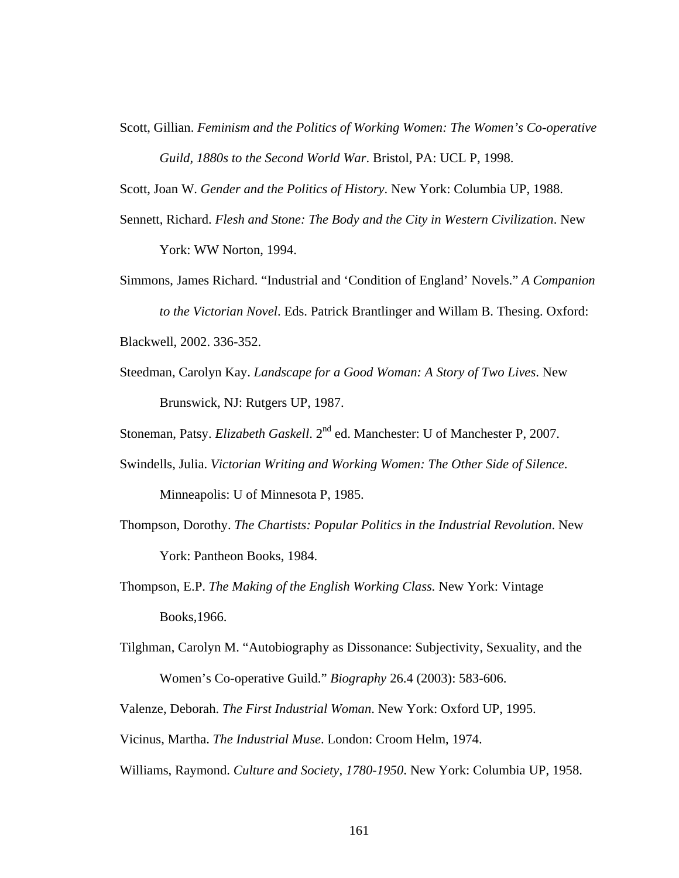Scott, Gillian. *Feminism and the Politics of Working Women: The Women's Co-operative Guild, 1880s to the Second World War*. Bristol, PA: UCL P, 1998.

Scott, Joan W. *Gender and the Politics of History*. New York: Columbia UP, 1988.

Sennett, Richard. *Flesh and Stone: The Body and the City in Western Civilization*. New York: WW Norton, 1994.

Simmons, James Richard. "Industrial and 'Condition of England' Novels." *A Companion to the Victorian Novel*. Eds. Patrick Brantlinger and Willam B. Thesing. Oxford: Blackwell, 2002. 336-352.

Steedman, Carolyn Kay. *Landscape for a Good Woman: A Story of Two Lives*. New Brunswick, NJ: Rutgers UP, 1987.

Stoneman, Patsy. *Elizabeth Gaskell*. 2nd ed. Manchester: U of Manchester P, 2007.

Swindells, Julia. *Victorian Writing and Working Women: The Other Side of Silence*. Minneapolis: U of Minnesota P, 1985.

Thompson, Dorothy. *The Chartists: Popular Politics in the Industrial Revolution*. New York: Pantheon Books, 1984.

Thompson, E.P. *The Making of the English Working Class*. New York: Vintage Books,1966.

Tilghman, Carolyn M. "Autobiography as Dissonance: Subjectivity, Sexuality, and the Women's Co-operative Guild." *Biography* 26.4 (2003): 583-606.

Valenze, Deborah. *The First Industrial Woman*. New York: Oxford UP, 1995.

Vicinus, Martha. *The Industrial Muse*. London: Croom Helm, 1974.

Williams, Raymond. *Culture and Society, 1780-1950*. New York: Columbia UP, 1958.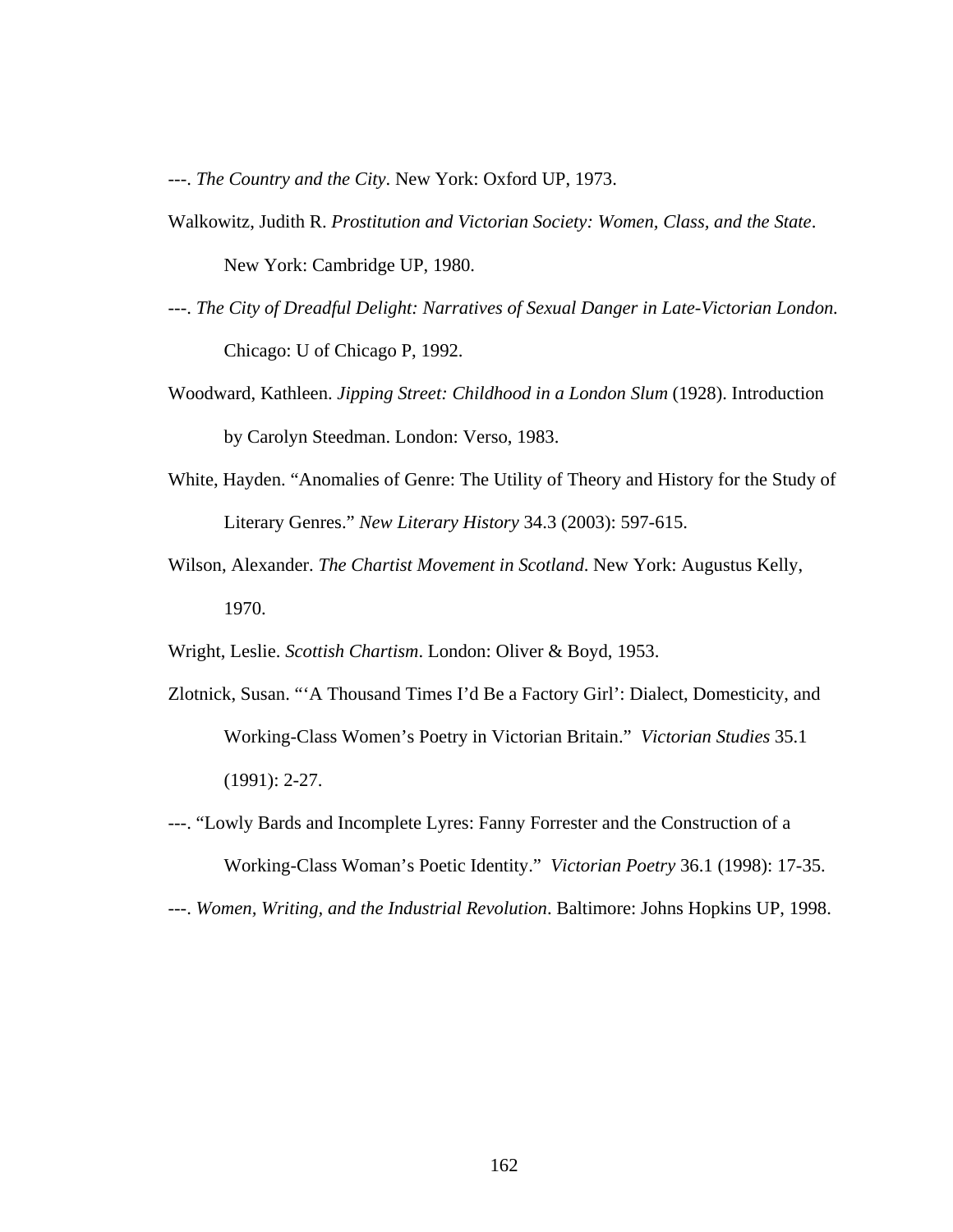---. *The Country and the City*. New York: Oxford UP, 1973.

Walkowitz, Judith R. *Prostitution and Victorian Society: Women, Class, and the State*. New York: Cambridge UP, 1980.

---. *The City of Dreadful Delight: Narratives of Sexual Danger in Late-Victorian London.* Chicago: U of Chicago P, 1992.

Woodward, Kathleen. *Jipping Street: Childhood in a London Slum* (1928). Introduction by Carolyn Steedman. London: Verso, 1983.

White, Hayden. "Anomalies of Genre: The Utility of Theory and History for the Study of Literary Genres." *New Literary History* 34.3 (2003): 597-615.

Wilson, Alexander. *The Chartist Movement in Scotland*. New York: Augustus Kelly, 1970.

Wright, Leslie. *Scottish Chartism*. London: Oliver & Boyd, 1953.

Zlotnick, Susan. "'A Thousand Times I'd Be a Factory Girl': Dialect, Domesticity, and Working-Class Women's Poetry in Victorian Britain." *Victorian Studies* 35.1 (1991): 2-27.

---. "Lowly Bards and Incomplete Lyres: Fanny Forrester and the Construction of a Working-Class Woman's Poetic Identity." *Victorian Poetry* 36.1 (1998): 17-35.

---. *Women, Writing, and the Industrial Revolution*. Baltimore: Johns Hopkins UP, 1998.